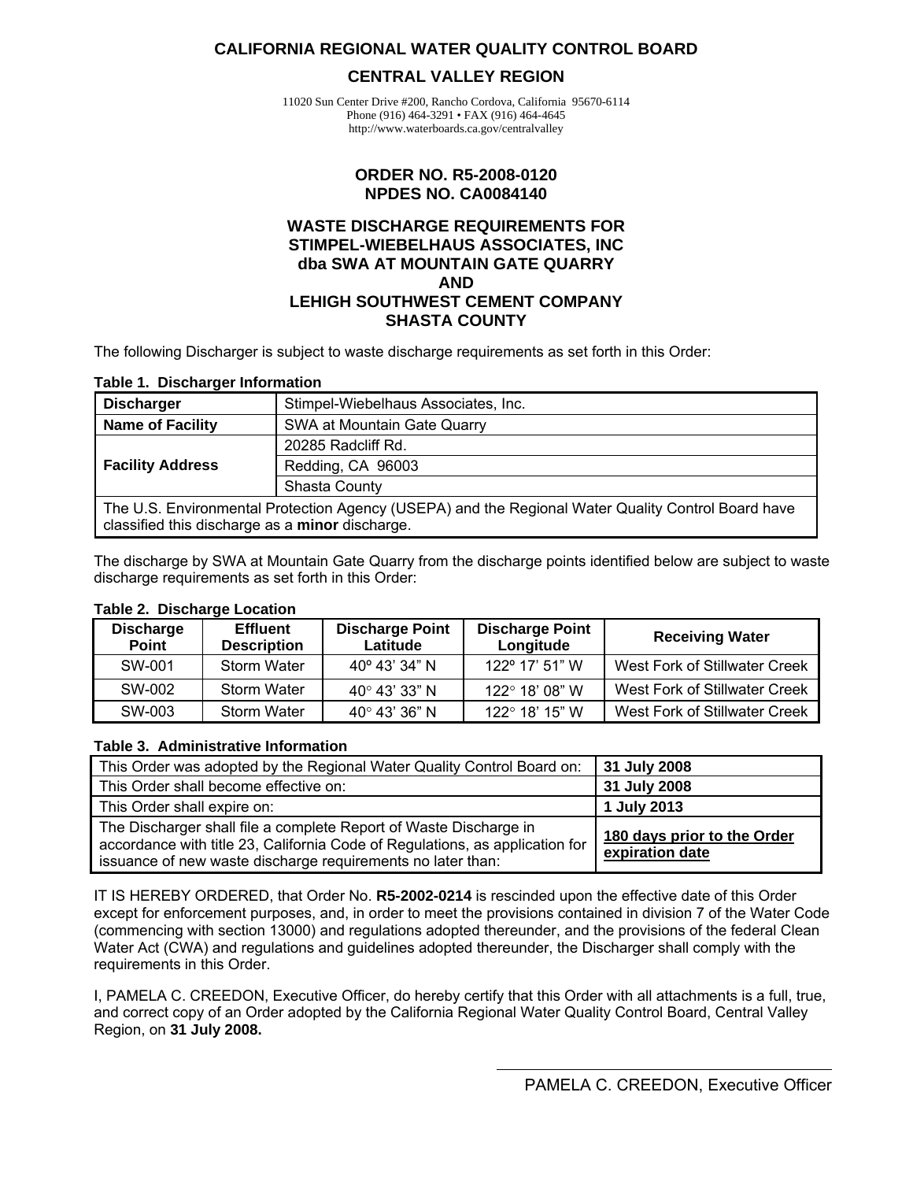# CALIFORNIA REGIONAL WATER QUALITY CONTROL BOARD

## CENTRAL VALLEY REGION

11020 Sun Center Drive #200, Rancho Cordova, California 95670-6114
Phone (916) 464-3291 • FAX (916) 464-4645
http://www.waterboards.ca.gov/centralvalley

## ORDER NO. R5-2008-0120
## NPDES NO. CA0084140

## WASTE DISCHARGE REQUIREMENTS FOR STIMPEL-WIEBELHAUS ASSOCIATES, INC dba SWA AT MOUNTAIN GATE QUARRY AND LEHIGH SOUTHWEST CEMENT COMPANY SHASTA COUNTY

The following Discharger is subject to waste discharge requirements as set forth in this Order:

**Table 1. Discharger Information**

| **Discharger** | Stimpel-Wiebelhaus Associates, Inc. |
|---|---|
| **Name of Facility** | SWA at Mountain Gate Quarry |
| **Facility Address** | 20285 Radcliff Rd. |
| | Redding, CA 96003 |
| | Shasta County |
| The U.S. Environmental Protection Agency (USEPA) and the Regional Water Quality Control Board have classified this discharge as a **minor** discharge. | |

The discharge by SWA at Mountain Gate Quarry from the discharge points identified below are subject to waste discharge requirements as set forth in this Order:

**Table 2. Discharge Location**

| Discharge Point | Effluent Description | Discharge Point Latitude | Discharge Point Longitude | Receiving Water |
|---|---|---|---|---|
| SW-001 | Storm Water | 40º 43' 34" N | 122º 17' 51" W | West Fork of Stillwater Creek |
| SW-002 | Storm Water | 40° 43' 33" N | 122° 18' 08" W | West Fork of Stillwater Creek |
| SW-003 | Storm Water | 40° 43' 36" N | 122° 18' 15" W | West Fork of Stillwater Creek |

**Table 3. Administrative Information**

| This Order was adopted by the Regional Water Quality Control Board on: | **31 July 2008** |
|---|---|
| This Order shall become effective on: | **31 July 2008** |
| This Order shall expire on: | **1 July 2013** |
| The Discharger shall file a complete Report of Waste Discharge in accordance with title 23, California Code of Regulations, as application for issuance of new waste discharge requirements no later than: | **180 days prior to the Order expiration date** |

IT IS HEREBY ORDERED, that Order No. **R5-2002-0214** is rescinded upon the effective date of this Order except for enforcement purposes, and, in order to meet the provisions contained in division 7 of the Water Code (commencing with section 13000) and regulations adopted thereunder, and the provisions of the federal Clean Water Act (CWA) and regulations and guidelines adopted thereunder, the Discharger shall comply with the requirements in this Order.

I, PAMELA C. CREEDON, Executive Officer, do hereby certify that this Order with all attachments is a full, true, and correct copy of an Order adopted by the California Regional Water Quality Control Board, Central Valley Region, on **31 July 2008.**

PAMELA C. CREEDON, Executive Officer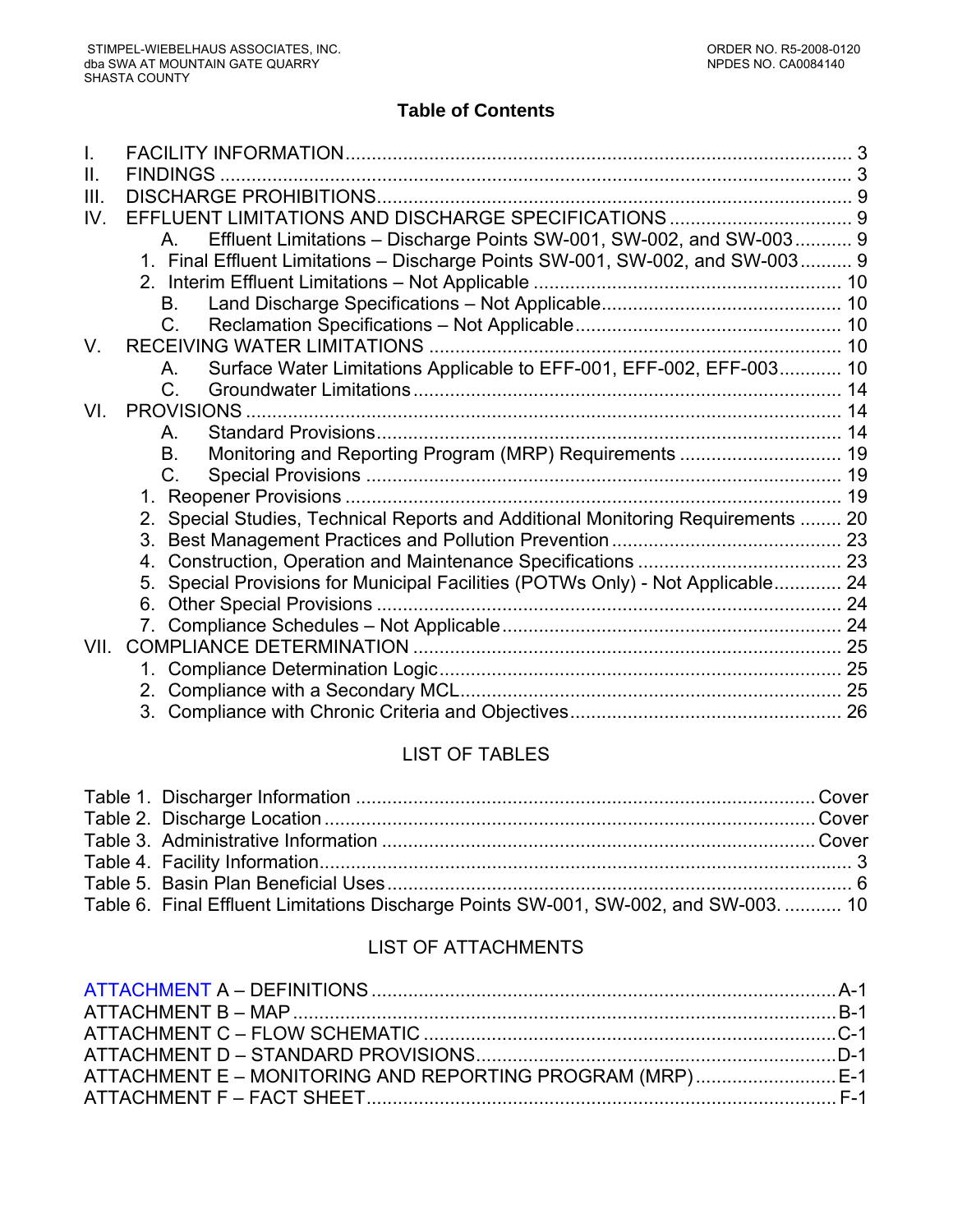# Table of Contents

I. FACILITY INFORMATION ........................................................................................ 3
II. FINDINGS ........................................................................................................ 3
III. DISCHARGE PROHIBITIONS ............................................................................. 9
IV. EFFLUENT LIMITATIONS AND DISCHARGE SPECIFICATIONS ................................ 9
  A. Effluent Limitations – Discharge Points SW-001, SW-002, and SW-003 .......... 9
    1. Final Effluent Limitations – Discharge Points SW-001, SW-002, and SW-003 .......... 9
    2. Interim Effluent Limitations – Not Applicable ........................................... 10
  B. Land Discharge Specifications – Not Applicable ............................................ 10
  C. Reclamation Specifications – Not Applicable .................................................. 10
V. RECEIVING WATER LIMITATIONS ........................................................................ 10
  A. Surface Water Limitations Applicable to EFF-001, EFF-002, EFF-003 ........... 10
  C. Groundwater Limitations ................................................................................ 14
VI. PROVISIONS ...................................................................................................... 14
  A. Standard Provisions ....................................................................................... 14
  B. Monitoring and Reporting Program (MRP) Requirements .............................. 19
  C. Special Provisions ......................................................................................... 19
    1. Reopener Provisions ................................................................................. 19
    2. Special Studies, Technical Reports and Additional Monitoring Requirements ........ 20
    3. Best Management Practices and Pollution Prevention ................................ 23
    4. Construction, Operation and Maintenance Specifications ............................ 23
    5. Special Provisions for Municipal Facilities (POTWs Only) - Not Applicable ............ 24
    6. Other Special Provisions ........................................................................... 24
    7. Compliance Schedules – Not Applicable ..................................................... 24
VII. COMPLIANCE DETERMINATION ........................................................................ 25
    1. Compliance Determination Logic ............................................................... 25
    2. Compliance with a Secondary MCL ............................................................. 25
    3. Compliance with Chronic Criteria and Objectives ........................................ 26

## LIST OF TABLES

Table 1. Discharger Information ........................................................................ Cover
Table 2. Discharge Location ............................................................................... Cover
Table 3. Administrative Information .................................................................. Cover
Table 4. Facility Information .................................................................................. 3
Table 5. Basin Plan Beneficial Uses ......................................................................... 6
Table 6. Final Effluent Limitations Discharge Points SW-001, SW-002, and SW-003. ........... 10

## LIST OF ATTACHMENTS

ATTACHMENT A – DEFINITIONS ............................................................................ A-1
ATTACHMENT B – MAP ........................................................................................ B-1
ATTACHMENT C – FLOW SCHEMATIC ................................................................... C-1
ATTACHMENT D – STANDARD PROVISIONS .......................................................... D-1
ATTACHMENT E – MONITORING AND REPORTING PROGRAM (MRP) ........................... E-1
ATTACHMENT F – FACT SHEET ............................................................................. F-1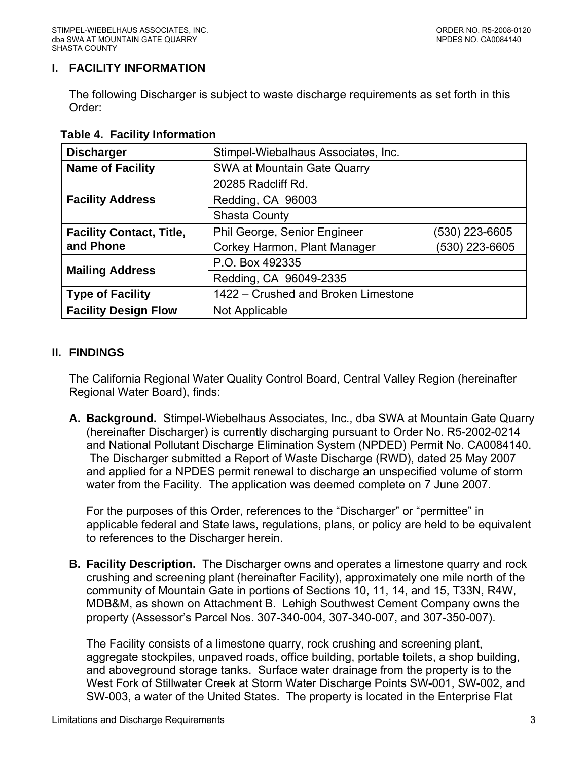## I. FACILITY INFORMATION

The following Discharger is subject to waste discharge requirements as set forth in this Order:

**Table 4. Facility Information**

| | |
|---|---|
| **Discharger** | Stimpel-Wiebalhaus Associates, Inc. |
| **Name of Facility** | SWA at Mountain Gate Quarry |
| **Facility Address** | 20285 Radcliff Rd. |
| | Redding, CA 96003 |
| | Shasta County |
| **Facility Contact, Title, and Phone** | Phil George, Senior Engineer (530) 223-6605<br>Corkey Harmon, Plant Manager (530) 223-6605 |
| **Mailing Address** | P.O. Box 492335 |
| | Redding, CA 96049-2335 |
| **Type of Facility** | 1422 – Crushed and Broken Limestone |
| **Facility Design Flow** | Not Applicable |

## II. FINDINGS

The California Regional Water Quality Control Board, Central Valley Region (hereinafter Regional Water Board), finds:

**A. Background.** Stimpel-Wiebelhaus Associates, Inc., dba SWA at Mountain Gate Quarry (hereinafter Discharger) is currently discharging pursuant to Order No. R5-2002-0214 and National Pollutant Discharge Elimination System (NPDED) Permit No. CA0084140. The Discharger submitted a Report of Waste Discharge (RWD), dated 25 May 2007 and applied for a NPDES permit renewal to discharge an unspecified volume of storm water from the Facility. The application was deemed complete on 7 June 2007.

For the purposes of this Order, references to the "Discharger" or "permittee" in applicable federal and State laws, regulations, plans, or policy are held to be equivalent to references to the Discharger herein.

**B. Facility Description.** The Discharger owns and operates a limestone quarry and rock crushing and screening plant (hereinafter Facility), approximately one mile north of the community of Mountain Gate in portions of Sections 10, 11, 14, and 15, T33N, R4W, MDB&M, as shown on Attachment B. Lehigh Southwest Cement Company owns the property (Assessor's Parcel Nos. 307-340-004, 307-340-007, and 307-350-007).

The Facility consists of a limestone quarry, rock crushing and screening plant, aggregate stockpiles, unpaved roads, office building, portable toilets, a shop building, and aboveground storage tanks. Surface water drainage from the property is to the West Fork of Stillwater Creek at Storm Water Discharge Points SW-001, SW-002, and SW-003, a water of the United States. The property is located in the Enterprise Flat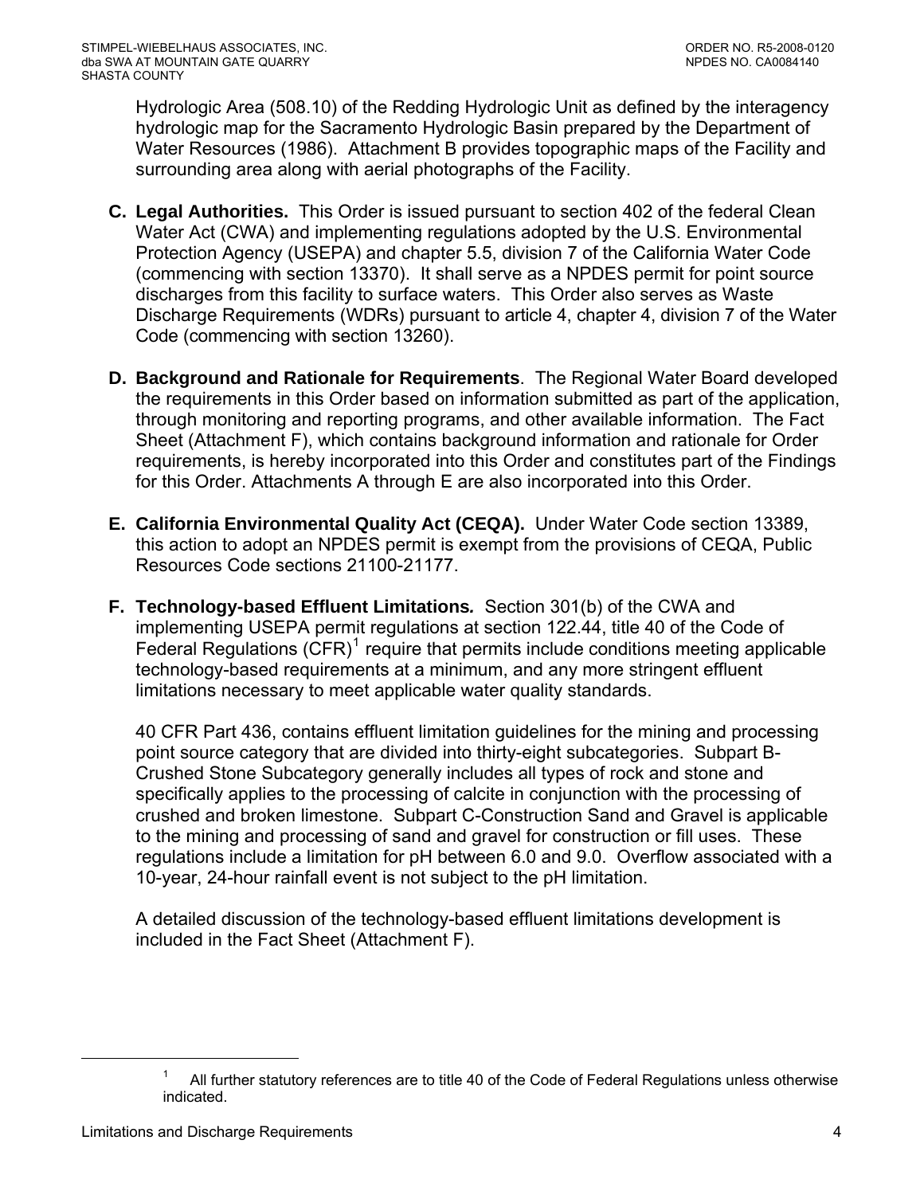Hydrologic Area (508.10) of the Redding Hydrologic Unit as defined by the interagency hydrologic map for the Sacramento Hydrologic Basin prepared by the Department of Water Resources (1986). Attachment B provides topographic maps of the Facility and surrounding area along with aerial photographs of the Facility.

**C. Legal Authorities.** This Order is issued pursuant to section 402 of the federal Clean Water Act (CWA) and implementing regulations adopted by the U.S. Environmental Protection Agency (USEPA) and chapter 5.5, division 7 of the California Water Code (commencing with section 13370). It shall serve as a NPDES permit for point source discharges from this facility to surface waters. This Order also serves as Waste Discharge Requirements (WDRs) pursuant to article 4, chapter 4, division 7 of the Water Code (commencing with section 13260).

**D. Background and Rationale for Requirements**. The Regional Water Board developed the requirements in this Order based on information submitted as part of the application, through monitoring and reporting programs, and other available information. The Fact Sheet (Attachment F), which contains background information and rationale for Order requirements, is hereby incorporated into this Order and constitutes part of the Findings for this Order. Attachments A through E are also incorporated into this Order.

**E. California Environmental Quality Act (CEQA).** Under Water Code section 13389, this action to adopt an NPDES permit is exempt from the provisions of CEQA, Public Resources Code sections 21100-21177.

**F. Technology-based Effluent Limitations*.*** Section 301(b) of the CWA and implementing USEPA permit regulations at section 122.44, title 40 of the Code of Federal Regulations (CFR)[1] require that permits include conditions meeting applicable technology-based requirements at a minimum, and any more stringent effluent limitations necessary to meet applicable water quality standards.

40 CFR Part 436, contains effluent limitation guidelines for the mining and processing point source category that are divided into thirty-eight subcategories. Subpart B-Crushed Stone Subcategory generally includes all types of rock and stone and specifically applies to the processing of calcite in conjunction with the processing of crushed and broken limestone. Subpart C-Construction Sand and Gravel is applicable to the mining and processing of sand and gravel for construction or fill uses. These regulations include a limitation for pH between 6.0 and 9.0. Overflow associated with a 10-year, 24-hour rainfall event is not subject to the pH limitation.

A detailed discussion of the technology-based effluent limitations development is included in the Fact Sheet (Attachment F).

---

[1] All further statutory references are to title 40 of the Code of Federal Regulations unless otherwise indicated.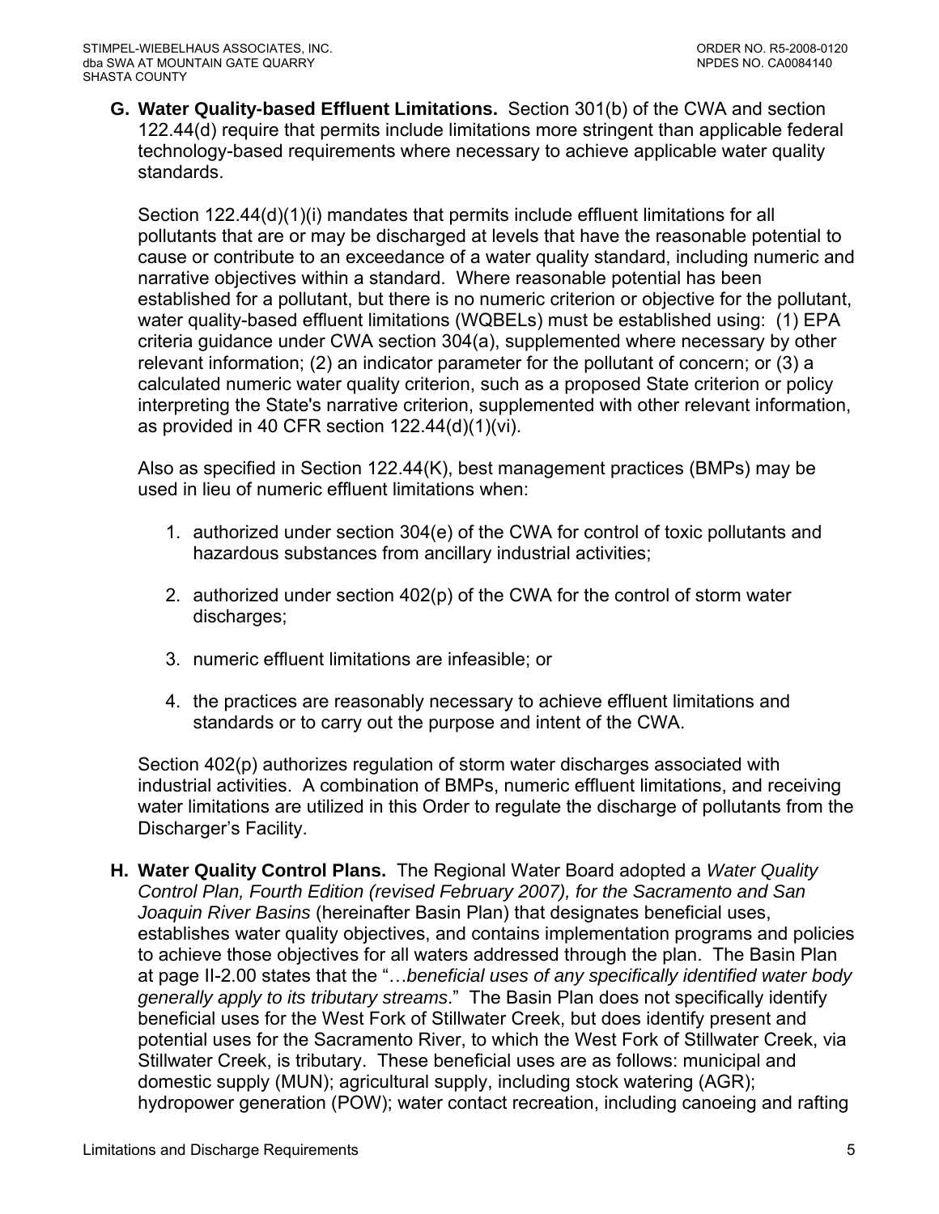**G. Water Quality-based Effluent Limitations.** Section 301(b) of the CWA and section 122.44(d) require that permits include limitations more stringent than applicable federal technology-based requirements where necessary to achieve applicable water quality standards.

Section 122.44(d)(1)(i) mandates that permits include effluent limitations for all pollutants that are or may be discharged at levels that have the reasonable potential to cause or contribute to an exceedance of a water quality standard, including numeric and narrative objectives within a standard. Where reasonable potential has been established for a pollutant, but there is no numeric criterion or objective for the pollutant, water quality-based effluent limitations (WQBELs) must be established using: (1) EPA criteria guidance under CWA section 304(a), supplemented where necessary by other relevant information; (2) an indicator parameter for the pollutant of concern; or (3) a calculated numeric water quality criterion, such as a proposed State criterion or policy interpreting the State's narrative criterion, supplemented with other relevant information, as provided in 40 CFR section 122.44(d)(1)(vi).

Also as specified in Section 122.44(K), best management practices (BMPs) may be used in lieu of numeric effluent limitations when:

1. authorized under section 304(e) of the CWA for control of toxic pollutants and hazardous substances from ancillary industrial activities;

2. authorized under section 402(p) of the CWA for the control of storm water discharges;

3. numeric effluent limitations are infeasible; or

4. the practices are reasonably necessary to achieve effluent limitations and standards or to carry out the purpose and intent of the CWA.

Section 402(p) authorizes regulation of storm water discharges associated with industrial activities. A combination of BMPs, numeric effluent limitations, and receiving water limitations are utilized in this Order to regulate the discharge of pollutants from the Discharger's Facility.

**H. Water Quality Control Plans.** The Regional Water Board adopted a *Water Quality Control Plan, Fourth Edition (revised February 2007), for the Sacramento and San Joaquin River Basins* (hereinafter Basin Plan) that designates beneficial uses, establishes water quality objectives, and contains implementation programs and policies to achieve those objectives for all waters addressed through the plan. The Basin Plan at page II-2.00 states that the "…*beneficial uses of any specifically identified water body generally apply to its tributary streams*." The Basin Plan does not specifically identify beneficial uses for the West Fork of Stillwater Creek, but does identify present and potential uses for the Sacramento River, to which the West Fork of Stillwater Creek, via Stillwater Creek, is tributary. These beneficial uses are as follows: municipal and domestic supply (MUN); agricultural supply, including stock watering (AGR); hydropower generation (POW); water contact recreation, including canoeing and rafting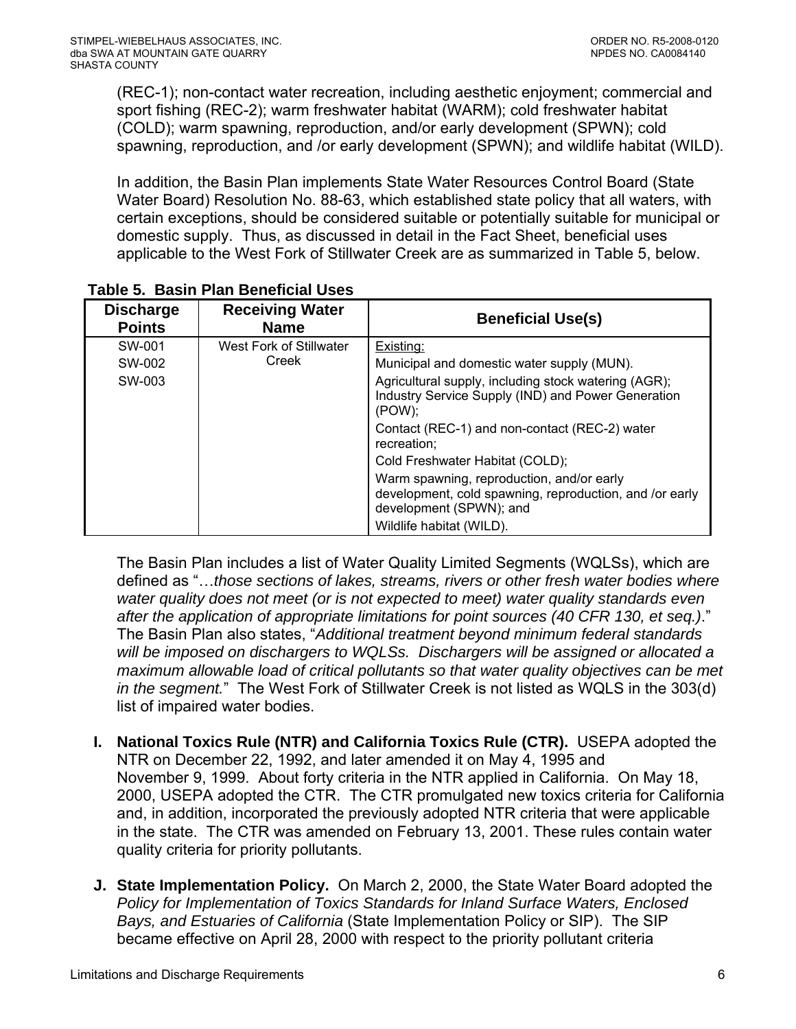(REC-1); non-contact water recreation, including aesthetic enjoyment; commercial and sport fishing (REC-2); warm freshwater habitat (WARM); cold freshwater habitat (COLD); warm spawning, reproduction, and/or early development (SPWN); cold spawning, reproduction, and /or early development (SPWN); and wildlife habitat (WILD).

In addition, the Basin Plan implements State Water Resources Control Board (State Water Board) Resolution No. 88-63, which established state policy that all waters, with certain exceptions, should be considered suitable or potentially suitable for municipal or domestic supply. Thus, as discussed in detail in the Fact Sheet, beneficial uses applicable to the West Fork of Stillwater Creek are as summarized in Table 5, below.

**Table 5. Basin Plan Beneficial Uses**

| Discharge Points | Receiving Water Name | Beneficial Use(s) |
|---|---|---|
| SW-001<br>SW-002<br>SW-003 | West Fork of Stillwater Creek | Existing:<br>Municipal and domestic water supply (MUN).<br>Agricultural supply, including stock watering (AGR); Industry Service Supply (IND) and Power Generation (POW);<br>Contact (REC-1) and non-contact (REC-2) water recreation;<br>Cold Freshwater Habitat (COLD);<br>Warm spawning, reproduction, and/or early development, cold spawning, reproduction, and /or early development (SPWN); and<br>Wildlife habitat (WILD). |

The Basin Plan includes a list of Water Quality Limited Segments (WQLSs), which are defined as "…*those sections of lakes, streams, rivers or other fresh water bodies where water quality does not meet (or is not expected to meet) water quality standards even after the application of appropriate limitations for point sources (40 CFR 130, et seq.)*." The Basin Plan also states, "*Additional treatment beyond minimum federal standards will be imposed on dischargers to WQLSs. Dischargers will be assigned or allocated a maximum allowable load of critical pollutants so that water quality objectives can be met in the segment.*" The West Fork of Stillwater Creek is not listed as WQLS in the 303(d) list of impaired water bodies.

**I. National Toxics Rule (NTR) and California Toxics Rule (CTR).** USEPA adopted the NTR on December 22, 1992, and later amended it on May 4, 1995 and November 9, 1999. About forty criteria in the NTR applied in California. On May 18, 2000, USEPA adopted the CTR. The CTR promulgated new toxics criteria for California and, in addition, incorporated the previously adopted NTR criteria that were applicable in the state. The CTR was amended on February 13, 2001. These rules contain water quality criteria for priority pollutants.

**J. State Implementation Policy.** On March 2, 2000, the State Water Board adopted the *Policy for Implementation of Toxics Standards for Inland Surface Waters, Enclosed Bays, and Estuaries of California* (State Implementation Policy or SIP). The SIP became effective on April 28, 2000 with respect to the priority pollutant criteria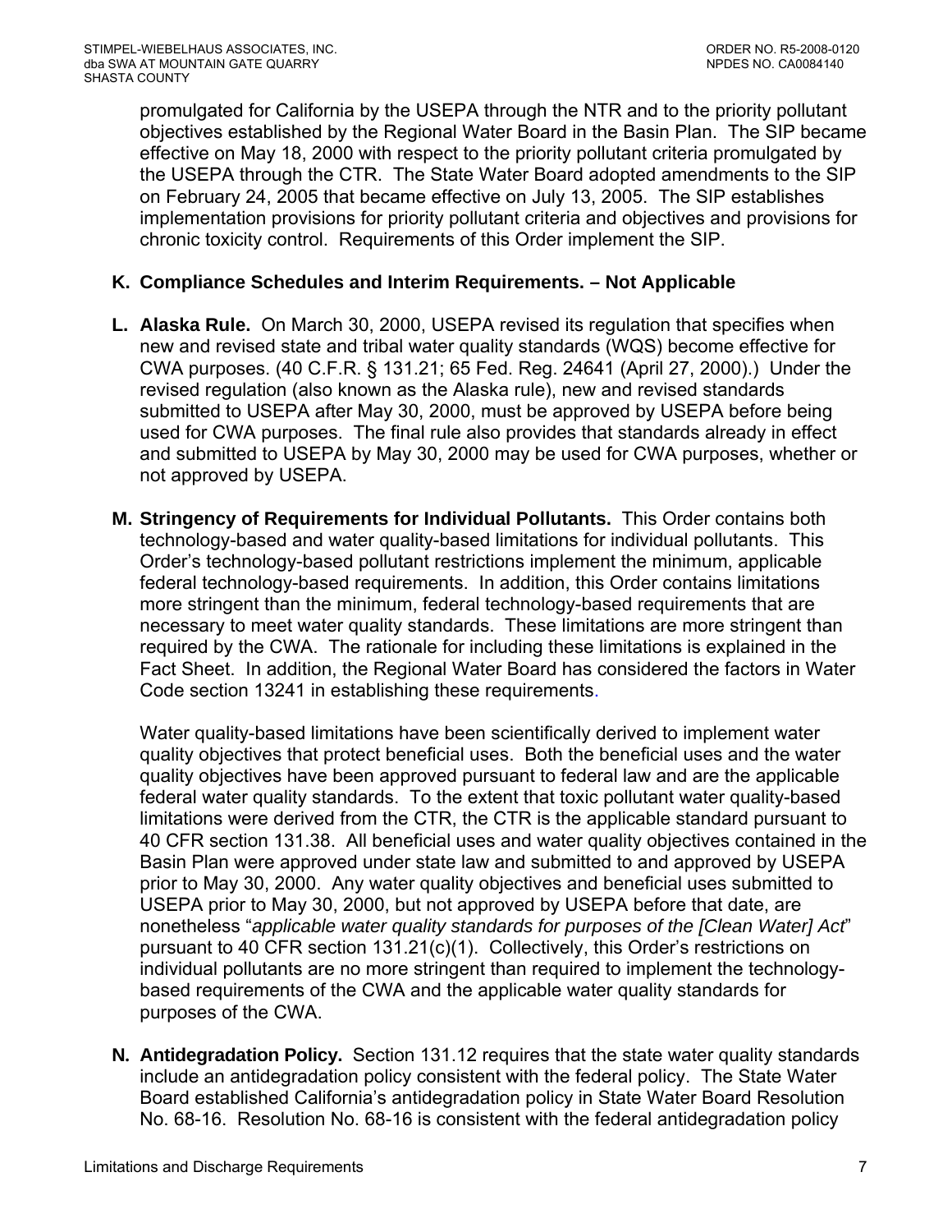promulgated for California by the USEPA through the NTR and to the priority pollutant objectives established by the Regional Water Board in the Basin Plan. The SIP became effective on May 18, 2000 with respect to the priority pollutant criteria promulgated by the USEPA through the CTR. The State Water Board adopted amendments to the SIP on February 24, 2005 that became effective on July 13, 2005. The SIP establishes implementation provisions for priority pollutant criteria and objectives and provisions for chronic toxicity control. Requirements of this Order implement the SIP.

**K. Compliance Schedules and Interim Requirements. – Not Applicable**

**L. Alaska Rule.** On March 30, 2000, USEPA revised its regulation that specifies when new and revised state and tribal water quality standards (WQS) become effective for CWA purposes. (40 C.F.R. § 131.21; 65 Fed. Reg. 24641 (April 27, 2000).) Under the revised regulation (also known as the Alaska rule), new and revised standards submitted to USEPA after May 30, 2000, must be approved by USEPA before being used for CWA purposes. The final rule also provides that standards already in effect and submitted to USEPA by May 30, 2000 may be used for CWA purposes, whether or not approved by USEPA.

**M. Stringency of Requirements for Individual Pollutants.** This Order contains both technology-based and water quality-based limitations for individual pollutants. This Order's technology-based pollutant restrictions implement the minimum, applicable federal technology-based requirements. In addition, this Order contains limitations more stringent than the minimum, federal technology-based requirements that are necessary to meet water quality standards. These limitations are more stringent than required by the CWA. The rationale for including these limitations is explained in the Fact Sheet. In addition, the Regional Water Board has considered the factors in Water Code section 13241 in establishing these requirements.

Water quality-based limitations have been scientifically derived to implement water quality objectives that protect beneficial uses. Both the beneficial uses and the water quality objectives have been approved pursuant to federal law and are the applicable federal water quality standards. To the extent that toxic pollutant water quality-based limitations were derived from the CTR, the CTR is the applicable standard pursuant to 40 CFR section 131.38. All beneficial uses and water quality objectives contained in the Basin Plan were approved under state law and submitted to and approved by USEPA prior to May 30, 2000. Any water quality objectives and beneficial uses submitted to USEPA prior to May 30, 2000, but not approved by USEPA before that date, are nonetheless "*applicable water quality standards for purposes of the [Clean Water] Act*" pursuant to 40 CFR section 131.21(c)(1). Collectively, this Order's restrictions on individual pollutants are no more stringent than required to implement the technology-based requirements of the CWA and the applicable water quality standards for purposes of the CWA.

**N. Antidegradation Policy.** Section 131.12 requires that the state water quality standards include an antidegradation policy consistent with the federal policy. The State Water Board established California's antidegradation policy in State Water Board Resolution No. 68-16. Resolution No. 68-16 is consistent with the federal antidegradation policy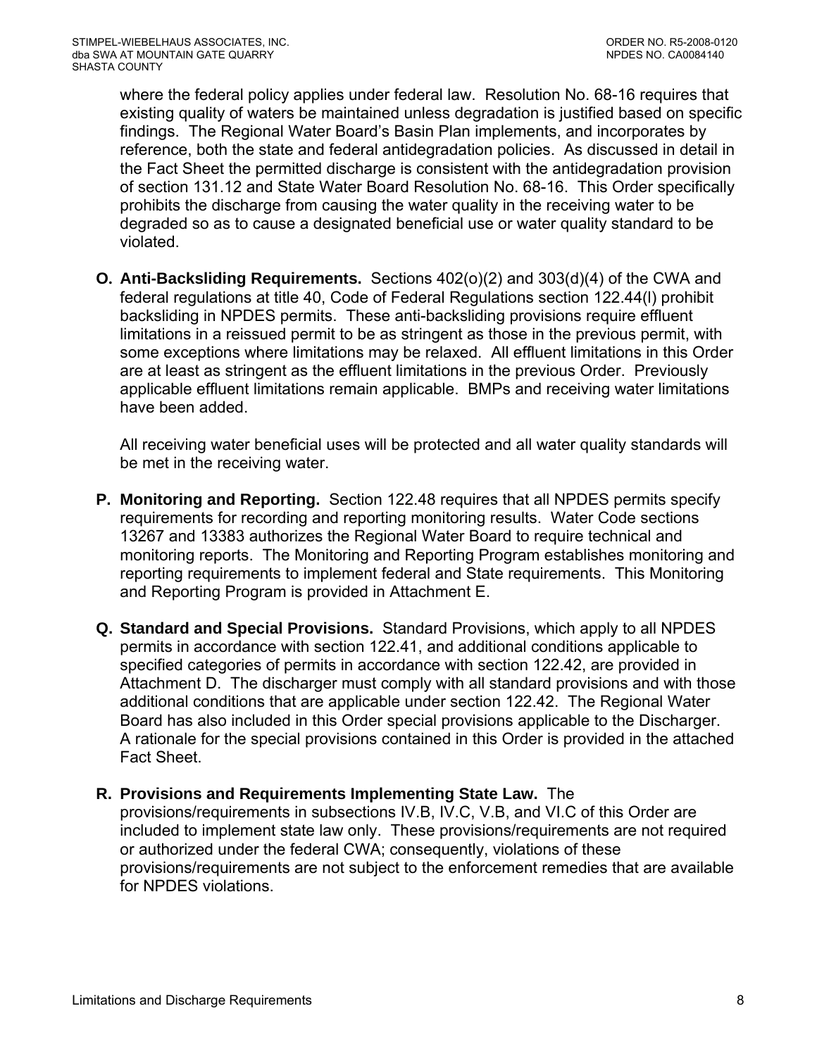where the federal policy applies under federal law. Resolution No. 68-16 requires that existing quality of waters be maintained unless degradation is justified based on specific findings. The Regional Water Board's Basin Plan implements, and incorporates by reference, both the state and federal antidegradation policies. As discussed in detail in the Fact Sheet the permitted discharge is consistent with the antidegradation provision of section 131.12 and State Water Board Resolution No. 68-16. This Order specifically prohibits the discharge from causing the water quality in the receiving water to be degraded so as to cause a designated beneficial use or water quality standard to be violated.

**O. Anti-Backsliding Requirements.** Sections 402(o)(2) and 303(d)(4) of the CWA and federal regulations at title 40, Code of Federal Regulations section 122.44(l) prohibit backsliding in NPDES permits. These anti-backsliding provisions require effluent limitations in a reissued permit to be as stringent as those in the previous permit, with some exceptions where limitations may be relaxed. All effluent limitations in this Order are at least as stringent as the effluent limitations in the previous Order. Previously applicable effluent limitations remain applicable. BMPs and receiving water limitations have been added.

All receiving water beneficial uses will be protected and all water quality standards will be met in the receiving water.

**P. Monitoring and Reporting.** Section 122.48 requires that all NPDES permits specify requirements for recording and reporting monitoring results. Water Code sections 13267 and 13383 authorizes the Regional Water Board to require technical and monitoring reports. The Monitoring and Reporting Program establishes monitoring and reporting requirements to implement federal and State requirements. This Monitoring and Reporting Program is provided in Attachment E.

**Q. Standard and Special Provisions.** Standard Provisions, which apply to all NPDES permits in accordance with section 122.41, and additional conditions applicable to specified categories of permits in accordance with section 122.42, are provided in Attachment D. The discharger must comply with all standard provisions and with those additional conditions that are applicable under section 122.42. The Regional Water Board has also included in this Order special provisions applicable to the Discharger. A rationale for the special provisions contained in this Order is provided in the attached Fact Sheet.

**R. Provisions and Requirements Implementing State Law.** The provisions/requirements in subsections IV.B, IV.C, V.B, and VI.C of this Order are included to implement state law only. These provisions/requirements are not required or authorized under the federal CWA; consequently, violations of these provisions/requirements are not subject to the enforcement remedies that are available for NPDES violations.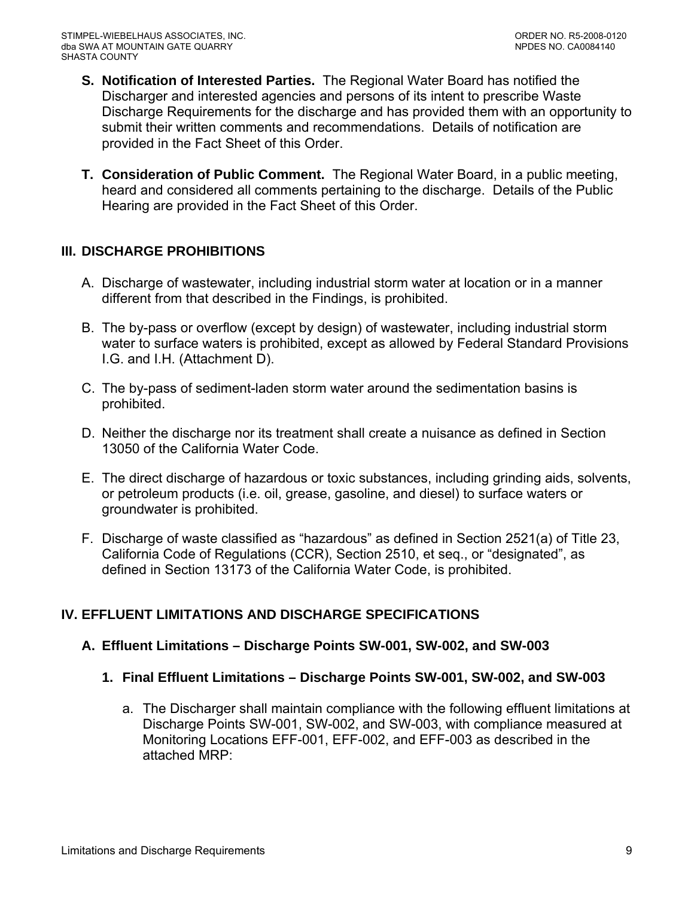**S. Notification of Interested Parties.** The Regional Water Board has notified the Discharger and interested agencies and persons of its intent to prescribe Waste Discharge Requirements for the discharge and has provided them with an opportunity to submit their written comments and recommendations. Details of notification are provided in the Fact Sheet of this Order.

**T. Consideration of Public Comment.** The Regional Water Board, in a public meeting, heard and considered all comments pertaining to the discharge. Details of the Public Hearing are provided in the Fact Sheet of this Order.

## III. DISCHARGE PROHIBITIONS

A. Discharge of wastewater, including industrial storm water at location or in a manner different from that described in the Findings, is prohibited.

B. The by-pass or overflow (except by design) of wastewater, including industrial storm water to surface waters is prohibited, except as allowed by Federal Standard Provisions I.G. and I.H. (Attachment D).

C. The by-pass of sediment-laden storm water around the sedimentation basins is prohibited.

D. Neither the discharge nor its treatment shall create a nuisance as defined in Section 13050 of the California Water Code.

E. The direct discharge of hazardous or toxic substances, including grinding aids, solvents, or petroleum products (i.e. oil, grease, gasoline, and diesel) to surface waters or groundwater is prohibited.

F. Discharge of waste classified as "hazardous" as defined in Section 2521(a) of Title 23, California Code of Regulations (CCR), Section 2510, et seq., or "designated", as defined in Section 13173 of the California Water Code, is prohibited.

## IV. EFFLUENT LIMITATIONS AND DISCHARGE SPECIFICATIONS

### A. Effluent Limitations – Discharge Points SW-001, SW-002, and SW-003

#### 1. Final Effluent Limitations – Discharge Points SW-001, SW-002, and SW-003

a. The Discharger shall maintain compliance with the following effluent limitations at Discharge Points SW-001, SW-002, and SW-003, with compliance measured at Monitoring Locations EFF-001, EFF-002, and EFF-003 as described in the attached MRP: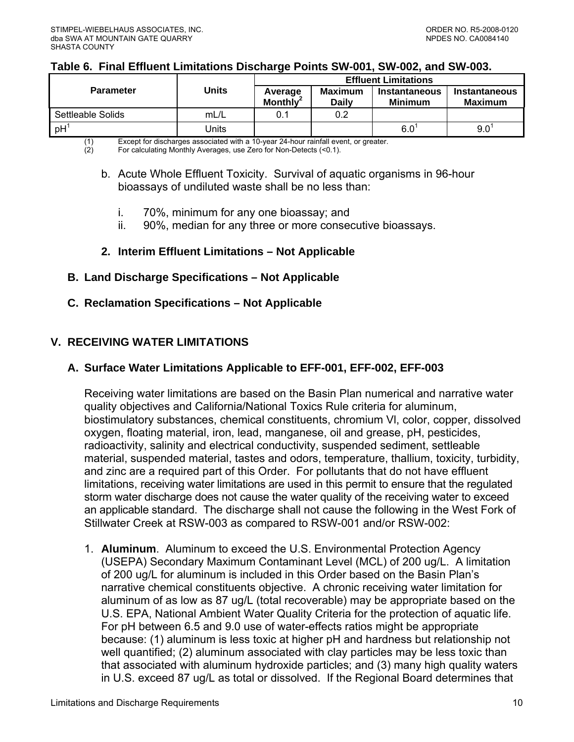**Table 6. Final Effluent Limitations Discharge Points SW-001, SW-002, and SW-003.**

| Parameter | Units | Effluent Limitations | | | |
|---|---|---|---|---|---|
| | | Average Monthly[2] | Maximum Daily | Instantaneous Minimum | Instantaneous Maximum |
| Settleable Solids | mL/L | 0.1 | 0.2 | | |
| pH[1] | Units | | | 6.0[1] | 9.0[1] |

(1) Except for discharges associated with a 10-year 24-hour rainfall event, or greater.
(2) For calculating Monthly Averages, use Zero for Non-Detects (<0.1).

b. Acute Whole Effluent Toxicity. Survival of aquatic organisms in 96-hour bioassays of undiluted waste shall be no less than:

   i. 70%, minimum for any one bioassay; and
   ii. 90%, median for any three or more consecutive bioassays.

**2. Interim Effluent Limitations – Not Applicable**

## B. Land Discharge Specifications – Not Applicable

## C. Reclamation Specifications – Not Applicable

# V. RECEIVING WATER LIMITATIONS

## A. Surface Water Limitations Applicable to EFF-001, EFF-002, EFF-003

Receiving water limitations are based on the Basin Plan numerical and narrative water quality objectives and California/National Toxics Rule criteria for aluminum, biostimulatory substances, chemical constituents, chromium VI, color, copper, dissolved oxygen, floating material, iron, lead, manganese, oil and grease, pH, pesticides, radioactivity, salinity and electrical conductivity, suspended sediment, settleable material, suspended material, tastes and odors, temperature, thallium, toxicity, turbidity, and zinc are a required part of this Order. For pollutants that do not have effluent limitations, receiving water limitations are used in this permit to ensure that the regulated storm water discharge does not cause the water quality of the receiving water to exceed an applicable standard. The discharge shall not cause the following in the West Fork of Stillwater Creek at RSW-003 as compared to RSW-001 and/or RSW-002:

1. **Aluminum**. Aluminum to exceed the U.S. Environmental Protection Agency (USEPA) Secondary Maximum Contaminant Level (MCL) of 200 ug/L. A limitation of 200 ug/L for aluminum is included in this Order based on the Basin Plan's narrative chemical constituents objective. A chronic receiving water limitation for aluminum of as low as 87 ug/L (total recoverable) may be appropriate based on the U.S. EPA, National Ambient Water Quality Criteria for the protection of aquatic life. For pH between 6.5 and 9.0 use of water-effects ratios might be appropriate because: (1) aluminum is less toxic at higher pH and hardness but relationship not well quantified; (2) aluminum associated with clay particles may be less toxic than that associated with aluminum hydroxide particles; and (3) many high quality waters in U.S. exceed 87 ug/L as total or dissolved. If the Regional Board determines that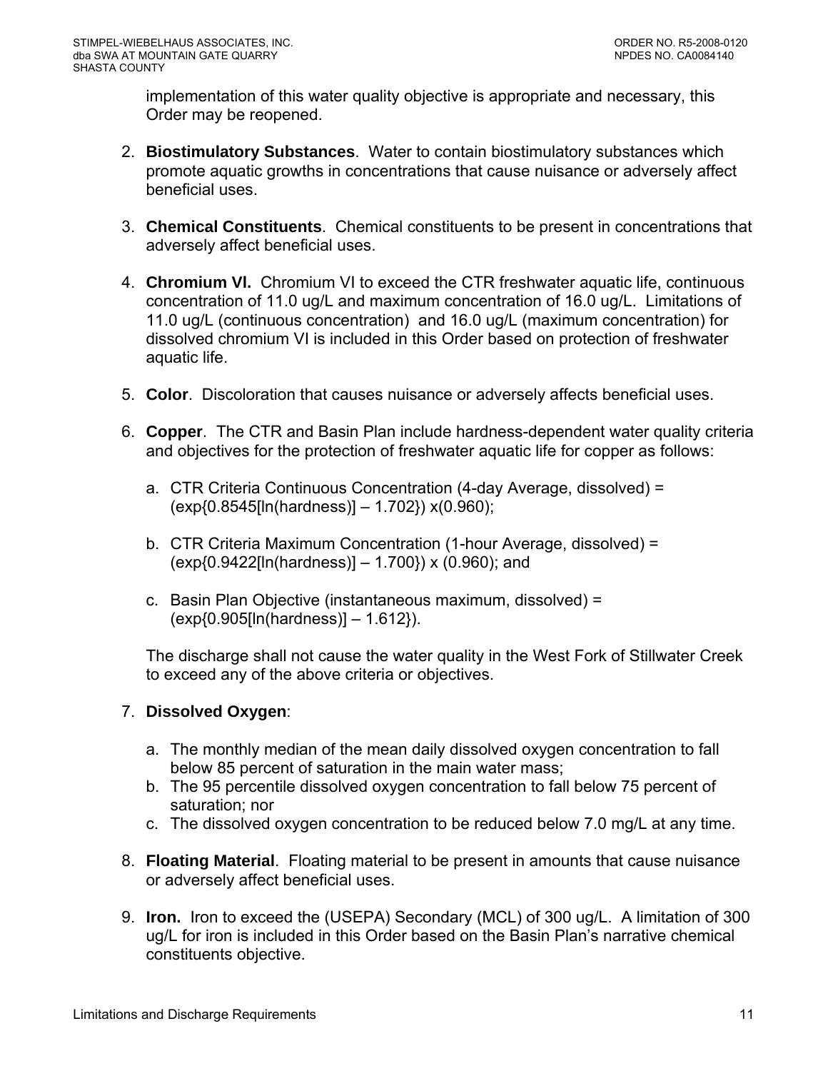implementation of this water quality objective is appropriate and necessary, this Order may be reopened.

2. **Biostimulatory Substances**. Water to contain biostimulatory substances which promote aquatic growths in concentrations that cause nuisance or adversely affect beneficial uses.

3. **Chemical Constituents**. Chemical constituents to be present in concentrations that adversely affect beneficial uses.

4. **Chromium VI.** Chromium VI to exceed the CTR freshwater aquatic life, continuous concentration of 11.0 ug/L and maximum concentration of 16.0 ug/L. Limitations of 11.0 ug/L (continuous concentration) and 16.0 ug/L (maximum concentration) for dissolved chromium VI is included in this Order based on protection of freshwater aquatic life.

5. **Color**. Discoloration that causes nuisance or adversely affects beneficial uses.

6. **Copper**. The CTR and Basin Plan include hardness-dependent water quality criteria and objectives for the protection of freshwater aquatic life for copper as follows:

   a. CTR Criteria Continuous Concentration (4-day Average, dissolved) = $(\exp\{0.8545[\ln(\text{hardness})] - 1.702\}) \times (0.960)$;

   b. CTR Criteria Maximum Concentration (1-hour Average, dissolved) = $(\exp\{0.9422[\ln(\text{hardness})] - 1.700\}) \times (0.960)$; and

   c. Basin Plan Objective (instantaneous maximum, dissolved) = $(\exp\{0.905[\ln(\text{hardness})] - 1.612\})$.

   The discharge shall not cause the water quality in the West Fork of Stillwater Creek to exceed any of the above criteria or objectives.

7. **Dissolved Oxygen**:

   a. The monthly median of the mean daily dissolved oxygen concentration to fall below 85 percent of saturation in the main water mass;
   b. The 95 percentile dissolved oxygen concentration to fall below 75 percent of saturation; nor
   c. The dissolved oxygen concentration to be reduced below 7.0 mg/L at any time.

8. **Floating Material**. Floating material to be present in amounts that cause nuisance or adversely affect beneficial uses.

9. **Iron.** Iron to exceed the (USEPA) Secondary (MCL) of 300 ug/L. A limitation of 300 ug/L for iron is included in this Order based on the Basin Plan's narrative chemical constituents objective.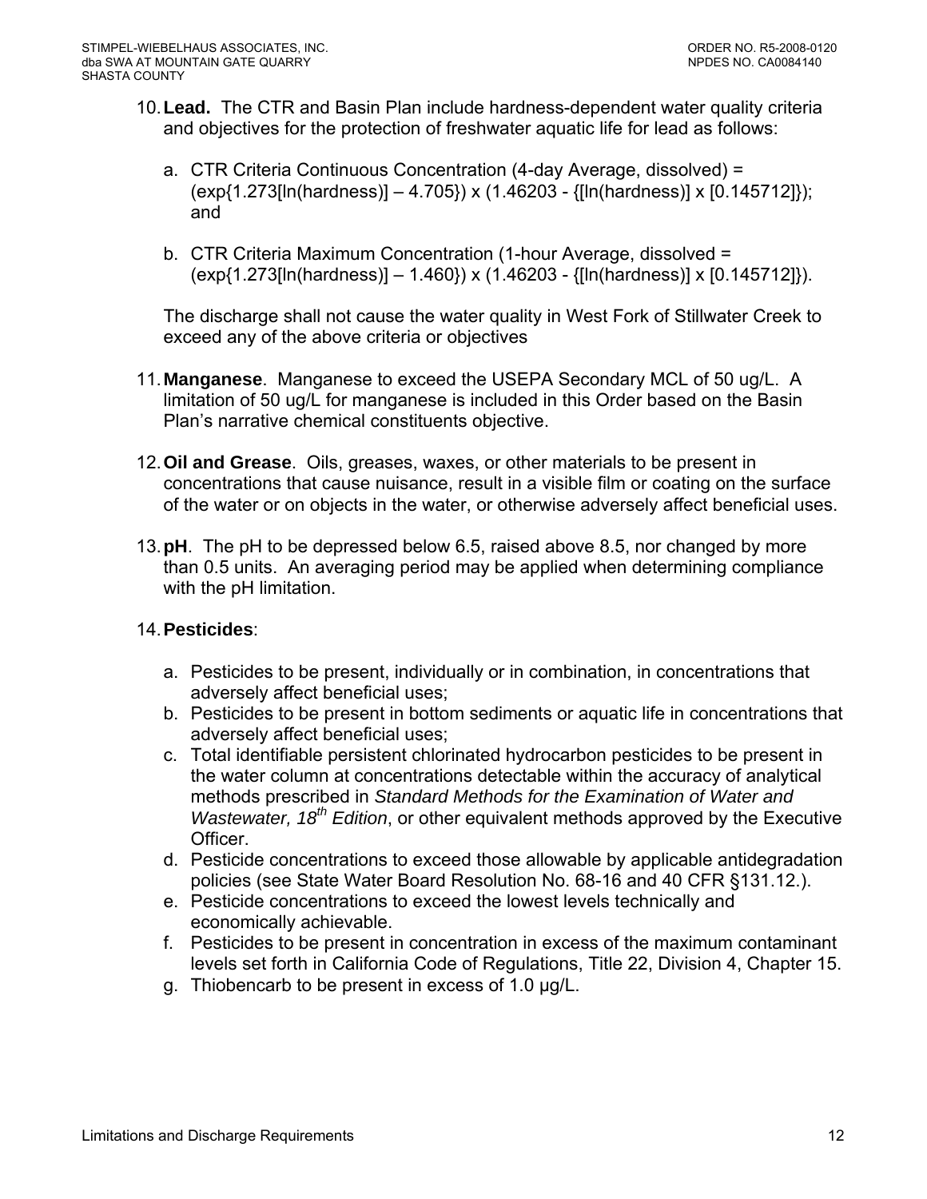10. **Lead.** The CTR and Basin Plan include hardness-dependent water quality criteria and objectives for the protection of freshwater aquatic life for lead as follows:

    a. CTR Criteria Continuous Concentration (4-day Average, dissolved) = (exp{1.273[ln(hardness)] – 4.705}) x (1.46203 - {[ln(hardness)] x [0.145712]}); and

    b. CTR Criteria Maximum Concentration (1-hour Average, dissolved = (exp{1.273[ln(hardness)] – 1.460}) x (1.46203 - {[ln(hardness)] x [0.145712]}).

    The discharge shall not cause the water quality in West Fork of Stillwater Creek to exceed any of the above criteria or objectives

11. **Manganese**. Manganese to exceed the USEPA Secondary MCL of 50 ug/L. A limitation of 50 ug/L for manganese is included in this Order based on the Basin Plan's narrative chemical constituents objective.

12. **Oil and Grease**. Oils, greases, waxes, or other materials to be present in concentrations that cause nuisance, result in a visible film or coating on the surface of the water or on objects in the water, or otherwise adversely affect beneficial uses.

13. **pH**. The pH to be depressed below 6.5, raised above 8.5, nor changed by more than 0.5 units. An averaging period may be applied when determining compliance with the pH limitation.

14. **Pesticides**:

    a. Pesticides to be present, individually or in combination, in concentrations that adversely affect beneficial uses;
    b. Pesticides to be present in bottom sediments or aquatic life in concentrations that adversely affect beneficial uses;
    c. Total identifiable persistent chlorinated hydrocarbon pesticides to be present in the water column at concentrations detectable within the accuracy of analytical methods prescribed in *Standard Methods for the Examination of Water and Wastewater, 18th Edition*, or other equivalent methods approved by the Executive Officer.
    d. Pesticide concentrations to exceed those allowable by applicable antidegradation policies (see State Water Board Resolution No. 68-16 and 40 CFR §131.12.).
    e. Pesticide concentrations to exceed the lowest levels technically and economically achievable.
    f. Pesticides to be present in concentration in excess of the maximum contaminant levels set forth in California Code of Regulations, Title 22, Division 4, Chapter 15.
    g. Thiobencarb to be present in excess of 1.0 μg/L.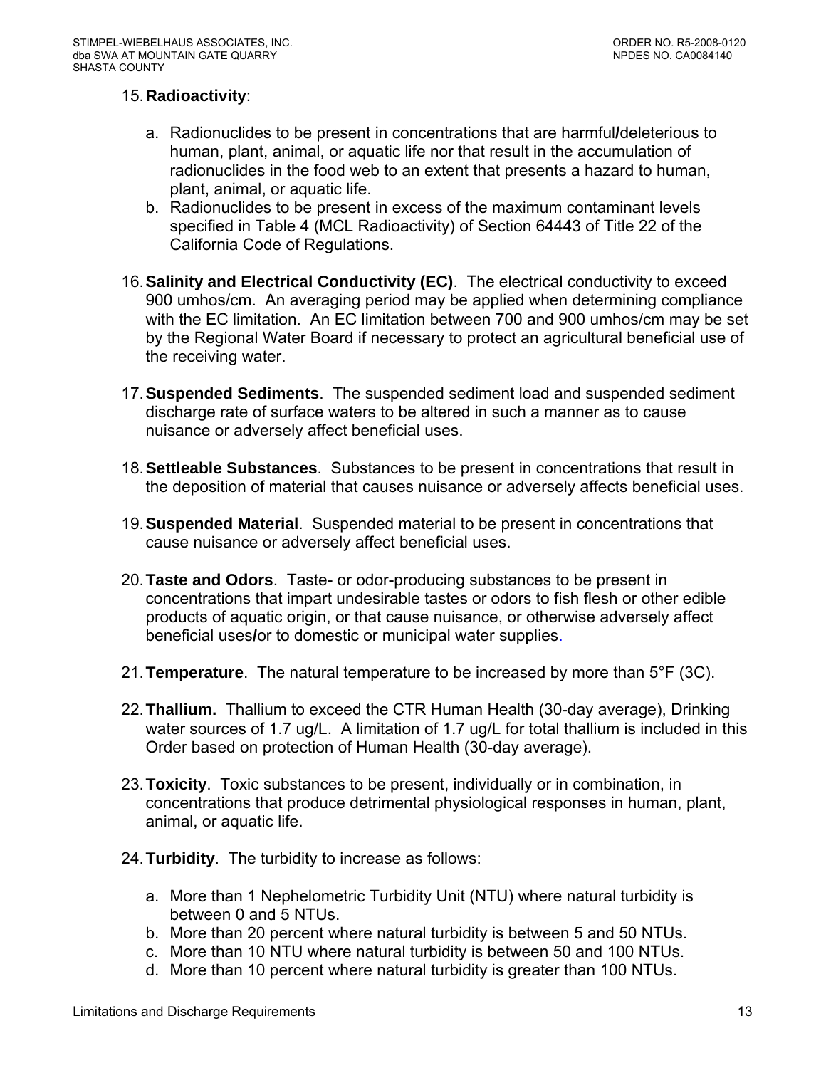15. **Radioactivity**:

    a. Radionuclides to be present in concentrations that are harmful/deleterious to human, plant, animal, or aquatic life nor that result in the accumulation of radionuclides in the food web to an extent that presents a hazard to human, plant, animal, or aquatic life.
    b. Radionuclides to be present in excess of the maximum contaminant levels specified in Table 4 (MCL Radioactivity) of Section 64443 of Title 22 of the California Code of Regulations.

16. **Salinity and Electrical Conductivity (EC)**. The electrical conductivity to exceed 900 umhos/cm. An averaging period may be applied when determining compliance with the EC limitation. An EC limitation between 700 and 900 umhos/cm may be set by the Regional Water Board if necessary to protect an agricultural beneficial use of the receiving water.

17. **Suspended Sediments**. The suspended sediment load and suspended sediment discharge rate of surface waters to be altered in such a manner as to cause nuisance or adversely affect beneficial uses.

18. **Settleable Substances**. Substances to be present in concentrations that result in the deposition of material that causes nuisance or adversely affects beneficial uses.

19. **Suspended Material**. Suspended material to be present in concentrations that cause nuisance or adversely affect beneficial uses.

20. **Taste and Odors**. Taste- or odor-producing substances to be present in concentrations that impart undesirable tastes or odors to fish flesh or other edible products of aquatic origin, or that cause nuisance, or otherwise adversely affect beneficial uses/or to domestic or municipal water supplies.

21. **Temperature**. The natural temperature to be increased by more than 5°F (3C).

22. **Thallium.** Thallium to exceed the CTR Human Health (30-day average), Drinking water sources of 1.7 ug/L. A limitation of 1.7 ug/L for total thallium is included in this Order based on protection of Human Health (30-day average).

23. **Toxicity**. Toxic substances to be present, individually or in combination, in concentrations that produce detrimental physiological responses in human, plant, animal, or aquatic life.

24. **Turbidity**. The turbidity to increase as follows:

    a. More than 1 Nephelometric Turbidity Unit (NTU) where natural turbidity is between 0 and 5 NTUs.
    b. More than 20 percent where natural turbidity is between 5 and 50 NTUs.
    c. More than 10 NTU where natural turbidity is between 50 and 100 NTUs.
    d. More than 10 percent where natural turbidity is greater than 100 NTUs.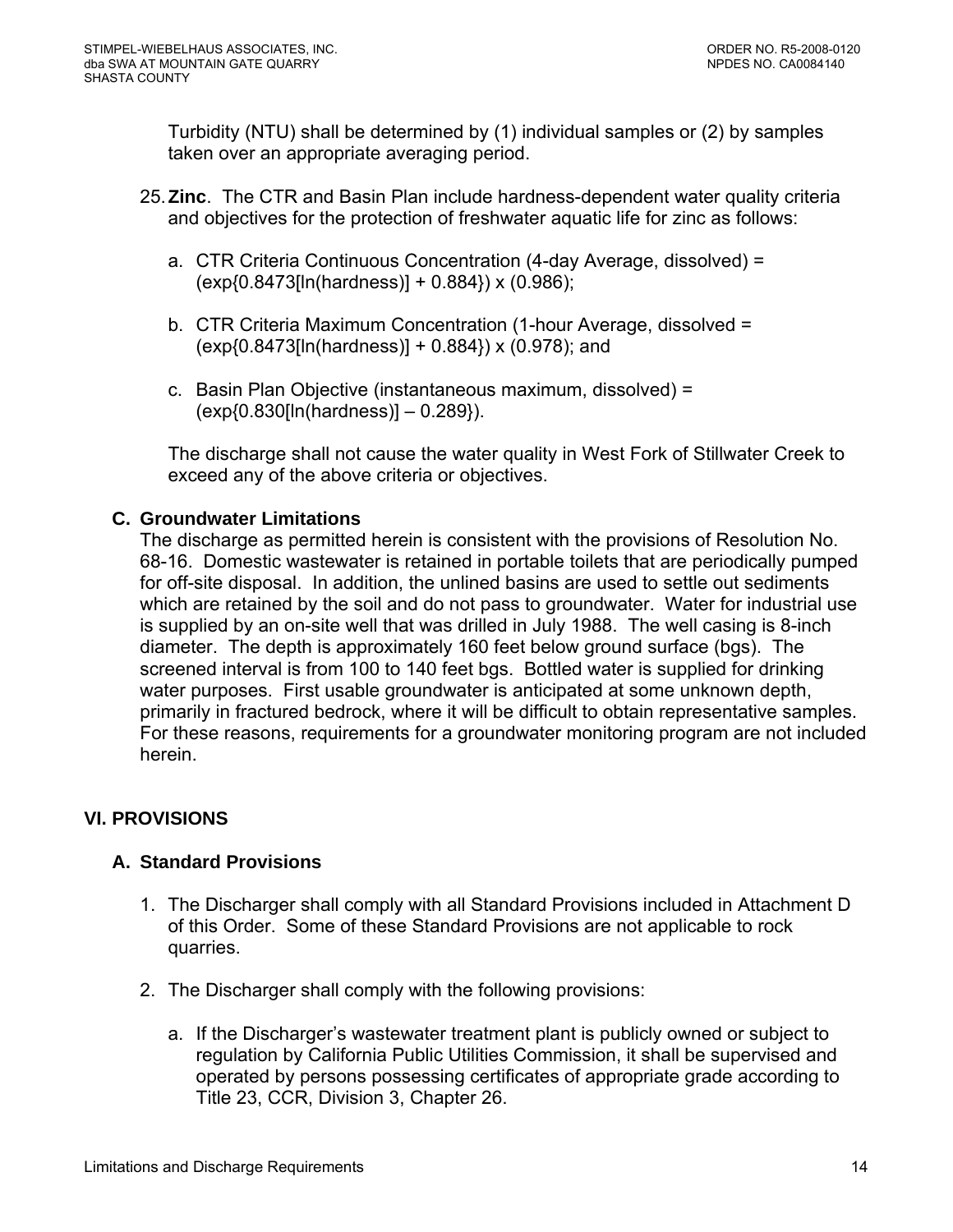Turbidity (NTU) shall be determined by (1) individual samples or (2) by samples taken over an appropriate averaging period.

25. **Zinc**. The CTR and Basin Plan include hardness-dependent water quality criteria and objectives for the protection of freshwater aquatic life for zinc as follows:

    a. CTR Criteria Continuous Concentration (4-day Average, dissolved) = $(\exp\{0.8473[\ln(\text{hardness})] + 0.884\}) \times (0.986)$;

    b. CTR Criteria Maximum Concentration (1-hour Average, dissolved = $(\exp\{0.8473[\ln(\text{hardness})] + 0.884\}) \times (0.978)$; and

    c. Basin Plan Objective (instantaneous maximum, dissolved) = $(\exp\{0.830[\ln(\text{hardness})] - 0.289\})$.

    The discharge shall not cause the water quality in West Fork of Stillwater Creek to exceed any of the above criteria or objectives.

### C. Groundwater Limitations

The discharge as permitted herein is consistent with the provisions of Resolution No. 68-16. Domestic wastewater is retained in portable toilets that are periodically pumped for off-site disposal. In addition, the unlined basins are used to settle out sediments which are retained by the soil and do not pass to groundwater. Water for industrial use is supplied by an on-site well that was drilled in July 1988. The well casing is 8-inch diameter. The depth is approximately 160 feet below ground surface (bgs). The screened interval is from 100 to 140 feet bgs. Bottled water is supplied for drinking water purposes. First usable groundwater is anticipated at some unknown depth, primarily in fractured bedrock, where it will be difficult to obtain representative samples. For these reasons, requirements for a groundwater monitoring program are not included herein.

## VI. PROVISIONS

### A. Standard Provisions

1. The Discharger shall comply with all Standard Provisions included in Attachment D of this Order. Some of these Standard Provisions are not applicable to rock quarries.

2. The Discharger shall comply with the following provisions:

    a. If the Discharger's wastewater treatment plant is publicly owned or subject to regulation by California Public Utilities Commission, it shall be supervised and operated by persons possessing certificates of appropriate grade according to Title 23, CCR, Division 3, Chapter 26.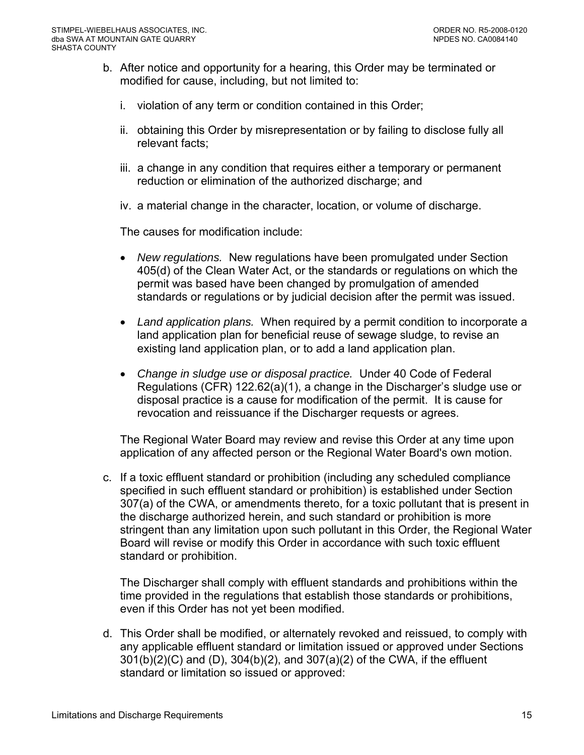b. After notice and opportunity for a hearing, this Order may be terminated or modified for cause, including, but not limited to:

   i. violation of any term or condition contained in this Order;

   ii. obtaining this Order by misrepresentation or by failing to disclose fully all relevant facts;

   iii. a change in any condition that requires either a temporary or permanent reduction or elimination of the authorized discharge; and

   iv. a material change in the character, location, or volume of discharge.

   The causes for modification include:

   - *New regulations.* New regulations have been promulgated under Section 405(d) of the Clean Water Act, or the standards or regulations on which the permit was based have been changed by promulgation of amended standards or regulations or by judicial decision after the permit was issued.

   - *Land application plans.* When required by a permit condition to incorporate a land application plan for beneficial reuse of sewage sludge, to revise an existing land application plan, or to add a land application plan.

   - *Change in sludge use or disposal practice.* Under 40 Code of Federal Regulations (CFR) 122.62(a)(1), a change in the Discharger's sludge use or disposal practice is a cause for modification of the permit. It is cause for revocation and reissuance if the Discharger requests or agrees.

   The Regional Water Board may review and revise this Order at any time upon application of any affected person or the Regional Water Board's own motion.

c. If a toxic effluent standard or prohibition (including any scheduled compliance specified in such effluent standard or prohibition) is established under Section 307(a) of the CWA, or amendments thereto, for a toxic pollutant that is present in the discharge authorized herein, and such standard or prohibition is more stringent than any limitation upon such pollutant in this Order, the Regional Water Board will revise or modify this Order in accordance with such toxic effluent standard or prohibition.

   The Discharger shall comply with effluent standards and prohibitions within the time provided in the regulations that establish those standards or prohibitions, even if this Order has not yet been modified.

d. This Order shall be modified, or alternately revoked and reissued, to comply with any applicable effluent standard or limitation issued or approved under Sections 301(b)(2)(C) and (D), 304(b)(2), and 307(a)(2) of the CWA, if the effluent standard or limitation so issued or approved: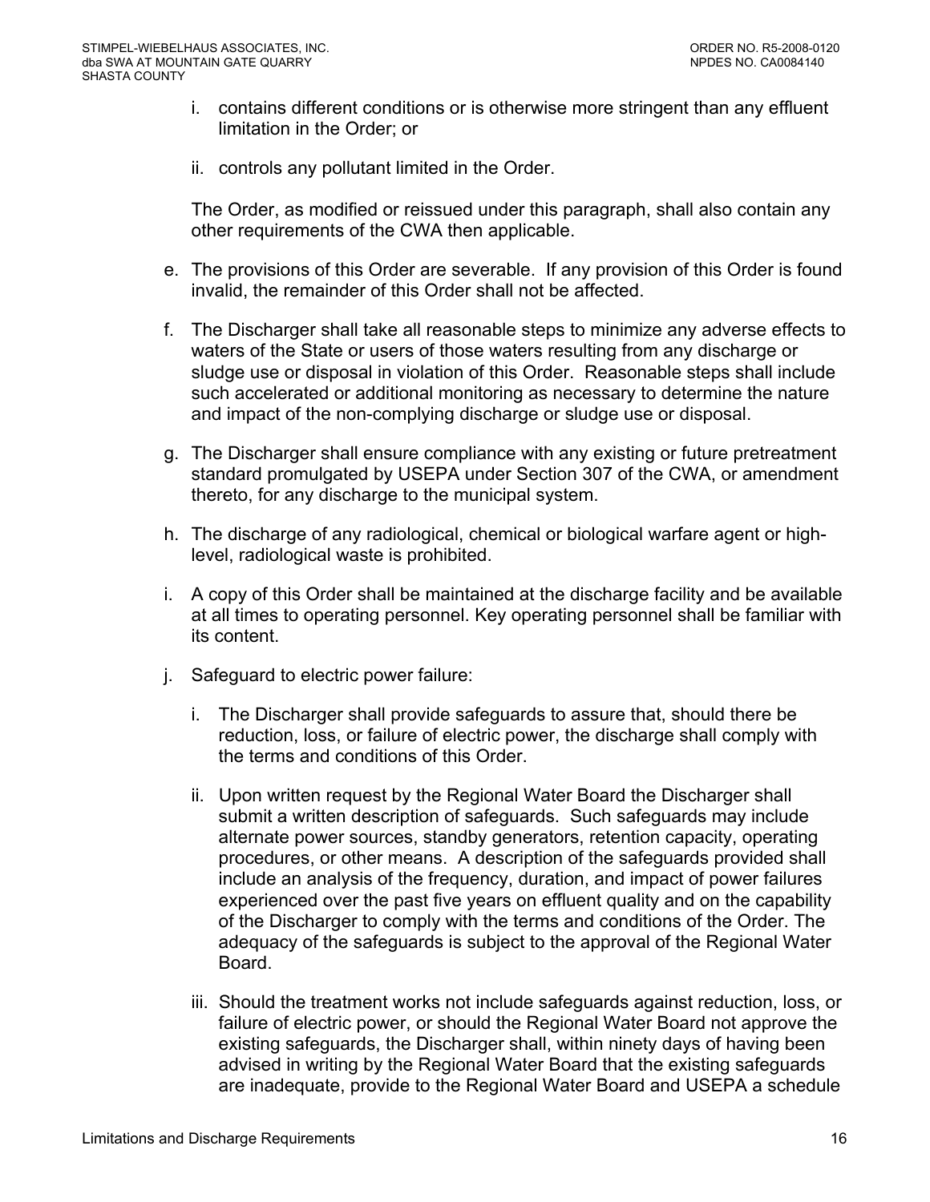i. contains different conditions or is otherwise more stringent than any effluent limitation in the Order; or

ii. controls any pollutant limited in the Order.

The Order, as modified or reissued under this paragraph, shall also contain any other requirements of the CWA then applicable.

e. The provisions of this Order are severable. If any provision of this Order is found invalid, the remainder of this Order shall not be affected.

f. The Discharger shall take all reasonable steps to minimize any adverse effects to waters of the State or users of those waters resulting from any discharge or sludge use or disposal in violation of this Order. Reasonable steps shall include such accelerated or additional monitoring as necessary to determine the nature and impact of the non-complying discharge or sludge use or disposal.

g. The Discharger shall ensure compliance with any existing or future pretreatment standard promulgated by USEPA under Section 307 of the CWA, or amendment thereto, for any discharge to the municipal system.

h. The discharge of any radiological, chemical or biological warfare agent or high-level, radiological waste is prohibited.

i. A copy of this Order shall be maintained at the discharge facility and be available at all times to operating personnel. Key operating personnel shall be familiar with its content.

j. Safeguard to electric power failure:

   i. The Discharger shall provide safeguards to assure that, should there be reduction, loss, or failure of electric power, the discharge shall comply with the terms and conditions of this Order.

   ii. Upon written request by the Regional Water Board the Discharger shall submit a written description of safeguards. Such safeguards may include alternate power sources, standby generators, retention capacity, operating procedures, or other means. A description of the safeguards provided shall include an analysis of the frequency, duration, and impact of power failures experienced over the past five years on effluent quality and on the capability of the Discharger to comply with the terms and conditions of the Order. The adequacy of the safeguards is subject to the approval of the Regional Water Board.

   iii. Should the treatment works not include safeguards against reduction, loss, or failure of electric power, or should the Regional Water Board not approve the existing safeguards, the Discharger shall, within ninety days of having been advised in writing by the Regional Water Board that the existing safeguards are inadequate, provide to the Regional Water Board and USEPA a schedule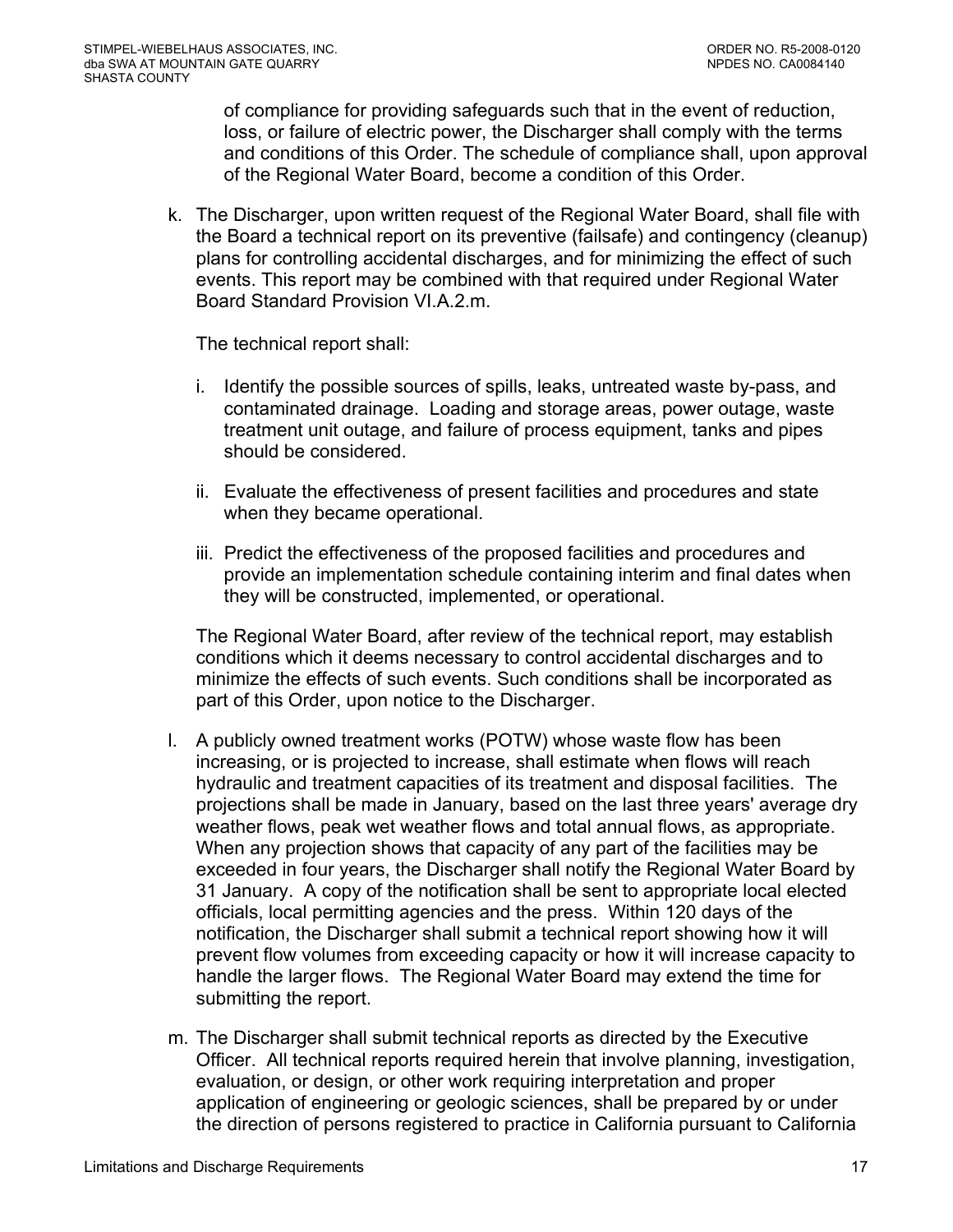of compliance for providing safeguards such that in the event of reduction, loss, or failure of electric power, the Discharger shall comply with the terms and conditions of this Order. The schedule of compliance shall, upon approval of the Regional Water Board, become a condition of this Order.

k. The Discharger, upon written request of the Regional Water Board, shall file with the Board a technical report on its preventive (failsafe) and contingency (cleanup) plans for controlling accidental discharges, and for minimizing the effect of such events. This report may be combined with that required under Regional Water Board Standard Provision VI.A.2.m.

   The technical report shall:

   i. Identify the possible sources of spills, leaks, untreated waste by-pass, and contaminated drainage. Loading and storage areas, power outage, waste treatment unit outage, and failure of process equipment, tanks and pipes should be considered.

   ii. Evaluate the effectiveness of present facilities and procedures and state when they became operational.

   iii. Predict the effectiveness of the proposed facilities and procedures and provide an implementation schedule containing interim and final dates when they will be constructed, implemented, or operational.

   The Regional Water Board, after review of the technical report, may establish conditions which it deems necessary to control accidental discharges and to minimize the effects of such events. Such conditions shall be incorporated as part of this Order, upon notice to the Discharger.

l. A publicly owned treatment works (POTW) whose waste flow has been increasing, or is projected to increase, shall estimate when flows will reach hydraulic and treatment capacities of its treatment and disposal facilities. The projections shall be made in January, based on the last three years' average dry weather flows, peak wet weather flows and total annual flows, as appropriate. When any projection shows that capacity of any part of the facilities may be exceeded in four years, the Discharger shall notify the Regional Water Board by 31 January. A copy of the notification shall be sent to appropriate local elected officials, local permitting agencies and the press. Within 120 days of the notification, the Discharger shall submit a technical report showing how it will prevent flow volumes from exceeding capacity or how it will increase capacity to handle the larger flows. The Regional Water Board may extend the time for submitting the report.

m. The Discharger shall submit technical reports as directed by the Executive Officer. All technical reports required herein that involve planning, investigation, evaluation, or design, or other work requiring interpretation and proper application of engineering or geologic sciences, shall be prepared by or under the direction of persons registered to practice in California pursuant to California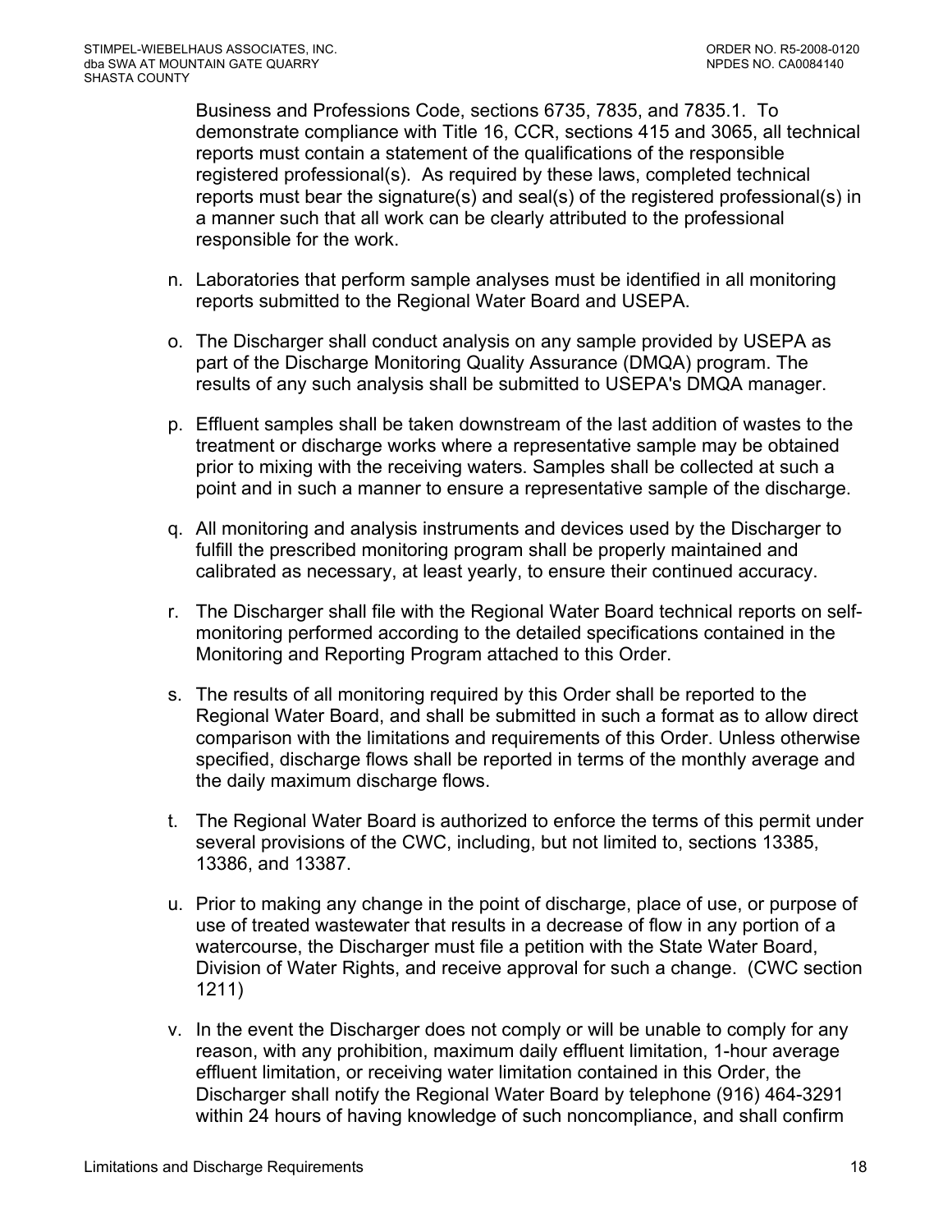Business and Professions Code, sections 6735, 7835, and 7835.1. To demonstrate compliance with Title 16, CCR, sections 415 and 3065, all technical reports must contain a statement of the qualifications of the responsible registered professional(s). As required by these laws, completed technical reports must bear the signature(s) and seal(s) of the registered professional(s) in a manner such that all work can be clearly attributed to the professional responsible for the work.

n. Laboratories that perform sample analyses must be identified in all monitoring reports submitted to the Regional Water Board and USEPA.

o. The Discharger shall conduct analysis on any sample provided by USEPA as part of the Discharge Monitoring Quality Assurance (DMQA) program. The results of any such analysis shall be submitted to USEPA's DMQA manager.

p. Effluent samples shall be taken downstream of the last addition of wastes to the treatment or discharge works where a representative sample may be obtained prior to mixing with the receiving waters. Samples shall be collected at such a point and in such a manner to ensure a representative sample of the discharge.

q. All monitoring and analysis instruments and devices used by the Discharger to fulfill the prescribed monitoring program shall be properly maintained and calibrated as necessary, at least yearly, to ensure their continued accuracy.

r. The Discharger shall file with the Regional Water Board technical reports on self-monitoring performed according to the detailed specifications contained in the Monitoring and Reporting Program attached to this Order.

s. The results of all monitoring required by this Order shall be reported to the Regional Water Board, and shall be submitted in such a format as to allow direct comparison with the limitations and requirements of this Order. Unless otherwise specified, discharge flows shall be reported in terms of the monthly average and the daily maximum discharge flows.

t. The Regional Water Board is authorized to enforce the terms of this permit under several provisions of the CWC, including, but not limited to, sections 13385, 13386, and 13387.

u. Prior to making any change in the point of discharge, place of use, or purpose of use of treated wastewater that results in a decrease of flow in any portion of a watercourse, the Discharger must file a petition with the State Water Board, Division of Water Rights, and receive approval for such a change. (CWC section 1211)

v. In the event the Discharger does not comply or will be unable to comply for any reason, with any prohibition, maximum daily effluent limitation, 1-hour average effluent limitation, or receiving water limitation contained in this Order, the Discharger shall notify the Regional Water Board by telephone (916) 464-3291 within 24 hours of having knowledge of such noncompliance, and shall confirm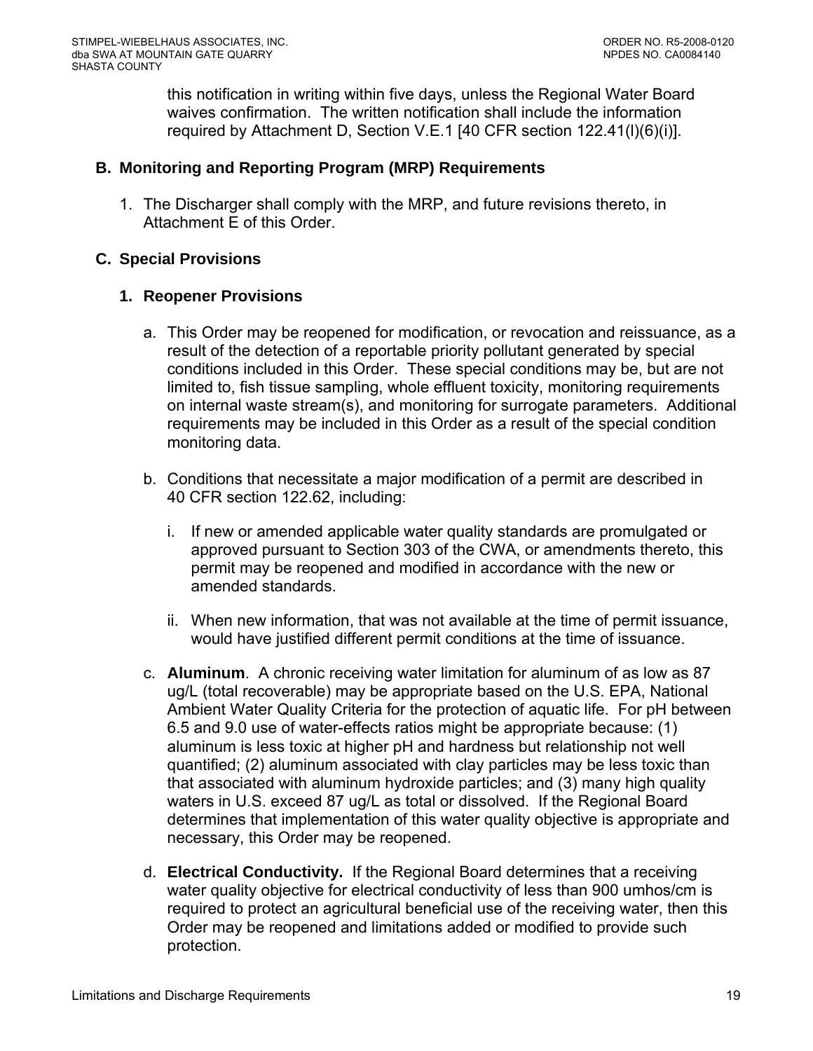this notification in writing within five days, unless the Regional Water Board waives confirmation. The written notification shall include the information required by Attachment D, Section V.E.1 [40 CFR section 122.41(l)(6)(i)].

## B. Monitoring and Reporting Program (MRP) Requirements

1. The Discharger shall comply with the MRP, and future revisions thereto, in Attachment E of this Order.

## C. Special Provisions

### 1. Reopener Provisions

a. This Order may be reopened for modification, or revocation and reissuance, as a result of the detection of a reportable priority pollutant generated by special conditions included in this Order. These special conditions may be, but are not limited to, fish tissue sampling, whole effluent toxicity, monitoring requirements on internal waste stream(s), and monitoring for surrogate parameters. Additional requirements may be included in this Order as a result of the special condition monitoring data.

b. Conditions that necessitate a major modification of a permit are described in 40 CFR section 122.62, including:

   i. If new or amended applicable water quality standards are promulgated or approved pursuant to Section 303 of the CWA, or amendments thereto, this permit may be reopened and modified in accordance with the new or amended standards.

   ii. When new information, that was not available at the time of permit issuance, would have justified different permit conditions at the time of issuance.

c. **Aluminum**. A chronic receiving water limitation for aluminum of as low as 87 ug/L (total recoverable) may be appropriate based on the U.S. EPA, National Ambient Water Quality Criteria for the protection of aquatic life. For pH between 6.5 and 9.0 use of water-effects ratios might be appropriate because: (1) aluminum is less toxic at higher pH and hardness but relationship not well quantified; (2) aluminum associated with clay particles may be less toxic than that associated with aluminum hydroxide particles; and (3) many high quality waters in U.S. exceed 87 ug/L as total or dissolved. If the Regional Board determines that implementation of this water quality objective is appropriate and necessary, this Order may be reopened.

d. **Electrical Conductivity.** If the Regional Board determines that a receiving water quality objective for electrical conductivity of less than 900 umhos/cm is required to protect an agricultural beneficial use of the receiving water, then this Order may be reopened and limitations added or modified to provide such protection.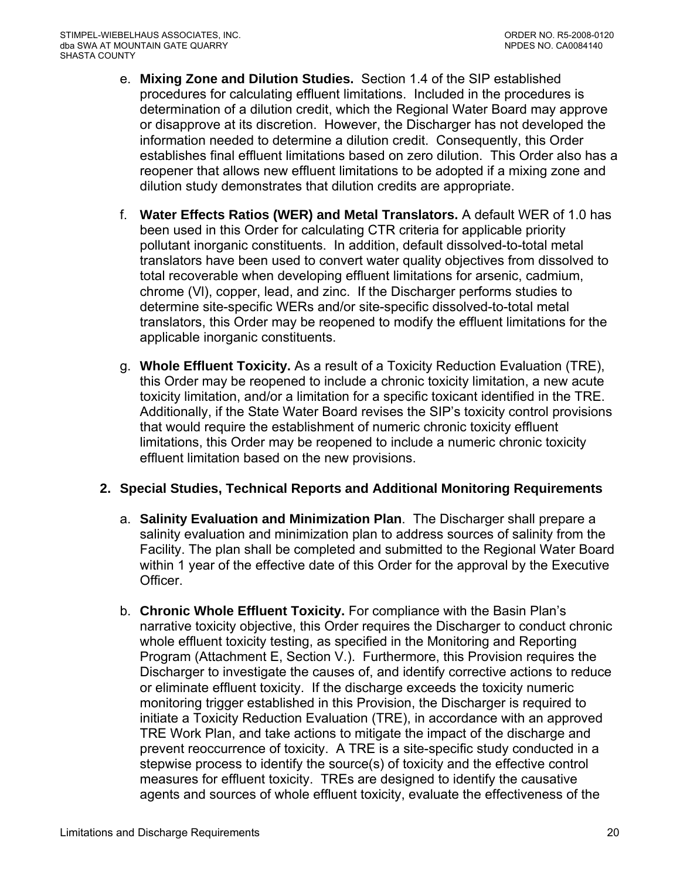e. **Mixing Zone and Dilution Studies.** Section 1.4 of the SIP established procedures for calculating effluent limitations. Included in the procedures is determination of a dilution credit, which the Regional Water Board may approve or disapprove at its discretion. However, the Discharger has not developed the information needed to determine a dilution credit. Consequently, this Order establishes final effluent limitations based on zero dilution. This Order also has a reopener that allows new effluent limitations to be adopted if a mixing zone and dilution study demonstrates that dilution credits are appropriate.

f. **Water Effects Ratios (WER) and Metal Translators.** A default WER of 1.0 has been used in this Order for calculating CTR criteria for applicable priority pollutant inorganic constituents. In addition, default dissolved-to-total metal translators have been used to convert water quality objectives from dissolved to total recoverable when developing effluent limitations for arsenic, cadmium, chrome (VI), copper, lead, and zinc. If the Discharger performs studies to determine site-specific WERs and/or site-specific dissolved-to-total metal translators, this Order may be reopened to modify the effluent limitations for the applicable inorganic constituents.

g. **Whole Effluent Toxicity.** As a result of a Toxicity Reduction Evaluation (TRE), this Order may be reopened to include a chronic toxicity limitation, a new acute toxicity limitation, and/or a limitation for a specific toxicant identified in the TRE. Additionally, if the State Water Board revises the SIP's toxicity control provisions that would require the establishment of numeric chronic toxicity effluent limitations, this Order may be reopened to include a numeric chronic toxicity effluent limitation based on the new provisions.

**2. Special Studies, Technical Reports and Additional Monitoring Requirements**

a. **Salinity Evaluation and Minimization Plan**. The Discharger shall prepare a salinity evaluation and minimization plan to address sources of salinity from the Facility. The plan shall be completed and submitted to the Regional Water Board within 1 year of the effective date of this Order for the approval by the Executive Officer.

b. **Chronic Whole Effluent Toxicity.** For compliance with the Basin Plan's narrative toxicity objective, this Order requires the Discharger to conduct chronic whole effluent toxicity testing, as specified in the Monitoring and Reporting Program (Attachment E, Section V.). Furthermore, this Provision requires the Discharger to investigate the causes of, and identify corrective actions to reduce or eliminate effluent toxicity. If the discharge exceeds the toxicity numeric monitoring trigger established in this Provision, the Discharger is required to initiate a Toxicity Reduction Evaluation (TRE), in accordance with an approved TRE Work Plan, and take actions to mitigate the impact of the discharge and prevent reoccurrence of toxicity. A TRE is a site-specific study conducted in a stepwise process to identify the source(s) of toxicity and the effective control measures for effluent toxicity. TREs are designed to identify the causative agents and sources of whole effluent toxicity, evaluate the effectiveness of the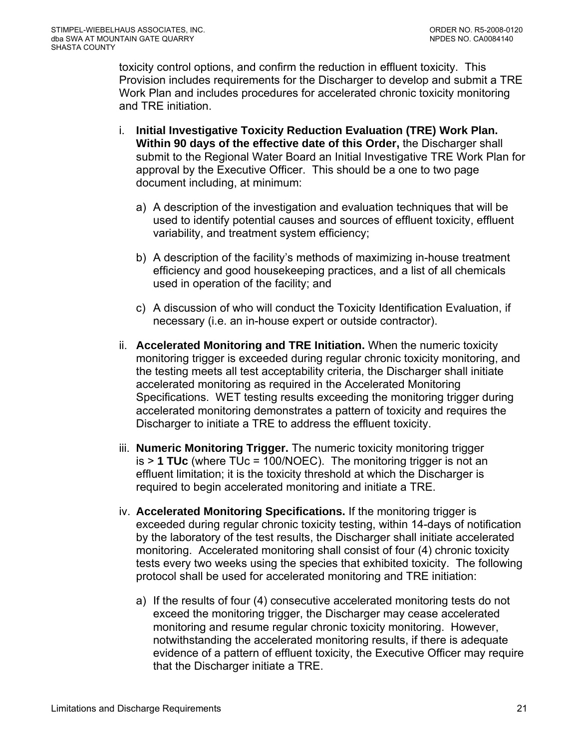toxicity control options, and confirm the reduction in effluent toxicity. This Provision includes requirements for the Discharger to develop and submit a TRE Work Plan and includes procedures for accelerated chronic toxicity monitoring and TRE initiation.

i. **Initial Investigative Toxicity Reduction Evaluation (TRE) Work Plan. Within 90 days of the effective date of this Order,** the Discharger shall submit to the Regional Water Board an Initial Investigative TRE Work Plan for approval by the Executive Officer. This should be a one to two page document including, at minimum:

   a) A description of the investigation and evaluation techniques that will be used to identify potential causes and sources of effluent toxicity, effluent variability, and treatment system efficiency;

   b) A description of the facility's methods of maximizing in-house treatment efficiency and good housekeeping practices, and a list of all chemicals used in operation of the facility; and

   c) A discussion of who will conduct the Toxicity Identification Evaluation, if necessary (i.e. an in-house expert or outside contractor).

ii. **Accelerated Monitoring and TRE Initiation.** When the numeric toxicity monitoring trigger is exceeded during regular chronic toxicity monitoring, and the testing meets all test acceptability criteria, the Discharger shall initiate accelerated monitoring as required in the Accelerated Monitoring Specifications. WET testing results exceeding the monitoring trigger during accelerated monitoring demonstrates a pattern of toxicity and requires the Discharger to initiate a TRE to address the effluent toxicity.

iii. **Numeric Monitoring Trigger.** The numeric toxicity monitoring trigger is > **1 TUc** (where TUc = 100/NOEC). The monitoring trigger is not an effluent limitation; it is the toxicity threshold at which the Discharger is required to begin accelerated monitoring and initiate a TRE.

iv. **Accelerated Monitoring Specifications.** If the monitoring trigger is exceeded during regular chronic toxicity testing, within 14-days of notification by the laboratory of the test results, the Discharger shall initiate accelerated monitoring. Accelerated monitoring shall consist of four (4) chronic toxicity tests every two weeks using the species that exhibited toxicity. The following protocol shall be used for accelerated monitoring and TRE initiation:

   a) If the results of four (4) consecutive accelerated monitoring tests do not exceed the monitoring trigger, the Discharger may cease accelerated monitoring and resume regular chronic toxicity monitoring. However, notwithstanding the accelerated monitoring results, if there is adequate evidence of a pattern of effluent toxicity, the Executive Officer may require that the Discharger initiate a TRE.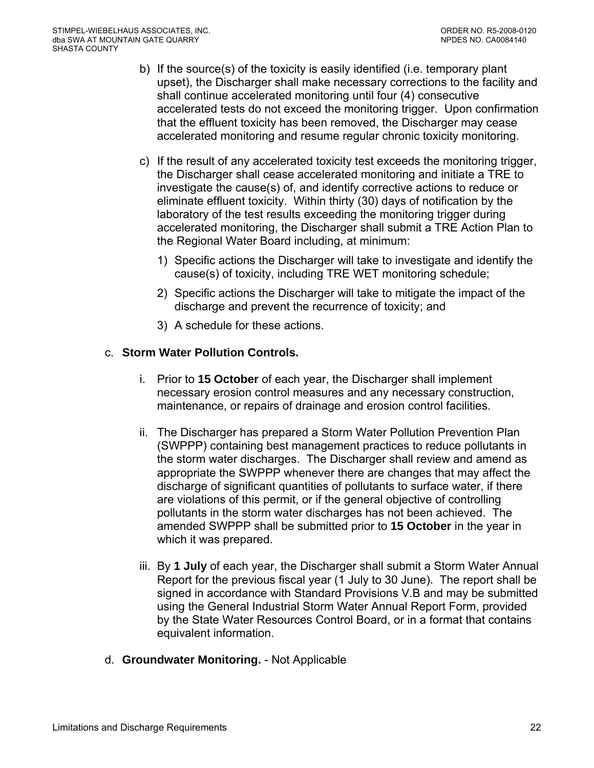b) If the source(s) of the toxicity is easily identified (i.e. temporary plant upset), the Discharger shall make necessary corrections to the facility and shall continue accelerated monitoring until four (4) consecutive accelerated tests do not exceed the monitoring trigger. Upon confirmation that the effluent toxicity has been removed, the Discharger may cease accelerated monitoring and resume regular chronic toxicity monitoring.

c) If the result of any accelerated toxicity test exceeds the monitoring trigger, the Discharger shall cease accelerated monitoring and initiate a TRE to investigate the cause(s) of, and identify corrective actions to reduce or eliminate effluent toxicity. Within thirty (30) days of notification by the laboratory of the test results exceeding the monitoring trigger during accelerated monitoring, the Discharger shall submit a TRE Action Plan to the Regional Water Board including, at minimum:

1) Specific actions the Discharger will take to investigate and identify the cause(s) of toxicity, including TRE WET monitoring schedule;

2) Specific actions the Discharger will take to mitigate the impact of the discharge and prevent the recurrence of toxicity; and

3) A schedule for these actions.

c. **Storm Water Pollution Controls.**

i. Prior to **15 October** of each year, the Discharger shall implement necessary erosion control measures and any necessary construction, maintenance, or repairs of drainage and erosion control facilities.

ii. The Discharger has prepared a Storm Water Pollution Prevention Plan (SWPPP) containing best management practices to reduce pollutants in the storm water discharges. The Discharger shall review and amend as appropriate the SWPPP whenever there are changes that may affect the discharge of significant quantities of pollutants to surface water, if there are violations of this permit, or if the general objective of controlling pollutants in the storm water discharges has not been achieved. The amended SWPPP shall be submitted prior to **15 October** in the year in which it was prepared.

iii. By **1 July** of each year, the Discharger shall submit a Storm Water Annual Report for the previous fiscal year (1 July to 30 June). The report shall be signed in accordance with Standard Provisions V.B and may be submitted using the General Industrial Storm Water Annual Report Form, provided by the State Water Resources Control Board, or in a format that contains equivalent information.

d. **Groundwater Monitoring.** - Not Applicable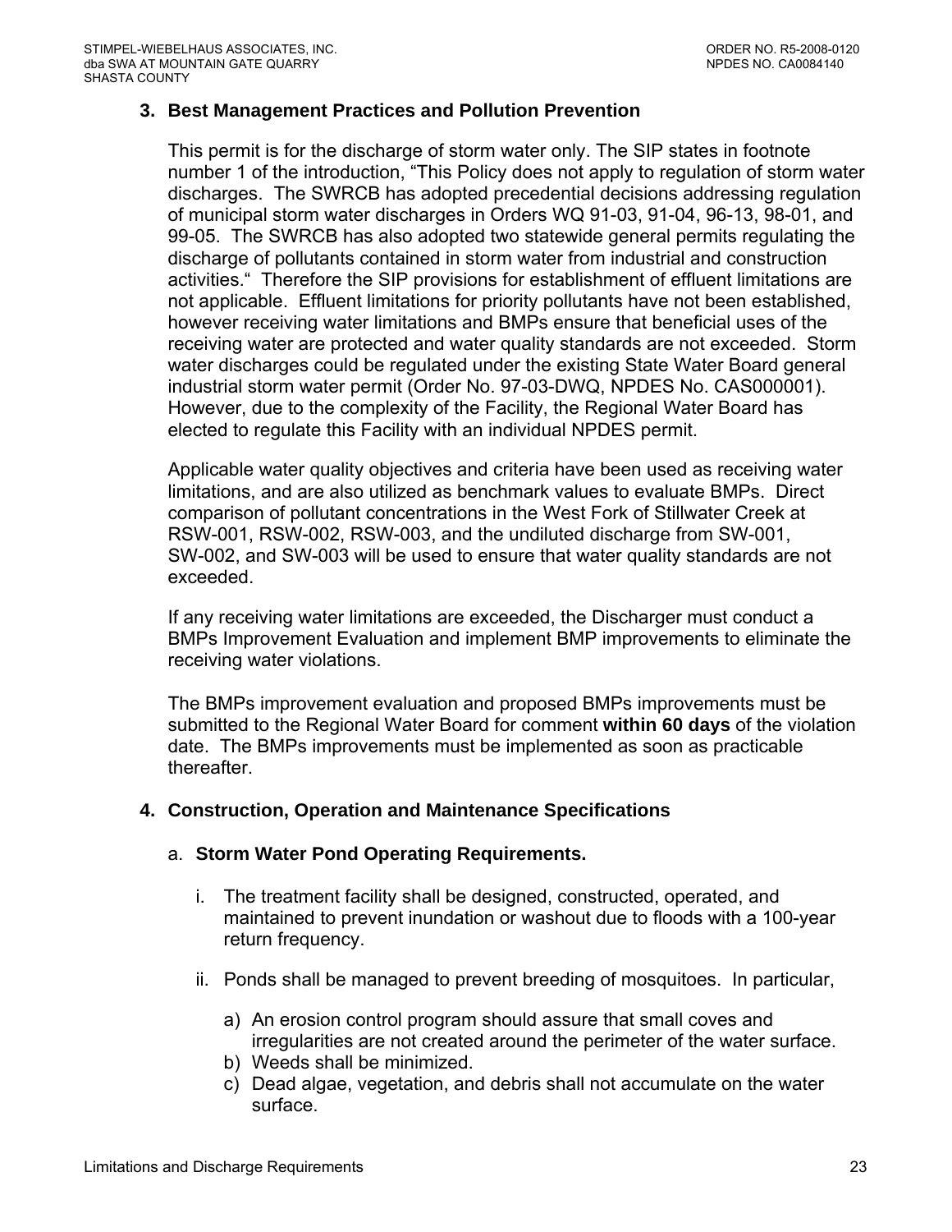### 3. Best Management Practices and Pollution Prevention

This permit is for the discharge of storm water only. The SIP states in footnote number 1 of the introduction, "This Policy does not apply to regulation of storm water discharges. The SWRCB has adopted precedential decisions addressing regulation of municipal storm water discharges in Orders WQ 91-03, 91-04, 96-13, 98-01, and 99-05. The SWRCB has also adopted two statewide general permits regulating the discharge of pollutants contained in storm water from industrial and construction activities." Therefore the SIP provisions for establishment of effluent limitations are not applicable. Effluent limitations for priority pollutants have not been established, however receiving water limitations and BMPs ensure that beneficial uses of the receiving water are protected and water quality standards are not exceeded. Storm water discharges could be regulated under the existing State Water Board general industrial storm water permit (Order No. 97-03-DWQ, NPDES No. CAS000001). However, due to the complexity of the Facility, the Regional Water Board has elected to regulate this Facility with an individual NPDES permit.

Applicable water quality objectives and criteria have been used as receiving water limitations, and are also utilized as benchmark values to evaluate BMPs. Direct comparison of pollutant concentrations in the West Fork of Stillwater Creek at RSW-001, RSW-002, RSW-003, and the undiluted discharge from SW-001, SW-002, and SW-003 will be used to ensure that water quality standards are not exceeded.

If any receiving water limitations are exceeded, the Discharger must conduct a BMPs Improvement Evaluation and implement BMP improvements to eliminate the receiving water violations.

The BMPs improvement evaluation and proposed BMPs improvements must be submitted to the Regional Water Board for comment **within 60 days** of the violation date. The BMPs improvements must be implemented as soon as practicable thereafter.

### 4. Construction, Operation and Maintenance Specifications

a. **Storm Water Pond Operating Requirements.**

i. The treatment facility shall be designed, constructed, operated, and maintained to prevent inundation or washout due to floods with a 100-year return frequency.

ii. Ponds shall be managed to prevent breeding of mosquitoes. In particular,

a) An erosion control program should assure that small coves and irregularities are not created around the perimeter of the water surface.
b) Weeds shall be minimized.
c) Dead algae, vegetation, and debris shall not accumulate on the water surface.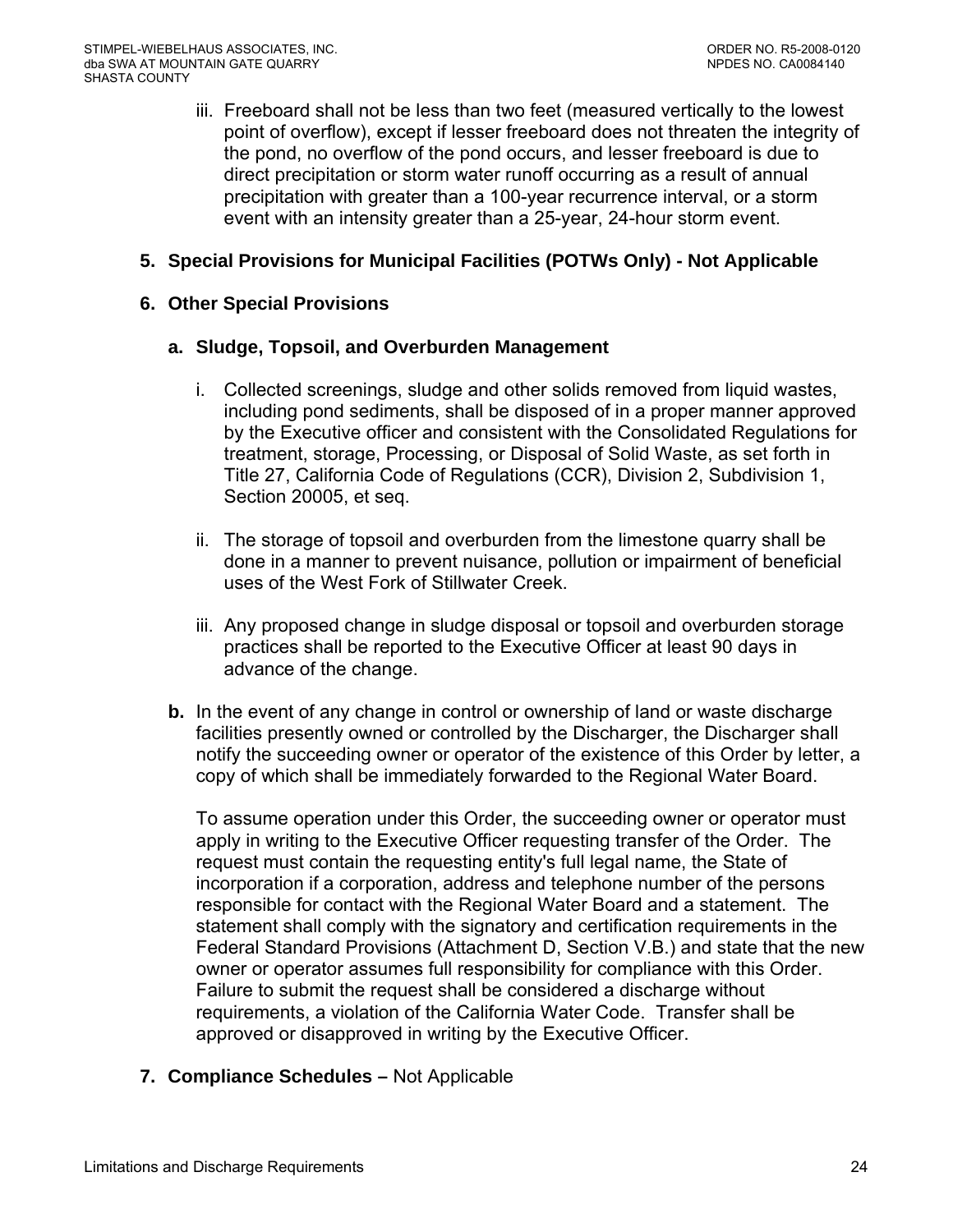iii. Freeboard shall not be less than two feet (measured vertically to the lowest point of overflow), except if lesser freeboard does not threaten the integrity of the pond, no overflow of the pond occurs, and lesser freeboard is due to direct precipitation or storm water runoff occurring as a result of annual precipitation with greater than a 100-year recurrence interval, or a storm event with an intensity greater than a 25-year, 24-hour storm event.

**5. Special Provisions for Municipal Facilities (POTWs Only) - Not Applicable**

**6. Other Special Provisions**

**a. Sludge, Topsoil, and Overburden Management**

i. Collected screenings, sludge and other solids removed from liquid wastes, including pond sediments, shall be disposed of in a proper manner approved by the Executive officer and consistent with the Consolidated Regulations for treatment, storage, Processing, or Disposal of Solid Waste, as set forth in Title 27, California Code of Regulations (CCR), Division 2, Subdivision 1, Section 20005, et seq.

ii. The storage of topsoil and overburden from the limestone quarry shall be done in a manner to prevent nuisance, pollution or impairment of beneficial uses of the West Fork of Stillwater Creek.

iii. Any proposed change in sludge disposal or topsoil and overburden storage practices shall be reported to the Executive Officer at least 90 days in advance of the change.

**b.** In the event of any change in control or ownership of land or waste discharge facilities presently owned or controlled by the Discharger, the Discharger shall notify the succeeding owner or operator of the existence of this Order by letter, a copy of which shall be immediately forwarded to the Regional Water Board.

To assume operation under this Order, the succeeding owner or operator must apply in writing to the Executive Officer requesting transfer of the Order. The request must contain the requesting entity's full legal name, the State of incorporation if a corporation, address and telephone number of the persons responsible for contact with the Regional Water Board and a statement. The statement shall comply with the signatory and certification requirements in the Federal Standard Provisions (Attachment D, Section V.B.) and state that the new owner or operator assumes full responsibility for compliance with this Order. Failure to submit the request shall be considered a discharge without requirements, a violation of the California Water Code. Transfer shall be approved or disapproved in writing by the Executive Officer.

**7. Compliance Schedules –** Not Applicable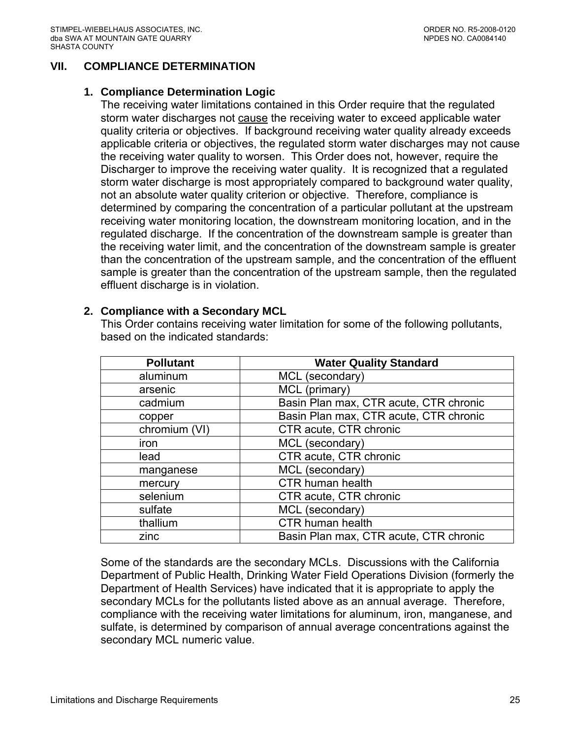## VII. COMPLIANCE DETERMINATION

### 1. Compliance Determination Logic

The receiving water limitations contained in this Order require that the regulated storm water discharges not <u>cause</u> the receiving water to exceed applicable water quality criteria or objectives. If background receiving water quality already exceeds applicable criteria or objectives, the regulated storm water discharges may not cause the receiving water quality to worsen. This Order does not, however, require the Discharger to improve the receiving water quality. It is recognized that a regulated storm water discharge is most appropriately compared to background water quality, not an absolute water quality criterion or objective. Therefore, compliance is determined by comparing the concentration of a particular pollutant at the upstream receiving water monitoring location, the downstream monitoring location, and in the regulated discharge. If the concentration of the downstream sample is greater than the receiving water limit, and the concentration of the downstream sample is greater than the concentration of the upstream sample, and the concentration of the effluent sample is greater than the concentration of the upstream sample, then the regulated effluent discharge is in violation.

### 2. Compliance with a Secondary MCL

This Order contains receiving water limitation for some of the following pollutants, based on the indicated standards:

| Pollutant | Water Quality Standard |
|---|---|
| aluminum | MCL (secondary) |
| arsenic | MCL (primary) |
| cadmium | Basin Plan max, CTR acute, CTR chronic |
| copper | Basin Plan max, CTR acute, CTR chronic |
| chromium (VI) | CTR acute, CTR chronic |
| iron | MCL (secondary) |
| lead | CTR acute, CTR chronic |
| manganese | MCL (secondary) |
| mercury | CTR human health |
| selenium | CTR acute, CTR chronic |
| sulfate | MCL (secondary) |
| thallium | CTR human health |
| zinc | Basin Plan max, CTR acute, CTR chronic |

Some of the standards are the secondary MCLs. Discussions with the California Department of Public Health, Drinking Water Field Operations Division (formerly the Department of Health Services) have indicated that it is appropriate to apply the secondary MCLs for the pollutants listed above as an annual average. Therefore, compliance with the receiving water limitations for aluminum, iron, manganese, and sulfate, is determined by comparison of annual average concentrations against the secondary MCL numeric value.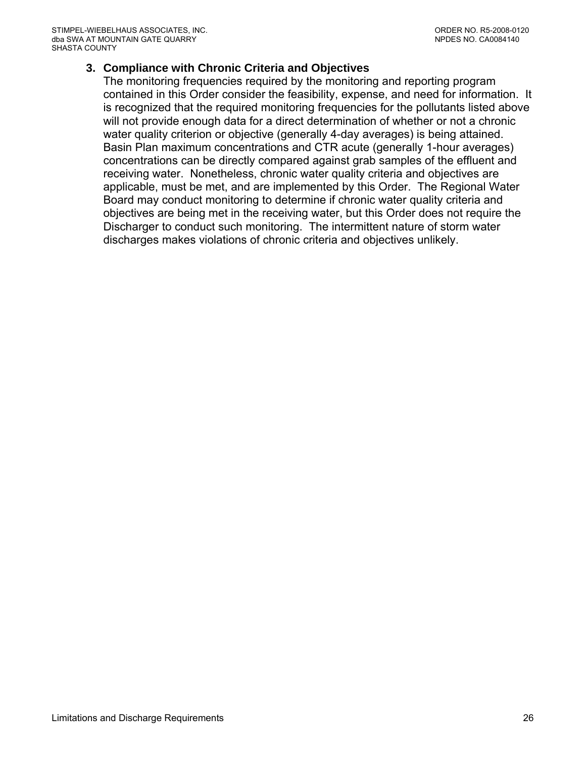### 3. Compliance with Chronic Criteria and Objectives

The monitoring frequencies required by the monitoring and reporting program contained in this Order consider the feasibility, expense, and need for information. It is recognized that the required monitoring frequencies for the pollutants listed above will not provide enough data for a direct determination of whether or not a chronic water quality criterion or objective (generally 4-day averages) is being attained. Basin Plan maximum concentrations and CTR acute (generally 1-hour averages) concentrations can be directly compared against grab samples of the effluent and receiving water. Nonetheless, chronic water quality criteria and objectives are applicable, must be met, and are implemented by this Order. The Regional Water Board may conduct monitoring to determine if chronic water quality criteria and objectives are being met in the receiving water, but this Order does not require the Discharger to conduct such monitoring. The intermittent nature of storm water discharges makes violations of chronic criteria and objectives unlikely.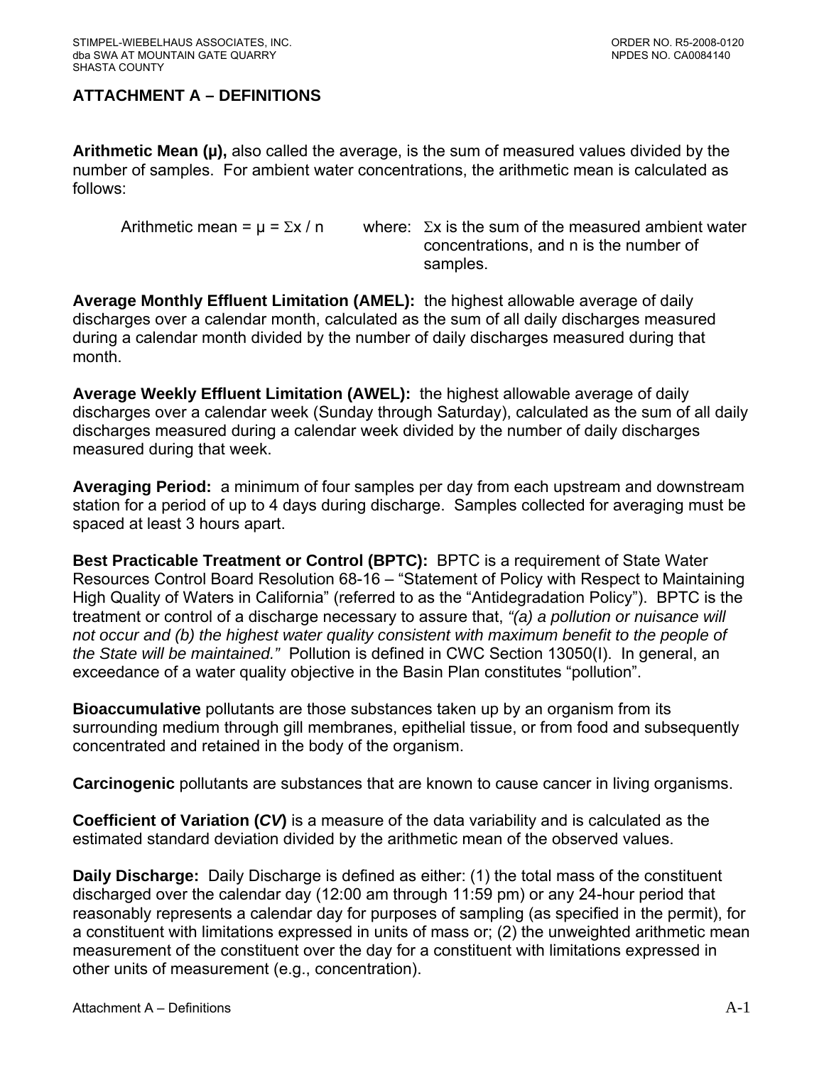## ATTACHMENT A – DEFINITIONS

**Arithmetic Mean (μ),** also called the average, is the sum of measured values divided by the number of samples. For ambient water concentrations, the arithmetic mean is calculated as follows:

Arithmetic mean = $\mu = \Sigma x / n$ where: $\Sigma x$ is the sum of the measured ambient water concentrations, and n is the number of samples.

**Average Monthly Effluent Limitation (AMEL):** the highest allowable average of daily discharges over a calendar month, calculated as the sum of all daily discharges measured during a calendar month divided by the number of daily discharges measured during that month.

**Average Weekly Effluent Limitation (AWEL):** the highest allowable average of daily discharges over a calendar week (Sunday through Saturday), calculated as the sum of all daily discharges measured during a calendar week divided by the number of daily discharges measured during that week.

**Averaging Period:** a minimum of four samples per day from each upstream and downstream station for a period of up to 4 days during discharge. Samples collected for averaging must be spaced at least 3 hours apart.

**Best Practicable Treatment or Control (BPTC):** BPTC is a requirement of State Water Resources Control Board Resolution 68-16 – "Statement of Policy with Respect to Maintaining High Quality of Waters in California" (referred to as the "Antidegradation Policy"). BPTC is the treatment or control of a discharge necessary to assure that, *"(a) a pollution or nuisance will not occur and (b) the highest water quality consistent with maximum benefit to the people of the State will be maintained."* Pollution is defined in CWC Section 13050(I). In general, an exceedance of a water quality objective in the Basin Plan constitutes "pollution".

**Bioaccumulative** pollutants are those substances taken up by an organism from its surrounding medium through gill membranes, epithelial tissue, or from food and subsequently concentrated and retained in the body of the organism.

**Carcinogenic** pollutants are substances that are known to cause cancer in living organisms.

**Coefficient of Variation (*CV*)** is a measure of the data variability and is calculated as the estimated standard deviation divided by the arithmetic mean of the observed values.

**Daily Discharge:** Daily Discharge is defined as either: (1) the total mass of the constituent discharged over the calendar day (12:00 am through 11:59 pm) or any 24-hour period that reasonably represents a calendar day for purposes of sampling (as specified in the permit), for a constituent with limitations expressed in units of mass or; (2) the unweighted arithmetic mean measurement of the constituent over the day for a constituent with limitations expressed in other units of measurement (e.g., concentration).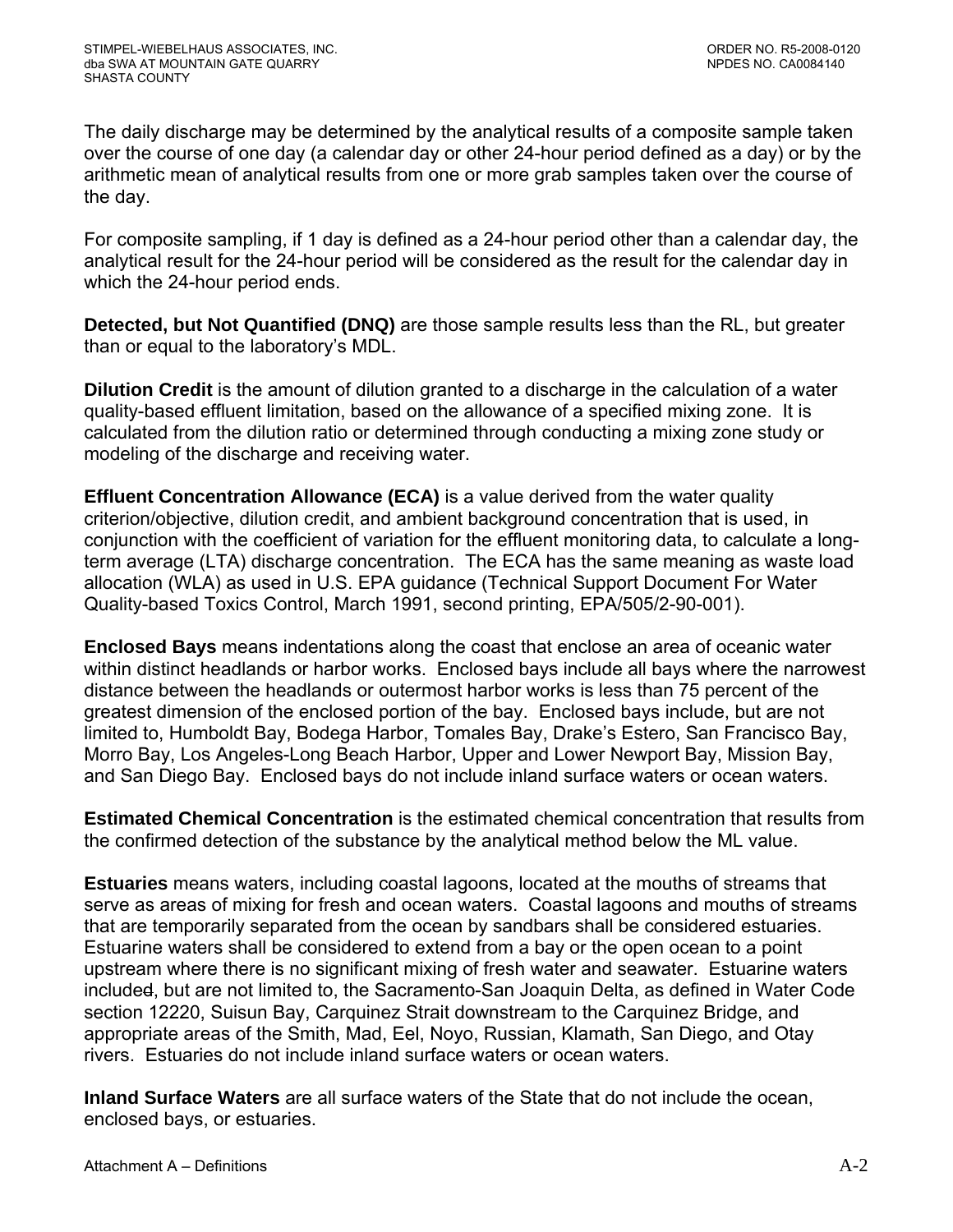The daily discharge may be determined by the analytical results of a composite sample taken over the course of one day (a calendar day or other 24-hour period defined as a day) or by the arithmetic mean of analytical results from one or more grab samples taken over the course of the day.

For composite sampling, if 1 day is defined as a 24-hour period other than a calendar day, the analytical result for the 24-hour period will be considered as the result for the calendar day in which the 24-hour period ends.

**Detected, but Not Quantified (DNQ)** are those sample results less than the RL, but greater than or equal to the laboratory's MDL.

**Dilution Credit** is the amount of dilution granted to a discharge in the calculation of a water quality-based effluent limitation, based on the allowance of a specified mixing zone. It is calculated from the dilution ratio or determined through conducting a mixing zone study or modeling of the discharge and receiving water.

**Effluent Concentration Allowance (ECA)** is a value derived from the water quality criterion/objective, dilution credit, and ambient background concentration that is used, in conjunction with the coefficient of variation for the effluent monitoring data, to calculate a long-term average (LTA) discharge concentration. The ECA has the same meaning as waste load allocation (WLA) as used in U.S. EPA guidance (Technical Support Document For Water Quality-based Toxics Control, March 1991, second printing, EPA/505/2-90-001).

**Enclosed Bays** means indentations along the coast that enclose an area of oceanic water within distinct headlands or harbor works. Enclosed bays include all bays where the narrowest distance between the headlands or outermost harbor works is less than 75 percent of the greatest dimension of the enclosed portion of the bay. Enclosed bays include, but are not limited to, Humboldt Bay, Bodega Harbor, Tomales Bay, Drake's Estero, San Francisco Bay, Morro Bay, Los Angeles-Long Beach Harbor, Upper and Lower Newport Bay, Mission Bay, and San Diego Bay. Enclosed bays do not include inland surface waters or ocean waters.

**Estimated Chemical Concentration** is the estimated chemical concentration that results from the confirmed detection of the substance by the analytical method below the ML value.

**Estuaries** means waters, including coastal lagoons, located at the mouths of streams that serve as areas of mixing for fresh and ocean waters. Coastal lagoons and mouths of streams that are temporarily separated from the ocean by sandbars shall be considered estuaries. Estuarine waters shall be considered to extend from a bay or the open ocean to a point upstream where there is no significant mixing of fresh water and seawater. Estuarine waters included, but are not limited to, the Sacramento-San Joaquin Delta, as defined in Water Code section 12220, Suisun Bay, Carquinez Strait downstream to the Carquinez Bridge, and appropriate areas of the Smith, Mad, Eel, Noyo, Russian, Klamath, San Diego, and Otay rivers. Estuaries do not include inland surface waters or ocean waters.

**Inland Surface Waters** are all surface waters of the State that do not include the ocean, enclosed bays, or estuaries.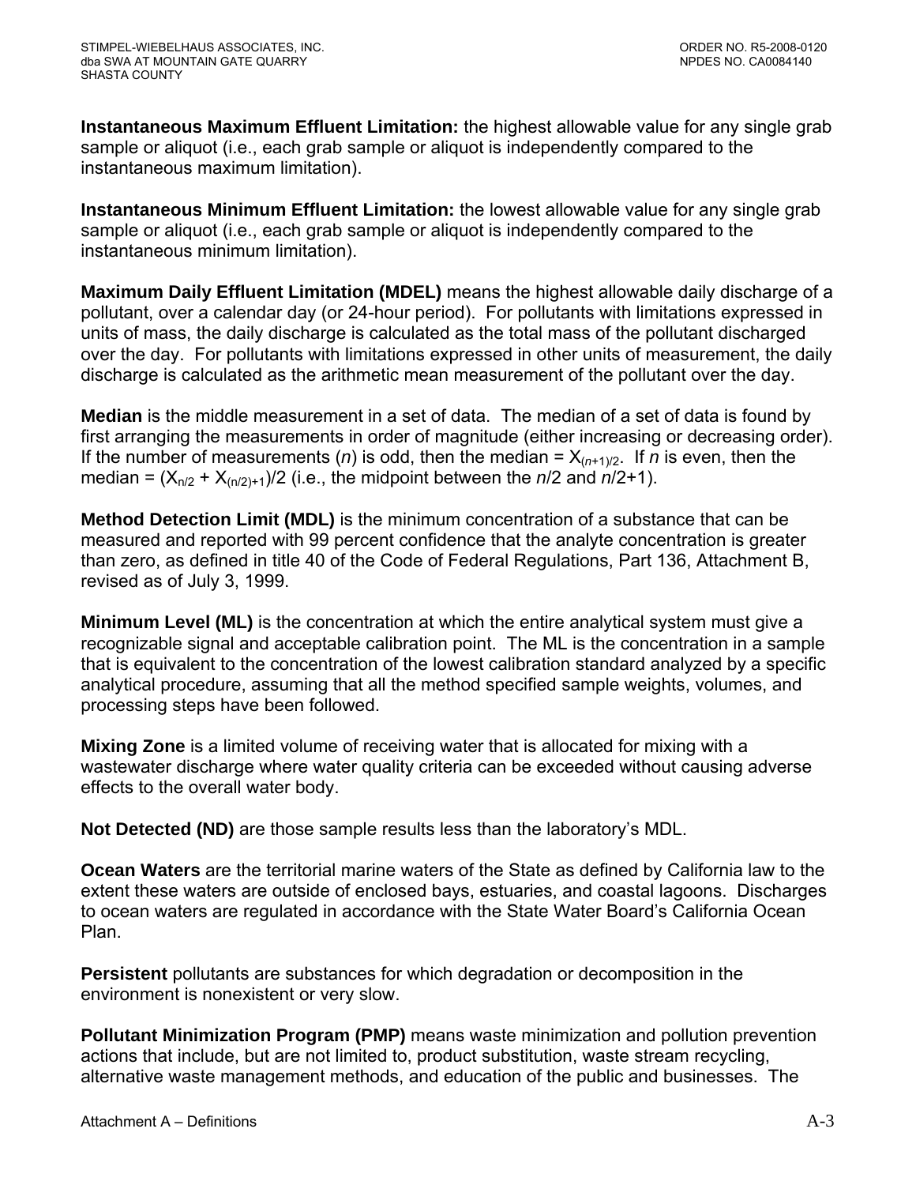**Instantaneous Maximum Effluent Limitation:** the highest allowable value for any single grab sample or aliquot (i.e., each grab sample or aliquot is independently compared to the instantaneous maximum limitation).

**Instantaneous Minimum Effluent Limitation:** the lowest allowable value for any single grab sample or aliquot (i.e., each grab sample or aliquot is independently compared to the instantaneous minimum limitation).

**Maximum Daily Effluent Limitation (MDEL)** means the highest allowable daily discharge of a pollutant, over a calendar day (or 24-hour period). For pollutants with limitations expressed in units of mass, the daily discharge is calculated as the total mass of the pollutant discharged over the day. For pollutants with limitations expressed in other units of measurement, the daily discharge is calculated as the arithmetic mean measurement of the pollutant over the day.

**Median** is the middle measurement in a set of data. The median of a set of data is found by first arranging the measurements in order of magnitude (either increasing or decreasing order). If the number of measurements (*n*) is odd, then the median = $X_{(n+1)/2}$. If *n* is even, then the median = $(X_{n/2} + X_{(n/2)+1})/2$ (i.e., the midpoint between the *n*/2 and *n*/2+1).

**Method Detection Limit (MDL)** is the minimum concentration of a substance that can be measured and reported with 99 percent confidence that the analyte concentration is greater than zero, as defined in title 40 of the Code of Federal Regulations, Part 136, Attachment B, revised as of July 3, 1999.

**Minimum Level (ML)** is the concentration at which the entire analytical system must give a recognizable signal and acceptable calibration point. The ML is the concentration in a sample that is equivalent to the concentration of the lowest calibration standard analyzed by a specific analytical procedure, assuming that all the method specified sample weights, volumes, and processing steps have been followed.

**Mixing Zone** is a limited volume of receiving water that is allocated for mixing with a wastewater discharge where water quality criteria can be exceeded without causing adverse effects to the overall water body.

**Not Detected (ND)** are those sample results less than the laboratory's MDL.

**Ocean Waters** are the territorial marine waters of the State as defined by California law to the extent these waters are outside of enclosed bays, estuaries, and coastal lagoons. Discharges to ocean waters are regulated in accordance with the State Water Board's California Ocean Plan.

**Persistent** pollutants are substances for which degradation or decomposition in the environment is nonexistent or very slow.

**Pollutant Minimization Program (PMP)** means waste minimization and pollution prevention actions that include, but are not limited to, product substitution, waste stream recycling, alternative waste management methods, and education of the public and businesses. The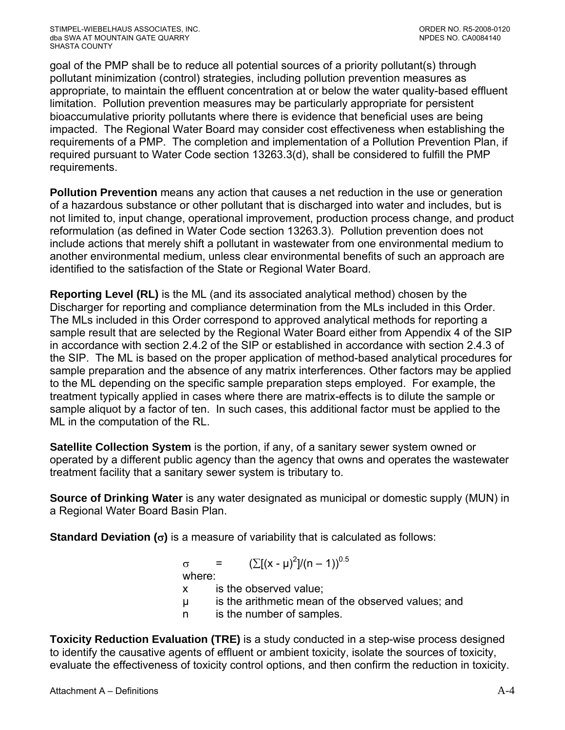goal of the PMP shall be to reduce all potential sources of a priority pollutant(s) through pollutant minimization (control) strategies, including pollution prevention measures as appropriate, to maintain the effluent concentration at or below the water quality-based effluent limitation. Pollution prevention measures may be particularly appropriate for persistent bioaccumulative priority pollutants where there is evidence that beneficial uses are being impacted. The Regional Water Board may consider cost effectiveness when establishing the requirements of a PMP. The completion and implementation of a Pollution Prevention Plan, if required pursuant to Water Code section 13263.3(d), shall be considered to fulfill the PMP requirements.

**Pollution Prevention** means any action that causes a net reduction in the use or generation of a hazardous substance or other pollutant that is discharged into water and includes, but is not limited to, input change, operational improvement, production process change, and product reformulation (as defined in Water Code section 13263.3). Pollution prevention does not include actions that merely shift a pollutant in wastewater from one environmental medium to another environmental medium, unless clear environmental benefits of such an approach are identified to the satisfaction of the State or Regional Water Board.

**Reporting Level (RL)** is the ML (and its associated analytical method) chosen by the Discharger for reporting and compliance determination from the MLs included in this Order. The MLs included in this Order correspond to approved analytical methods for reporting a sample result that are selected by the Regional Water Board either from Appendix 4 of the SIP in accordance with section 2.4.2 of the SIP or established in accordance with section 2.4.3 of the SIP. The ML is based on the proper application of method-based analytical procedures for sample preparation and the absence of any matrix interferences. Other factors may be applied to the ML depending on the specific sample preparation steps employed. For example, the treatment typically applied in cases where there are matrix-effects is to dilute the sample or sample aliquot by a factor of ten. In such cases, this additional factor must be applied to the ML in the computation of the RL.

**Satellite Collection System** is the portion, if any, of a sanitary sewer system owned or operated by a different public agency than the agency that owns and operates the wastewater treatment facility that a sanitary sewer system is tributary to.

**Source of Drinking Water** is any water designated as municipal or domestic supply (MUN) in a Regional Water Board Basin Plan.

**Standard Deviation ($\sigma$)** is a measure of variability that is calculated as follows:

$$\sigma = (\sum[(x - \mu)^2]/(n - 1))^{0.5}$$

where:

- $x$ is the observed value;
- $\mu$ is the arithmetic mean of the observed values; and
- $n$ is the number of samples.

**Toxicity Reduction Evaluation (TRE)** is a study conducted in a step-wise process designed to identify the causative agents of effluent or ambient toxicity, isolate the sources of toxicity, evaluate the effectiveness of toxicity control options, and then confirm the reduction in toxicity.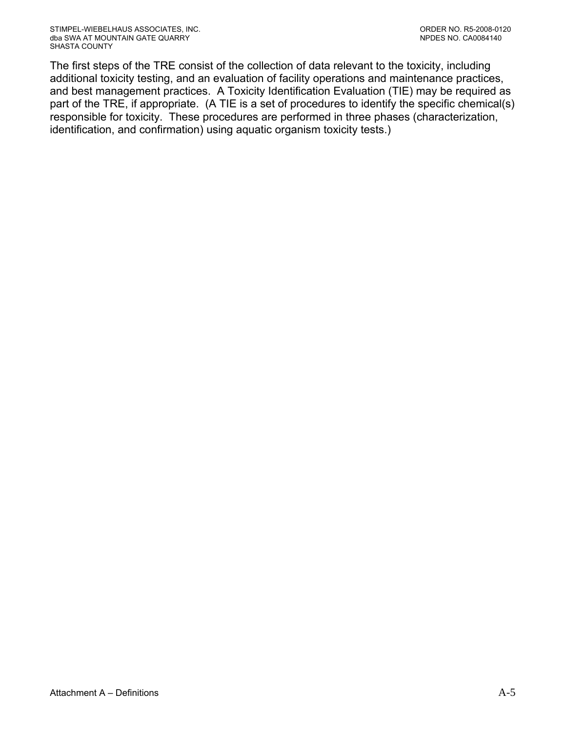The first steps of the TRE consist of the collection of data relevant to the toxicity, including additional toxicity testing, and an evaluation of facility operations and maintenance practices, and best management practices. A Toxicity Identification Evaluation (TIE) may be required as part of the TRE, if appropriate. (A TIE is a set of procedures to identify the specific chemical(s) responsible for toxicity. These procedures are performed in three phases (characterization, identification, and confirmation) using aquatic organism toxicity tests.)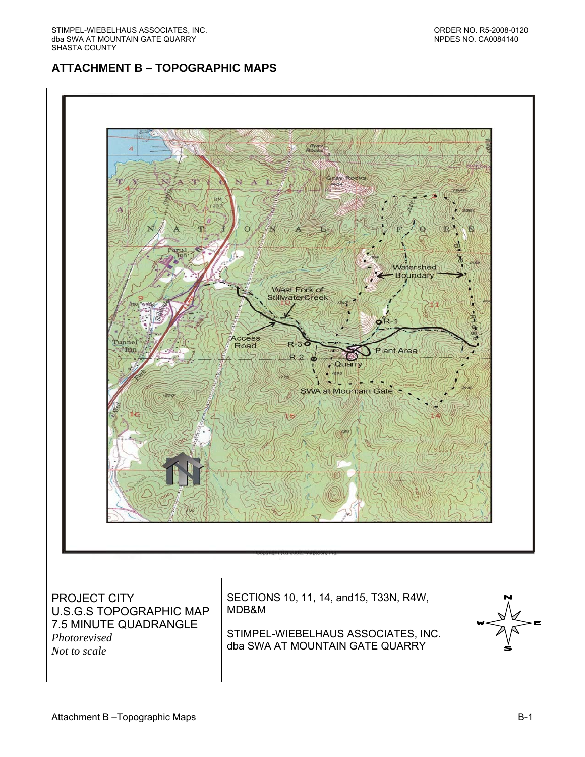## ATTACHMENT B – TOPOGRAPHIC MAPS

| PROJECT CITY<br>U.S.G.S TOPOGRAPHIC MAP<br>7.5 MINUTE QUADRANGLE<br>*Photorevised*<br>*Not to scale* | SECTIONS 10, 11, 14, and15, T33N, R4W, MDB&M<br><br>STIMPEL-WIEBELHAUS ASSOCIATES, INC.<br>dba SWA AT MOUNTAIN GATE QUARRY | |
|---|---|---|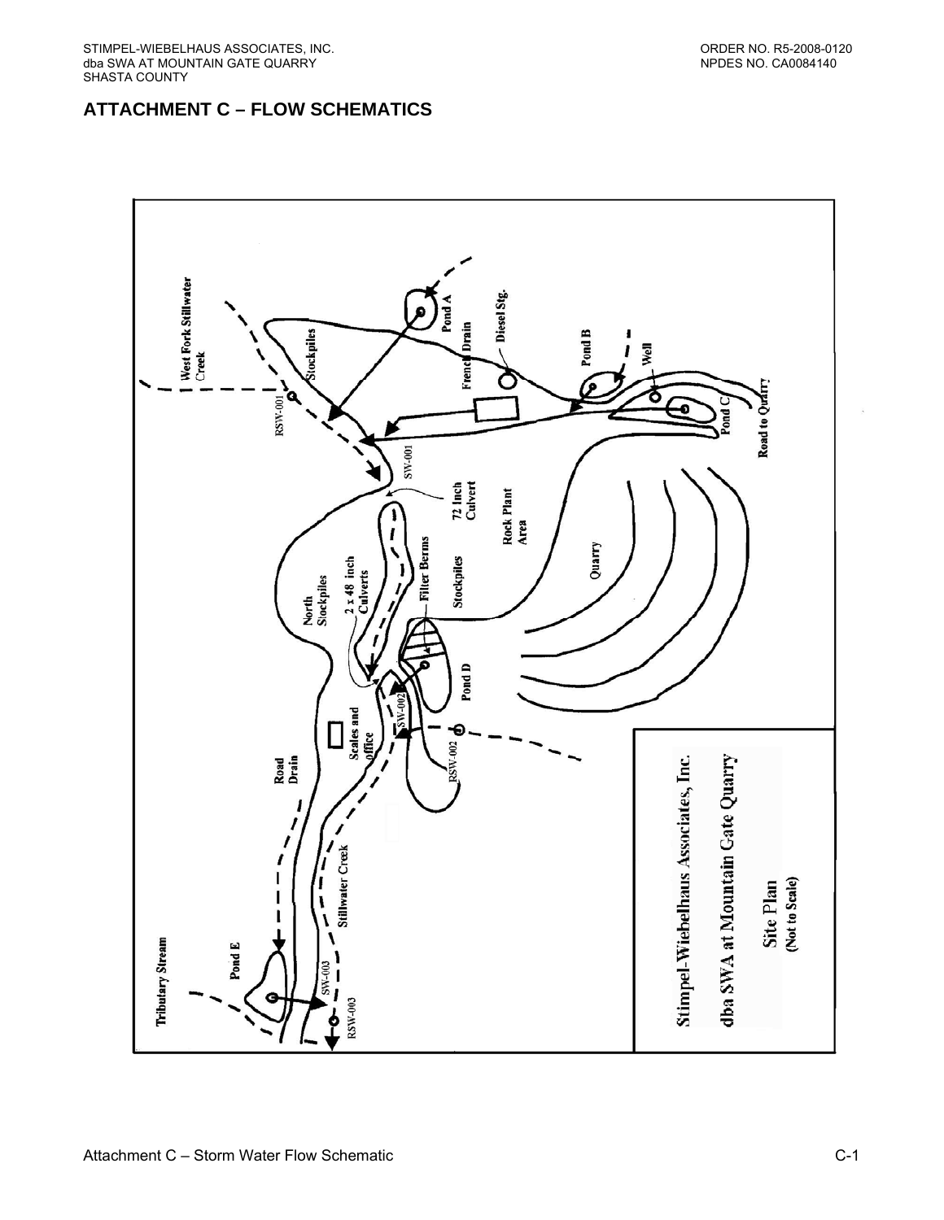## ATTACHMENT C – FLOW SCHEMATICS

West Fork Stillwater Creek

Stockpiles

Pond A

French Drain

Diesel Stg.

Pond B

Well

Pond C

Road to Quarry

RSW-001

SW-001

72 Inch Culvert

Rock Plant Area

Quarry

North Stockpiles

2 x 48 inch Culverts

Filter Berms

Stockpiles

Pond D

SW-002

RSW-002

Scales and office

Road Drain

Stillwater Creek

Tributary Stream

Pond E

SW-003

RSW-003

Stimpel-Wiebelhaus Associates, Inc.

dba SWA at Mountain Gate Quarry

Site Plan

(Not to Scale)

Attachment C – Storm Water Flow Schematic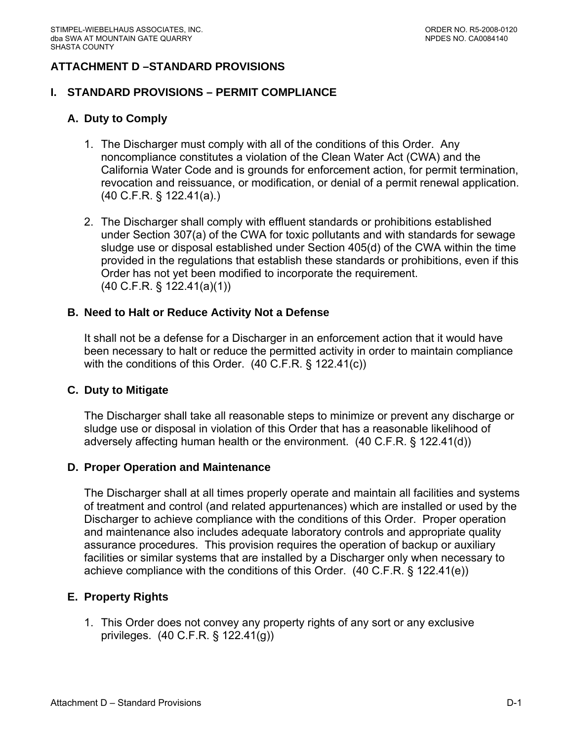## ATTACHMENT D –STANDARD PROVISIONS

### I. STANDARD PROVISIONS – PERMIT COMPLIANCE

#### A. Duty to Comply

1. The Discharger must comply with all of the conditions of this Order. Any noncompliance constitutes a violation of the Clean Water Act (CWA) and the California Water Code and is grounds for enforcement action, for permit termination, revocation and reissuance, or modification, or denial of a permit renewal application. (40 C.F.R. § 122.41(a).)

2. The Discharger shall comply with effluent standards or prohibitions established under Section 307(a) of the CWA for toxic pollutants and with standards for sewage sludge use or disposal established under Section 405(d) of the CWA within the time provided in the regulations that establish these standards or prohibitions, even if this Order has not yet been modified to incorporate the requirement. (40 C.F.R. § 122.41(a)(1))

#### B. Need to Halt or Reduce Activity Not a Defense

It shall not be a defense for a Discharger in an enforcement action that it would have been necessary to halt or reduce the permitted activity in order to maintain compliance with the conditions of this Order. (40 C.F.R. § 122.41(c))

#### C. Duty to Mitigate

The Discharger shall take all reasonable steps to minimize or prevent any discharge or sludge use or disposal in violation of this Order that has a reasonable likelihood of adversely affecting human health or the environment. (40 C.F.R. § 122.41(d))

#### D. Proper Operation and Maintenance

The Discharger shall at all times properly operate and maintain all facilities and systems of treatment and control (and related appurtenances) which are installed or used by the Discharger to achieve compliance with the conditions of this Order. Proper operation and maintenance also includes adequate laboratory controls and appropriate quality assurance procedures. This provision requires the operation of backup or auxiliary facilities or similar systems that are installed by a Discharger only when necessary to achieve compliance with the conditions of this Order. (40 C.F.R. § 122.41(e))

#### E. Property Rights

1. This Order does not convey any property rights of any sort or any exclusive privileges. (40 C.F.R. § 122.41(g))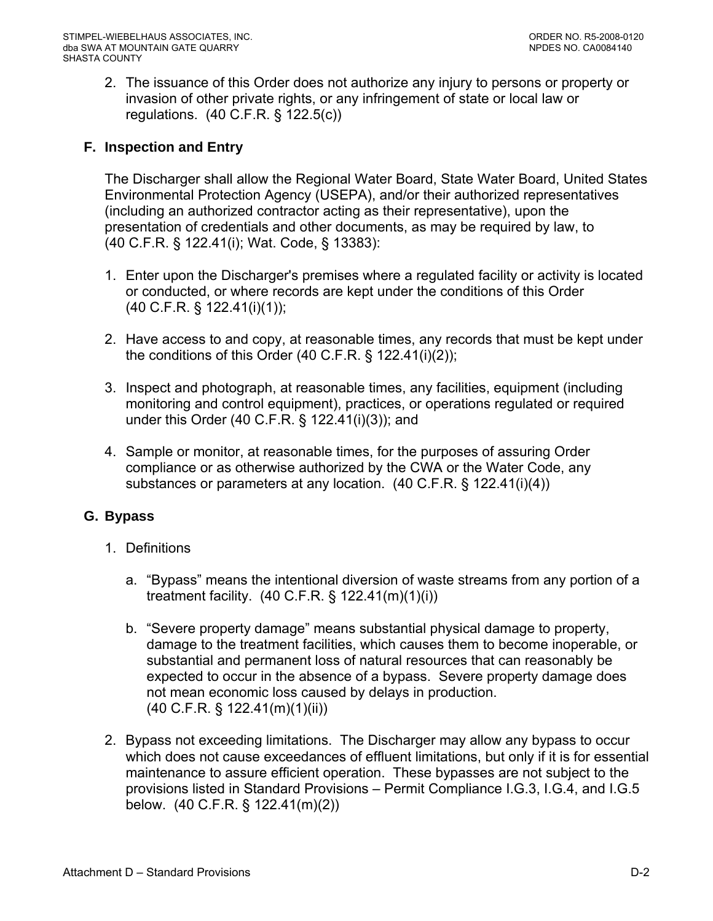2. The issuance of this Order does not authorize any injury to persons or property or invasion of other private rights, or any infringement of state or local law or regulations. (40 C.F.R. § 122.5(c))

### F. Inspection and Entry

The Discharger shall allow the Regional Water Board, State Water Board, United States Environmental Protection Agency (USEPA), and/or their authorized representatives (including an authorized contractor acting as their representative), upon the presentation of credentials and other documents, as may be required by law, to (40 C.F.R. § 122.41(i); Wat. Code, § 13383):

1. Enter upon the Discharger's premises where a regulated facility or activity is located or conducted, or where records are kept under the conditions of this Order (40 C.F.R. § 122.41(i)(1));

2. Have access to and copy, at reasonable times, any records that must be kept under the conditions of this Order (40 C.F.R. § 122.41(i)(2));

3. Inspect and photograph, at reasonable times, any facilities, equipment (including monitoring and control equipment), practices, or operations regulated or required under this Order (40 C.F.R. § 122.41(i)(3)); and

4. Sample or monitor, at reasonable times, for the purposes of assuring Order compliance or as otherwise authorized by the CWA or the Water Code, any substances or parameters at any location. (40 C.F.R. § 122.41(i)(4))

### G. Bypass

1. Definitions

   a. "Bypass" means the intentional diversion of waste streams from any portion of a treatment facility. (40 C.F.R. § 122.41(m)(1)(i))

   b. "Severe property damage" means substantial physical damage to property, damage to the treatment facilities, which causes them to become inoperable, or substantial and permanent loss of natural resources that can reasonably be expected to occur in the absence of a bypass. Severe property damage does not mean economic loss caused by delays in production. (40 C.F.R. § 122.41(m)(1)(ii))

2. Bypass not exceeding limitations. The Discharger may allow any bypass to occur which does not cause exceedances of effluent limitations, but only if it is for essential maintenance to assure efficient operation. These bypasses are not subject to the provisions listed in Standard Provisions – Permit Compliance I.G.3, I.G.4, and I.G.5 below. (40 C.F.R. § 122.41(m)(2))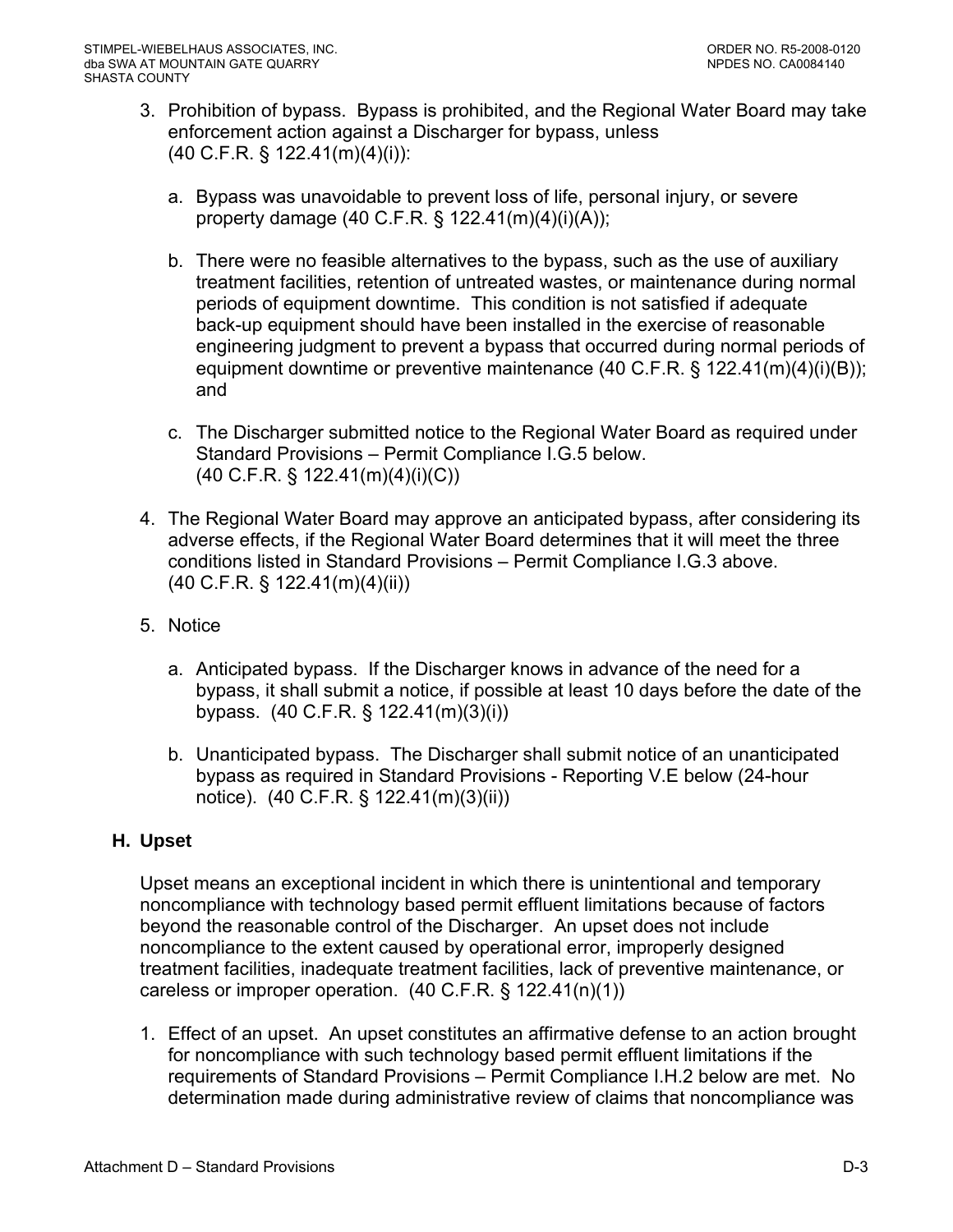3. Prohibition of bypass. Bypass is prohibited, and the Regional Water Board may take enforcement action against a Discharger for bypass, unless (40 C.F.R. § 122.41(m)(4)(i)):

   a. Bypass was unavoidable to prevent loss of life, personal injury, or severe property damage (40 C.F.R. § 122.41(m)(4)(i)(A));

   b. There were no feasible alternatives to the bypass, such as the use of auxiliary treatment facilities, retention of untreated wastes, or maintenance during normal periods of equipment downtime. This condition is not satisfied if adequate back-up equipment should have been installed in the exercise of reasonable engineering judgment to prevent a bypass that occurred during normal periods of equipment downtime or preventive maintenance (40 C.F.R. § 122.41(m)(4)(i)(B)); and

   c. The Discharger submitted notice to the Regional Water Board as required under Standard Provisions – Permit Compliance I.G.5 below. (40 C.F.R. § 122.41(m)(4)(i)(C))

4. The Regional Water Board may approve an anticipated bypass, after considering its adverse effects, if the Regional Water Board determines that it will meet the three conditions listed in Standard Provisions – Permit Compliance I.G.3 above. (40 C.F.R. § 122.41(m)(4)(ii))

5. Notice

   a. Anticipated bypass. If the Discharger knows in advance of the need for a bypass, it shall submit a notice, if possible at least 10 days before the date of the bypass. (40 C.F.R. § 122.41(m)(3)(i))

   b. Unanticipated bypass. The Discharger shall submit notice of an unanticipated bypass as required in Standard Provisions - Reporting V.E below (24-hour notice). (40 C.F.R. § 122.41(m)(3)(ii))

## H. Upset

Upset means an exceptional incident in which there is unintentional and temporary noncompliance with technology based permit effluent limitations because of factors beyond the reasonable control of the Discharger. An upset does not include noncompliance to the extent caused by operational error, improperly designed treatment facilities, inadequate treatment facilities, lack of preventive maintenance, or careless or improper operation. (40 C.F.R. § 122.41(n)(1))

1. Effect of an upset. An upset constitutes an affirmative defense to an action brought for noncompliance with such technology based permit effluent limitations if the requirements of Standard Provisions – Permit Compliance I.H.2 below are met. No determination made during administrative review of claims that noncompliance was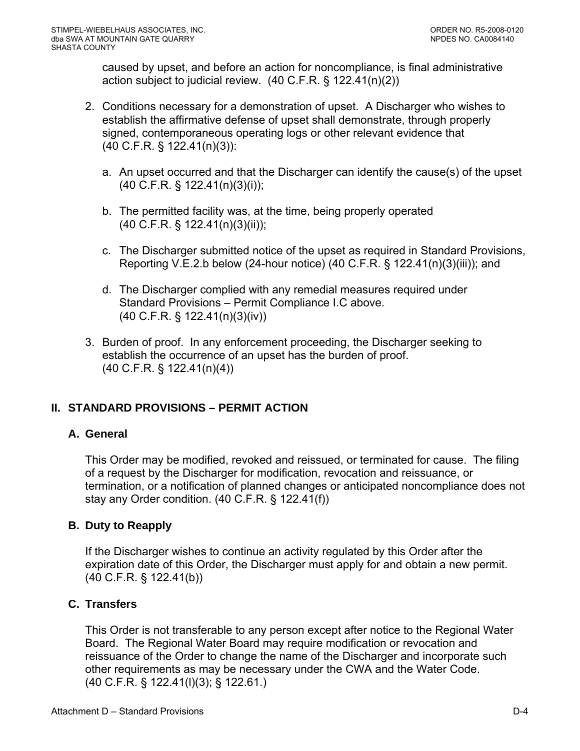caused by upset, and before an action for noncompliance, is final administrative action subject to judicial review. (40 C.F.R. § 122.41(n)(2))

2. Conditions necessary for a demonstration of upset. A Discharger who wishes to establish the affirmative defense of upset shall demonstrate, through properly signed, contemporaneous operating logs or other relevant evidence that (40 C.F.R. § 122.41(n)(3)):

   a. An upset occurred and that the Discharger can identify the cause(s) of the upset (40 C.F.R. § 122.41(n)(3)(i));

   b. The permitted facility was, at the time, being properly operated (40 C.F.R. § 122.41(n)(3)(ii));

   c. The Discharger submitted notice of the upset as required in Standard Provisions, Reporting V.E.2.b below (24-hour notice) (40 C.F.R. § 122.41(n)(3)(iii)); and

   d. The Discharger complied with any remedial measures required under Standard Provisions – Permit Compliance I.C above. (40 C.F.R. § 122.41(n)(3)(iv))

3. Burden of proof. In any enforcement proceeding, the Discharger seeking to establish the occurrence of an upset has the burden of proof. (40 C.F.R. § 122.41(n)(4))

## II. STANDARD PROVISIONS – PERMIT ACTION

### A. General

This Order may be modified, revoked and reissued, or terminated for cause. The filing of a request by the Discharger for modification, revocation and reissuance, or termination, or a notification of planned changes or anticipated noncompliance does not stay any Order condition. (40 C.F.R. § 122.41(f))

### B. Duty to Reapply

If the Discharger wishes to continue an activity regulated by this Order after the expiration date of this Order, the Discharger must apply for and obtain a new permit. (40 C.F.R. § 122.41(b))

### C. Transfers

This Order is not transferable to any person except after notice to the Regional Water Board. The Regional Water Board may require modification or revocation and reissuance of the Order to change the name of the Discharger and incorporate such other requirements as may be necessary under the CWA and the Water Code. (40 C.F.R. § 122.41(l)(3); § 122.61.)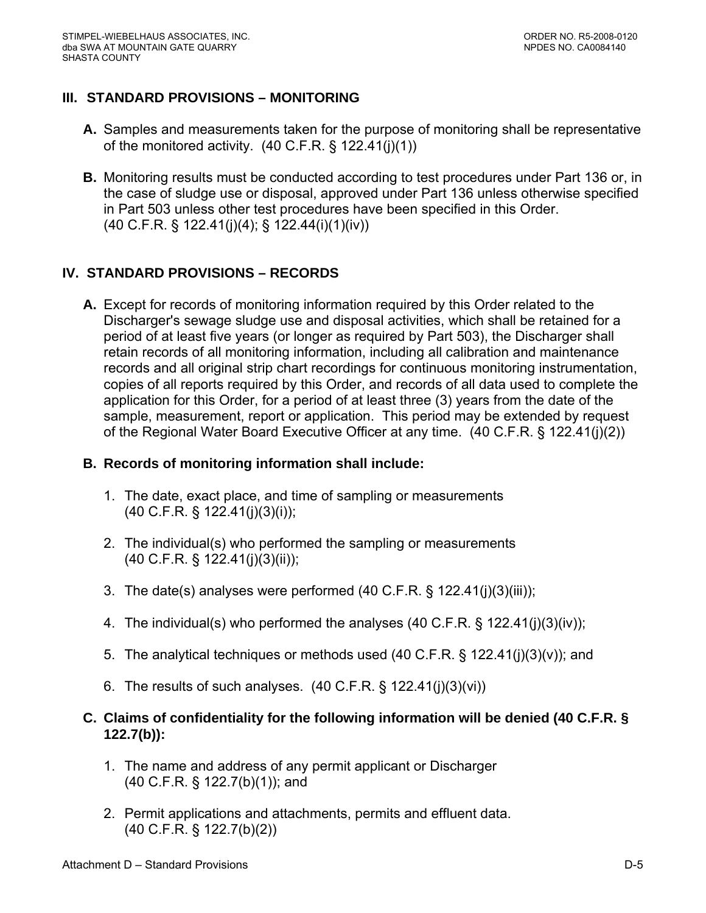## III. STANDARD PROVISIONS – MONITORING

**A.** Samples and measurements taken for the purpose of monitoring shall be representative of the monitored activity. (40 C.F.R. § 122.41(j)(1))

**B.** Monitoring results must be conducted according to test procedures under Part 136 or, in the case of sludge use or disposal, approved under Part 136 unless otherwise specified in Part 503 unless other test procedures have been specified in this Order. (40 C.F.R. § 122.41(j)(4); § 122.44(i)(1)(iv))

## IV. STANDARD PROVISIONS – RECORDS

**A.** Except for records of monitoring information required by this Order related to the Discharger's sewage sludge use and disposal activities, which shall be retained for a period of at least five years (or longer as required by Part 503), the Discharger shall retain records of all monitoring information, including all calibration and maintenance records and all original strip chart recordings for continuous monitoring instrumentation, copies of all reports required by this Order, and records of all data used to complete the application for this Order, for a period of at least three (3) years from the date of the sample, measurement, report or application. This period may be extended by request of the Regional Water Board Executive Officer at any time. (40 C.F.R. § 122.41(j)(2))

**B. Records of monitoring information shall include:**

1. The date, exact place, and time of sampling or measurements (40 C.F.R. § 122.41(j)(3)(i));
2. The individual(s) who performed the sampling or measurements (40 C.F.R. § 122.41(j)(3)(ii));
3. The date(s) analyses were performed (40 C.F.R. § 122.41(j)(3)(iii));
4. The individual(s) who performed the analyses (40 C.F.R. § 122.41(j)(3)(iv));
5. The analytical techniques or methods used (40 C.F.R. § 122.41(j)(3)(v)); and
6. The results of such analyses. (40 C.F.R. § 122.41(j)(3)(vi))

**C. Claims of confidentiality for the following information will be denied (40 C.F.R. § 122.7(b)):**

1. The name and address of any permit applicant or Discharger (40 C.F.R. § 122.7(b)(1)); and
2. Permit applications and attachments, permits and effluent data. (40 C.F.R. § 122.7(b)(2))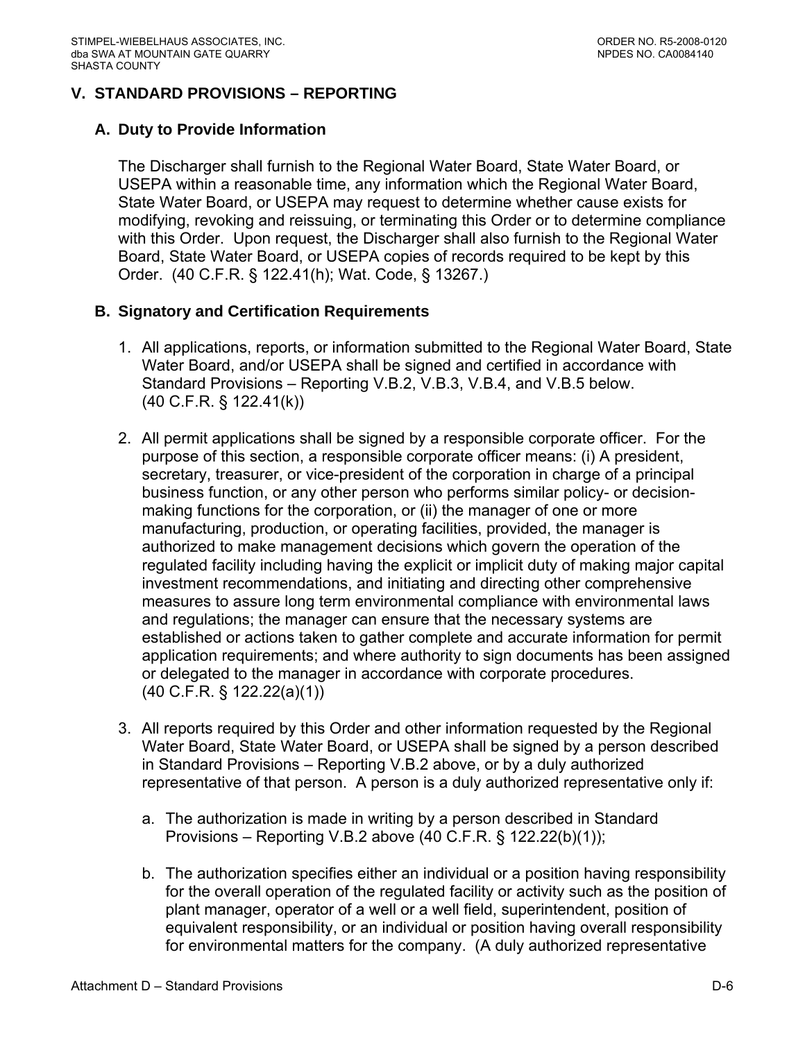## V. STANDARD PROVISIONS – REPORTING

### A. Duty to Provide Information

The Discharger shall furnish to the Regional Water Board, State Water Board, or USEPA within a reasonable time, any information which the Regional Water Board, State Water Board, or USEPA may request to determine whether cause exists for modifying, revoking and reissuing, or terminating this Order or to determine compliance with this Order. Upon request, the Discharger shall also furnish to the Regional Water Board, State Water Board, or USEPA copies of records required to be kept by this Order. (40 C.F.R. § 122.41(h); Wat. Code, § 13267.)

### B. Signatory and Certification Requirements

1. All applications, reports, or information submitted to the Regional Water Board, State Water Board, and/or USEPA shall be signed and certified in accordance with Standard Provisions – Reporting V.B.2, V.B.3, V.B.4, and V.B.5 below. (40 C.F.R. § 122.41(k))

2. All permit applications shall be signed by a responsible corporate officer. For the purpose of this section, a responsible corporate officer means: (i) A president, secretary, treasurer, or vice-president of the corporation in charge of a principal business function, or any other person who performs similar policy- or decision-making functions for the corporation, or (ii) the manager of one or more manufacturing, production, or operating facilities, provided, the manager is authorized to make management decisions which govern the operation of the regulated facility including having the explicit or implicit duty of making major capital investment recommendations, and initiating and directing other comprehensive measures to assure long term environmental compliance with environmental laws and regulations; the manager can ensure that the necessary systems are established or actions taken to gather complete and accurate information for permit application requirements; and where authority to sign documents has been assigned or delegated to the manager in accordance with corporate procedures. (40 C.F.R. § 122.22(a)(1))

3. All reports required by this Order and other information requested by the Regional Water Board, State Water Board, or USEPA shall be signed by a person described in Standard Provisions – Reporting V.B.2 above, or by a duly authorized representative of that person. A person is a duly authorized representative only if:

   a. The authorization is made in writing by a person described in Standard Provisions – Reporting V.B.2 above (40 C.F.R. § 122.22(b)(1));

   b. The authorization specifies either an individual or a position having responsibility for the overall operation of the regulated facility or activity such as the position of plant manager, operator of a well or a well field, superintendent, position of equivalent responsibility, or an individual or position having overall responsibility for environmental matters for the company. (A duly authorized representative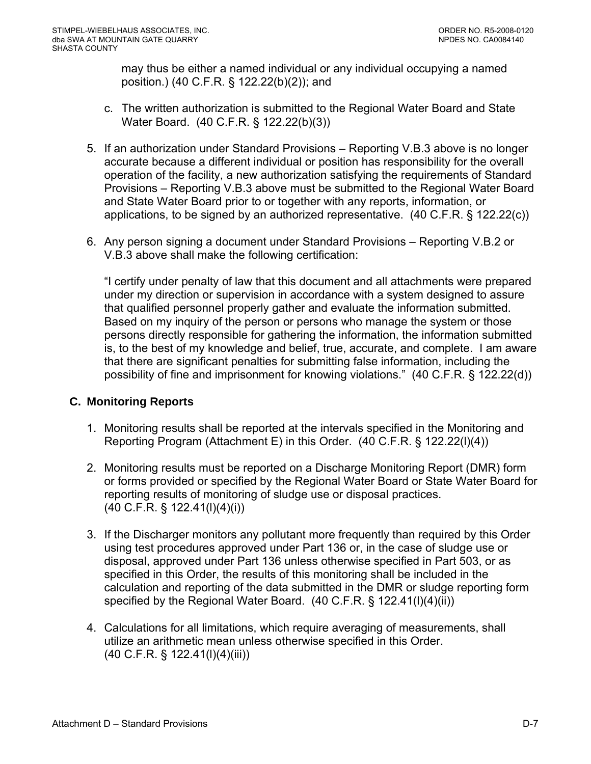may thus be either a named individual or any individual occupying a named position.) (40 C.F.R. § 122.22(b)(2)); and

c. The written authorization is submitted to the Regional Water Board and State Water Board. (40 C.F.R. § 122.22(b)(3))

5. If an authorization under Standard Provisions – Reporting V.B.3 above is no longer accurate because a different individual or position has responsibility for the overall operation of the facility, a new authorization satisfying the requirements of Standard Provisions – Reporting V.B.3 above must be submitted to the Regional Water Board and State Water Board prior to or together with any reports, information, or applications, to be signed by an authorized representative. (40 C.F.R. § 122.22(c))

6. Any person signing a document under Standard Provisions – Reporting V.B.2 or V.B.3 above shall make the following certification:

   "I certify under penalty of law that this document and all attachments were prepared under my direction or supervision in accordance with a system designed to assure that qualified personnel properly gather and evaluate the information submitted. Based on my inquiry of the person or persons who manage the system or those persons directly responsible for gathering the information, the information submitted is, to the best of my knowledge and belief, true, accurate, and complete. I am aware that there are significant penalties for submitting false information, including the possibility of fine and imprisonment for knowing violations." (40 C.F.R. § 122.22(d))

### C. Monitoring Reports

1. Monitoring results shall be reported at the intervals specified in the Monitoring and Reporting Program (Attachment E) in this Order. (40 C.F.R. § 122.22(l)(4))

2. Monitoring results must be reported on a Discharge Monitoring Report (DMR) form or forms provided or specified by the Regional Water Board or State Water Board for reporting results of monitoring of sludge use or disposal practices. (40 C.F.R. § 122.41(l)(4)(i))

3. If the Discharger monitors any pollutant more frequently than required by this Order using test procedures approved under Part 136 or, in the case of sludge use or disposal, approved under Part 136 unless otherwise specified in Part 503, or as specified in this Order, the results of this monitoring shall be included in the calculation and reporting of the data submitted in the DMR or sludge reporting form specified by the Regional Water Board. (40 C.F.R. § 122.41(l)(4)(ii))

4. Calculations for all limitations, which require averaging of measurements, shall utilize an arithmetic mean unless otherwise specified in this Order. (40 C.F.R. § 122.41(l)(4)(iii))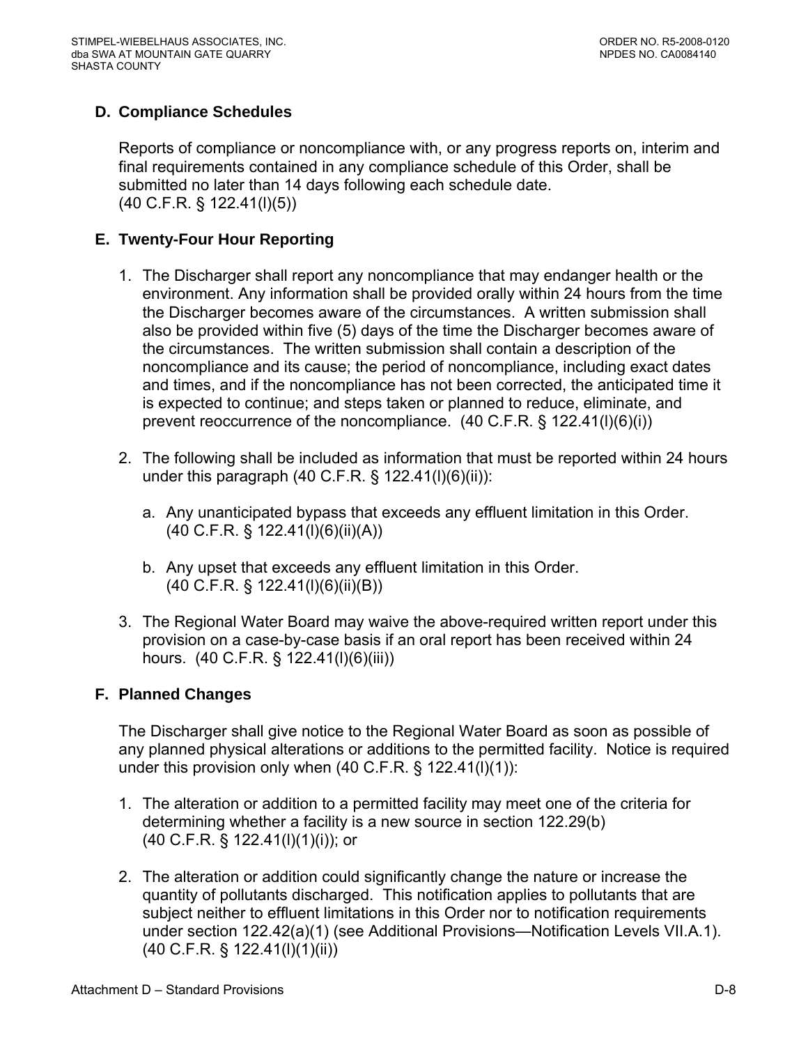## D. Compliance Schedules

Reports of compliance or noncompliance with, or any progress reports on, interim and final requirements contained in any compliance schedule of this Order, shall be submitted no later than 14 days following each schedule date. (40 C.F.R. § 122.41(l)(5))

## E. Twenty-Four Hour Reporting

1. The Discharger shall report any noncompliance that may endanger health or the environment. Any information shall be provided orally within 24 hours from the time the Discharger becomes aware of the circumstances. A written submission shall also be provided within five (5) days of the time the Discharger becomes aware of the circumstances. The written submission shall contain a description of the noncompliance and its cause; the period of noncompliance, including exact dates and times, and if the noncompliance has not been corrected, the anticipated time it is expected to continue; and steps taken or planned to reduce, eliminate, and prevent reoccurrence of the noncompliance. (40 C.F.R. § 122.41(l)(6)(i))

2. The following shall be included as information that must be reported within 24 hours under this paragraph (40 C.F.R. § 122.41(l)(6)(ii)):

   a. Any unanticipated bypass that exceeds any effluent limitation in this Order. (40 C.F.R. § 122.41(l)(6)(ii)(A))

   b. Any upset that exceeds any effluent limitation in this Order. (40 C.F.R. § 122.41(l)(6)(ii)(B))

3. The Regional Water Board may waive the above-required written report under this provision on a case-by-case basis if an oral report has been received within 24 hours. (40 C.F.R. § 122.41(l)(6)(iii))

## F. Planned Changes

The Discharger shall give notice to the Regional Water Board as soon as possible of any planned physical alterations or additions to the permitted facility. Notice is required under this provision only when (40 C.F.R. § 122.41(l)(1)):

1. The alteration or addition to a permitted facility may meet one of the criteria for determining whether a facility is a new source in section 122.29(b) (40 C.F.R. § 122.41(l)(1)(i)); or

2. The alteration or addition could significantly change the nature or increase the quantity of pollutants discharged. This notification applies to pollutants that are subject neither to effluent limitations in this Order nor to notification requirements under section 122.42(a)(1) (see Additional Provisions—Notification Levels VII.A.1). (40 C.F.R. § 122.41(l)(1)(ii))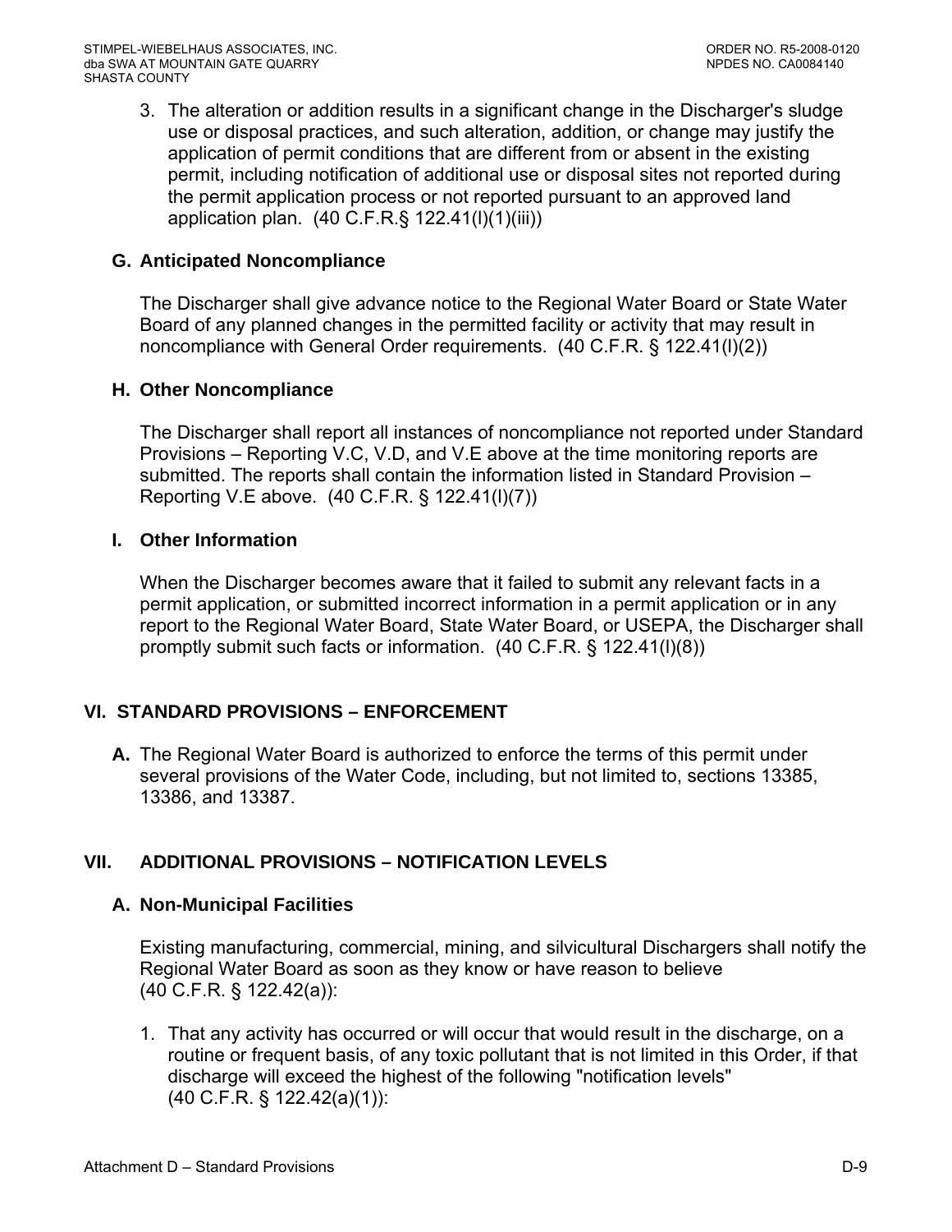3. The alteration or addition results in a significant change in the Discharger's sludge use or disposal practices, and such alteration, addition, or change may justify the application of permit conditions that are different from or absent in the existing permit, including notification of additional use or disposal sites not reported during the permit application process or not reported pursuant to an approved land application plan. (40 C.F.R.§ 122.41(l)(1)(iii))

### G. Anticipated Noncompliance

The Discharger shall give advance notice to the Regional Water Board or State Water Board of any planned changes in the permitted facility or activity that may result in noncompliance with General Order requirements. (40 C.F.R. § 122.41(l)(2))

### H. Other Noncompliance

The Discharger shall report all instances of noncompliance not reported under Standard Provisions – Reporting V.C, V.D, and V.E above at the time monitoring reports are submitted. The reports shall contain the information listed in Standard Provision – Reporting V.E above. (40 C.F.R. § 122.41(l)(7))

### I. Other Information

When the Discharger becomes aware that it failed to submit any relevant facts in a permit application, or submitted incorrect information in a permit application or in any report to the Regional Water Board, State Water Board, or USEPA, the Discharger shall promptly submit such facts or information. (40 C.F.R. § 122.41(l)(8))

## VI. STANDARD PROVISIONS – ENFORCEMENT

**A.** The Regional Water Board is authorized to enforce the terms of this permit under several provisions of the Water Code, including, but not limited to, sections 13385, 13386, and 13387.

## VII. ADDITIONAL PROVISIONS – NOTIFICATION LEVELS

### A. Non-Municipal Facilities

Existing manufacturing, commercial, mining, and silvicultural Dischargers shall notify the Regional Water Board as soon as they know or have reason to believe (40 C.F.R. § 122.42(a)):

1. That any activity has occurred or will occur that would result in the discharge, on a routine or frequent basis, of any toxic pollutant that is not limited in this Order, if that discharge will exceed the highest of the following "notification levels" (40 C.F.R. § 122.42(a)(1)):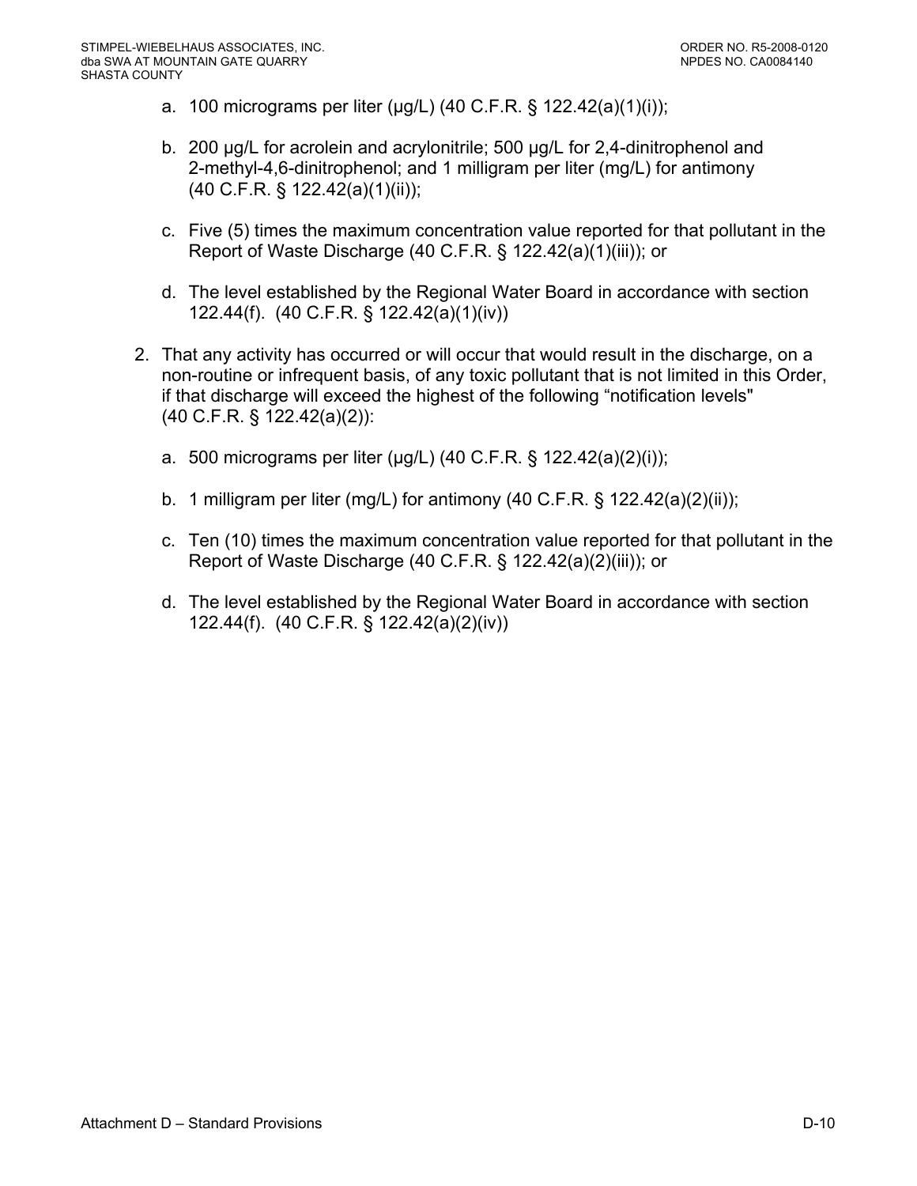a. 100 micrograms per liter (μg/L) (40 C.F.R. § 122.42(a)(1)(i));

b. 200 μg/L for acrolein and acrylonitrile; 500 μg/L for 2,4-dinitrophenol and 2-methyl-4,6-dinitrophenol; and 1 milligram per liter (mg/L) for antimony (40 C.F.R. § 122.42(a)(1)(ii));

c. Five (5) times the maximum concentration value reported for that pollutant in the Report of Waste Discharge (40 C.F.R. § 122.42(a)(1)(iii)); or

d. The level established by the Regional Water Board in accordance with section 122.44(f). (40 C.F.R. § 122.42(a)(1)(iv))

2. That any activity has occurred or will occur that would result in the discharge, on a non-routine or infrequent basis, of any toxic pollutant that is not limited in this Order, if that discharge will exceed the highest of the following "notification levels" (40 C.F.R. § 122.42(a)(2)):

   a. 500 micrograms per liter (μg/L) (40 C.F.R. § 122.42(a)(2)(i));

   b. 1 milligram per liter (mg/L) for antimony (40 C.F.R. § 122.42(a)(2)(ii));

   c. Ten (10) times the maximum concentration value reported for that pollutant in the Report of Waste Discharge (40 C.F.R. § 122.42(a)(2)(iii)); or

   d. The level established by the Regional Water Board in accordance with section 122.44(f). (40 C.F.R. § 122.42(a)(2)(iv))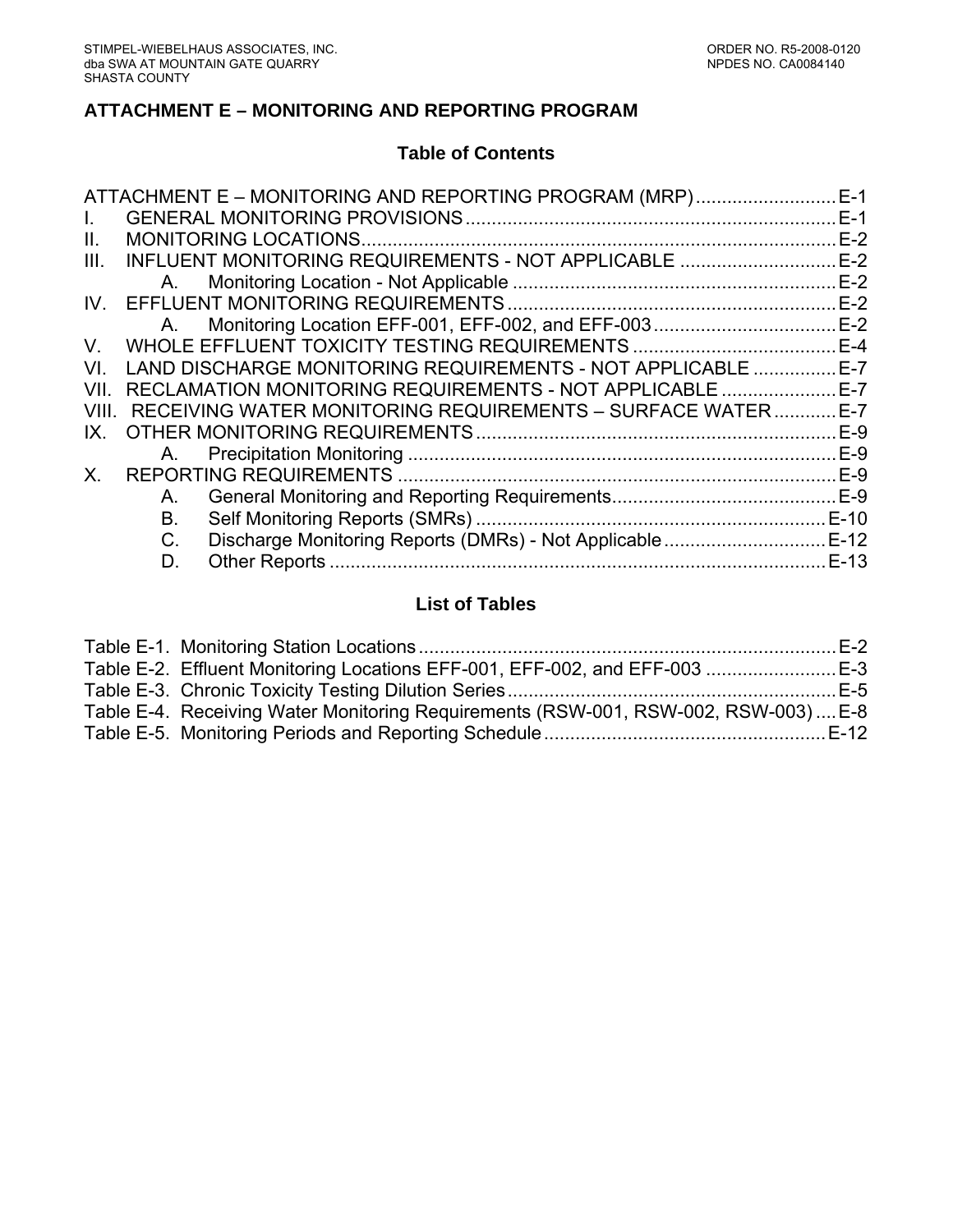## ATTACHMENT E – MONITORING AND REPORTING PROGRAM

### Table of Contents

ATTACHMENT E – MONITORING AND REPORTING PROGRAM (MRP) ........................... E-1
I. GENERAL MONITORING PROVISIONS ........................................................................ E-1
II. MONITORING LOCATIONS ........................................................................................... E-2
III. INFLUENT MONITORING REQUIREMENTS - NOT APPLICABLE ............................. E-2
  A. Monitoring Location - Not Applicable ............................................................. E-2
IV. EFFLUENT MONITORING REQUIREMENTS ............................................................... E-2
  A. Monitoring Location EFF-001, EFF-002, and EFF-003 ..................................... E-2
V. WHOLE EFFLUENT TOXICITY TESTING REQUIREMENTS ....................................... E-4
VI. LAND DISCHARGE MONITORING REQUIREMENTS - NOT APPLICABLE ................ E-7
VII. RECLAMATION MONITORING REQUIREMENTS - NOT APPLICABLE ...................... E-7
VIII. RECEIVING WATER MONITORING REQUIREMENTS – SURFACE WATER ............ E-7
IX. OTHER MONITORING REQUIREMENTS .................................................................... E-9
  A. Precipitation Monitoring ................................................................................... E-9
X. REPORTING REQUIREMENTS .................................................................................... E-9
  A. General Monitoring and Reporting Requirements ........................................... E-9
  B. Self Monitoring Reports (SMRs) ...................................................................... E-10
  C. Discharge Monitoring Reports (DMRs) - Not Applicable ............................... E-12
  D. Other Reports ................................................................................................ E-13

### List of Tables

Table E-1. Monitoring Station Locations ................................................................................ E-2
Table E-2. Effluent Monitoring Locations EFF-001, EFF-002, and EFF-003 ......................... E-3
Table E-3. Chronic Toxicity Testing Dilution Series .............................................................. E-5
Table E-4. Receiving Water Monitoring Requirements (RSW-001, RSW-002, RSW-003) .... E-8
Table E-5. Monitoring Periods and Reporting Schedule ...................................................... E-12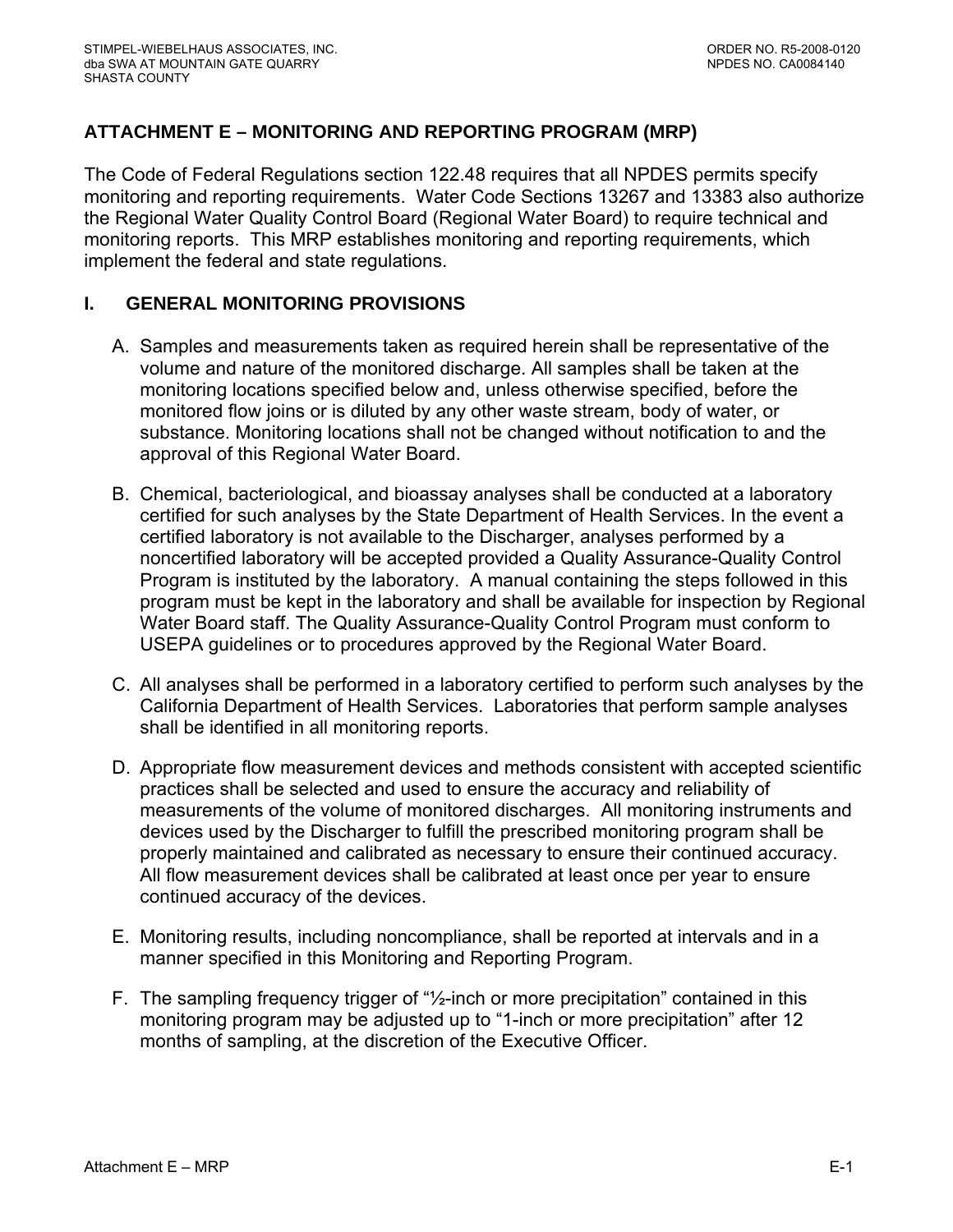## ATTACHMENT E – MONITORING AND REPORTING PROGRAM (MRP)

The Code of Federal Regulations section 122.48 requires that all NPDES permits specify monitoring and reporting requirements. Water Code Sections 13267 and 13383 also authorize the Regional Water Quality Control Board (Regional Water Board) to require technical and monitoring reports. This MRP establishes monitoring and reporting requirements, which implement the federal and state regulations.

### I. GENERAL MONITORING PROVISIONS

A. Samples and measurements taken as required herein shall be representative of the volume and nature of the monitored discharge. All samples shall be taken at the monitoring locations specified below and, unless otherwise specified, before the monitored flow joins or is diluted by any other waste stream, body of water, or substance. Monitoring locations shall not be changed without notification to and the approval of this Regional Water Board.

B. Chemical, bacteriological, and bioassay analyses shall be conducted at a laboratory certified for such analyses by the State Department of Health Services. In the event a certified laboratory is not available to the Discharger, analyses performed by a noncertified laboratory will be accepted provided a Quality Assurance-Quality Control Program is instituted by the laboratory. A manual containing the steps followed in this program must be kept in the laboratory and shall be available for inspection by Regional Water Board staff. The Quality Assurance-Quality Control Program must conform to USEPA guidelines or to procedures approved by the Regional Water Board.

C. All analyses shall be performed in a laboratory certified to perform such analyses by the California Department of Health Services. Laboratories that perform sample analyses shall be identified in all monitoring reports.

D. Appropriate flow measurement devices and methods consistent with accepted scientific practices shall be selected and used to ensure the accuracy and reliability of measurements of the volume of monitored discharges. All monitoring instruments and devices used by the Discharger to fulfill the prescribed monitoring program shall be properly maintained and calibrated as necessary to ensure their continued accuracy. All flow measurement devices shall be calibrated at least once per year to ensure continued accuracy of the devices.

E. Monitoring results, including noncompliance, shall be reported at intervals and in a manner specified in this Monitoring and Reporting Program.

F. The sampling frequency trigger of "½-inch or more precipitation" contained in this monitoring program may be adjusted up to "1-inch or more precipitation" after 12 months of sampling, at the discretion of the Executive Officer.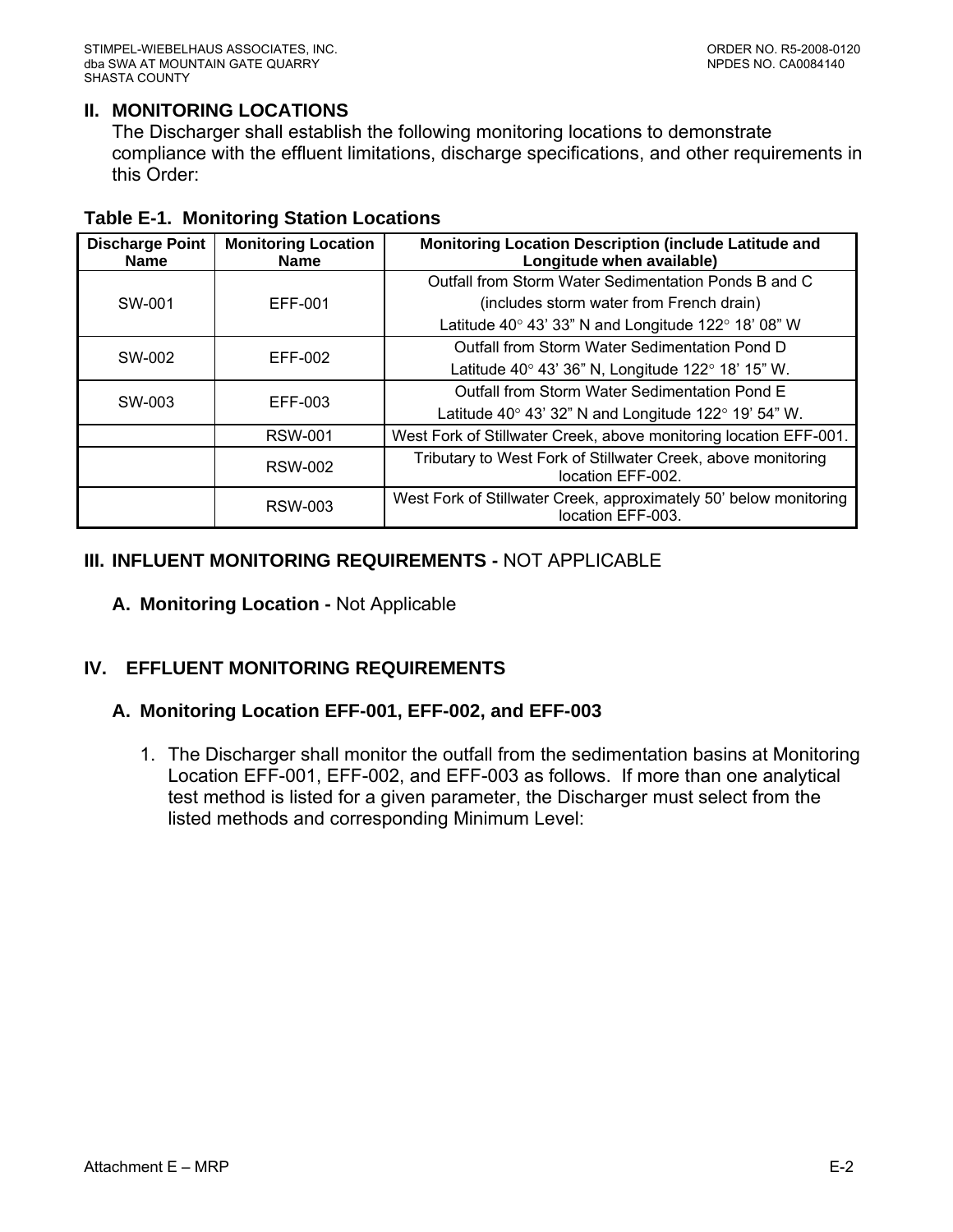## II. MONITORING LOCATIONS

The Discharger shall establish the following monitoring locations to demonstrate compliance with the effluent limitations, discharge specifications, and other requirements in this Order:

**Table E-1. Monitoring Station Locations**

| Discharge Point Name | Monitoring Location Name | Monitoring Location Description (include Latitude and Longitude when available) |
|---|---|---|
| SW-001 | EFF-001 | Outfall from Storm Water Sedimentation Ponds B and C (includes storm water from French drain) Latitude 40° 43’ 33” N and Longitude 122° 18’ 08” W |
| SW-002 | EFF-002 | Outfall from Storm Water Sedimentation Pond D Latitude 40° 43’ 36” N, Longitude 122° 18’ 15” W. |
| SW-003 | EFF-003 | Outfall from Storm Water Sedimentation Pond E Latitude 40° 43’ 32” N and Longitude 122° 19’ 54” W. |
| | RSW-001 | West Fork of Stillwater Creek, above monitoring location EFF-001. |
| | RSW-002 | Tributary to West Fork of Stillwater Creek, above monitoring location EFF-002. |
| | RSW-003 | West Fork of Stillwater Creek, approximately 50’ below monitoring location EFF-003. |

## III. INFLUENT MONITORING REQUIREMENTS - NOT APPLICABLE

### A. Monitoring Location - Not Applicable

## IV. EFFLUENT MONITORING REQUIREMENTS

### A. Monitoring Location EFF-001, EFF-002, and EFF-003

1. The Discharger shall monitor the outfall from the sedimentation basins at Monitoring Location EFF-001, EFF-002, and EFF-003 as follows. If more than one analytical test method is listed for a given parameter, the Discharger must select from the listed methods and corresponding Minimum Level: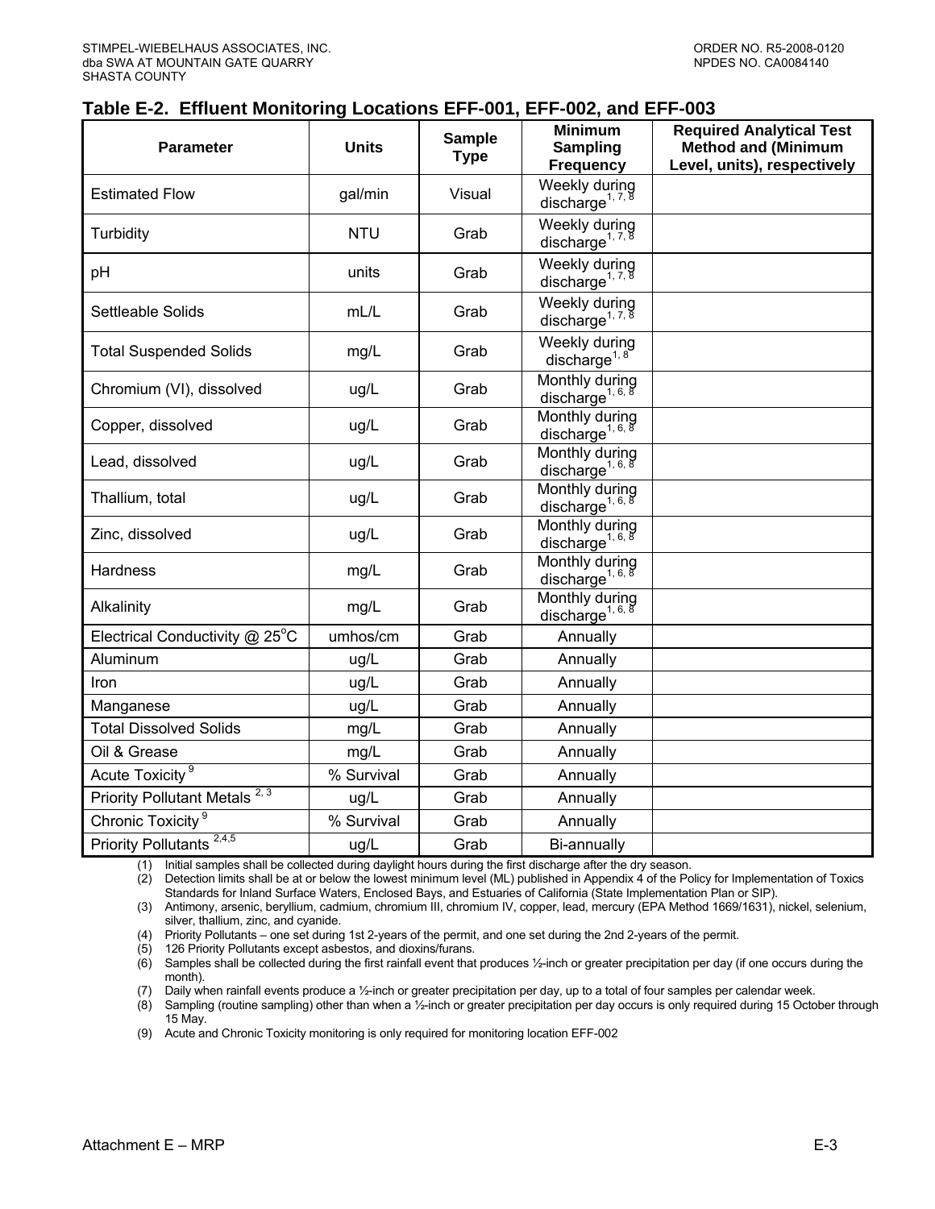## Table E-2. Effluent Monitoring Locations EFF-001, EFF-002, and EFF-003

| Parameter | Units | Sample Type | Minimum Sampling Frequency | Required Analytical Test Method and (Minimum Level, units), respectively |
|---|---|---|---|---|
| Estimated Flow | gal/min | Visual | Weekly during discharge[1, 7, 8] | |
| Turbidity | NTU | Grab | Weekly during discharge[1, 7, 8] | |
| pH | units | Grab | Weekly during discharge[1, 7, 8] | |
| Settleable Solids | mL/L | Grab | Weekly during discharge[1, 7, 8] | |
| Total Suspended Solids | mg/L | Grab | Weekly during discharge[1, 8] | |
| Chromium (VI), dissolved | ug/L | Grab | Monthly during discharge[1, 6, 8] | |
| Copper, dissolved | ug/L | Grab | Monthly during discharge[1, 6, 8] | |
| Lead, dissolved | ug/L | Grab | Monthly during discharge[1, 6, 8] | |
| Thallium, total | ug/L | Grab | Monthly during discharge[1, 6, 8] | |
| Zinc, dissolved | ug/L | Grab | Monthly during discharge[1, 6, 8] | |
| Hardness | mg/L | Grab | Monthly during discharge[1, 6, 8] | |
| Alkalinity | mg/L | Grab | Monthly during discharge[1, 6, 8] | |
| Electrical Conductivity @ 25°C | umhos/cm | Grab | Annually | |
| Aluminum | ug/L | Grab | Annually | |
| Iron | ug/L | Grab | Annually | |
| Manganese | ug/L | Grab | Annually | |
| Total Dissolved Solids | mg/L | Grab | Annually | |
| Oil & Grease | mg/L | Grab | Annually | |
| Acute Toxicity[9] | % Survival | Grab | Annually | |
| Priority Pollutant Metals[2, 3] | ug/L | Grab | Annually | |
| Chronic Toxicity[9] | % Survival | Grab | Annually | |
| Priority Pollutants[2,4,5] | ug/L | Grab | Bi-annually | |

(1) Initial samples shall be collected during daylight hours during the first discharge after the dry season.
(2) Detection limits shall be at or below the lowest minimum level (ML) published in Appendix 4 of the Policy for Implementation of Toxics Standards for Inland Surface Waters, Enclosed Bays, and Estuaries of California (State Implementation Plan or SIP).
(3) Antimony, arsenic, beryllium, cadmium, chromium III, chromium IV, copper, lead, mercury (EPA Method 1669/1631), nickel, selenium, silver, thallium, zinc, and cyanide.
(4) Priority Pollutants – one set during 1st 2-years of the permit, and one set during the 2nd 2-years of the permit.
(5) 126 Priority Pollutants except asbestos, and dioxins/furans.
(6) Samples shall be collected during the first rainfall event that produces ½-inch or greater precipitation per day (if one occurs during the month).
(7) Daily when rainfall events produce a ½-inch or greater precipitation per day, up to a total of four samples per calendar week.
(8) Sampling (routine sampling) other than when a ½-inch or greater precipitation per day occurs is only required during 15 October through 15 May.
(9) Acute and Chronic Toxicity monitoring is only required for monitoring location EFF-002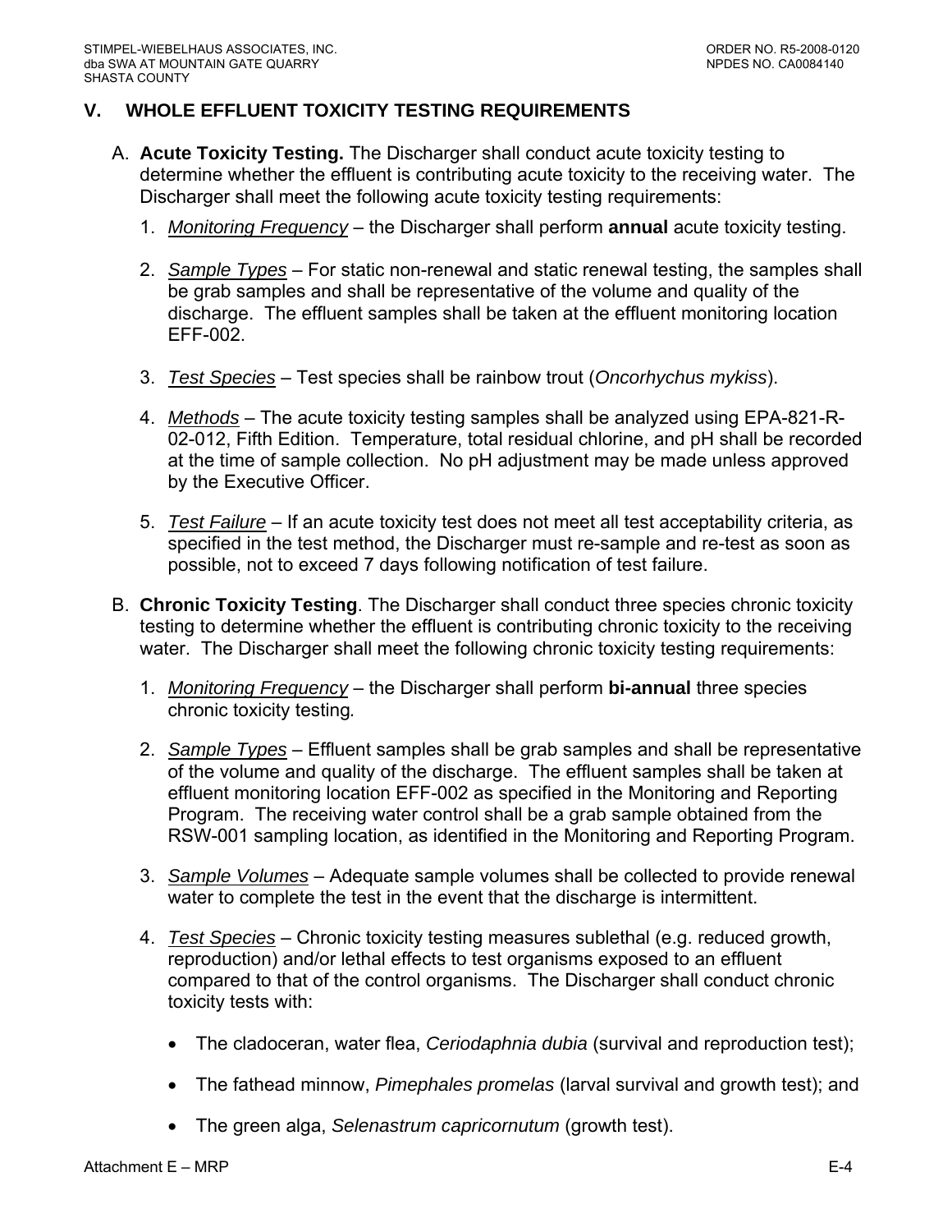## V. WHOLE EFFLUENT TOXICITY TESTING REQUIREMENTS

A. **Acute Toxicity Testing.** The Discharger shall conduct acute toxicity testing to determine whether the effluent is contributing acute toxicity to the receiving water. The Discharger shall meet the following acute toxicity testing requirements:

1. *Monitoring Frequency* – the Discharger shall perform **annual** acute toxicity testing.

2. *Sample Types* – For static non-renewal and static renewal testing, the samples shall be grab samples and shall be representative of the volume and quality of the discharge. The effluent samples shall be taken at the effluent monitoring location EFF-002.

3. *Test Species* – Test species shall be rainbow trout (*Oncorhychus mykiss*).

4. *Methods* – The acute toxicity testing samples shall be analyzed using EPA-821-R-02-012, Fifth Edition. Temperature, total residual chlorine, and pH shall be recorded at the time of sample collection. No pH adjustment may be made unless approved by the Executive Officer.

5. *Test Failure* – If an acute toxicity test does not meet all test acceptability criteria, as specified in the test method, the Discharger must re-sample and re-test as soon as possible, not to exceed 7 days following notification of test failure.

B. **Chronic Toxicity Testing**. The Discharger shall conduct three species chronic toxicity testing to determine whether the effluent is contributing chronic toxicity to the receiving water. The Discharger shall meet the following chronic toxicity testing requirements:

1. *Monitoring Frequency* – the Discharger shall perform **bi-annual** three species chronic toxicity testing.

2. *Sample Types* – Effluent samples shall be grab samples and shall be representative of the volume and quality of the discharge. The effluent samples shall be taken at effluent monitoring location EFF-002 as specified in the Monitoring and Reporting Program. The receiving water control shall be a grab sample obtained from the RSW-001 sampling location, as identified in the Monitoring and Reporting Program.

3. *Sample Volumes* – Adequate sample volumes shall be collected to provide renewal water to complete the test in the event that the discharge is intermittent.

4. *Test Species* – Chronic toxicity testing measures sublethal (e.g. reduced growth, reproduction) and/or lethal effects to test organisms exposed to an effluent compared to that of the control organisms. The Discharger shall conduct chronic toxicity tests with:

   - The cladoceran, water flea, *Ceriodaphnia dubia* (survival and reproduction test);

   - The fathead minnow, *Pimephales promelas* (larval survival and growth test); and

   - The green alga, *Selenastrum capricornutum* (growth test).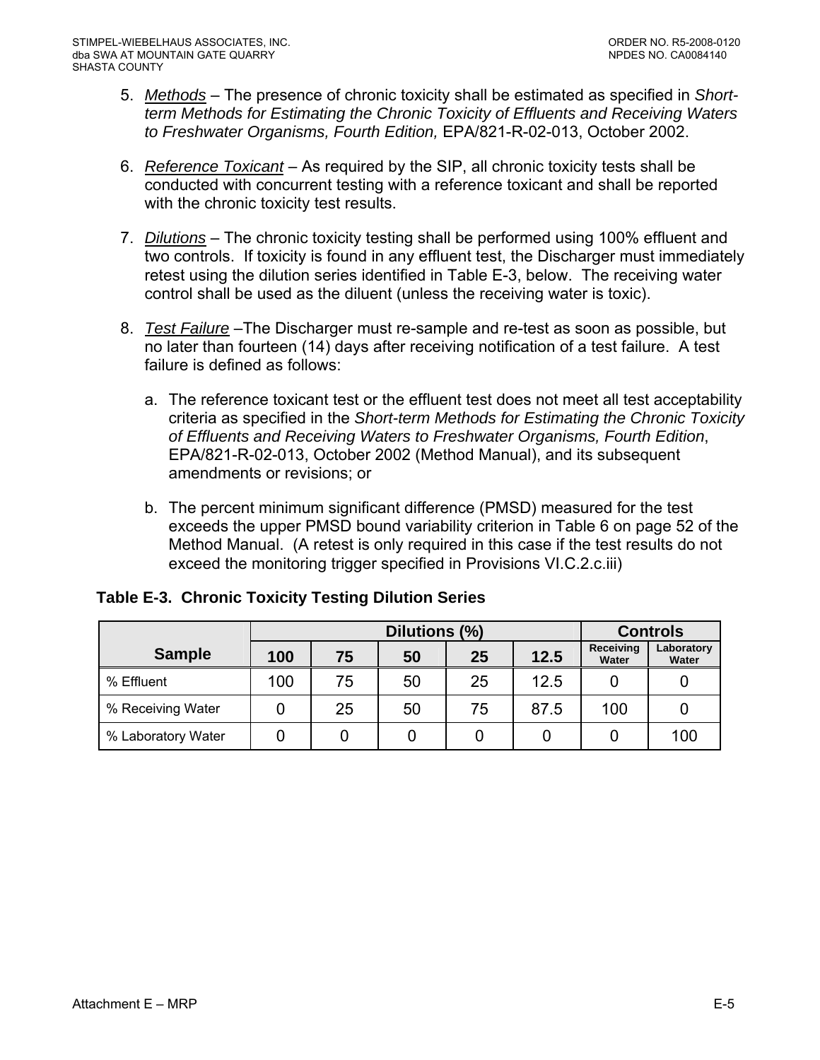5. *Methods* – The presence of chronic toxicity shall be estimated as specified in *Short-term Methods for Estimating the Chronic Toxicity of Effluents and Receiving Waters to Freshwater Organisms, Fourth Edition,* EPA/821-R-02-013, October 2002.

6. *Reference Toxicant* – As required by the SIP, all chronic toxicity tests shall be conducted with concurrent testing with a reference toxicant and shall be reported with the chronic toxicity test results.

7. *Dilutions* – The chronic toxicity testing shall be performed using 100% effluent and two controls. If toxicity is found in any effluent test, the Discharger must immediately retest using the dilution series identified in Table E-3, below. The receiving water control shall be used as the diluent (unless the receiving water is toxic).

8. *Test Failure* –The Discharger must re-sample and re-test as soon as possible, but no later than fourteen (14) days after receiving notification of a test failure. A test failure is defined as follows:

   a. The reference toxicant test or the effluent test does not meet all test acceptability criteria as specified in the *Short-term Methods for Estimating the Chronic Toxicity of Effluents and Receiving Waters to Freshwater Organisms, Fourth Edition*, EPA/821-R-02-013, October 2002 (Method Manual), and its subsequent amendments or revisions; or

   b. The percent minimum significant difference (PMSD) measured for the test exceeds the upper PMSD bound variability criterion in Table 6 on page 52 of the Method Manual. (A retest is only required in this case if the test results do not exceed the monitoring trigger specified in Provisions VI.C.2.c.iii)

**Table E-3. Chronic Toxicity Testing Dilution Series**

| Sample | Dilutions (%) | | | | | Controls | |
|---|---|---|---|---|---|---|---|
| | 100 | 75 | 50 | 25 | 12.5 | Receiving Water | Laboratory Water |
| % Effluent | 100 | 75 | 50 | 25 | 12.5 | 0 | 0 |
| % Receiving Water | 0 | 25 | 50 | 75 | 87.5 | 100 | 0 |
| % Laboratory Water | 0 | 0 | 0 | 0 | 0 | 0 | 100 |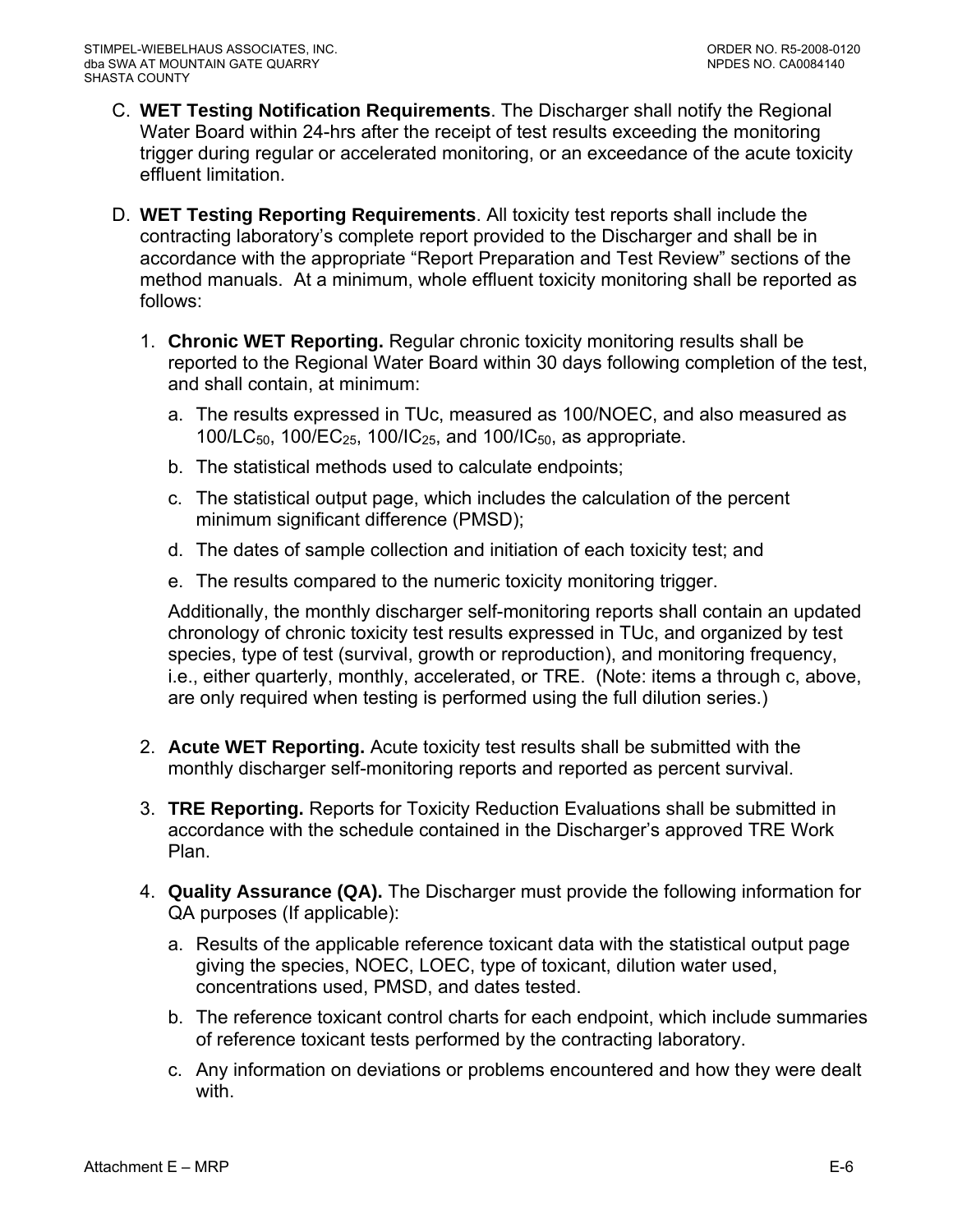C. **WET Testing Notification Requirements**. The Discharger shall notify the Regional Water Board within 24-hrs after the receipt of test results exceeding the monitoring trigger during regular or accelerated monitoring, or an exceedance of the acute toxicity effluent limitation.

D. **WET Testing Reporting Requirements**. All toxicity test reports shall include the contracting laboratory's complete report provided to the Discharger and shall be in accordance with the appropriate "Report Preparation and Test Review" sections of the method manuals. At a minimum, whole effluent toxicity monitoring shall be reported as follows:

   1. **Chronic WET Reporting.** Regular chronic toxicity monitoring results shall be reported to the Regional Water Board within 30 days following completion of the test, and shall contain, at minimum:

      a. The results expressed in TUc, measured as 100/NOEC, and also measured as 100/$LC_{50}$, 100/$EC_{25}$, 100/$IC_{25}$, and 100/$IC_{50}$, as appropriate.

      b. The statistical methods used to calculate endpoints;

      c. The statistical output page, which includes the calculation of the percent minimum significant difference (PMSD);

      d. The dates of sample collection and initiation of each toxicity test; and

      e. The results compared to the numeric toxicity monitoring trigger.

      Additionally, the monthly discharger self-monitoring reports shall contain an updated chronology of chronic toxicity test results expressed in TUc, and organized by test species, type of test (survival, growth or reproduction), and monitoring frequency, i.e., either quarterly, monthly, accelerated, or TRE. (Note: items a through c, above, are only required when testing is performed using the full dilution series.)

   2. **Acute WET Reporting.** Acute toxicity test results shall be submitted with the monthly discharger self-monitoring reports and reported as percent survival.

   3. **TRE Reporting.** Reports for Toxicity Reduction Evaluations shall be submitted in accordance with the schedule contained in the Discharger's approved TRE Work Plan.

   4. **Quality Assurance (QA).** The Discharger must provide the following information for QA purposes (If applicable):

      a. Results of the applicable reference toxicant data with the statistical output page giving the species, NOEC, LOEC, type of toxicant, dilution water used, concentrations used, PMSD, and dates tested.

      b. The reference toxicant control charts for each endpoint, which include summaries of reference toxicant tests performed by the contracting laboratory.

      c. Any information on deviations or problems encountered and how they were dealt with.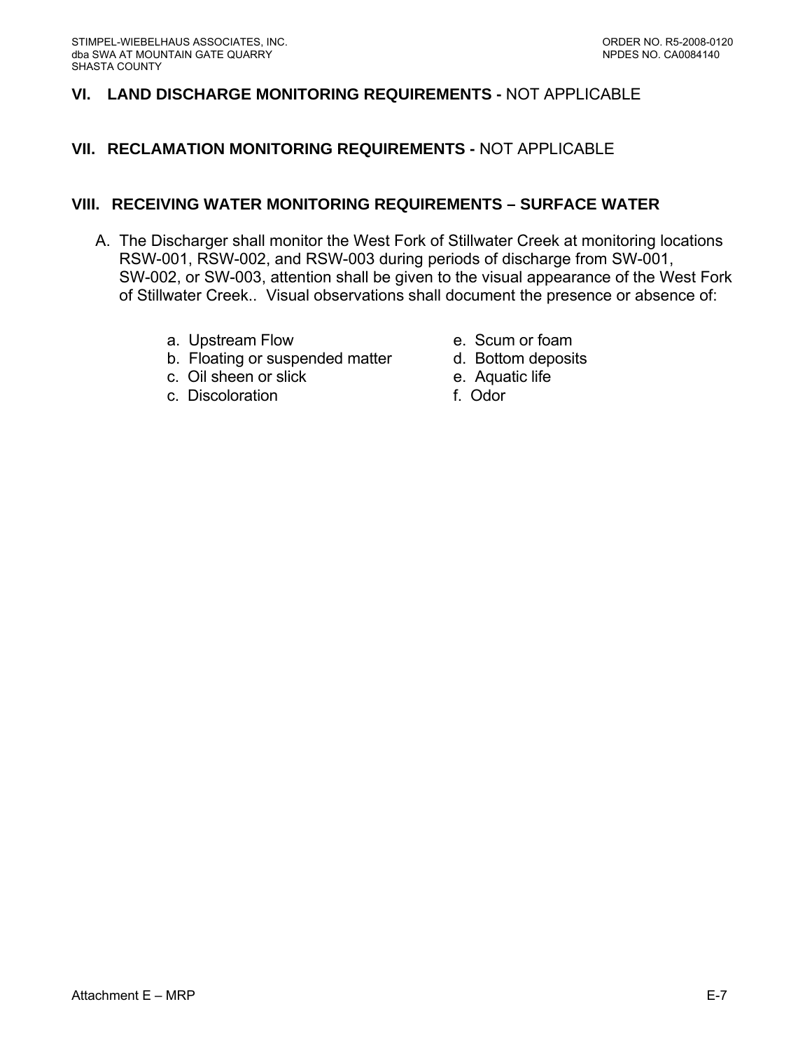## VI. LAND DISCHARGE MONITORING REQUIREMENTS - NOT APPLICABLE

## VII. RECLAMATION MONITORING REQUIREMENTS - NOT APPLICABLE

## VIII. RECEIVING WATER MONITORING REQUIREMENTS – SURFACE WATER

A. The Discharger shall monitor the West Fork of Stillwater Creek at monitoring locations RSW-001, RSW-002, and RSW-003 during periods of discharge from SW-001, SW-002, or SW-003, attention shall be given to the visual appearance of the West Fork of Stillwater Creek.. Visual observations shall document the presence or absence of:

a. Upstream Flow
b. Floating or suspended matter
c. Oil sheen or slick
c. Discoloration
e. Scum or foam
d. Bottom deposits
e. Aquatic life
f. Odor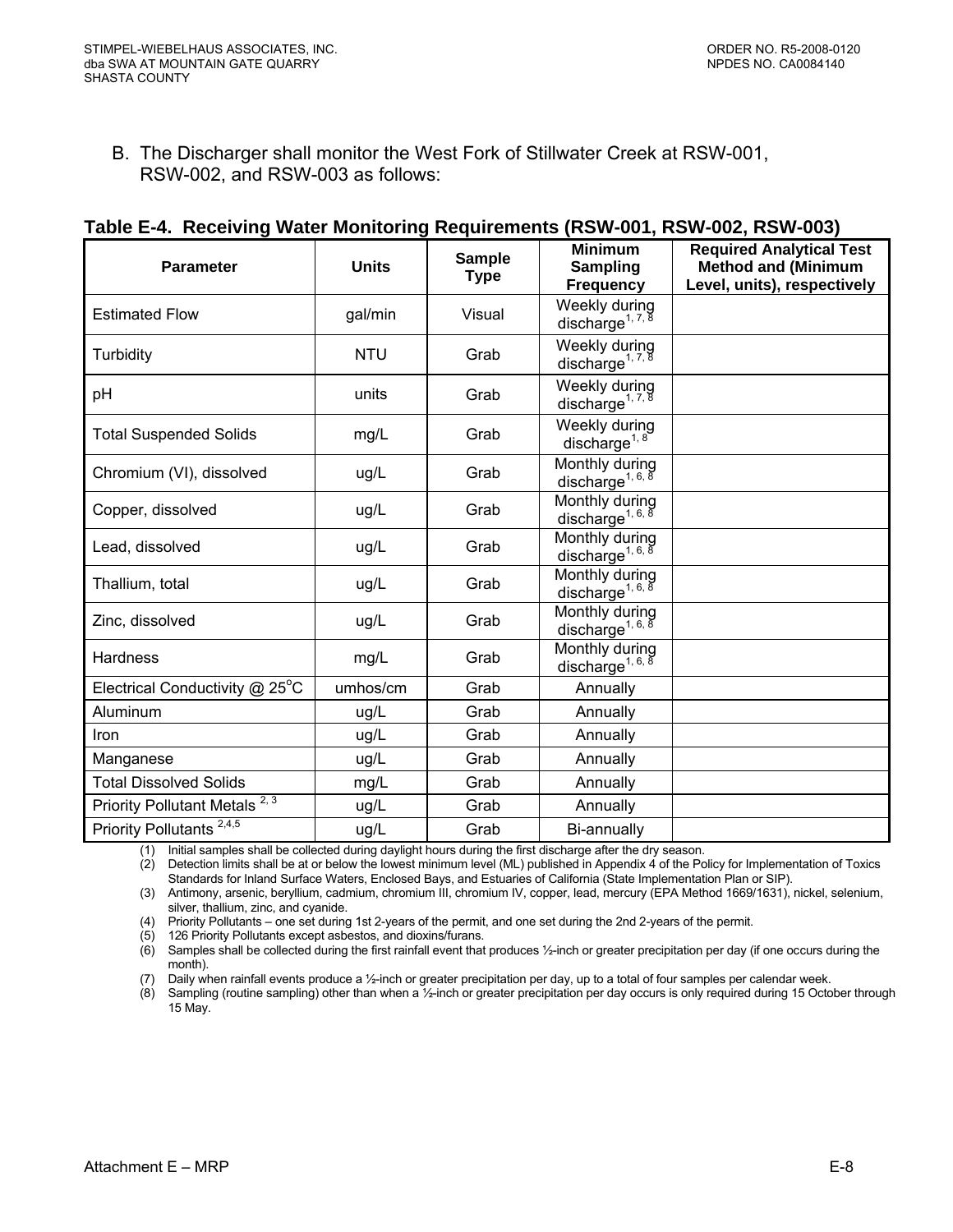B. The Discharger shall monitor the West Fork of Stillwater Creek at RSW-001, RSW-002, and RSW-003 as follows:

**Table E-4. Receiving Water Monitoring Requirements (RSW-001, RSW-002, RSW-003)**

| Parameter | Units | Sample Type | Minimum Sampling Frequency | Required Analytical Test Method and (Minimum Level, units), respectively |
|---|---|---|---|---|
| Estimated Flow | gal/min | Visual | Weekly during discharge[1, 7, 8] | |
| Turbidity | NTU | Grab | Weekly during discharge[1, 7, 8] | |
| pH | units | Grab | Weekly during discharge[1, 7, 8] | |
| Total Suspended Solids | mg/L | Grab | Weekly during discharge[1, 8] | |
| Chromium (VI), dissolved | ug/L | Grab | Monthly during discharge[1, 6, 8] | |
| Copper, dissolved | ug/L | Grab | Monthly during discharge[1, 6, 8] | |
| Lead, dissolved | ug/L | Grab | Monthly during discharge[1, 6, 8] | |
| Thallium, total | ug/L | Grab | Monthly during discharge[1, 6, 8] | |
| Zinc, dissolved | ug/L | Grab | Monthly during discharge[1, 6, 8] | |
| Hardness | mg/L | Grab | Monthly during discharge[1, 6, 8] | |
| Electrical Conductivity @ 25°C | umhos/cm | Grab | Annually | |
| Aluminum | ug/L | Grab | Annually | |
| Iron | ug/L | Grab | Annually | |
| Manganese | ug/L | Grab | Annually | |
| Total Dissolved Solids | mg/L | Grab | Annually | |
| Priority Pollutant Metals [2, 3] | ug/L | Grab | Annually | |
| Priority Pollutants [2,4,5] | ug/L | Grab | Bi-annually | |

(1) Initial samples shall be collected during daylight hours during the first discharge after the dry season.
(2) Detection limits shall be at or below the lowest minimum level (ML) published in Appendix 4 of the Policy for Implementation of Toxics Standards for Inland Surface Waters, Enclosed Bays, and Estuaries of California (State Implementation Plan or SIP).
(3) Antimony, arsenic, beryllium, cadmium, chromium III, chromium IV, copper, lead, mercury (EPA Method 1669/1631), nickel, selenium, silver, thallium, zinc, and cyanide.
(4) Priority Pollutants – one set during 1st 2-years of the permit, and one set during the 2nd 2-years of the permit.
(5) 126 Priority Pollutants except asbestos, and dioxins/furans.
(6) Samples shall be collected during the first rainfall event that produces ½-inch or greater precipitation per day (if one occurs during the month).
(7) Daily when rainfall events produce a ½-inch or greater precipitation per day, up to a total of four samples per calendar week.
(8) Sampling (routine sampling) other than when a ½-inch or greater precipitation per day occurs is only required during 15 October through 15 May.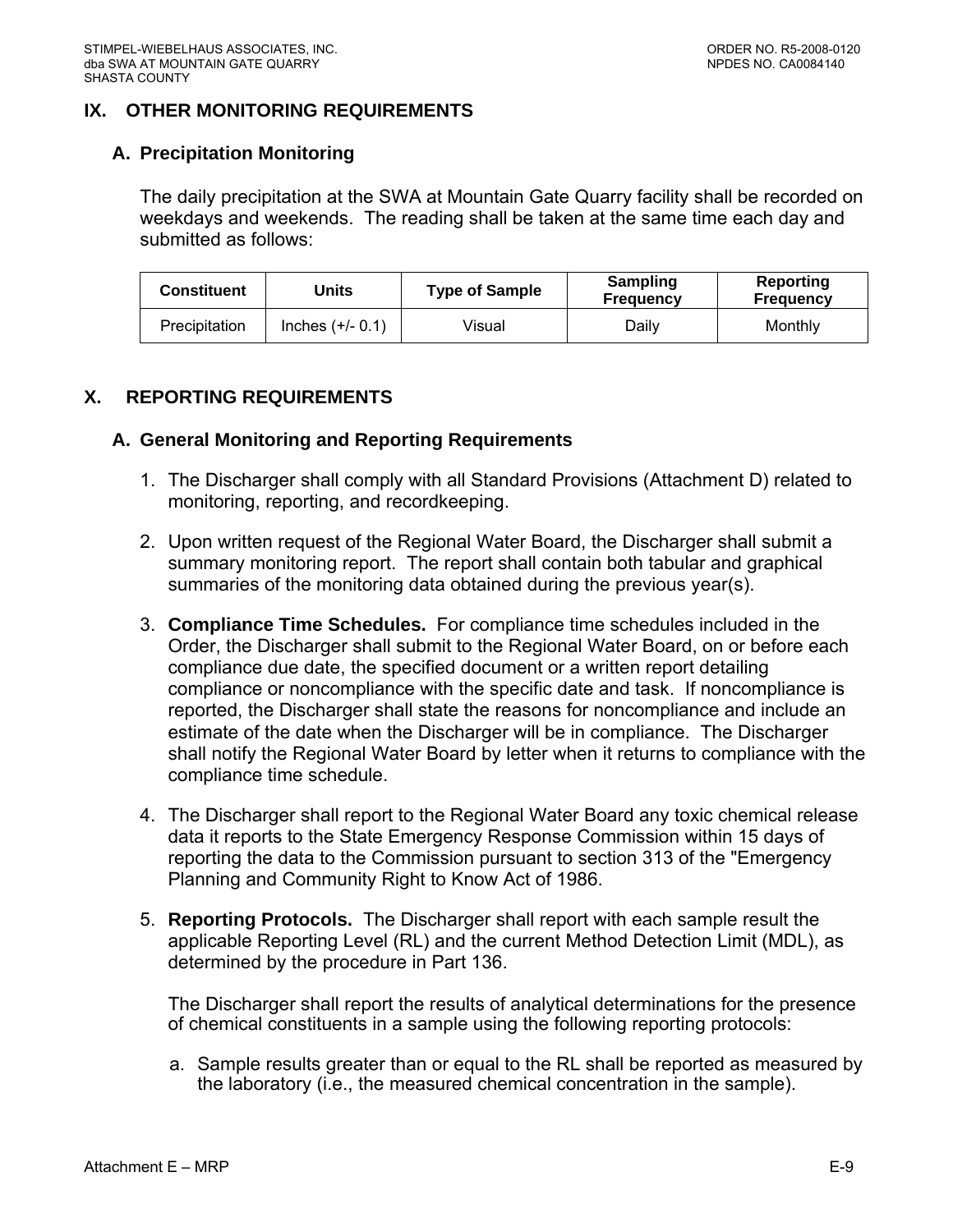## IX. OTHER MONITORING REQUIREMENTS

### A. Precipitation Monitoring

The daily precipitation at the SWA at Mountain Gate Quarry facility shall be recorded on weekdays and weekends. The reading shall be taken at the same time each day and submitted as follows:

| Constituent | Units | Type of Sample | Sampling Frequency | Reporting Frequency |
|---|---|---|---|---|
| Precipitation | Inches (+/- 0.1) | Visual | Daily | Monthly |

## X. REPORTING REQUIREMENTS

### A. General Monitoring and Reporting Requirements

1. The Discharger shall comply with all Standard Provisions (Attachment D) related to monitoring, reporting, and recordkeeping.

2. Upon written request of the Regional Water Board, the Discharger shall submit a summary monitoring report. The report shall contain both tabular and graphical summaries of the monitoring data obtained during the previous year(s).

3. **Compliance Time Schedules.** For compliance time schedules included in the Order, the Discharger shall submit to the Regional Water Board, on or before each compliance due date, the specified document or a written report detailing compliance or noncompliance with the specific date and task. If noncompliance is reported, the Discharger shall state the reasons for noncompliance and include an estimate of the date when the Discharger will be in compliance. The Discharger shall notify the Regional Water Board by letter when it returns to compliance with the compliance time schedule.

4. The Discharger shall report to the Regional Water Board any toxic chemical release data it reports to the State Emergency Response Commission within 15 days of reporting the data to the Commission pursuant to section 313 of the "Emergency Planning and Community Right to Know Act of 1986.

5. **Reporting Protocols.** The Discharger shall report with each sample result the applicable Reporting Level (RL) and the current Method Detection Limit (MDL), as determined by the procedure in Part 136.

   The Discharger shall report the results of analytical determinations for the presence of chemical constituents in a sample using the following reporting protocols:

   a. Sample results greater than or equal to the RL shall be reported as measured by the laboratory (i.e., the measured chemical concentration in the sample).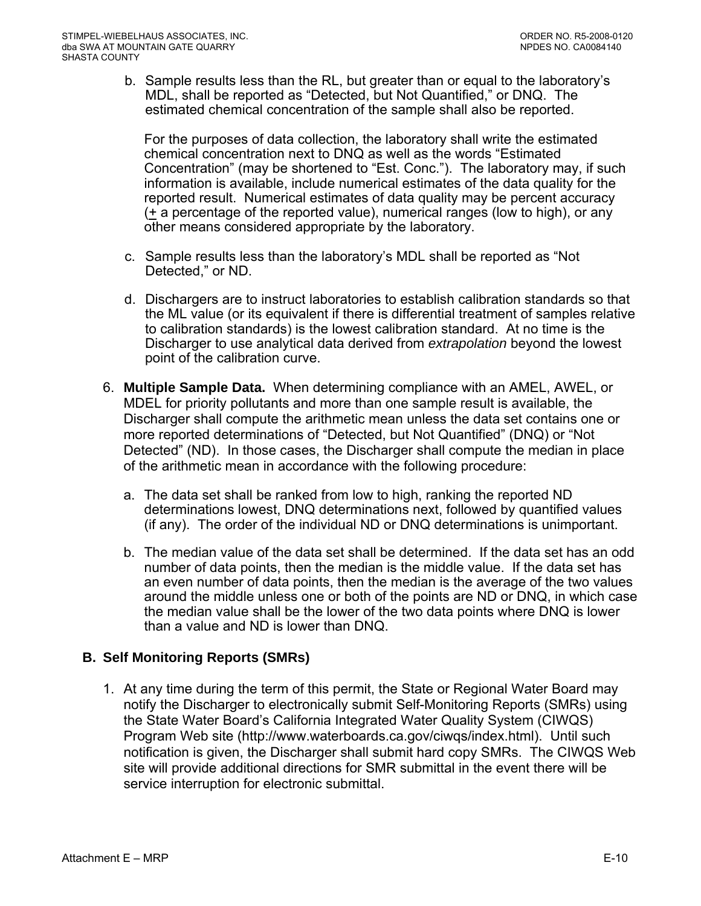b. Sample results less than the RL, but greater than or equal to the laboratory's MDL, shall be reported as "Detected, but Not Quantified," or DNQ. The estimated chemical concentration of the sample shall also be reported.

   For the purposes of data collection, the laboratory shall write the estimated chemical concentration next to DNQ as well as the words "Estimated Concentration" (may be shortened to "Est. Conc."). The laboratory may, if such information is available, include numerical estimates of the data quality for the reported result. Numerical estimates of data quality may be percent accuracy (± a percentage of the reported value), numerical ranges (low to high), or any other means considered appropriate by the laboratory.

c. Sample results less than the laboratory's MDL shall be reported as "Not Detected," or ND.

d. Dischargers are to instruct laboratories to establish calibration standards so that the ML value (or its equivalent if there is differential treatment of samples relative to calibration standards) is the lowest calibration standard. At no time is the Discharger to use analytical data derived from *extrapolation* beyond the lowest point of the calibration curve.

6. **Multiple Sample Data.** When determining compliance with an AMEL, AWEL, or MDEL for priority pollutants and more than one sample result is available, the Discharger shall compute the arithmetic mean unless the data set contains one or more reported determinations of "Detected, but Not Quantified" (DNQ) or "Not Detected" (ND). In those cases, the Discharger shall compute the median in place of the arithmetic mean in accordance with the following procedure:

   a. The data set shall be ranked from low to high, ranking the reported ND determinations lowest, DNQ determinations next, followed by quantified values (if any). The order of the individual ND or DNQ determinations is unimportant.

   b. The median value of the data set shall be determined. If the data set has an odd number of data points, then the median is the middle value. If the data set has an even number of data points, then the median is the average of the two values around the middle unless one or both of the points are ND or DNQ, in which case the median value shall be the lower of the two data points where DNQ is lower than a value and ND is lower than DNQ.

## B. Self Monitoring Reports (SMRs)

1. At any time during the term of this permit, the State or Regional Water Board may notify the Discharger to electronically submit Self-Monitoring Reports (SMRs) using the State Water Board's California Integrated Water Quality System (CIWQS) Program Web site (http://www.waterboards.ca.gov/ciwqs/index.html). Until such notification is given, the Discharger shall submit hard copy SMRs. The CIWQS Web site will provide additional directions for SMR submittal in the event there will be service interruption for electronic submittal.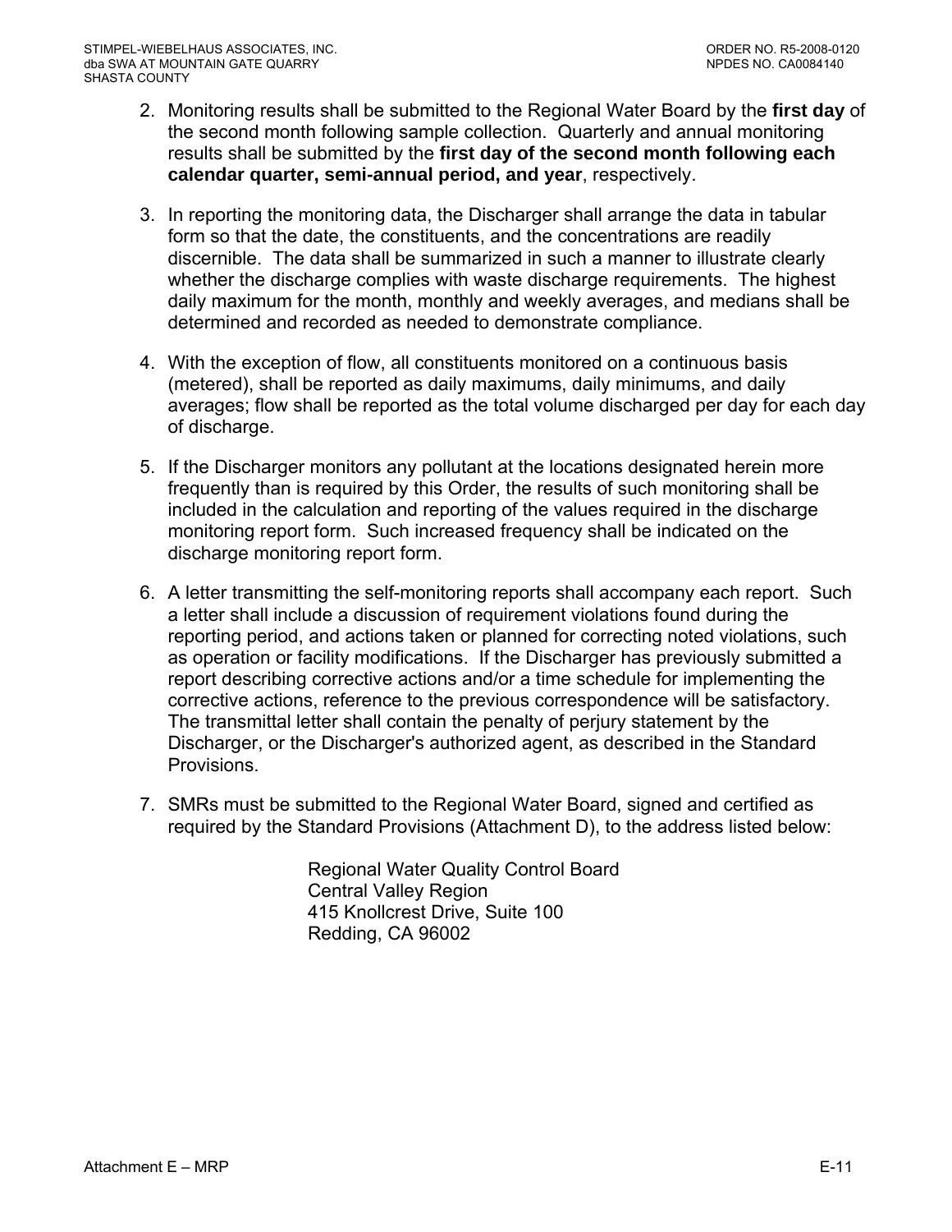2. Monitoring results shall be submitted to the Regional Water Board by the **first day** of the second month following sample collection. Quarterly and annual monitoring results shall be submitted by the **first day of the second month following each calendar quarter, semi-annual period, and year**, respectively.

3. In reporting the monitoring data, the Discharger shall arrange the data in tabular form so that the date, the constituents, and the concentrations are readily discernible. The data shall be summarized in such a manner to illustrate clearly whether the discharge complies with waste discharge requirements. The highest daily maximum for the month, monthly and weekly averages, and medians shall be determined and recorded as needed to demonstrate compliance.

4. With the exception of flow, all constituents monitored on a continuous basis (metered), shall be reported as daily maximums, daily minimums, and daily averages; flow shall be reported as the total volume discharged per day for each day of discharge.

5. If the Discharger monitors any pollutant at the locations designated herein more frequently than is required by this Order, the results of such monitoring shall be included in the calculation and reporting of the values required in the discharge monitoring report form. Such increased frequency shall be indicated on the discharge monitoring report form.

6. A letter transmitting the self-monitoring reports shall accompany each report. Such a letter shall include a discussion of requirement violations found during the reporting period, and actions taken or planned for correcting noted violations, such as operation or facility modifications. If the Discharger has previously submitted a report describing corrective actions and/or a time schedule for implementing the corrective actions, reference to the previous correspondence will be satisfactory. The transmittal letter shall contain the penalty of perjury statement by the Discharger, or the Discharger's authorized agent, as described in the Standard Provisions.

7. SMRs must be submitted to the Regional Water Board, signed and certified as required by the Standard Provisions (Attachment D), to the address listed below:

   Regional Water Quality Control Board
   Central Valley Region
   415 Knollcrest Drive, Suite 100
   Redding, CA 96002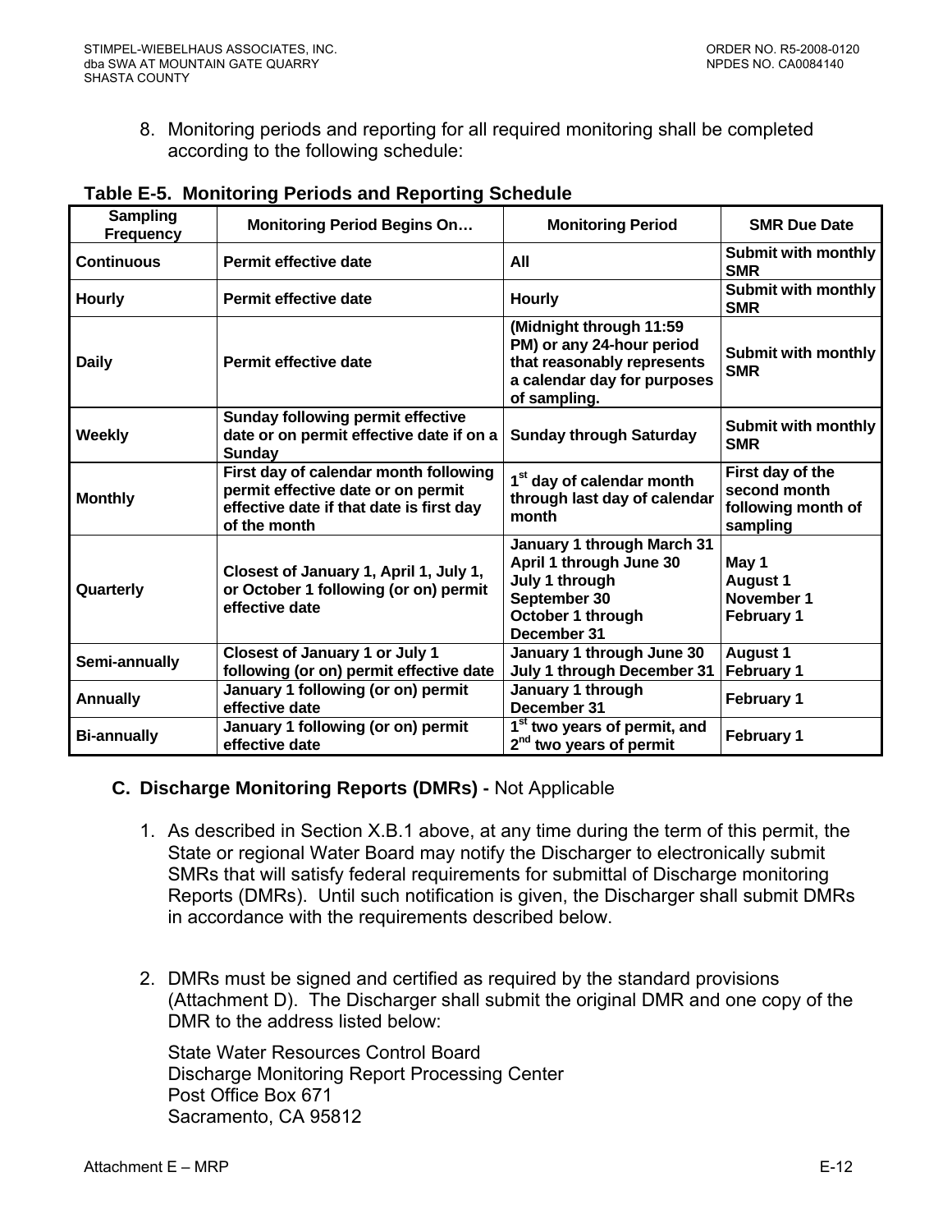8. Monitoring periods and reporting for all required monitoring shall be completed according to the following schedule:

**Table E-5. Monitoring Periods and Reporting Schedule**

| Sampling Frequency | Monitoring Period Begins On… | Monitoring Period | SMR Due Date |
|---|---|---|---|
| Continuous | Permit effective date | All | Submit with monthly SMR |
| Hourly | Permit effective date | Hourly | Submit with monthly SMR |
| Daily | Permit effective date | (Midnight through 11:59 PM) or any 24-hour period that reasonably represents a calendar day for purposes of sampling. | Submit with monthly SMR |
| Weekly | Sunday following permit effective date or on permit effective date if on a Sunday | Sunday through Saturday | Submit with monthly SMR |
| Monthly | First day of calendar month following permit effective date or on permit effective date if that date is first day of the month | 1st day of calendar month through last day of calendar month | First day of the second month following month of sampling |
| Quarterly | Closest of January 1, April 1, July 1, or October 1 following (or on) permit effective date | January 1 through March 31<br>April 1 through June 30<br>July 1 through September 30<br>October 1 through December 31 | May 1<br>August 1<br>November 1<br>February 1 |
| Semi-annually | Closest of January 1 or July 1 following (or on) permit effective date | January 1 through June 30<br>July 1 through December 31 | August 1<br>February 1 |
| Annually | January 1 following (or on) permit effective date | January 1 through December 31 | February 1 |
| Bi-annually | January 1 following (or on) permit effective date | 1st two years of permit, and 2nd two years of permit | February 1 |

## C. Discharge Monitoring Reports (DMRs) - Not Applicable

1. As described in Section X.B.1 above, at any time during the term of this permit, the State or regional Water Board may notify the Discharger to electronically submit SMRs that will satisfy federal requirements for submittal of Discharge monitoring Reports (DMRs). Until such notification is given, the Discharger shall submit DMRs in accordance with the requirements described below.

2. DMRs must be signed and certified as required by the standard provisions (Attachment D). The Discharger shall submit the original DMR and one copy of the DMR to the address listed below:

   State Water Resources Control Board
   Discharge Monitoring Report Processing Center
   Post Office Box 671
   Sacramento, CA 95812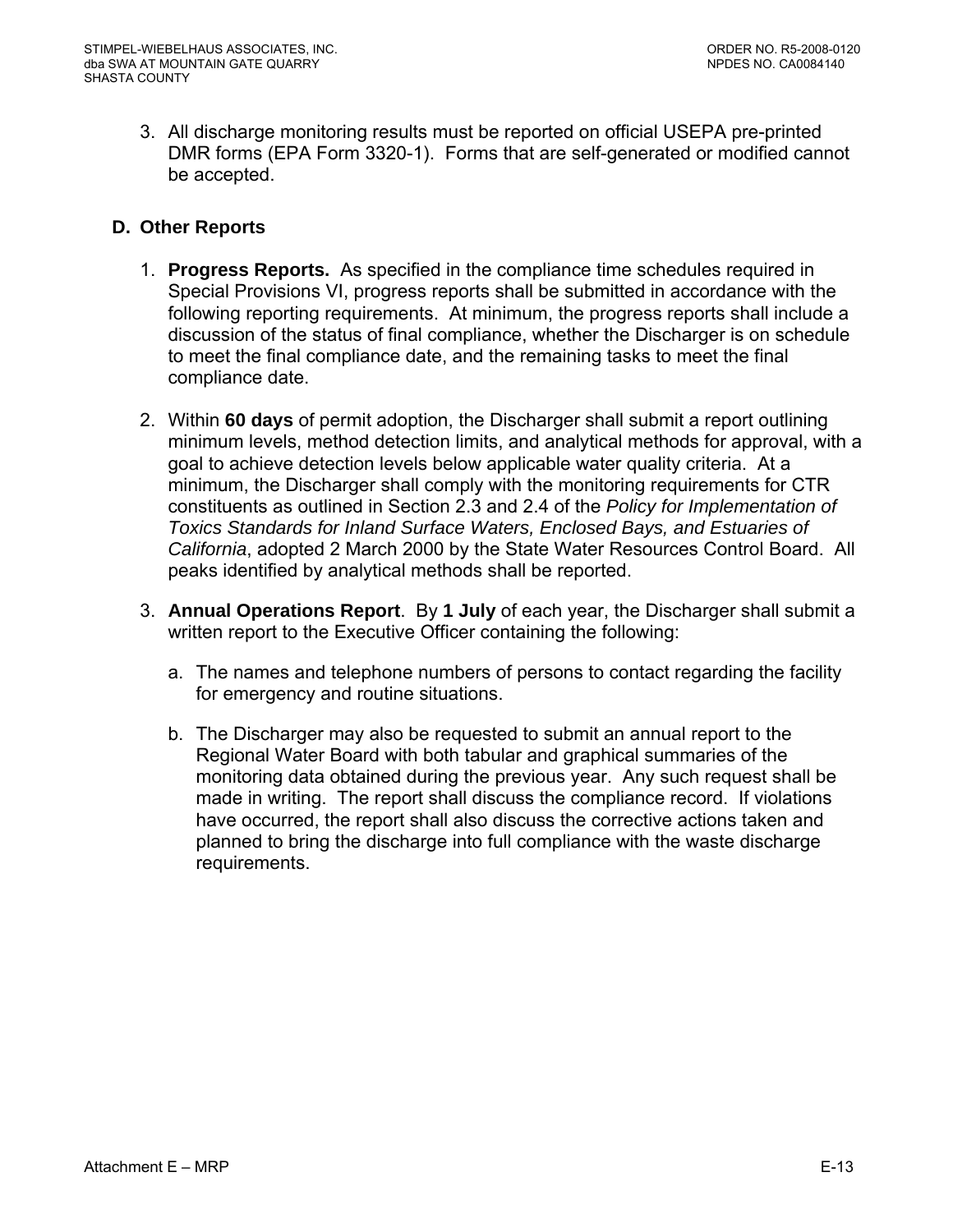3. All discharge monitoring results must be reported on official USEPA pre-printed DMR forms (EPA Form 3320-1). Forms that are self-generated or modified cannot be accepted.

**D. Other Reports**

1. **Progress Reports.** As specified in the compliance time schedules required in Special Provisions VI, progress reports shall be submitted in accordance with the following reporting requirements. At minimum, the progress reports shall include a discussion of the status of final compliance, whether the Discharger is on schedule to meet the final compliance date, and the remaining tasks to meet the final compliance date.

2. Within **60 days** of permit adoption, the Discharger shall submit a report outlining minimum levels, method detection limits, and analytical methods for approval, with a goal to achieve detection levels below applicable water quality criteria. At a minimum, the Discharger shall comply with the monitoring requirements for CTR constituents as outlined in Section 2.3 and 2.4 of the *Policy for Implementation of Toxics Standards for Inland Surface Waters, Enclosed Bays, and Estuaries of California*, adopted 2 March 2000 by the State Water Resources Control Board. All peaks identified by analytical methods shall be reported.

3. **Annual Operations Report**. By **1 July** of each year, the Discharger shall submit a written report to the Executive Officer containing the following:

   a. The names and telephone numbers of persons to contact regarding the facility for emergency and routine situations.

   b. The Discharger may also be requested to submit an annual report to the Regional Water Board with both tabular and graphical summaries of the monitoring data obtained during the previous year. Any such request shall be made in writing. The report shall discuss the compliance record. If violations have occurred, the report shall also discuss the corrective actions taken and planned to bring the discharge into full compliance with the waste discharge requirements.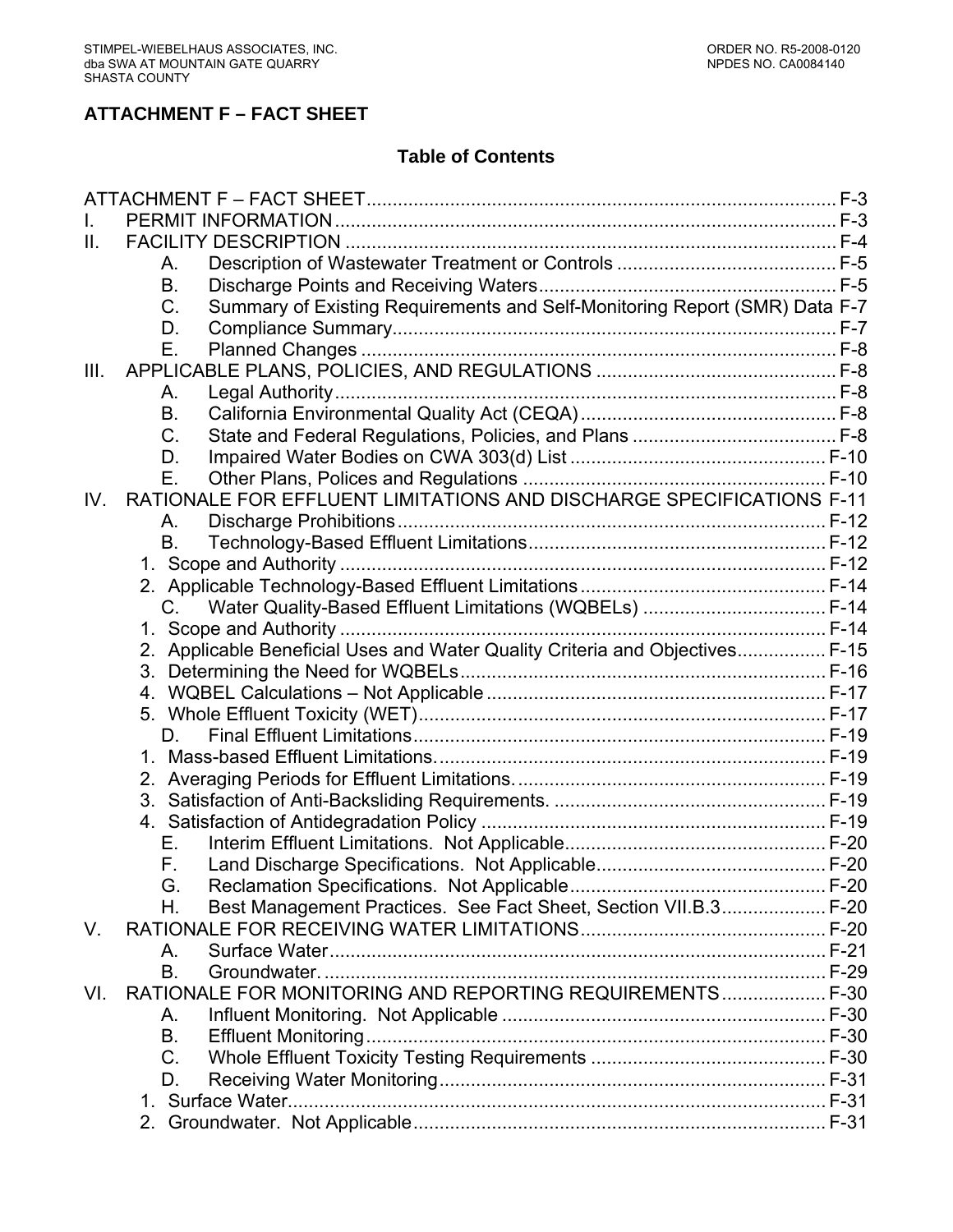# ATTACHMENT F – FACT SHEET

## Table of Contents

ATTACHMENT F – FACT SHEET ........................................................................................ F-3
I. PERMIT INFORMATION ................................................................................................ F-3
II. FACILITY DESCRIPTION ............................................................................................. F-4
  A. Description of Wastewater Treatment or Controls ......................................... F-5
  B. Discharge Points and Receiving Waters........................................................ F-5
  C. Summary of Existing Requirements and Self-Monitoring Report (SMR) Data F-7
  D. Compliance Summary.................................................................................... F-7
  E. Planned Changes .......................................................................................... F-8
III. APPLICABLE PLANS, POLICIES, AND REGULATIONS ............................................ F-8
  A. Legal Authority............................................................................................... F-8
  B. California Environmental Quality Act (CEQA) ................................................ F-8
  C. State and Federal Regulations, Policies, and Plans ....................................... F-8
  D. Impaired Water Bodies on CWA 303(d) List ................................................ F-10
  E. Other Plans, Polices and Regulations ......................................................... F-10
IV. RATIONALE FOR EFFLUENT LIMITATIONS AND DISCHARGE SPECIFICATIONS F-11
  A. Discharge Prohibitions................................................................................. F-12
  B. Technology-Based Effluent Limitations........................................................ F-12
   1. Scope and Authority ........................................................................................... F-12
   2. Applicable Technology-Based Effluent Limitations ............................................. F-14
  C. Water Quality-Based Effluent Limitations (WQBELs) .................................. F-14
   1. Scope and Authority ........................................................................................... F-14
   2. Applicable Beneficial Uses and Water Quality Criteria and Objectives................ F-15
   3. Determining the Need for WQBELs..................................................................... F-16
   4. WQBEL Calculations – Not Applicable ................................................................ F-17
   5. Whole Effluent Toxicity (WET)............................................................................ F-17
  D. Final Effluent Limitations............................................................................. F-19
   1. Mass-based Effluent Limitations......................................................................... F-19
   2. Averaging Periods for Effluent Limitations.......................................................... F-19
   3. Satisfaction of Anti-Backsliding Requirements. .................................................. F-19
   4. Satisfaction of Antidegradation Policy ................................................................ F-19
  E. Interim Effluent Limitations. Not Applicable................................................. F-20
  F. Land Discharge Specifications. Not Applicable........................................... F-20
  G. Reclamation Specifications. Not Applicable................................................ F-20
  H. Best Management Practices. See Fact Sheet, Section VII.B.3................... F-20
V. RATIONALE FOR RECEIVING WATER LIMITATIONS............................................. F-20
  A. Surface Water.............................................................................................. F-21
  B. Groundwater. ............................................................................................... F-29
VI. RATIONALE FOR MONITORING AND REPORTING REQUIREMENTS ................... F-30
  A. Influent Monitoring. Not Applicable ............................................................. F-30
  B. Effluent Monitoring....................................................................................... F-30
  C. Whole Effluent Toxicity Testing Requirements ............................................ F-30
  D. Receiving Water Monitoring......................................................................... F-31
   1. Surface Water..................................................................................................... F-31
   2. Groundwater. Not Applicable.............................................................................. F-31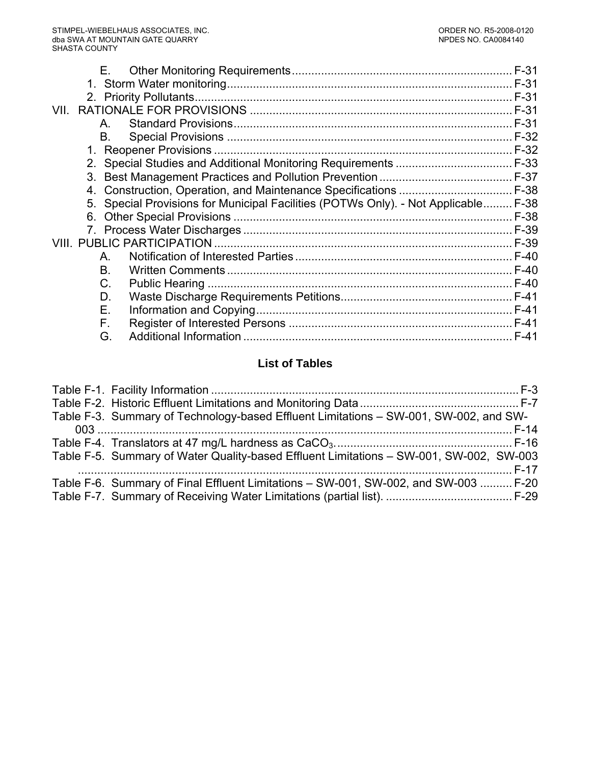E. Other Monitoring Requirements .................................................................... F-31
1. Storm Water monitoring ........................................................................................ F-31
2. Priority Pollutants ................................................................................................. F-31

VII. RATIONALE FOR PROVISIONS ................................................................................ F-31
A. Standard Provisions ...................................................................................... F-31
B. Special Provisions ........................................................................................ F-32
1. Reopener Provisions ............................................................................................ F-32
2. Special Studies and Additional Monitoring Requirements .................................... F-33
3. Best Management Practices and Pollution Prevention ......................................... F-37
4. Construction, Operation, and Maintenance Specifications ................................... F-38
5. Special Provisions for Municipal Facilities (POTWs Only). - Not Applicable ......... F-38
6. Other Special Provisions ...................................................................................... F-38
7. Process Water Discharges ................................................................................... F-39

VIII. PUBLIC PARTICIPATION ........................................................................................... F-39
A. Notification of Interested Parties ................................................................... F-40
B. Written Comments ........................................................................................ F-40
C. Public Hearing .............................................................................................. F-40
D. Waste Discharge Requirements Petitions ..................................................... F-41
E. Information and Copying ............................................................................... F-41
F. Register of Interested Persons ..................................................................... F-41
G. Additional Information ................................................................................... F-41

## List of Tables

Table F-1. Facility Information ............................................................................................. F-3
Table F-2. Historic Effluent Limitations and Monitoring Data ................................................ F-7
Table F-3. Summary of Technology-based Effluent Limitations – SW-001, SW-002, and SW-003 ...................................................................................................................... F-14
Table F-4. Translators at 47 mg/L hardness as $CaCO_3$. .................................................... F-16
Table F-5. Summary of Water Quality-based Effluent Limitations – SW-001, SW-002, SW-003 ...................................................................................................................... F-17
Table F-6. Summary of Final Effluent Limitations – SW-001, SW-002, and SW-003 .......... F-20
Table F-7. Summary of Receiving Water Limitations (partial list). ...................................... F-29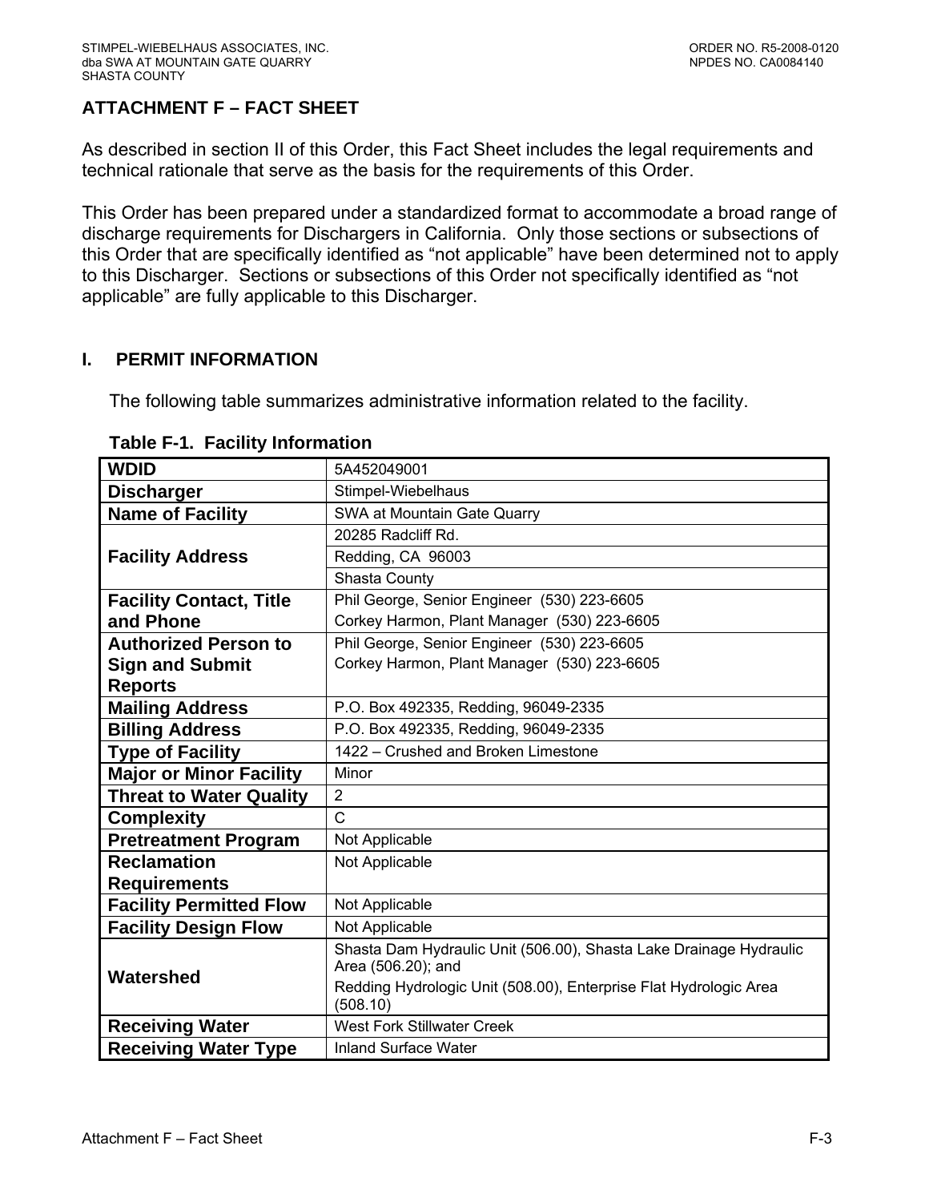## ATTACHMENT F – FACT SHEET

As described in section II of this Order, this Fact Sheet includes the legal requirements and technical rationale that serve as the basis for the requirements of this Order.

This Order has been prepared under a standardized format to accommodate a broad range of discharge requirements for Dischargers in California. Only those sections or subsections of this Order that are specifically identified as "not applicable" have been determined not to apply to this Discharger. Sections or subsections of this Order not specifically identified as "not applicable" are fully applicable to this Discharger.

### I. PERMIT INFORMATION

The following table summarizes administrative information related to the facility.

**Table F-1. Facility Information**

| | |
|---|---|
| **WDID** | 5A452049001 |
| **Discharger** | Stimpel-Wiebelhaus |
| **Name of Facility** | SWA at Mountain Gate Quarry |
| **Facility Address** | 20285 Radcliff Rd. |
| | Redding, CA 96003 |
| | Shasta County |
| **Facility Contact, Title and Phone** | Phil George, Senior Engineer (530) 223-6605<br>Corkey Harmon, Plant Manager (530) 223-6605 |
| **Authorized Person to Sign and Submit Reports** | Phil George, Senior Engineer (530) 223-6605<br>Corkey Harmon, Plant Manager (530) 223-6605 |
| **Mailing Address** | P.O. Box 492335, Redding, 96049-2335 |
| **Billing Address** | P.O. Box 492335, Redding, 96049-2335 |
| **Type of Facility** | 1422 – Crushed and Broken Limestone |
| **Major or Minor Facility** | Minor |
| **Threat to Water Quality** | 2 |
| **Complexity** | C |
| **Pretreatment Program** | Not Applicable |
| **Reclamation Requirements** | Not Applicable |
| **Facility Permitted Flow** | Not Applicable |
| **Facility Design Flow** | Not Applicable |
| **Watershed** | Shasta Dam Hydraulic Unit (506.00), Shasta Lake Drainage Hydraulic Area (506.20); and<br>Redding Hydrologic Unit (508.00), Enterprise Flat Hydrologic Area (508.10) |
| **Receiving Water** | West Fork Stillwater Creek |
| **Receiving Water Type** | Inland Surface Water |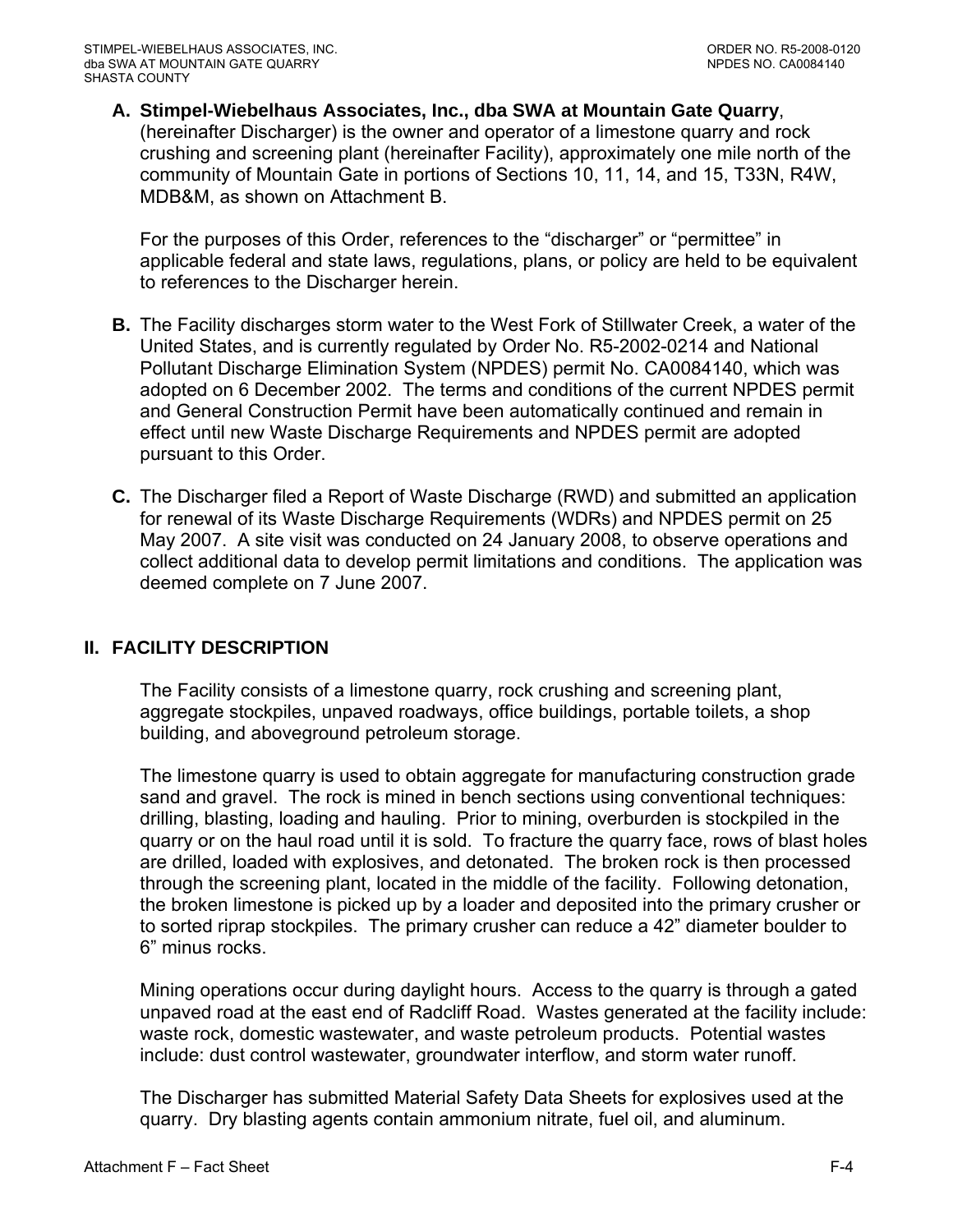**A. Stimpel-Wiebelhaus Associates, Inc., dba SWA at Mountain Gate Quarry**, (hereinafter Discharger) is the owner and operator of a limestone quarry and rock crushing and screening plant (hereinafter Facility), approximately one mile north of the community of Mountain Gate in portions of Sections 10, 11, 14, and 15, T33N, R4W, MDB&M, as shown on Attachment B.

For the purposes of this Order, references to the "discharger" or "permittee" in applicable federal and state laws, regulations, plans, or policy are held to be equivalent to references to the Discharger herein.

**B.** The Facility discharges storm water to the West Fork of Stillwater Creek, a water of the United States, and is currently regulated by Order No. R5-2002-0214 and National Pollutant Discharge Elimination System (NPDES) permit No. CA0084140, which was adopted on 6 December 2002. The terms and conditions of the current NPDES permit and General Construction Permit have been automatically continued and remain in effect until new Waste Discharge Requirements and NPDES permit are adopted pursuant to this Order.

**C.** The Discharger filed a Report of Waste Discharge (RWD) and submitted an application for renewal of its Waste Discharge Requirements (WDRs) and NPDES permit on 25 May 2007. A site visit was conducted on 24 January 2008, to observe operations and collect additional data to develop permit limitations and conditions. The application was deemed complete on 7 June 2007.

## II. FACILITY DESCRIPTION

The Facility consists of a limestone quarry, rock crushing and screening plant, aggregate stockpiles, unpaved roadways, office buildings, portable toilets, a shop building, and aboveground petroleum storage.

The limestone quarry is used to obtain aggregate for manufacturing construction grade sand and gravel. The rock is mined in bench sections using conventional techniques: drilling, blasting, loading and hauling. Prior to mining, overburden is stockpiled in the quarry or on the haul road until it is sold. To fracture the quarry face, rows of blast holes are drilled, loaded with explosives, and detonated. The broken rock is then processed through the screening plant, located in the middle of the facility. Following detonation, the broken limestone is picked up by a loader and deposited into the primary crusher or to sorted riprap stockpiles. The primary crusher can reduce a 42" diameter boulder to 6" minus rocks.

Mining operations occur during daylight hours. Access to the quarry is through a gated unpaved road at the east end of Radcliff Road. Wastes generated at the facility include: waste rock, domestic wastewater, and waste petroleum products. Potential wastes include: dust control wastewater, groundwater interflow, and storm water runoff.

The Discharger has submitted Material Safety Data Sheets for explosives used at the quarry. Dry blasting agents contain ammonium nitrate, fuel oil, and aluminum.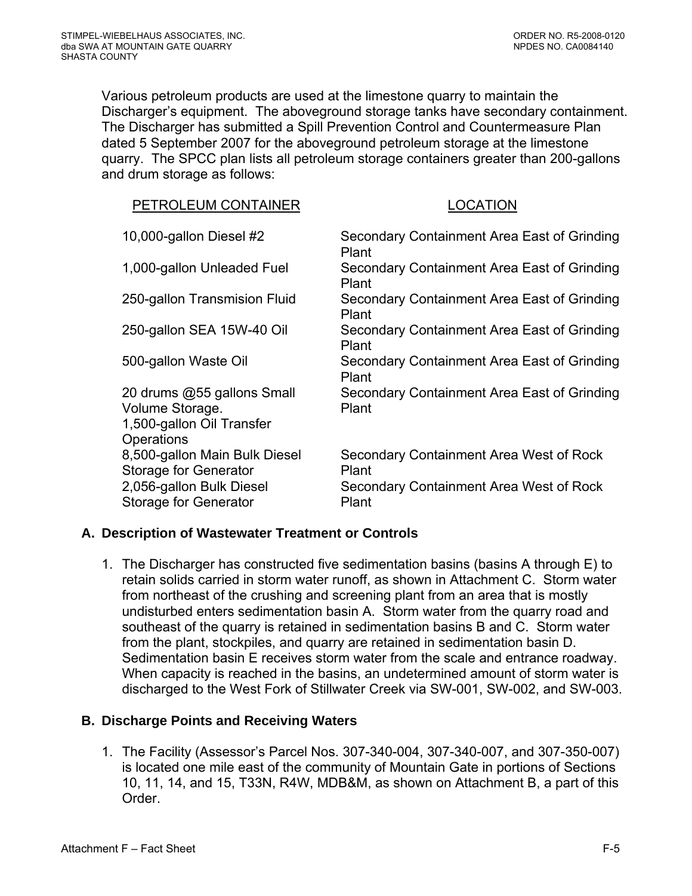Various petroleum products are used at the limestone quarry to maintain the Discharger's equipment. The aboveground storage tanks have secondary containment. The Discharger has submitted a Spill Prevention Control and Countermeasure Plan dated 5 September 2007 for the aboveground petroleum storage at the limestone quarry. The SPCC plan lists all petroleum storage containers greater than 200-gallons and drum storage as follows:

| PETROLEUM CONTAINER | LOCATION |
|---|---|
| 10,000-gallon Diesel #2 | Secondary Containment Area East of Grinding Plant |
| 1,000-gallon Unleaded Fuel | Secondary Containment Area East of Grinding Plant |
| 250-gallon Transmision Fluid | Secondary Containment Area East of Grinding Plant |
| 250-gallon SEA 15W-40 Oil | Secondary Containment Area East of Grinding Plant |
| 500-gallon Waste Oil | Secondary Containment Area East of Grinding Plant |
| 20 drums @55 gallons Small Volume Storage. 1,500-gallon Oil Transfer Operations | Secondary Containment Area East of Grinding Plant |
| 8,500-gallon Main Bulk Diesel Storage for Generator | Secondary Containment Area West of Rock Plant |
| 2,056-gallon Bulk Diesel Storage for Generator | Secondary Containment Area West of Rock Plant |

### A. Description of Wastewater Treatment or Controls

1. The Discharger has constructed five sedimentation basins (basins A through E) to retain solids carried in storm water runoff, as shown in Attachment C. Storm water from northeast of the crushing and screening plant from an area that is mostly undisturbed enters sedimentation basin A. Storm water from the quarry road and southeast of the quarry is retained in sedimentation basins B and C. Storm water from the plant, stockpiles, and quarry are retained in sedimentation basin D. Sedimentation basin E receives storm water from the scale and entrance roadway. When capacity is reached in the basins, an undetermined amount of storm water is discharged to the West Fork of Stillwater Creek via SW-001, SW-002, and SW-003.

### B. Discharge Points and Receiving Waters

1. The Facility (Assessor's Parcel Nos. 307-340-004, 307-340-007, and 307-350-007) is located one mile east of the community of Mountain Gate in portions of Sections 10, 11, 14, and 15, T33N, R4W, MDB&M, as shown on Attachment B, a part of this Order.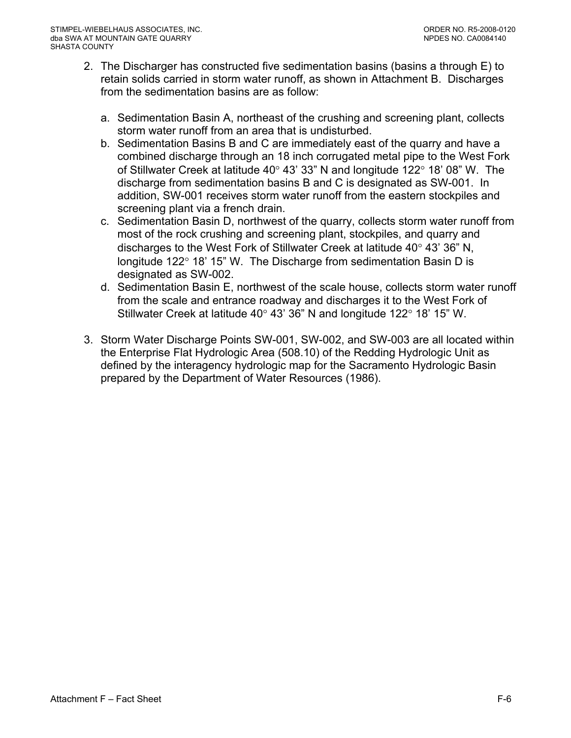2. The Discharger has constructed five sedimentation basins (basins a through E) to retain solids carried in storm water runoff, as shown in Attachment B. Discharges from the sedimentation basins are as follow:

   a. Sedimentation Basin A, northeast of the crushing and screening plant, collects storm water runoff from an area that is undisturbed.
   b. Sedimentation Basins B and C are immediately east of the quarry and have a combined discharge through an 18 inch corrugated metal pipe to the West Fork of Stillwater Creek at latitude 40° 43' 33" N and longitude 122° 18' 08" W. The discharge from sedimentation basins B and C is designated as SW-001. In addition, SW-001 receives storm water runoff from the eastern stockpiles and screening plant via a french drain.
   c. Sedimentation Basin D, northwest of the quarry, collects storm water runoff from most of the rock crushing and screening plant, stockpiles, and quarry and discharges to the West Fork of Stillwater Creek at latitude 40° 43' 36" N, longitude 122° 18' 15" W. The Discharge from sedimentation Basin D is designated as SW-002.
   d. Sedimentation Basin E, northwest of the scale house, collects storm water runoff from the scale and entrance roadway and discharges it to the West Fork of Stillwater Creek at latitude 40° 43' 36" N and longitude 122° 18' 15" W.

3. Storm Water Discharge Points SW-001, SW-002, and SW-003 are all located within the Enterprise Flat Hydrologic Area (508.10) of the Redding Hydrologic Unit as defined by the interagency hydrologic map for the Sacramento Hydrologic Basin prepared by the Department of Water Resources (1986).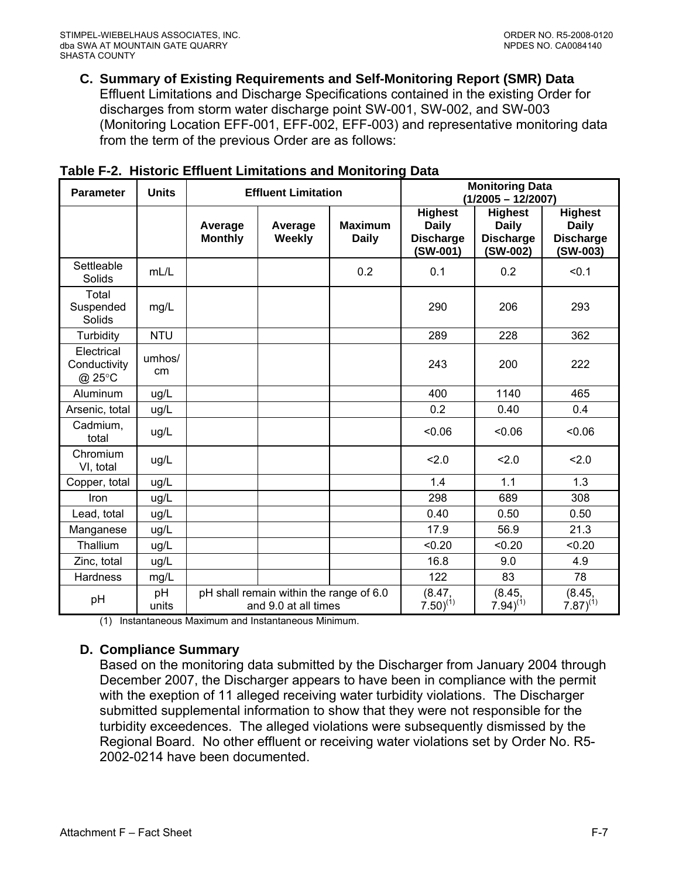**C. Summary of Existing Requirements and Self-Monitoring Report (SMR) Data**

Effluent Limitations and Discharge Specifications contained in the existing Order for discharges from storm water discharge point SW-001, SW-002, and SW-003 (Monitoring Location EFF-001, EFF-002, EFF-003) and representative monitoring data from the term of the previous Order are as follows:

**Table F-2. Historic Effluent Limitations and Monitoring Data**

| Parameter | Units | Effluent Limitation | | | Monitoring Data (1/2005 – 12/2007) | | |
|---|---|---|---|---|---|---|---|
| | | Average Monthly | Average Weekly | Maximum Daily | Highest Daily Discharge (SW-001) | Highest Daily Discharge (SW-002) | Highest Daily Discharge (SW-003) |
| Settleable Solids | mL/L | | | 0.2 | 0.1 | 0.2 | <0.1 |
| Total Suspended Solids | mg/L | | | | 290 | 206 | 293 |
| Turbidity | NTU | | | | 289 | 228 | 362 |
| Electrical Conductivity @ 25°C | umhos/cm | | | | 243 | 200 | 222 |
| Aluminum | ug/L | | | | 400 | 1140 | 465 |
| Arsenic, total | ug/L | | | | 0.2 | 0.40 | 0.4 |
| Cadmium, total | ug/L | | | | <0.06 | <0.06 | <0.06 |
| Chromium VI, total | ug/L | | | | <2.0 | <2.0 | <2.0 |
| Copper, total | ug/L | | | | 1.4 | 1.1 | 1.3 |
| Iron | ug/L | | | | 298 | 689 | 308 |
| Lead, total | ug/L | | | | 0.40 | 0.50 | 0.50 |
| Manganese | ug/L | | | | 17.9 | 56.9 | 21.3 |
| Thallium | ug/L | | | | <0.20 | <0.20 | <0.20 |
| Zinc, total | ug/L | | | | 16.8 | 9.0 | 4.9 |
| Hardness | mg/L | | | | 122 | 83 | 78 |
| pH | pH units | pH shall remain within the range of 6.0 and 9.0 at all times | | | (8.47, 7.50)(1) | (8.45, 7.94)(1) | (8.45, 7.87)(1) |

(1) Instantaneous Maximum and Instantaneous Minimum.

**D. Compliance Summary**

Based on the monitoring data submitted by the Discharger from January 2004 through December 2007, the Discharger appears to have been in compliance with the permit with the exeption of 11 alleged receiving water turbidity violations. The Discharger submitted supplemental information to show that they were not responsible for the turbidity exceedences. The alleged violations were subsequently dismissed by the Regional Board. No other effluent or receiving water violations set by Order No. R5-2002-0214 have been documented.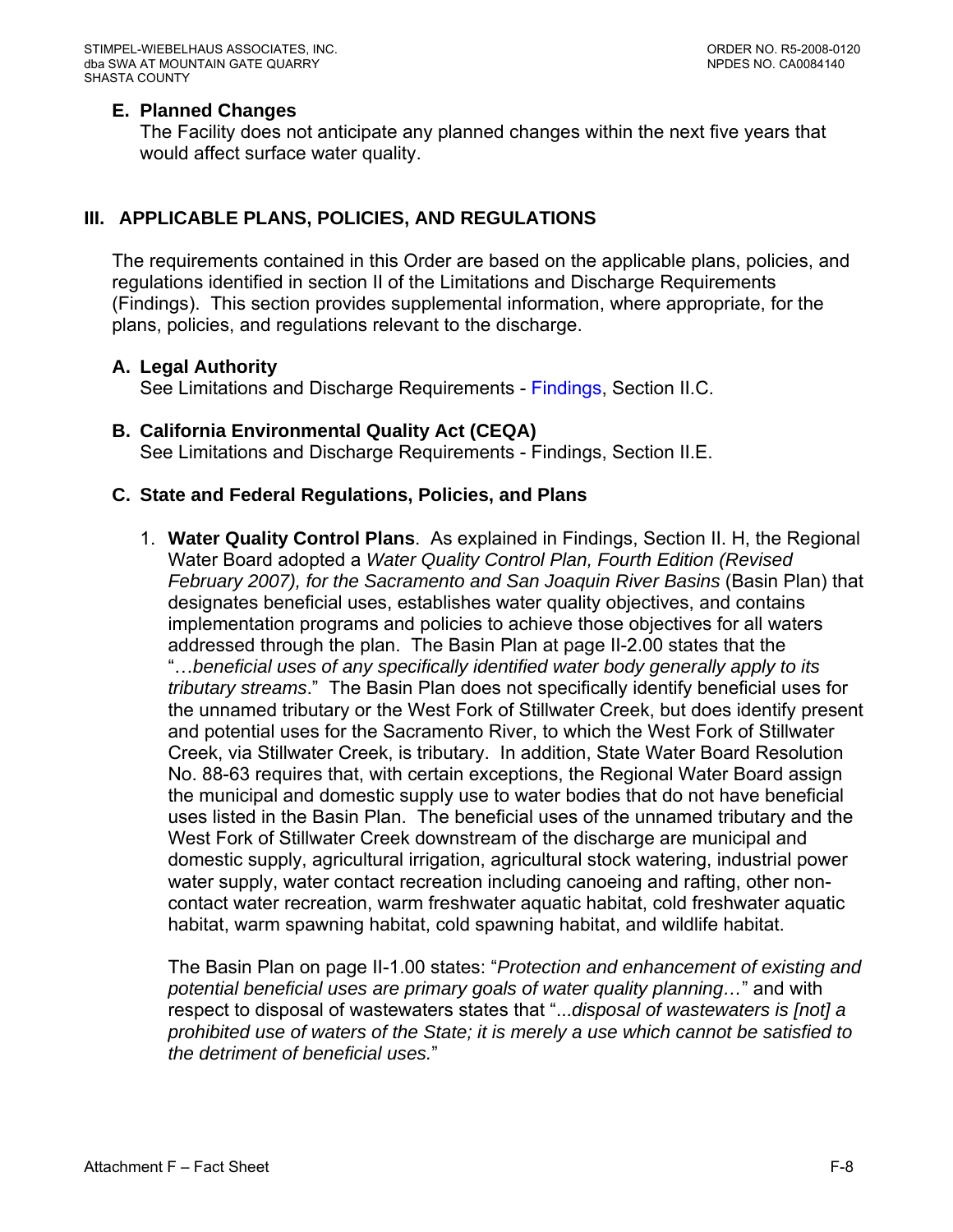### E. Planned Changes

The Facility does not anticipate any planned changes within the next five years that would affect surface water quality.

## III. APPLICABLE PLANS, POLICIES, AND REGULATIONS

The requirements contained in this Order are based on the applicable plans, policies, and regulations identified in section II of the Limitations and Discharge Requirements (Findings). This section provides supplemental information, where appropriate, for the plans, policies, and regulations relevant to the discharge.

### A. Legal Authority

See Limitations and Discharge Requirements - Findings, Section II.C.

### B. California Environmental Quality Act (CEQA)

See Limitations and Discharge Requirements - Findings, Section II.E.

### C. State and Federal Regulations, Policies, and Plans

1. **Water Quality Control Plans**. As explained in Findings, Section II. H, the Regional Water Board adopted a *Water Quality Control Plan, Fourth Edition (Revised February 2007), for the Sacramento and San Joaquin River Basins* (Basin Plan) that designates beneficial uses, establishes water quality objectives, and contains implementation programs and policies to achieve those objectives for all waters addressed through the plan. The Basin Plan at page II-2.00 states that the "…*beneficial uses of any specifically identified water body generally apply to its tributary streams*." The Basin Plan does not specifically identify beneficial uses for the unnamed tributary or the West Fork of Stillwater Creek, but does identify present and potential uses for the Sacramento River, to which the West Fork of Stillwater Creek, via Stillwater Creek, is tributary. In addition, State Water Board Resolution No. 88-63 requires that, with certain exceptions, the Regional Water Board assign the municipal and domestic supply use to water bodies that do not have beneficial uses listed in the Basin Plan. The beneficial uses of the unnamed tributary and the West Fork of Stillwater Creek downstream of the discharge are municipal and domestic supply, agricultural irrigation, agricultural stock watering, industrial power water supply, water contact recreation including canoeing and rafting, other non-contact water recreation, warm freshwater aquatic habitat, cold freshwater aquatic habitat, warm spawning habitat, cold spawning habitat, and wildlife habitat.

   The Basin Plan on page II-1.00 states: "*Protection and enhancement of existing and potential beneficial uses are primary goals of water quality planning…*" and with respect to disposal of wastewaters states that "...*disposal of wastewaters is [not] a prohibited use of waters of the State; it is merely a use which cannot be satisfied to the detriment of beneficial uses.*"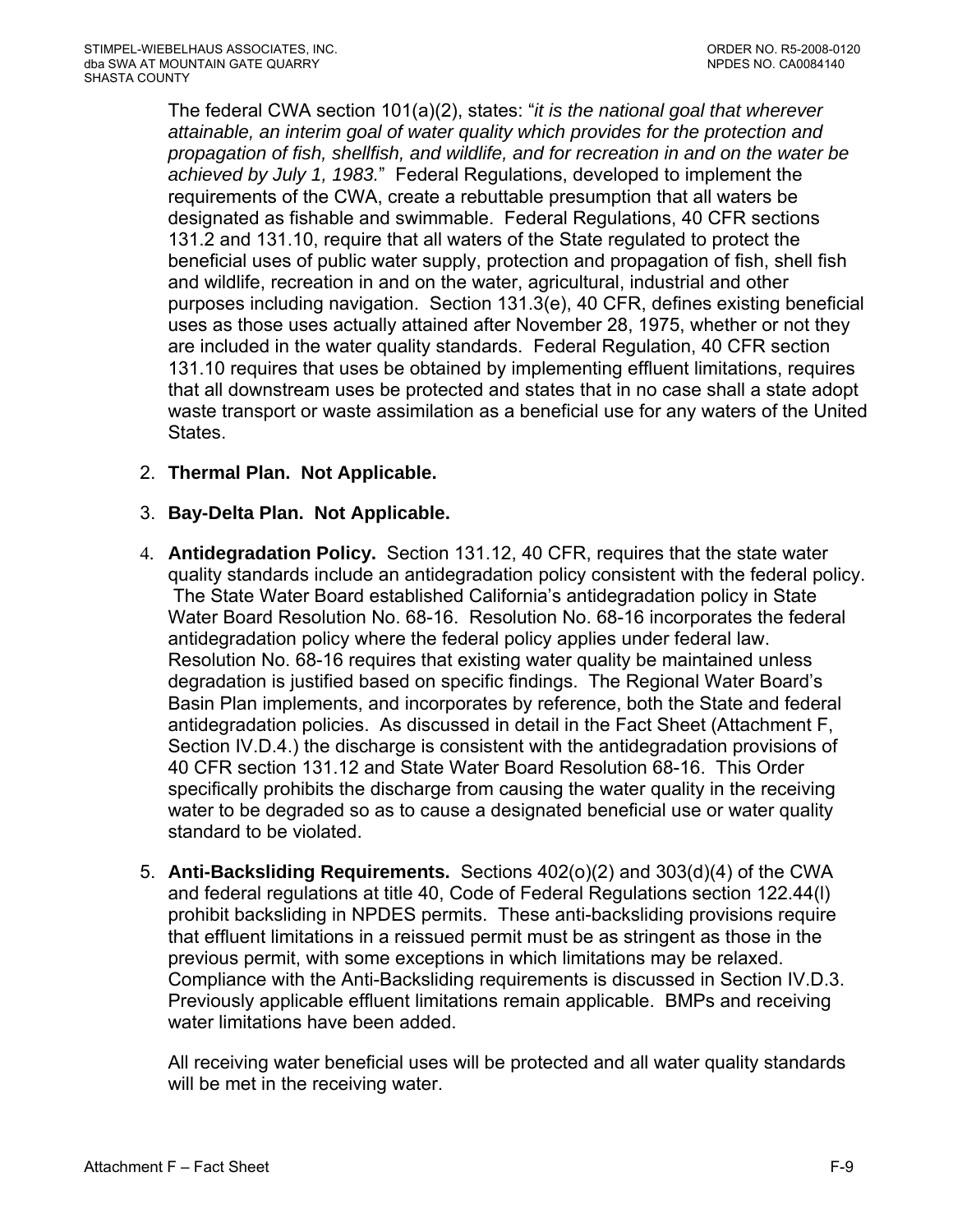The federal CWA section 101(a)(2), states: "*it is the national goal that wherever attainable, an interim goal of water quality which provides for the protection and propagation of fish, shellfish, and wildlife, and for recreation in and on the water be achieved by July 1, 1983.*" Federal Regulations, developed to implement the requirements of the CWA, create a rebuttable presumption that all waters be designated as fishable and swimmable. Federal Regulations, 40 CFR sections 131.2 and 131.10, require that all waters of the State regulated to protect the beneficial uses of public water supply, protection and propagation of fish, shell fish and wildlife, recreation in and on the water, agricultural, industrial and other purposes including navigation. Section 131.3(e), 40 CFR, defines existing beneficial uses as those uses actually attained after November 28, 1975, whether or not they are included in the water quality standards. Federal Regulation, 40 CFR section 131.10 requires that uses be obtained by implementing effluent limitations, requires that all downstream uses be protected and states that in no case shall a state adopt waste transport or waste assimilation as a beneficial use for any waters of the United States.

2. **Thermal Plan. Not Applicable.**

3. **Bay-Delta Plan. Not Applicable.**

4. **Antidegradation Policy.** Section 131.12, 40 CFR, requires that the state water quality standards include an antidegradation policy consistent with the federal policy. The State Water Board established California's antidegradation policy in State Water Board Resolution No. 68-16. Resolution No. 68-16 incorporates the federal antidegradation policy where the federal policy applies under federal law. Resolution No. 68-16 requires that existing water quality be maintained unless degradation is justified based on specific findings. The Regional Water Board's Basin Plan implements, and incorporates by reference, both the State and federal antidegradation policies. As discussed in detail in the Fact Sheet (Attachment F, Section IV.D.4.) the discharge is consistent with the antidegradation provisions of 40 CFR section 131.12 and State Water Board Resolution 68-16. This Order specifically prohibits the discharge from causing the water quality in the receiving water to be degraded so as to cause a designated beneficial use or water quality standard to be violated.

5. **Anti-Backsliding Requirements.** Sections 402(o)(2) and 303(d)(4) of the CWA and federal regulations at title 40, Code of Federal Regulations section 122.44(l) prohibit backsliding in NPDES permits. These anti-backsliding provisions require that effluent limitations in a reissued permit must be as stringent as those in the previous permit, with some exceptions in which limitations may be relaxed. Compliance with the Anti-Backsliding requirements is discussed in Section IV.D.3. Previously applicable effluent limitations remain applicable. BMPs and receiving water limitations have been added.

   All receiving water beneficial uses will be protected and all water quality standards will be met in the receiving water.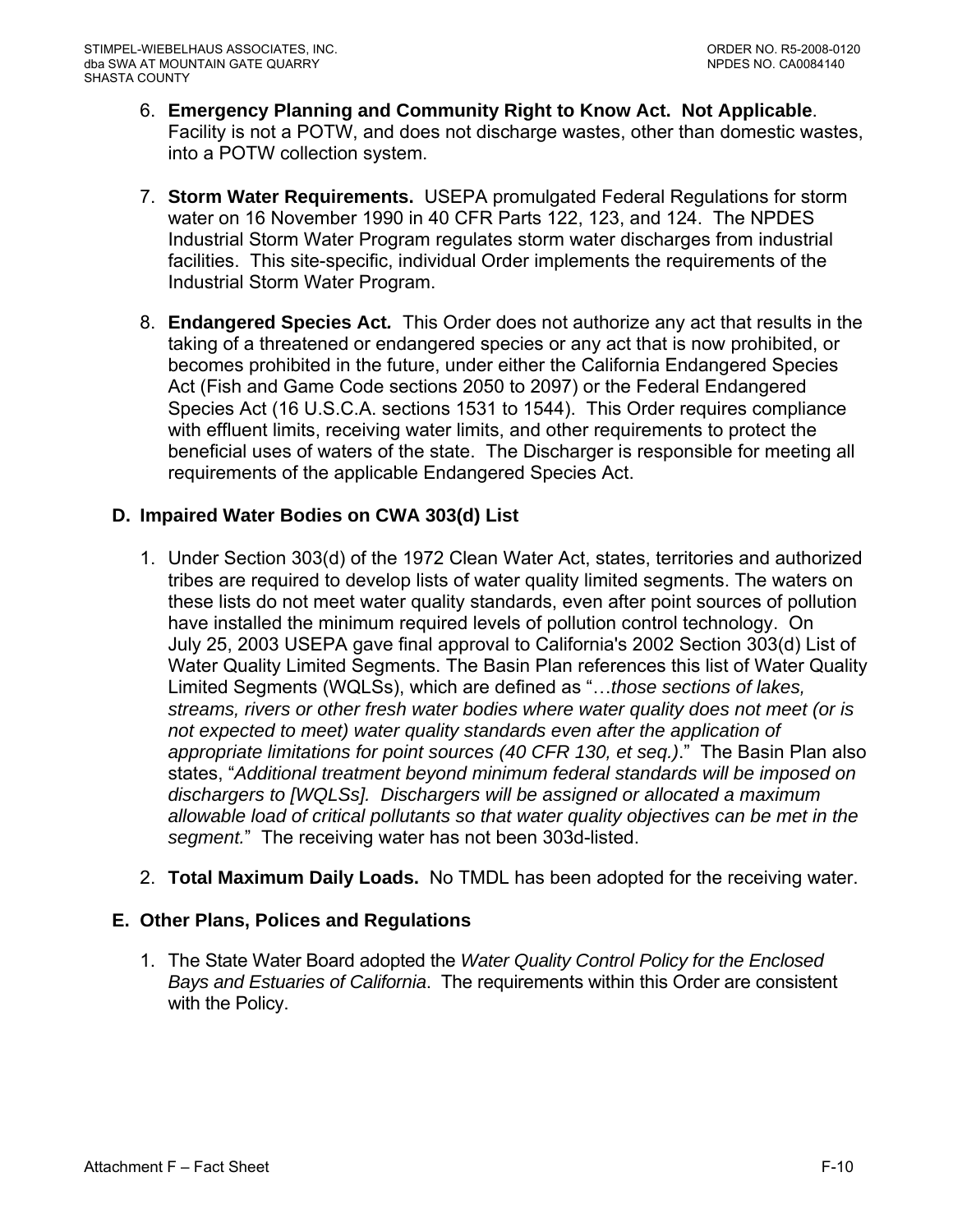6. **Emergency Planning and Community Right to Know Act. Not Applicable**. Facility is not a POTW, and does not discharge wastes, other than domestic wastes, into a POTW collection system.

7. **Storm Water Requirements.** USEPA promulgated Federal Regulations for storm water on 16 November 1990 in 40 CFR Parts 122, 123, and 124. The NPDES Industrial Storm Water Program regulates storm water discharges from industrial facilities. This site-specific, individual Order implements the requirements of the Industrial Storm Water Program.

8. **Endangered Species Act.** This Order does not authorize any act that results in the taking of a threatened or endangered species or any act that is now prohibited, or becomes prohibited in the future, under either the California Endangered Species Act (Fish and Game Code sections 2050 to 2097) or the Federal Endangered Species Act (16 U.S.C.A. sections 1531 to 1544). This Order requires compliance with effluent limits, receiving water limits, and other requirements to protect the beneficial uses of waters of the state. The Discharger is responsible for meeting all requirements of the applicable Endangered Species Act.

## D. Impaired Water Bodies on CWA 303(d) List

1. Under Section 303(d) of the 1972 Clean Water Act, states, territories and authorized tribes are required to develop lists of water quality limited segments. The waters on these lists do not meet water quality standards, even after point sources of pollution have installed the minimum required levels of pollution control technology. On July 25, 2003 USEPA gave final approval to California's 2002 Section 303(d) List of Water Quality Limited Segments. The Basin Plan references this list of Water Quality Limited Segments (WQLSs), which are defined as "…*those sections of lakes, streams, rivers or other fresh water bodies where water quality does not meet (or is not expected to meet) water quality standards even after the application of appropriate limitations for point sources (40 CFR 130, et seq.)*." The Basin Plan also states, "*Additional treatment beyond minimum federal standards will be imposed on dischargers to [WQLSs]. Dischargers will be assigned or allocated a maximum allowable load of critical pollutants so that water quality objectives can be met in the segment.*" The receiving water has not been 303d-listed.

2. **Total Maximum Daily Loads.** No TMDL has been adopted for the receiving water.

## E. Other Plans, Polices and Regulations

1. The State Water Board adopted the *Water Quality Control Policy for the Enclosed Bays and Estuaries of California*. The requirements within this Order are consistent with the Policy.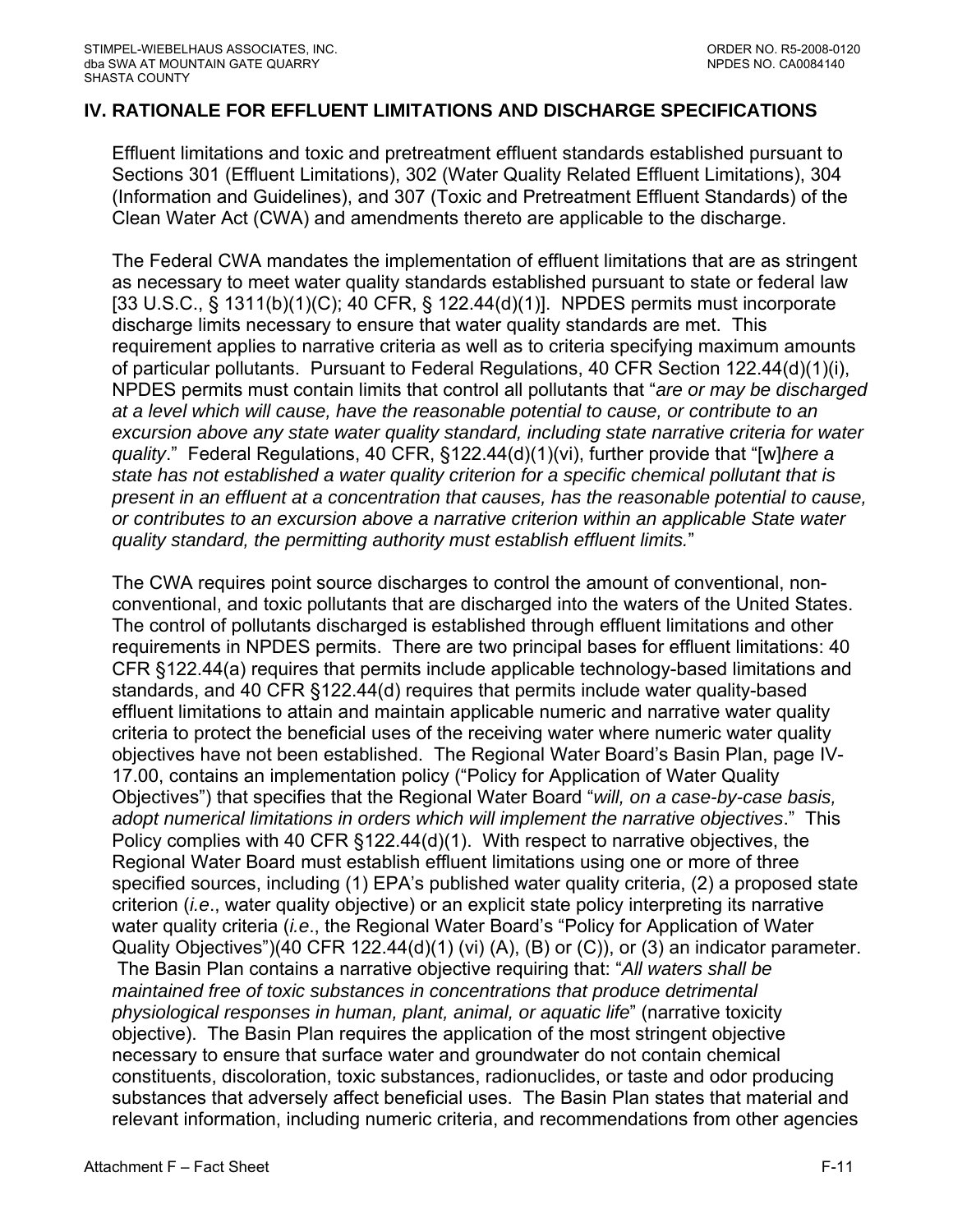## IV. RATIONALE FOR EFFLUENT LIMITATIONS AND DISCHARGE SPECIFICATIONS

Effluent limitations and toxic and pretreatment effluent standards established pursuant to Sections 301 (Effluent Limitations), 302 (Water Quality Related Effluent Limitations), 304 (Information and Guidelines), and 307 (Toxic and Pretreatment Effluent Standards) of the Clean Water Act (CWA) and amendments thereto are applicable to the discharge.

The Federal CWA mandates the implementation of effluent limitations that are as stringent as necessary to meet water quality standards established pursuant to state or federal law [33 U.S.C., § 1311(b)(1)(C); 40 CFR, § 122.44(d)(1)]. NPDES permits must incorporate discharge limits necessary to ensure that water quality standards are met. This requirement applies to narrative criteria as well as to criteria specifying maximum amounts of particular pollutants. Pursuant to Federal Regulations, 40 CFR Section 122.44(d)(1)(i), NPDES permits must contain limits that control all pollutants that "*are or may be discharged at a level which will cause, have the reasonable potential to cause, or contribute to an excursion above any state water quality standard, including state narrative criteria for water quality*." Federal Regulations, 40 CFR, §122.44(d)(1)(vi), further provide that "[w]*here a state has not established a water quality criterion for a specific chemical pollutant that is present in an effluent at a concentration that causes, has the reasonable potential to cause, or contributes to an excursion above a narrative criterion within an applicable State water quality standard, the permitting authority must establish effluent limits.*"

The CWA requires point source discharges to control the amount of conventional, non-conventional, and toxic pollutants that are discharged into the waters of the United States. The control of pollutants discharged is established through effluent limitations and other requirements in NPDES permits. There are two principal bases for effluent limitations: 40 CFR §122.44(a) requires that permits include applicable technology-based limitations and standards, and 40 CFR §122.44(d) requires that permits include water quality-based effluent limitations to attain and maintain applicable numeric and narrative water quality criteria to protect the beneficial uses of the receiving water where numeric water quality objectives have not been established. The Regional Water Board's Basin Plan, page IV-17.00, contains an implementation policy ("Policy for Application of Water Quality Objectives") that specifies that the Regional Water Board "*will, on a case-by-case basis, adopt numerical limitations in orders which will implement the narrative objectives*." This Policy complies with 40 CFR §122.44(d)(1). With respect to narrative objectives, the Regional Water Board must establish effluent limitations using one or more of three specified sources, including (1) EPA's published water quality criteria, (2) a proposed state criterion (*i.e*., water quality objective) or an explicit state policy interpreting its narrative water quality criteria (*i.e*., the Regional Water Board's "Policy for Application of Water Quality Objectives")(40 CFR 122.44(d)(1) (vi) (A), (B) or (C)), or (3) an indicator parameter. The Basin Plan contains a narrative objective requiring that: "*All waters shall be maintained free of toxic substances in concentrations that produce detrimental physiological responses in human, plant, animal, or aquatic life*" (narrative toxicity objective). The Basin Plan requires the application of the most stringent objective necessary to ensure that surface water and groundwater do not contain chemical constituents, discoloration, toxic substances, radionuclides, or taste and odor producing substances that adversely affect beneficial uses. The Basin Plan states that material and relevant information, including numeric criteria, and recommendations from other agencies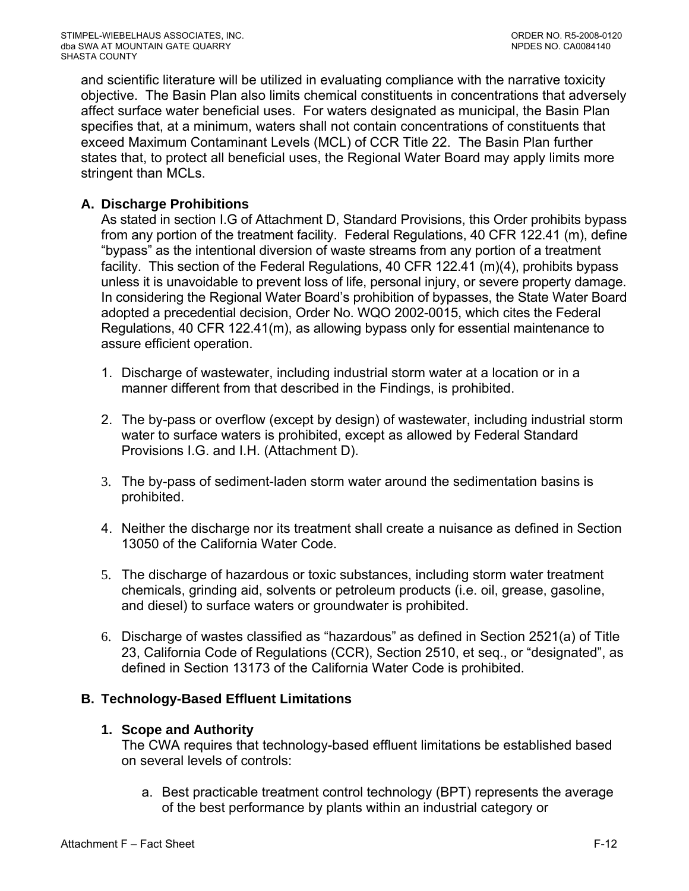and scientific literature will be utilized in evaluating compliance with the narrative toxicity objective. The Basin Plan also limits chemical constituents in concentrations that adversely affect surface water beneficial uses. For waters designated as municipal, the Basin Plan specifies that, at a minimum, waters shall not contain concentrations of constituents that exceed Maximum Contaminant Levels (MCL) of CCR Title 22. The Basin Plan further states that, to protect all beneficial uses, the Regional Water Board may apply limits more stringent than MCLs.

### A. Discharge Prohibitions

As stated in section I.G of Attachment D, Standard Provisions, this Order prohibits bypass from any portion of the treatment facility. Federal Regulations, 40 CFR 122.41 (m), define "bypass" as the intentional diversion of waste streams from any portion of a treatment facility. This section of the Federal Regulations, 40 CFR 122.41 (m)(4), prohibits bypass unless it is unavoidable to prevent loss of life, personal injury, or severe property damage. In considering the Regional Water Board's prohibition of bypasses, the State Water Board adopted a precedential decision, Order No. WQO 2002-0015, which cites the Federal Regulations, 40 CFR 122.41(m), as allowing bypass only for essential maintenance to assure efficient operation.

1. Discharge of wastewater, including industrial storm water at a location or in a manner different from that described in the Findings, is prohibited.

2. The by-pass or overflow (except by design) of wastewater, including industrial storm water to surface waters is prohibited, except as allowed by Federal Standard Provisions I.G. and I.H. (Attachment D).

3. The by-pass of sediment-laden storm water around the sedimentation basins is prohibited.

4. Neither the discharge nor its treatment shall create a nuisance as defined in Section 13050 of the California Water Code.

5. The discharge of hazardous or toxic substances, including storm water treatment chemicals, grinding aid, solvents or petroleum products (i.e. oil, grease, gasoline, and diesel) to surface waters or groundwater is prohibited.

6. Discharge of wastes classified as "hazardous" as defined in Section 2521(a) of Title 23, California Code of Regulations (CCR), Section 2510, et seq., or "designated", as defined in Section 13173 of the California Water Code is prohibited.

### B. Technology-Based Effluent Limitations

#### 1. Scope and Authority

The CWA requires that technology-based effluent limitations be established based on several levels of controls:

a. Best practicable treatment control technology (BPT) represents the average of the best performance by plants within an industrial category or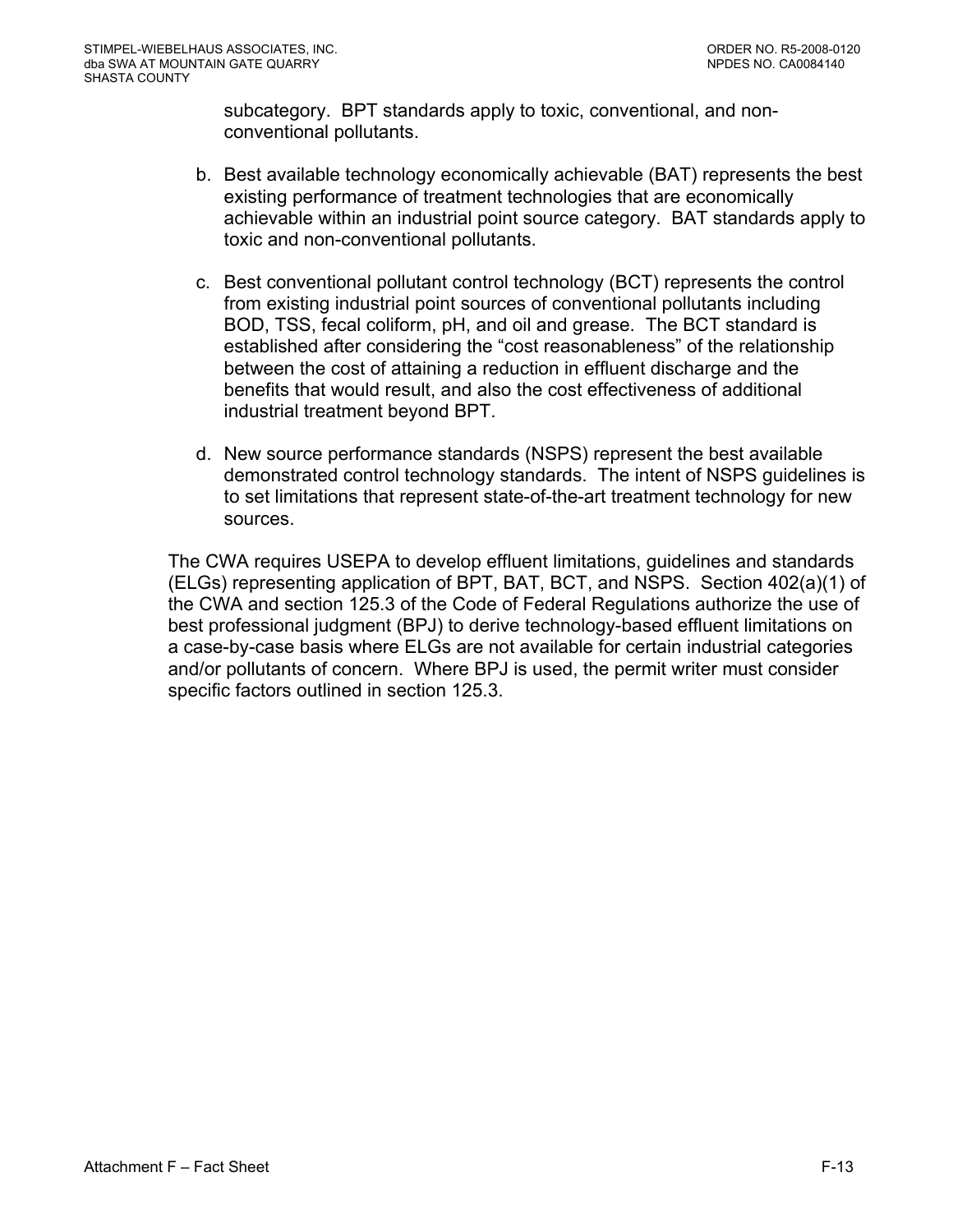subcategory. BPT standards apply to toxic, conventional, and non-conventional pollutants.

b. Best available technology economically achievable (BAT) represents the best existing performance of treatment technologies that are economically achievable within an industrial point source category. BAT standards apply to toxic and non-conventional pollutants.

c. Best conventional pollutant control technology (BCT) represents the control from existing industrial point sources of conventional pollutants including BOD, TSS, fecal coliform, pH, and oil and grease. The BCT standard is established after considering the "cost reasonableness" of the relationship between the cost of attaining a reduction in effluent discharge and the benefits that would result, and also the cost effectiveness of additional industrial treatment beyond BPT.

d. New source performance standards (NSPS) represent the best available demonstrated control technology standards. The intent of NSPS guidelines is to set limitations that represent state-of-the-art treatment technology for new sources.

The CWA requires USEPA to develop effluent limitations, guidelines and standards (ELGs) representing application of BPT, BAT, BCT, and NSPS. Section 402(a)(1) of the CWA and section 125.3 of the Code of Federal Regulations authorize the use of best professional judgment (BPJ) to derive technology-based effluent limitations on a case-by-case basis where ELGs are not available for certain industrial categories and/or pollutants of concern. Where BPJ is used, the permit writer must consider specific factors outlined in section 125.3.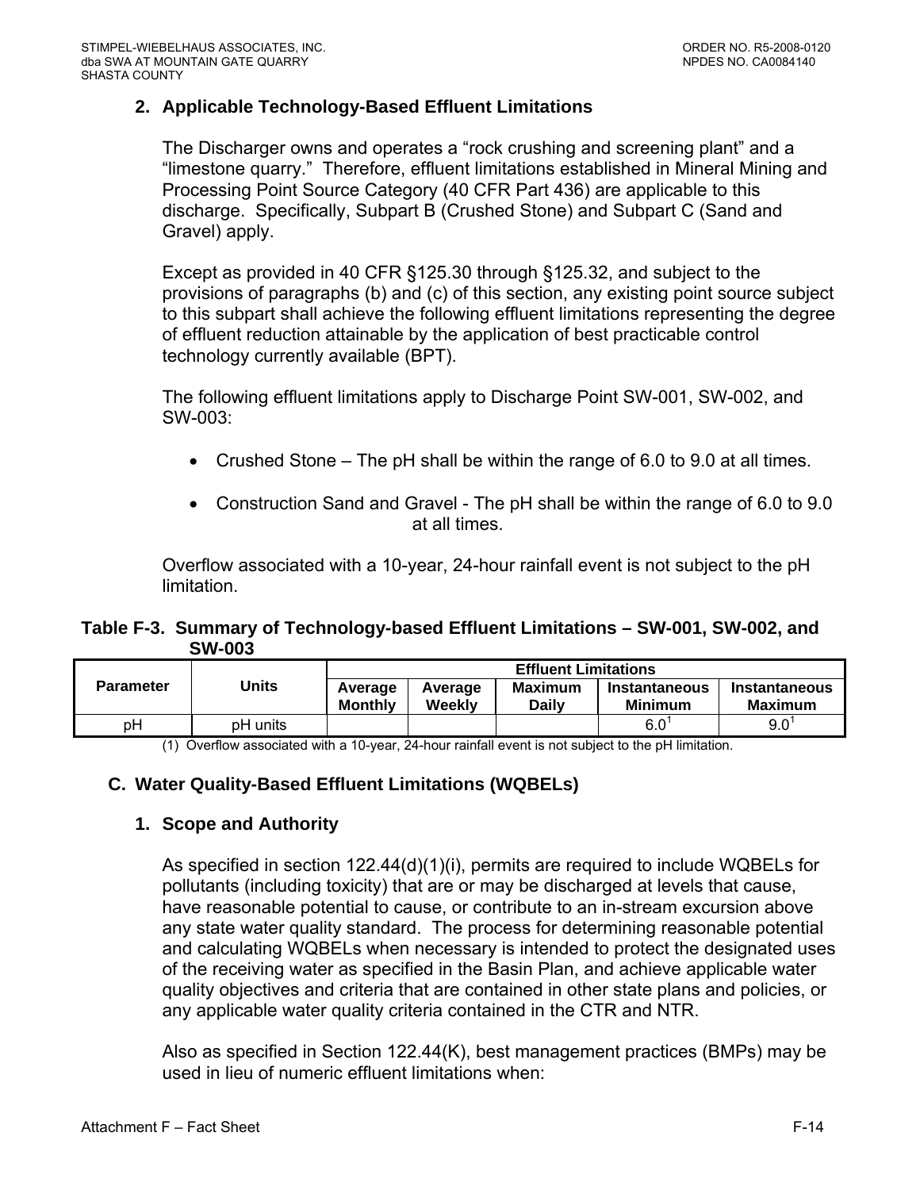## 2. Applicable Technology-Based Effluent Limitations

The Discharger owns and operates a "rock crushing and screening plant" and a "limestone quarry." Therefore, effluent limitations established in Mineral Mining and Processing Point Source Category (40 CFR Part 436) are applicable to this discharge. Specifically, Subpart B (Crushed Stone) and Subpart C (Sand and Gravel) apply.

Except as provided in 40 CFR §125.30 through §125.32, and subject to the provisions of paragraphs (b) and (c) of this section, any existing point source subject to this subpart shall achieve the following effluent limitations representing the degree of effluent reduction attainable by the application of best practicable control technology currently available (BPT).

The following effluent limitations apply to Discharge Point SW-001, SW-002, and SW-003:

- Crushed Stone – The pH shall be within the range of 6.0 to 9.0 at all times.
- Construction Sand and Gravel - The pH shall be within the range of 6.0 to 9.0 at all times.

Overflow associated with a 10-year, 24-hour rainfall event is not subject to the pH limitation.

**Table F-3. Summary of Technology-based Effluent Limitations – SW-001, SW-002, and SW-003**

| Parameter | Units | Effluent Limitations | | | | |
|---|---|---|---|---|---|---|
| | | Average Monthly | Average Weekly | Maximum Daily | Instantaneous Minimum | Instantaneous Maximum |
| pH | pH units | | | | 6.0[1] | 9.0[1] |

(1) Overflow associated with a 10-year, 24-hour rainfall event is not subject to the pH limitation.

## C. Water Quality-Based Effluent Limitations (WQBELs)

### 1. Scope and Authority

As specified in section 122.44(d)(1)(i), permits are required to include WQBELs for pollutants (including toxicity) that are or may be discharged at levels that cause, have reasonable potential to cause, or contribute to an in-stream excursion above any state water quality standard. The process for determining reasonable potential and calculating WQBELs when necessary is intended to protect the designated uses of the receiving water as specified in the Basin Plan, and achieve applicable water quality objectives and criteria that are contained in other state plans and policies, or any applicable water quality criteria contained in the CTR and NTR.

Also as specified in Section 122.44(K), best management practices (BMPs) may be used in lieu of numeric effluent limitations when: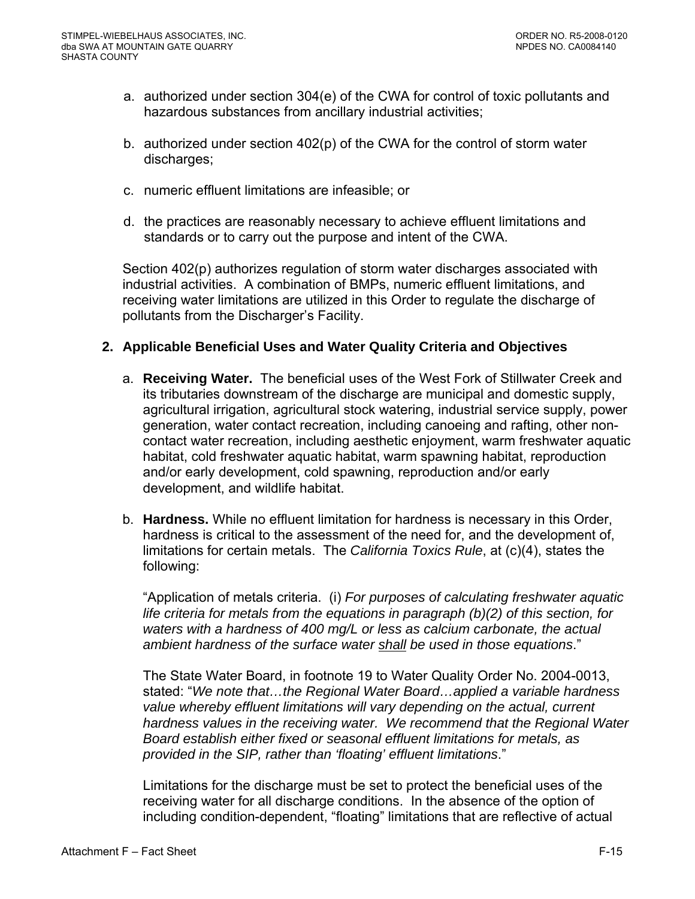a. authorized under section 304(e) of the CWA for control of toxic pollutants and hazardous substances from ancillary industrial activities;

b. authorized under section 402(p) of the CWA for the control of storm water discharges;

c. numeric effluent limitations are infeasible; or

d. the practices are reasonably necessary to achieve effluent limitations and standards or to carry out the purpose and intent of the CWA.

Section 402(p) authorizes regulation of storm water discharges associated with industrial activities. A combination of BMPs, numeric effluent limitations, and receiving water limitations are utilized in this Order to regulate the discharge of pollutants from the Discharger's Facility.

**2. Applicable Beneficial Uses and Water Quality Criteria and Objectives**

a. **Receiving Water.** The beneficial uses of the West Fork of Stillwater Creek and its tributaries downstream of the discharge are municipal and domestic supply, agricultural irrigation, agricultural stock watering, industrial service supply, power generation, water contact recreation, including canoeing and rafting, other non-contact water recreation, including aesthetic enjoyment, warm freshwater aquatic habitat, cold freshwater aquatic habitat, warm spawning habitat, reproduction and/or early development, cold spawning, reproduction and/or early development, and wildlife habitat.

b. **Hardness.** While no effluent limitation for hardness is necessary in this Order, hardness is critical to the assessment of the need for, and the development of, limitations for certain metals. The *California Toxics Rule*, at (c)(4), states the following:

"Application of metals criteria. (i) *For purposes of calculating freshwater aquatic life criteria for metals from the equations in paragraph (b)(2) of this section, for waters with a hardness of 400 mg/L or less as calcium carbonate, the actual ambient hardness of the surface water shall be used in those equations*."

The State Water Board, in footnote 19 to Water Quality Order No. 2004-0013, stated: "*We note that…the Regional Water Board…applied a variable hardness value whereby effluent limitations will vary depending on the actual, current hardness values in the receiving water. We recommend that the Regional Water Board establish either fixed or seasonal effluent limitations for metals, as provided in the SIP, rather than 'floating' effluent limitations*."

Limitations for the discharge must be set to protect the beneficial uses of the receiving water for all discharge conditions. In the absence of the option of including condition-dependent, "floating" limitations that are reflective of actual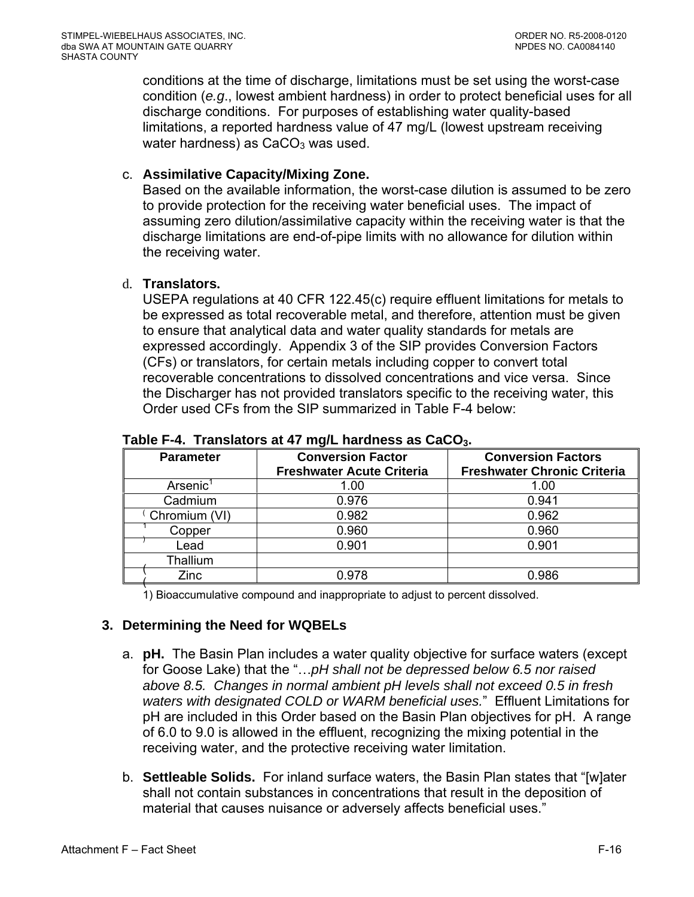conditions at the time of discharge, limitations must be set using the worst-case condition (*e.g.*, lowest ambient hardness) in order to protect beneficial uses for all discharge conditions. For purposes of establishing water quality-based limitations, a reported hardness value of 47 mg/L (lowest upstream receiving water hardness) as $CaCO_3$ was used.

c. **Assimilative Capacity/Mixing Zone.**
Based on the available information, the worst-case dilution is assumed to be zero to provide protection for the receiving water beneficial uses. The impact of assuming zero dilution/assimilative capacity within the receiving water is that the discharge limitations are end-of-pipe limits with no allowance for dilution within the receiving water.

d. **Translators.**
USEPA regulations at 40 CFR 122.45(c) require effluent limitations for metals to be expressed as total recoverable metal, and therefore, attention must be given to ensure that analytical data and water quality standards for metals are expressed accordingly. Appendix 3 of the SIP provides Conversion Factors (CFs) or translators, for certain metals including copper to convert total recoverable concentrations to dissolved concentrations and vice versa. Since the Discharger has not provided translators specific to the receiving water, this Order used CFs from the SIP summarized in Table F-4 below:

**Table F-4. Translators at 47 mg/L hardness as $CaCO_3$.**

| Parameter | Conversion Factor Freshwater Acute Criteria | Conversion Factors Freshwater Chronic Criteria |
|---|---|---|
| Arsenic[1] | 1.00 | 1.00 |
| Cadmium | 0.976 | 0.941 |
| Chromium (VI) | 0.982 | 0.962 |
| Copper | 0.960 | 0.960 |
| Lead | 0.901 | 0.901 |
| Thallium | | |
| Zinc | 0.978 | 0.986 |

1) Bioaccumulative compound and inappropriate to adjust to percent dissolved.

## 3. Determining the Need for WQBELs

a. **pH.** The Basin Plan includes a water quality objective for surface waters (except for Goose Lake) that the "…*pH shall not be depressed below 6.5 nor raised above 8.5. Changes in normal ambient pH levels shall not exceed 0.5 in fresh waters with designated COLD or WARM beneficial uses.*" Effluent Limitations for pH are included in this Order based on the Basin Plan objectives for pH. A range of 6.0 to 9.0 is allowed in the effluent, recognizing the mixing potential in the receiving water, and the protective receiving water limitation.

b. **Settleable Solids.** For inland surface waters, the Basin Plan states that "[w]ater shall not contain substances in concentrations that result in the deposition of material that causes nuisance or adversely affects beneficial uses."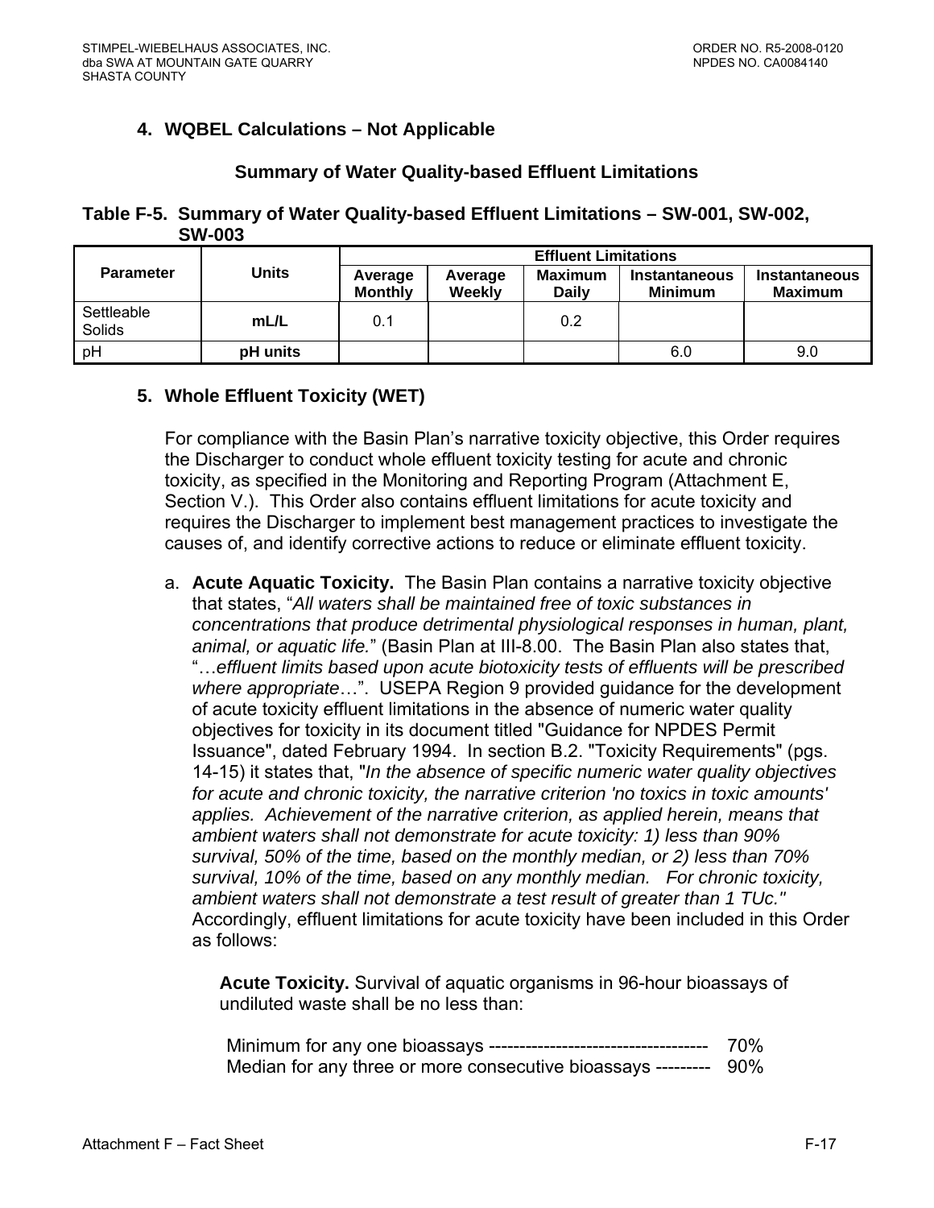### 4. WQBEL Calculations – Not Applicable

#### Summary of Water Quality-based Effluent Limitations

**Table F-5. Summary of Water Quality-based Effluent Limitations – SW-001, SW-002, SW-003**

| Parameter | Units | Effluent Limitations | | | | |
|---|---|---|---|---|---|---|
| | | Average Monthly | Average Weekly | Maximum Daily | Instantaneous Minimum | Instantaneous Maximum |
| Settleable Solids | **mL/L** | 0.1 | | 0.2 | | |
| pH | **pH units** | | | | 6.0 | 9.0 |

### 5. Whole Effluent Toxicity (WET)

For compliance with the Basin Plan's narrative toxicity objective, this Order requires the Discharger to conduct whole effluent toxicity testing for acute and chronic toxicity, as specified in the Monitoring and Reporting Program (Attachment E, Section V.). This Order also contains effluent limitations for acute toxicity and requires the Discharger to implement best management practices to investigate the causes of, and identify corrective actions to reduce or eliminate effluent toxicity.

a. **Acute Aquatic Toxicity.** The Basin Plan contains a narrative toxicity objective that states, "*All waters shall be maintained free of toxic substances in concentrations that produce detrimental physiological responses in human, plant, animal, or aquatic life.*" (Basin Plan at III-8.00. The Basin Plan also states that, "…*effluent limits based upon acute biotoxicity tests of effluents will be prescribed where appropriate*…". USEPA Region 9 provided guidance for the development of acute toxicity effluent limitations in the absence of numeric water quality objectives for toxicity in its document titled "Guidance for NPDES Permit Issuance", dated February 1994. In section B.2. "Toxicity Requirements" (pgs. 14-15) it states that, "*In the absence of specific numeric water quality objectives for acute and chronic toxicity, the narrative criterion 'no toxics in toxic amounts' applies. Achievement of the narrative criterion, as applied herein, means that ambient waters shall not demonstrate for acute toxicity: 1) less than 90% survival, 50% of the time, based on the monthly median, or 2) less than 70% survival, 10% of the time, based on any monthly median. For chronic toxicity, ambient waters shall not demonstrate a test result of greater than 1 TUc."* Accordingly, effluent limitations for acute toxicity have been included in this Order as follows:

**Acute Toxicity.** Survival of aquatic organisms in 96-hour bioassays of undiluted waste shall be no less than:

Minimum for any one bioassays ------------------------------------ 70%
Median for any three or more consecutive bioassays --------- 90%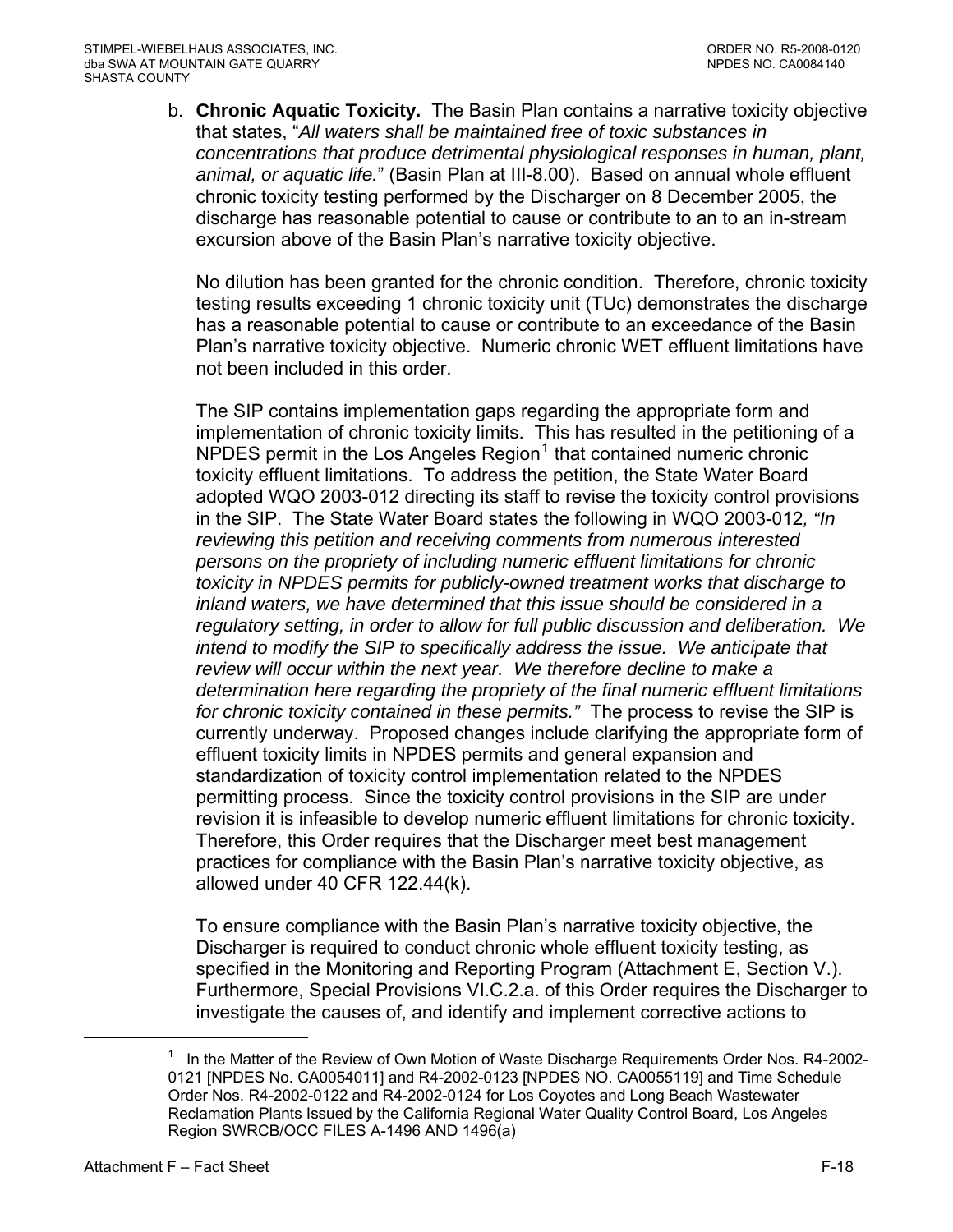b. **Chronic Aquatic Toxicity.** The Basin Plan contains a narrative toxicity objective that states, "*All waters shall be maintained free of toxic substances in concentrations that produce detrimental physiological responses in human, plant, animal, or aquatic life.*" (Basin Plan at III-8.00). Based on annual whole effluent chronic toxicity testing performed by the Discharger on 8 December 2005, the discharge has reasonable potential to cause or contribute to an to an in-stream excursion above of the Basin Plan's narrative toxicity objective.

No dilution has been granted for the chronic condition. Therefore, chronic toxicity testing results exceeding 1 chronic toxicity unit (TUc) demonstrates the discharge has a reasonable potential to cause or contribute to an exceedance of the Basin Plan's narrative toxicity objective. Numeric chronic WET effluent limitations have not been included in this order.

The SIP contains implementation gaps regarding the appropriate form and implementation of chronic toxicity limits. This has resulted in the petitioning of a NPDES permit in the Los Angeles Region[1] that contained numeric chronic toxicity effluent limitations. To address the petition, the State Water Board adopted WQO 2003-012 directing its staff to revise the toxicity control provisions in the SIP. The State Water Board states the following in WQO 2003-012*, "In reviewing this petition and receiving comments from numerous interested persons on the propriety of including numeric effluent limitations for chronic toxicity in NPDES permits for publicly-owned treatment works that discharge to inland waters, we have determined that this issue should be considered in a regulatory setting, in order to allow for full public discussion and deliberation. We intend to modify the SIP to specifically address the issue. We anticipate that review will occur within the next year. We therefore decline to make a determination here regarding the propriety of the final numeric effluent limitations for chronic toxicity contained in these permits."* The process to revise the SIP is currently underway. Proposed changes include clarifying the appropriate form of effluent toxicity limits in NPDES permits and general expansion and standardization of toxicity control implementation related to the NPDES permitting process. Since the toxicity control provisions in the SIP are under revision it is infeasible to develop numeric effluent limitations for chronic toxicity. Therefore, this Order requires that the Discharger meet best management practices for compliance with the Basin Plan's narrative toxicity objective, as allowed under 40 CFR 122.44(k).

To ensure compliance with the Basin Plan's narrative toxicity objective, the Discharger is required to conduct chronic whole effluent toxicity testing, as specified in the Monitoring and Reporting Program (Attachment E, Section V.). Furthermore, Special Provisions VI.C.2.a. of this Order requires the Discharger to investigate the causes of, and identify and implement corrective actions to

[1] In the Matter of the Review of Own Motion of Waste Discharge Requirements Order Nos. R4-2002-0121 [NPDES No. CA0054011] and R4-2002-0123 [NPDES NO. CA0055119] and Time Schedule Order Nos. R4-2002-0122 and R4-2002-0124 for Los Coyotes and Long Beach Wastewater Reclamation Plants Issued by the California Regional Water Quality Control Board, Los Angeles Region SWRCB/OCC FILES A-1496 AND 1496(a)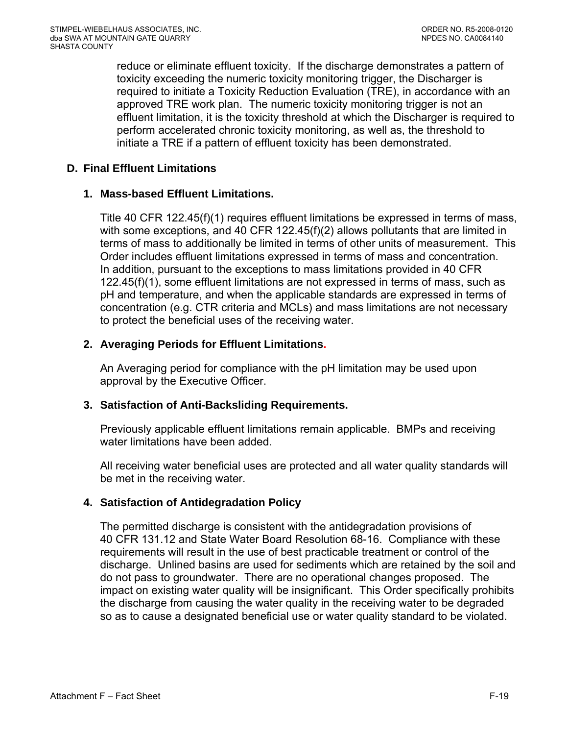reduce or eliminate effluent toxicity. If the discharge demonstrates a pattern of toxicity exceeding the numeric toxicity monitoring trigger, the Discharger is required to initiate a Toxicity Reduction Evaluation (TRE), in accordance with an approved TRE work plan. The numeric toxicity monitoring trigger is not an effluent limitation, it is the toxicity threshold at which the Discharger is required to perform accelerated chronic toxicity monitoring, as well as, the threshold to initiate a TRE if a pattern of effluent toxicity has been demonstrated.

## D. Final Effluent Limitations

### 1. Mass-based Effluent Limitations.

Title 40 CFR 122.45(f)(1) requires effluent limitations be expressed in terms of mass, with some exceptions, and 40 CFR 122.45(f)(2) allows pollutants that are limited in terms of mass to additionally be limited in terms of other units of measurement. This Order includes effluent limitations expressed in terms of mass and concentration. In addition, pursuant to the exceptions to mass limitations provided in 40 CFR 122.45(f)(1), some effluent limitations are not expressed in terms of mass, such as pH and temperature, and when the applicable standards are expressed in terms of concentration (e.g. CTR criteria and MCLs) and mass limitations are not necessary to protect the beneficial uses of the receiving water.

### 2. Averaging Periods for Effluent Limitations.

An Averaging period for compliance with the pH limitation may be used upon approval by the Executive Officer.

### 3. Satisfaction of Anti-Backsliding Requirements.

Previously applicable effluent limitations remain applicable. BMPs and receiving water limitations have been added.

All receiving water beneficial uses are protected and all water quality standards will be met in the receiving water.

### 4. Satisfaction of Antidegradation Policy

The permitted discharge is consistent with the antidegradation provisions of 40 CFR 131.12 and State Water Board Resolution 68-16. Compliance with these requirements will result in the use of best practicable treatment or control of the discharge. Unlined basins are used for sediments which are retained by the soil and do not pass to groundwater. There are no operational changes proposed. The impact on existing water quality will be insignificant. This Order specifically prohibits the discharge from causing the water quality in the receiving water to be degraded so as to cause a designated beneficial use or water quality standard to be violated.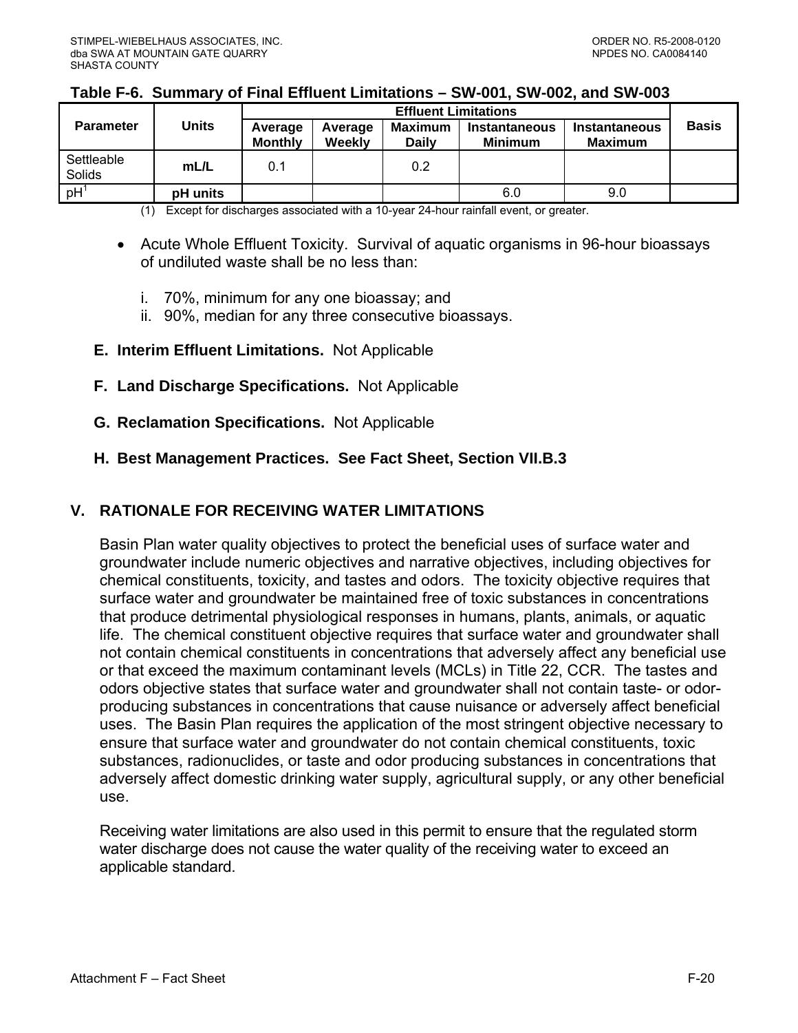**Table F-6. Summary of Final Effluent Limitations – SW-001, SW-002, and SW-003**

| Parameter | Units | Effluent Limitations | | | | | Basis |
|---|---|---|---|---|---|---|---|
| | | Average Monthly | Average Weekly | Maximum Daily | Instantaneous Minimum | Instantaneous Maximum | |
| Settleable Solids | mL/L | 0.1 | | 0.2 | | | |
| pH[1] | pH units | | | | 6.0 | 9.0 | |

(1) Except for discharges associated with a 10-year 24-hour rainfall event, or greater.

- Acute Whole Effluent Toxicity. Survival of aquatic organisms in 96-hour bioassays of undiluted waste shall be no less than:

  i. 70%, minimum for any one bioassay; and
  ii. 90%, median for any three consecutive bioassays.

**E. Interim Effluent Limitations.** Not Applicable

**F. Land Discharge Specifications.** Not Applicable

**G. Reclamation Specifications.** Not Applicable

**H. Best Management Practices. See Fact Sheet, Section VII.B.3**

## V. RATIONALE FOR RECEIVING WATER LIMITATIONS

Basin Plan water quality objectives to protect the beneficial uses of surface water and groundwater include numeric objectives and narrative objectives, including objectives for chemical constituents, toxicity, and tastes and odors. The toxicity objective requires that surface water and groundwater be maintained free of toxic substances in concentrations that produce detrimental physiological responses in humans, plants, animals, or aquatic life. The chemical constituent objective requires that surface water and groundwater shall not contain chemical constituents in concentrations that adversely affect any beneficial use or that exceed the maximum contaminant levels (MCLs) in Title 22, CCR. The tastes and odors objective states that surface water and groundwater shall not contain taste- or odor-producing substances in concentrations that cause nuisance or adversely affect beneficial uses. The Basin Plan requires the application of the most stringent objective necessary to ensure that surface water and groundwater do not contain chemical constituents, toxic substances, radionuclides, or taste and odor producing substances in concentrations that adversely affect domestic drinking water supply, agricultural supply, or any other beneficial use.

Receiving water limitations are also used in this permit to ensure that the regulated storm water discharge does not cause the water quality of the receiving water to exceed an applicable standard.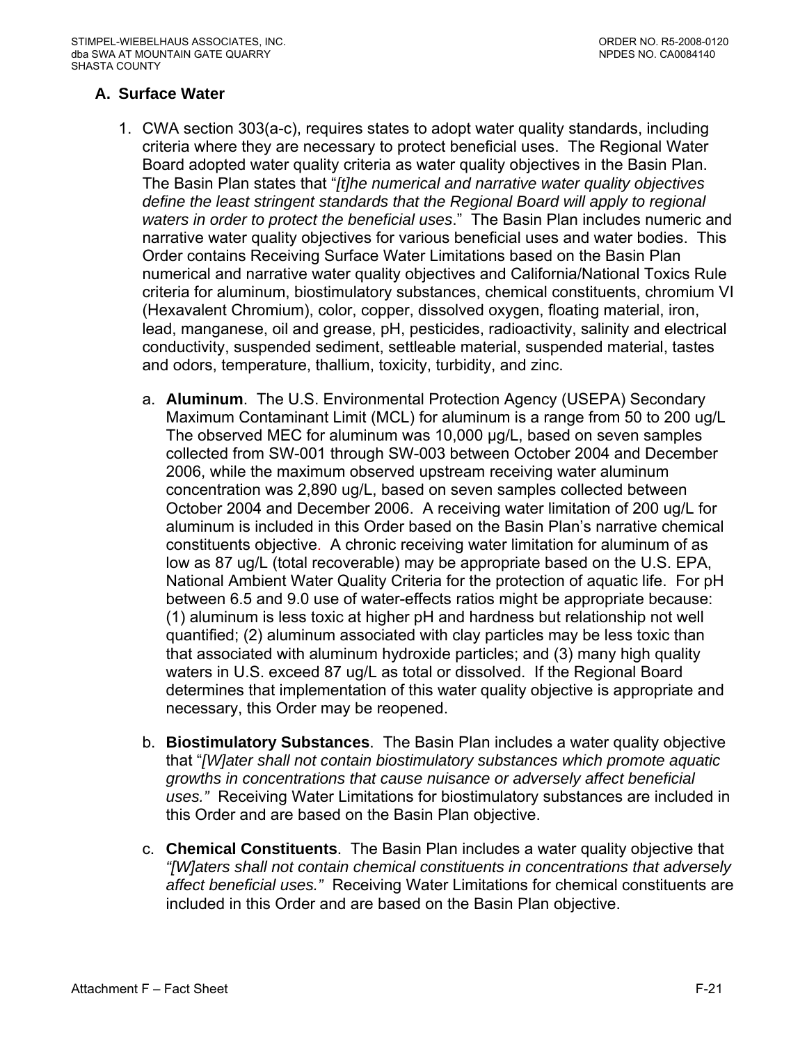## A. Surface Water

1. CWA section 303(a-c), requires states to adopt water quality standards, including criteria where they are necessary to protect beneficial uses. The Regional Water Board adopted water quality criteria as water quality objectives in the Basin Plan. The Basin Plan states that "*[t]he numerical and narrative water quality objectives define the least stringent standards that the Regional Board will apply to regional waters in order to protect the beneficial uses*." The Basin Plan includes numeric and narrative water quality objectives for various beneficial uses and water bodies. This Order contains Receiving Surface Water Limitations based on the Basin Plan numerical and narrative water quality objectives and California/National Toxics Rule criteria for aluminum, biostimulatory substances, chemical constituents, chromium VI (Hexavalent Chromium), color, copper, dissolved oxygen, floating material, iron, lead, manganese, oil and grease, pH, pesticides, radioactivity, salinity and electrical conductivity, suspended sediment, settleable material, suspended material, tastes and odors, temperature, thallium, toxicity, turbidity, and zinc.

   a. **Aluminum**. The U.S. Environmental Protection Agency (USEPA) Secondary Maximum Contaminant Limit (MCL) for aluminum is a range from 50 to 200 ug/L The observed MEC for aluminum was 10,000 µg/L, based on seven samples collected from SW-001 through SW-003 between October 2004 and December 2006, while the maximum observed upstream receiving water aluminum concentration was 2,890 ug/L, based on seven samples collected between October 2004 and December 2006. A receiving water limitation of 200 ug/L for aluminum is included in this Order based on the Basin Plan's narrative chemical constituents objective. A chronic receiving water limitation for aluminum of as low as 87 ug/L (total recoverable) may be appropriate based on the U.S. EPA, National Ambient Water Quality Criteria for the protection of aquatic life. For pH between 6.5 and 9.0 use of water-effects ratios might be appropriate because: (1) aluminum is less toxic at higher pH and hardness but relationship not well quantified; (2) aluminum associated with clay particles may be less toxic than that associated with aluminum hydroxide particles; and (3) many high quality waters in U.S. exceed 87 ug/L as total or dissolved. If the Regional Board determines that implementation of this water quality objective is appropriate and necessary, this Order may be reopened.

   b. **Biostimulatory Substances**. The Basin Plan includes a water quality objective that "*[W]ater shall not contain biostimulatory substances which promote aquatic growths in concentrations that cause nuisance or adversely affect beneficial uses.*" Receiving Water Limitations for biostimulatory substances are included in this Order and are based on the Basin Plan objective.

   c. **Chemical Constituents**. The Basin Plan includes a water quality objective that *"[W]aters shall not contain chemical constituents in concentrations that adversely affect beneficial uses."* Receiving Water Limitations for chemical constituents are included in this Order and are based on the Basin Plan objective.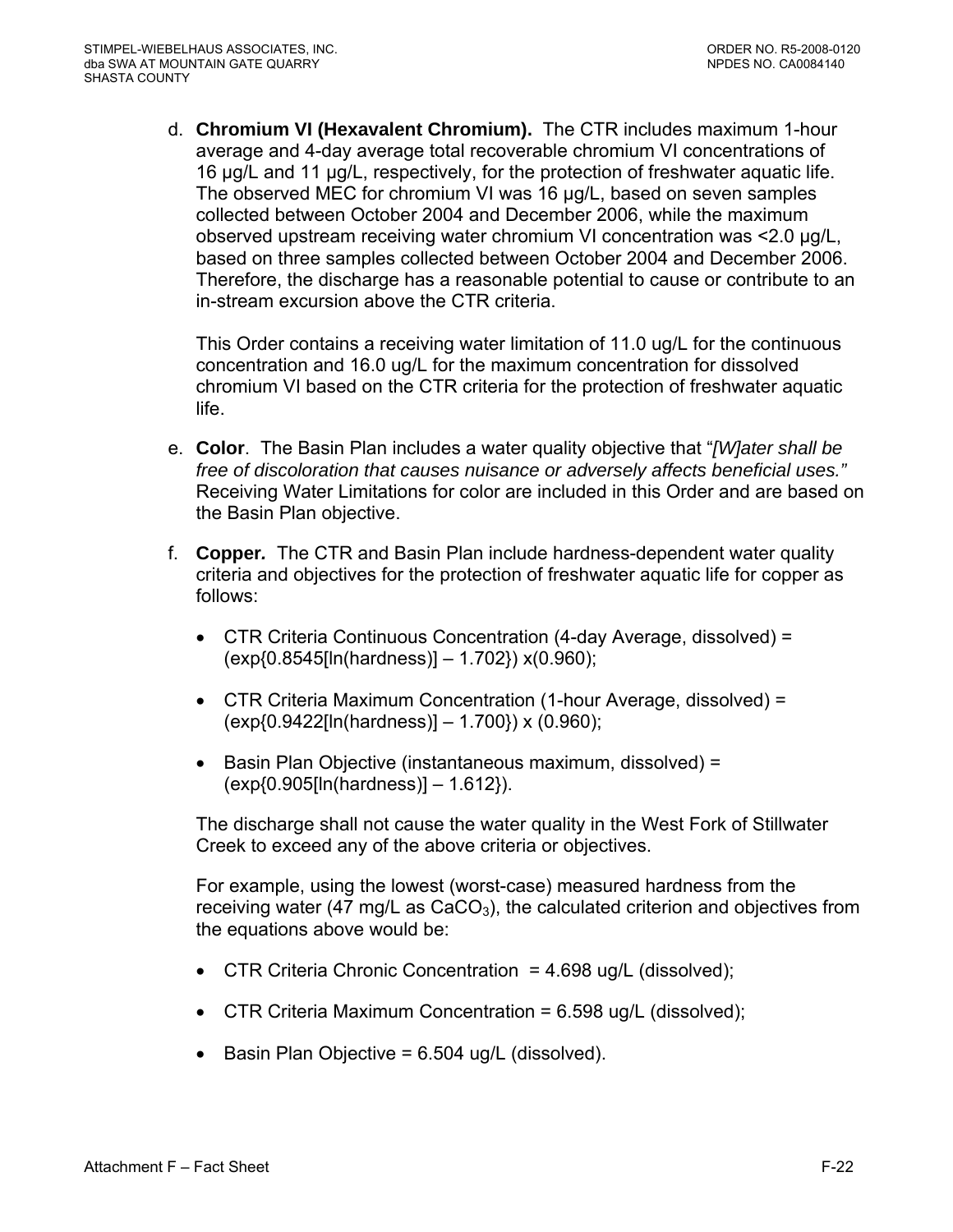d. **Chromium VI (Hexavalent Chromium).** The CTR includes maximum 1-hour average and 4-day average total recoverable chromium VI concentrations of 16 µg/L and 11 µg/L, respectively, for the protection of freshwater aquatic life. The observed MEC for chromium VI was 16 µg/L, based on seven samples collected between October 2004 and December 2006, while the maximum observed upstream receiving water chromium VI concentration was <2.0 µg/L, based on three samples collected between October 2004 and December 2006. Therefore, the discharge has a reasonable potential to cause or contribute to an in-stream excursion above the CTR criteria.

   This Order contains a receiving water limitation of 11.0 ug/L for the continuous concentration and 16.0 ug/L for the maximum concentration for dissolved chromium VI based on the CTR criteria for the protection of freshwater aquatic life.

e. **Color**. The Basin Plan includes a water quality objective that "*[W]ater shall be free of discoloration that causes nuisance or adversely affects beneficial uses."* Receiving Water Limitations for color are included in this Order and are based on the Basin Plan objective.

f. **Copper.** The CTR and Basin Plan include hardness-dependent water quality criteria and objectives for the protection of freshwater aquatic life for copper as follows:

   - CTR Criteria Continuous Concentration (4-day Average, dissolved) = $(\exp\{0.8545[\ln(\text{hardness})] - 1.702\}) \times (0.960)$;
   - CTR Criteria Maximum Concentration (1-hour Average, dissolved) = $(\exp\{0.9422[\ln(\text{hardness})] - 1.700\}) \times (0.960)$;
   - Basin Plan Objective (instantaneous maximum, dissolved) = $(\exp\{0.905[\ln(\text{hardness})] - 1.612\})$.

   The discharge shall not cause the water quality in the West Fork of Stillwater Creek to exceed any of the above criteria or objectives.

   For example, using the lowest (worst-case) measured hardness from the receiving water (47 mg/L as $CaCO_3$), the calculated criterion and objectives from the equations above would be:

   - CTR Criteria Chronic Concentration = 4.698 ug/L (dissolved);
   - CTR Criteria Maximum Concentration = 6.598 ug/L (dissolved);
   - Basin Plan Objective = 6.504 ug/L (dissolved).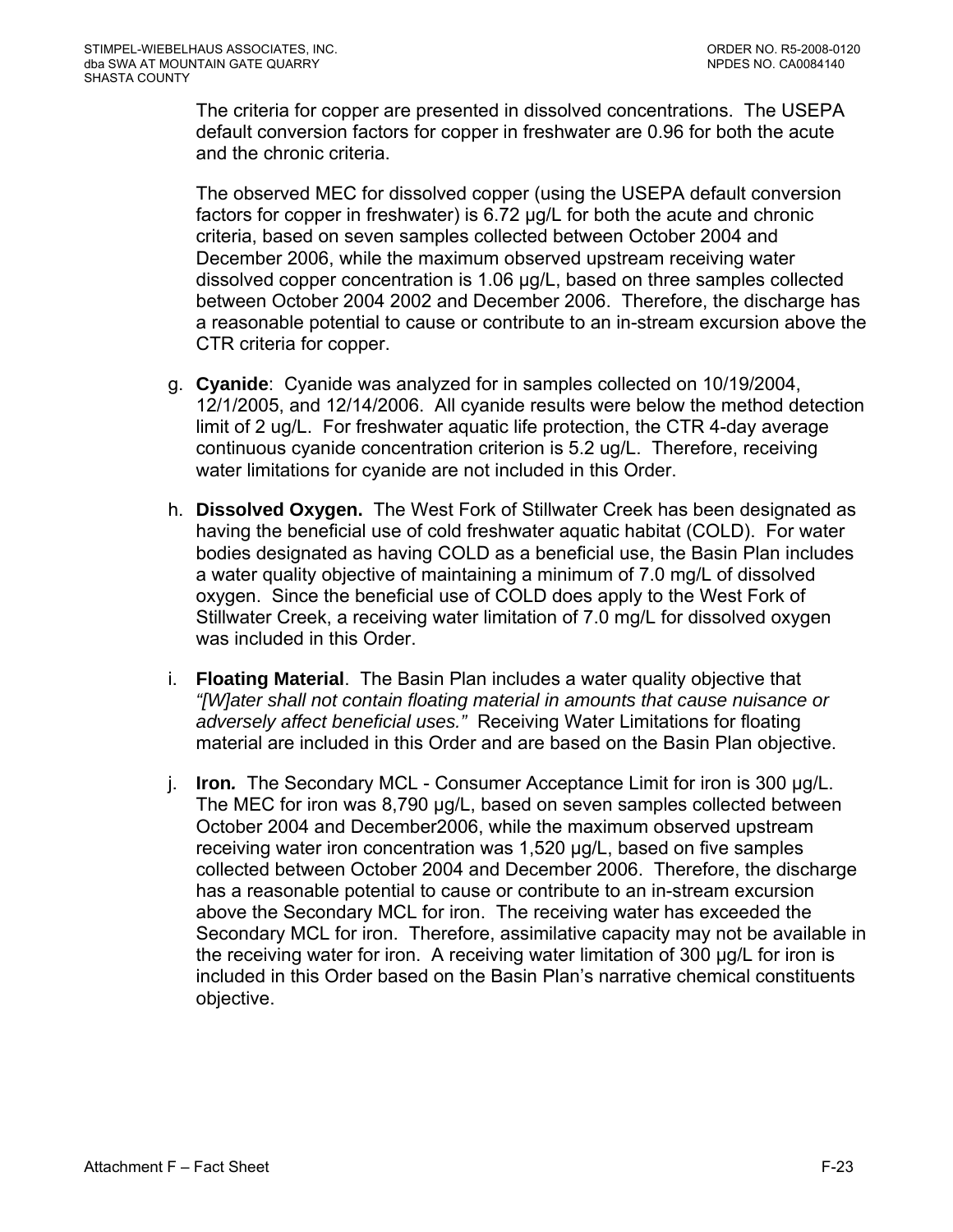The criteria for copper are presented in dissolved concentrations. The USEPA default conversion factors for copper in freshwater are 0.96 for both the acute and the chronic criteria.

The observed MEC for dissolved copper (using the USEPA default conversion factors for copper in freshwater) is 6.72 µg/L for both the acute and chronic criteria, based on seven samples collected between October 2004 and December 2006, while the maximum observed upstream receiving water dissolved copper concentration is 1.06 µg/L, based on three samples collected between October 2004 2002 and December 2006. Therefore, the discharge has a reasonable potential to cause or contribute to an in-stream excursion above the CTR criteria for copper.

g. **Cyanide**: Cyanide was analyzed for in samples collected on 10/19/2004, 12/1/2005, and 12/14/2006. All cyanide results were below the method detection limit of 2 ug/L. For freshwater aquatic life protection, the CTR 4-day average continuous cyanide concentration criterion is 5.2 ug/L. Therefore, receiving water limitations for cyanide are not included in this Order.

h. **Dissolved Oxygen.** The West Fork of Stillwater Creek has been designated as having the beneficial use of cold freshwater aquatic habitat (COLD). For water bodies designated as having COLD as a beneficial use, the Basin Plan includes a water quality objective of maintaining a minimum of 7.0 mg/L of dissolved oxygen. Since the beneficial use of COLD does apply to the West Fork of Stillwater Creek, a receiving water limitation of 7.0 mg/L for dissolved oxygen was included in this Order.

i. **Floating Material**. The Basin Plan includes a water quality objective that *"[W]ater shall not contain floating material in amounts that cause nuisance or adversely affect beneficial uses."* Receiving Water Limitations for floating material are included in this Order and are based on the Basin Plan objective.

j. ***Iron.*** The Secondary MCL - Consumer Acceptance Limit for iron is 300 µg/L. The MEC for iron was 8,790 µg/L, based on seven samples collected between October 2004 and December2006, while the maximum observed upstream receiving water iron concentration was 1,520 µg/L, based on five samples collected between October 2004 and December 2006. Therefore, the discharge has a reasonable potential to cause or contribute to an in-stream excursion above the Secondary MCL for iron. The receiving water has exceeded the Secondary MCL for iron. Therefore, assimilative capacity may not be available in the receiving water for iron. A receiving water limitation of 300 µg/L for iron is included in this Order based on the Basin Plan's narrative chemical constituents objective.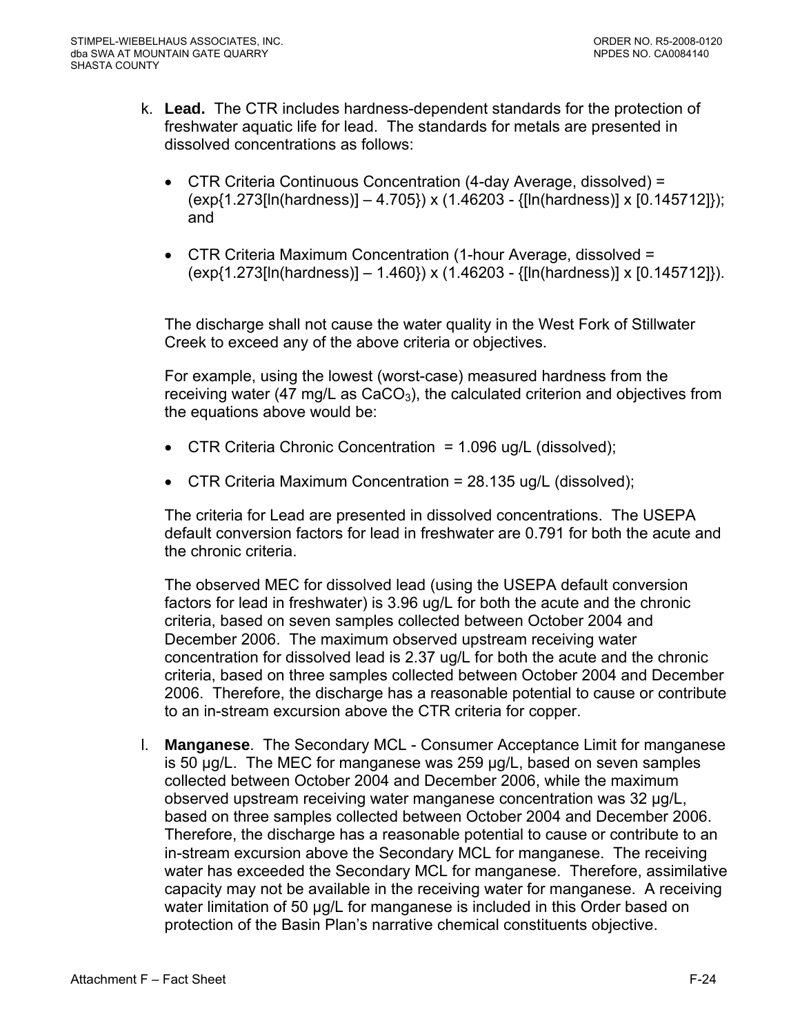k. **Lead.** The CTR includes hardness-dependent standards for the protection of freshwater aquatic life for lead. The standards for metals are presented in dissolved concentrations as follows:

   - CTR Criteria Continuous Concentration (4-day Average, dissolved) = (exp{1.273[ln(hardness)] – 4.705}) x (1.46203 - {[ln(hardness)] x [0.145712]}); and

   - CTR Criteria Maximum Concentration (1-hour Average, dissolved = (exp{1.273[ln(hardness)] – 1.460}) x (1.46203 - {[ln(hardness)] x [0.145712]}).

   The discharge shall not cause the water quality in the West Fork of Stillwater Creek to exceed any of the above criteria or objectives.

   For example, using the lowest (worst-case) measured hardness from the receiving water (47 mg/L as $CaCO_3$), the calculated criterion and objectives from the equations above would be:

   - CTR Criteria Chronic Concentration = 1.096 ug/L (dissolved);

   - CTR Criteria Maximum Concentration = 28.135 ug/L (dissolved);

   The criteria for Lead are presented in dissolved concentrations. The USEPA default conversion factors for lead in freshwater are 0.791 for both the acute and the chronic criteria.

   The observed MEC for dissolved lead (using the USEPA default conversion factors for lead in freshwater) is 3.96 ug/L for both the acute and the chronic criteria, based on seven samples collected between October 2004 and December 2006. The maximum observed upstream receiving water concentration for dissolved lead is 2.37 ug/L for both the acute and the chronic criteria, based on three samples collected between October 2004 and December 2006. Therefore, the discharge has a reasonable potential to cause or contribute to an in-stream excursion above the CTR criteria for copper.

l. **Manganese**. The Secondary MCL - Consumer Acceptance Limit for manganese is 50 μg/L. The MEC for manganese was 259 μg/L, based on seven samples collected between October 2004 and December 2006, while the maximum observed upstream receiving water manganese concentration was 32 μg/L, based on three samples collected between October 2004 and December 2006. Therefore, the discharge has a reasonable potential to cause or contribute to an in-stream excursion above the Secondary MCL for manganese. The receiving water has exceeded the Secondary MCL for manganese. Therefore, assimilative capacity may not be available in the receiving water for manganese. A receiving water limitation of 50 μg/L for manganese is included in this Order based on protection of the Basin Plan's narrative chemical constituents objective.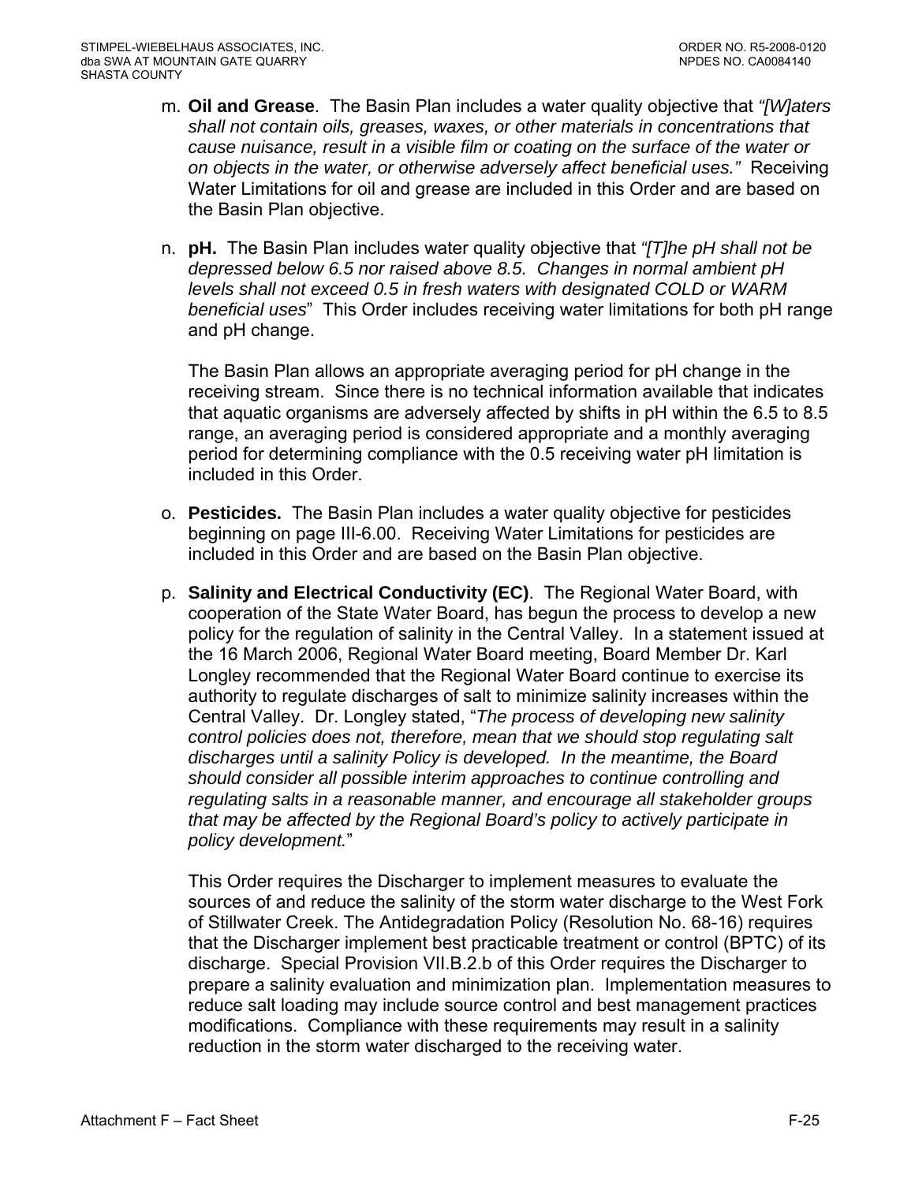m. **Oil and Grease**. The Basin Plan includes a water quality objective that *"[W]aters shall not contain oils, greases, waxes, or other materials in concentrations that cause nuisance, result in a visible film or coating on the surface of the water or on objects in the water, or otherwise adversely affect beneficial uses."* Receiving Water Limitations for oil and grease are included in this Order and are based on the Basin Plan objective.

n. **pH.** The Basin Plan includes water quality objective that *"[T]he pH shall not be depressed below 6.5 nor raised above 8.5. Changes in normal ambient pH levels shall not exceed 0.5 in fresh waters with designated COLD or WARM beneficial uses*" This Order includes receiving water limitations for both pH range and pH change.

   The Basin Plan allows an appropriate averaging period for pH change in the receiving stream. Since there is no technical information available that indicates that aquatic organisms are adversely affected by shifts in pH within the 6.5 to 8.5 range, an averaging period is considered appropriate and a monthly averaging period for determining compliance with the 0.5 receiving water pH limitation is included in this Order.

o. **Pesticides.** The Basin Plan includes a water quality objective for pesticides beginning on page III-6.00. Receiving Water Limitations for pesticides are included in this Order and are based on the Basin Plan objective.

p. **Salinity and Electrical Conductivity (EC)**. The Regional Water Board, with cooperation of the State Water Board, has begun the process to develop a new policy for the regulation of salinity in the Central Valley. In a statement issued at the 16 March 2006, Regional Water Board meeting, Board Member Dr. Karl Longley recommended that the Regional Water Board continue to exercise its authority to regulate discharges of salt to minimize salinity increases within the Central Valley. Dr. Longley stated, "*The process of developing new salinity control policies does not, therefore, mean that we should stop regulating salt discharges until a salinity Policy is developed. In the meantime, the Board should consider all possible interim approaches to continue controlling and regulating salts in a reasonable manner, and encourage all stakeholder groups that may be affected by the Regional Board's policy to actively participate in policy development.*"

   This Order requires the Discharger to implement measures to evaluate the sources of and reduce the salinity of the storm water discharge to the West Fork of Stillwater Creek. The Antidegradation Policy (Resolution No. 68-16) requires that the Discharger implement best practicable treatment or control (BPTC) of its discharge. Special Provision VII.B.2.b of this Order requires the Discharger to prepare a salinity evaluation and minimization plan. Implementation measures to reduce salt loading may include source control and best management practices modifications. Compliance with these requirements may result in a salinity reduction in the storm water discharged to the receiving water.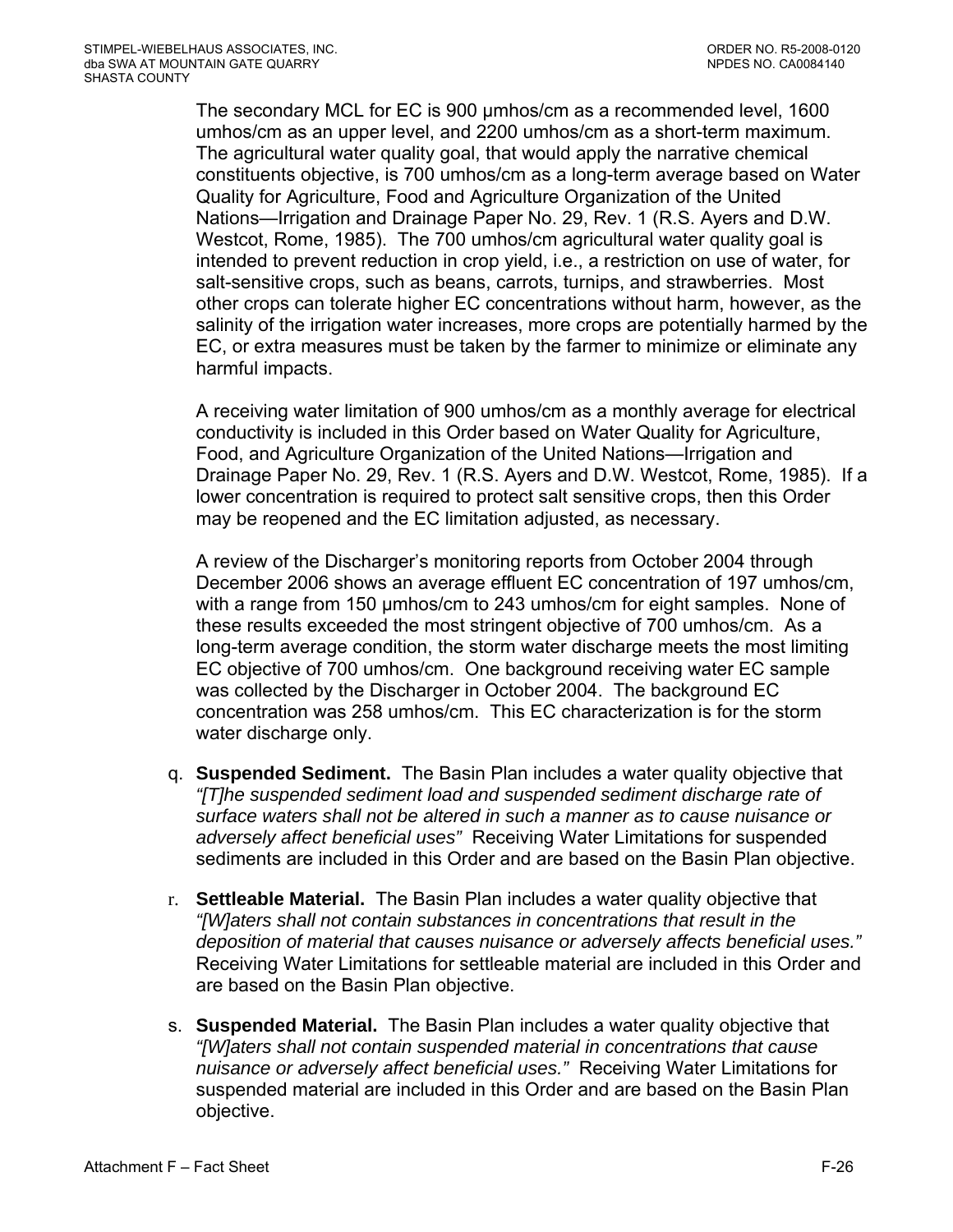The secondary MCL for EC is 900 μmhos/cm as a recommended level, 1600 umhos/cm as an upper level, and 2200 umhos/cm as a short-term maximum. The agricultural water quality goal, that would apply the narrative chemical constituents objective, is 700 umhos/cm as a long-term average based on Water Quality for Agriculture, Food and Agriculture Organization of the United Nations—Irrigation and Drainage Paper No. 29, Rev. 1 (R.S. Ayers and D.W. Westcot, Rome, 1985). The 700 umhos/cm agricultural water quality goal is intended to prevent reduction in crop yield, i.e., a restriction on use of water, for salt-sensitive crops, such as beans, carrots, turnips, and strawberries. Most other crops can tolerate higher EC concentrations without harm, however, as the salinity of the irrigation water increases, more crops are potentially harmed by the EC, or extra measures must be taken by the farmer to minimize or eliminate any harmful impacts.

A receiving water limitation of 900 umhos/cm as a monthly average for electrical conductivity is included in this Order based on Water Quality for Agriculture, Food, and Agriculture Organization of the United Nations—Irrigation and Drainage Paper No. 29, Rev. 1 (R.S. Ayers and D.W. Westcot, Rome, 1985). If a lower concentration is required to protect salt sensitive crops, then this Order may be reopened and the EC limitation adjusted, as necessary.

A review of the Discharger's monitoring reports from October 2004 through December 2006 shows an average effluent EC concentration of 197 umhos/cm, with a range from 150 μmhos/cm to 243 umhos/cm for eight samples. None of these results exceeded the most stringent objective of 700 umhos/cm. As a long-term average condition, the storm water discharge meets the most limiting EC objective of 700 umhos/cm. One background receiving water EC sample was collected by the Discharger in October 2004. The background EC concentration was 258 umhos/cm. This EC characterization is for the storm water discharge only.

q. **Suspended Sediment.** The Basin Plan includes a water quality objective that *"[T]he suspended sediment load and suspended sediment discharge rate of surface waters shall not be altered in such a manner as to cause nuisance or adversely affect beneficial uses"* Receiving Water Limitations for suspended sediments are included in this Order and are based on the Basin Plan objective.

r. **Settleable Material.** The Basin Plan includes a water quality objective that *"[W]aters shall not contain substances in concentrations that result in the deposition of material that causes nuisance or adversely affects beneficial uses."* Receiving Water Limitations for settleable material are included in this Order and are based on the Basin Plan objective.

s. **Suspended Material.** The Basin Plan includes a water quality objective that *"[W]aters shall not contain suspended material in concentrations that cause nuisance or adversely affect beneficial uses."* Receiving Water Limitations for suspended material are included in this Order and are based on the Basin Plan objective.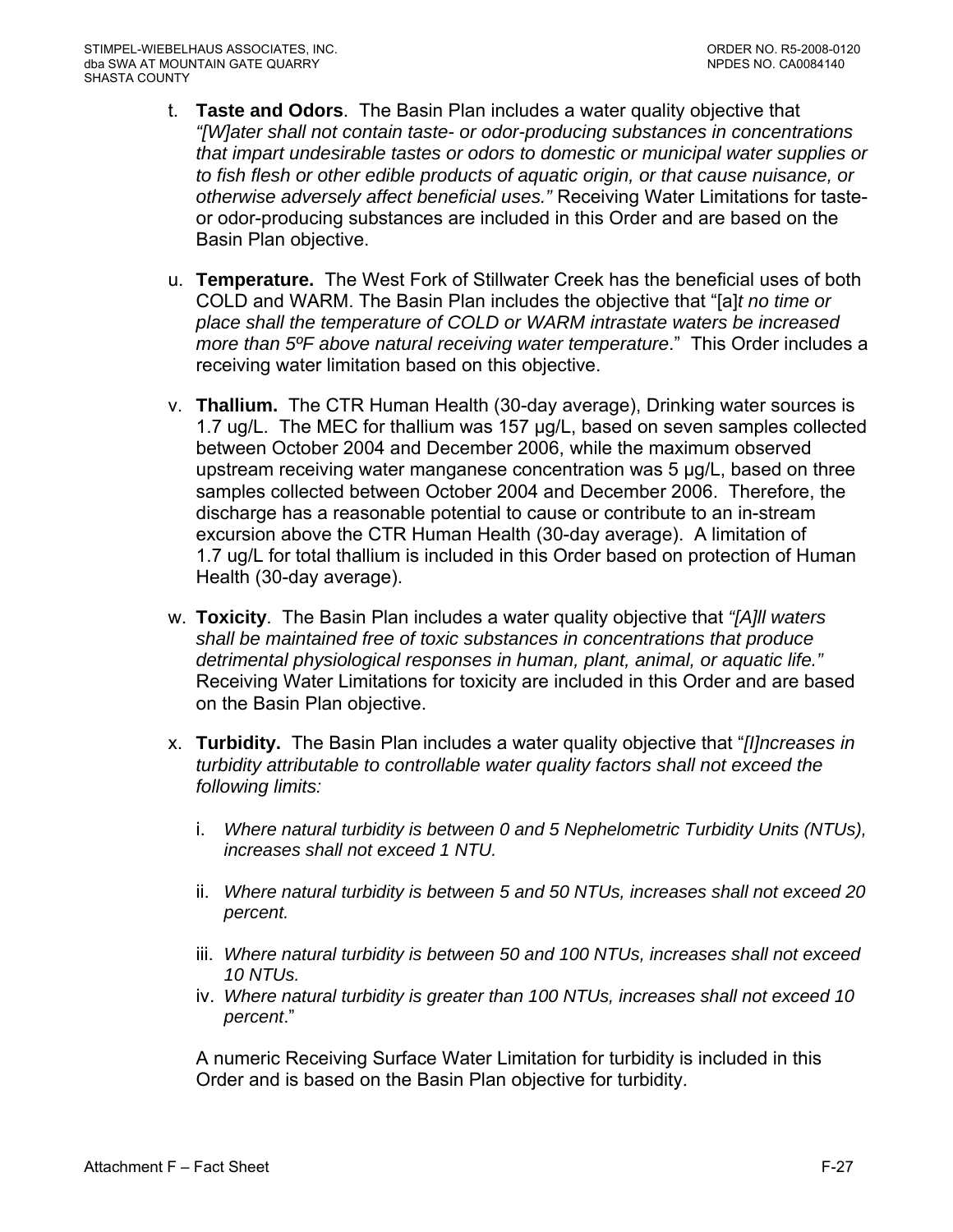t. **Taste and Odors**. The Basin Plan includes a water quality objective that *"[W]ater shall not contain taste- or odor-producing substances in concentrations that impart undesirable tastes or odors to domestic or municipal water supplies or to fish flesh or other edible products of aquatic origin, or that cause nuisance, or otherwise adversely affect beneficial uses."* Receiving Water Limitations for taste- or odor-producing substances are included in this Order and are based on the Basin Plan objective.

u. **Temperature.** The West Fork of Stillwater Creek has the beneficial uses of both COLD and WARM. The Basin Plan includes the objective that "[a]*t no time or place shall the temperature of COLD or WARM intrastate waters be increased more than 5ºF above natural receiving water temperature*." This Order includes a receiving water limitation based on this objective.

v. **Thallium.** The CTR Human Health (30-day average), Drinking water sources is 1.7 ug/L. The MEC for thallium was 157 µg/L, based on seven samples collected between October 2004 and December 2006, while the maximum observed upstream receiving water manganese concentration was 5 µg/L, based on three samples collected between October 2004 and December 2006. Therefore, the discharge has a reasonable potential to cause or contribute to an in-stream excursion above the CTR Human Health (30-day average). A limitation of 1.7 ug/L for total thallium is included in this Order based on protection of Human Health (30-day average).

w. **Toxicity**. The Basin Plan includes a water quality objective that *"[A]ll waters shall be maintained free of toxic substances in concentrations that produce detrimental physiological responses in human, plant, animal, or aquatic life."* Receiving Water Limitations for toxicity are included in this Order and are based on the Basin Plan objective.

x. **Turbidity.** The Basin Plan includes a water quality objective that "*[I]ncreases in turbidity attributable to controllable water quality factors shall not exceed the following limits:*

   i. *Where natural turbidity is between 0 and 5 Nephelometric Turbidity Units (NTUs), increases shall not exceed 1 NTU.*

   ii. *Where natural turbidity is between 5 and 50 NTUs, increases shall not exceed 20 percent.*

   iii. *Where natural turbidity is between 50 and 100 NTUs, increases shall not exceed 10 NTUs.*

   iv. *Where natural turbidity is greater than 100 NTUs, increases shall not exceed 10 percent*."

   A numeric Receiving Surface Water Limitation for turbidity is included in this Order and is based on the Basin Plan objective for turbidity.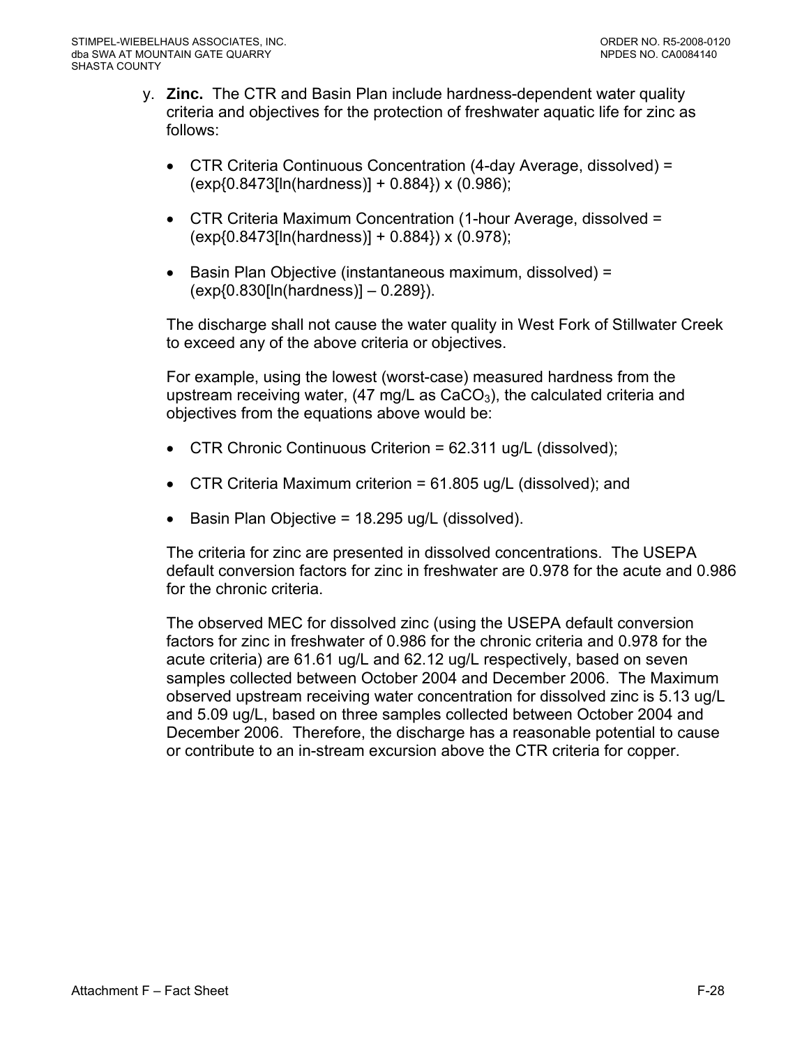y. **Zinc.** The CTR and Basin Plan include hardness-dependent water quality criteria and objectives for the protection of freshwater aquatic life for zinc as follows:

- CTR Criteria Continuous Concentration (4-day Average, dissolved) = $(\exp\{0.8473[\ln(\text{hardness})] + 0.884\}) \times (0.986)$;
- CTR Criteria Maximum Concentration (1-hour Average, dissolved = $(\exp\{0.8473[\ln(\text{hardness})] + 0.884\}) \times (0.978)$;
- Basin Plan Objective (instantaneous maximum, dissolved) = $(\exp\{0.830[\ln(\text{hardness})] - 0.289\})$.

The discharge shall not cause the water quality in West Fork of Stillwater Creek to exceed any of the above criteria or objectives.

For example, using the lowest (worst-case) measured hardness from the upstream receiving water, (47 mg/L as $CaCO_3$), the calculated criteria and objectives from the equations above would be:

- CTR Chronic Continuous Criterion = 62.311 ug/L (dissolved);
- CTR Criteria Maximum criterion = 61.805 ug/L (dissolved); and
- Basin Plan Objective = 18.295 ug/L (dissolved).

The criteria for zinc are presented in dissolved concentrations. The USEPA default conversion factors for zinc in freshwater are 0.978 for the acute and 0.986 for the chronic criteria.

The observed MEC for dissolved zinc (using the USEPA default conversion factors for zinc in freshwater of 0.986 for the chronic criteria and 0.978 for the acute criteria) are 61.61 ug/L and 62.12 ug/L respectively, based on seven samples collected between October 2004 and December 2006. The Maximum observed upstream receiving water concentration for dissolved zinc is 5.13 ug/L and 5.09 ug/L, based on three samples collected between October 2004 and December 2006. Therefore, the discharge has a reasonable potential to cause or contribute to an in-stream excursion above the CTR criteria for copper.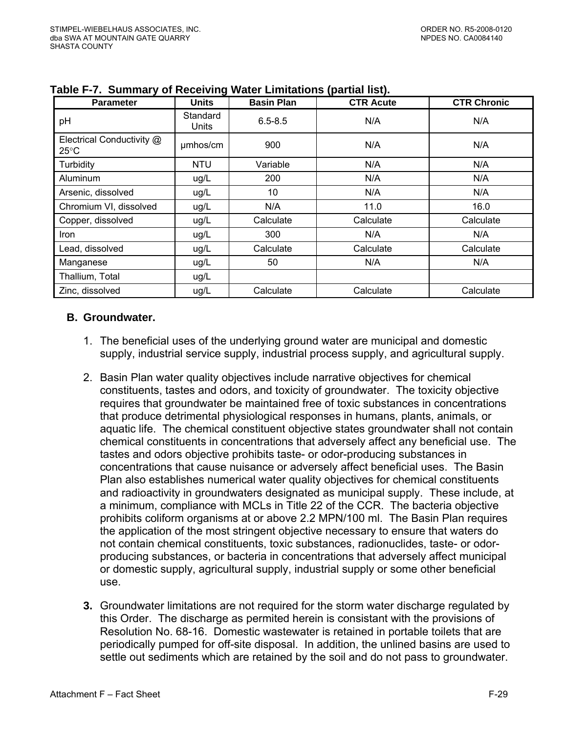**Table F-7. Summary of Receiving Water Limitations (partial list).**

| Parameter | Units | Basin Plan | CTR Acute | CTR Chronic |
|---|---|---|---|---|
| pH | Standard Units | 6.5-8.5 | N/A | N/A |
| Electrical Conductivity @ 25°C | µmhos/cm | 900 | N/A | N/A |
| Turbidity | NTU | Variable | N/A | N/A |
| Aluminum | ug/L | 200 | N/A | N/A |
| Arsenic, dissolved | ug/L | 10 | N/A | N/A |
| Chromium VI, dissolved | ug/L | N/A | 11.0 | 16.0 |
| Copper, dissolved | ug/L | Calculate | Calculate | Calculate |
| Iron | ug/L | 300 | N/A | N/A |
| Lead, dissolved | ug/L | Calculate | Calculate | Calculate |
| Manganese | ug/L | 50 | N/A | N/A |
| Thallium, Total | ug/L | | | |
| Zinc, dissolved | ug/L | Calculate | Calculate | Calculate |

**B. Groundwater.**

1. The beneficial uses of the underlying ground water are municipal and domestic supply, industrial service supply, industrial process supply, and agricultural supply.

2. Basin Plan water quality objectives include narrative objectives for chemical constituents, tastes and odors, and toxicity of groundwater. The toxicity objective requires that groundwater be maintained free of toxic substances in concentrations that produce detrimental physiological responses in humans, plants, animals, or aquatic life. The chemical constituent objective states groundwater shall not contain chemical constituents in concentrations that adversely affect any beneficial use. The tastes and odors objective prohibits taste- or odor-producing substances in concentrations that cause nuisance or adversely affect beneficial uses. The Basin Plan also establishes numerical water quality objectives for chemical constituents and radioactivity in groundwaters designated as municipal supply. These include, at a minimum, compliance with MCLs in Title 22 of the CCR. The bacteria objective prohibits coliform organisms at or above 2.2 MPN/100 ml. The Basin Plan requires the application of the most stringent objective necessary to ensure that waters do not contain chemical constituents, toxic substances, radionuclides, taste- or odor-producing substances, or bacteria in concentrations that adversely affect municipal or domestic supply, agricultural supply, industrial supply or some other beneficial use.

3. Groundwater limitations are not required for the storm water discharge regulated by this Order. The discharge as permited herein is consistant with the provisions of Resolution No. 68-16. Domestic wastewater is retained in portable toilets that are periodically pumped for off-site disposal. In addition, the unlined basins are used to settle out sediments which are retained by the soil and do not pass to groundwater.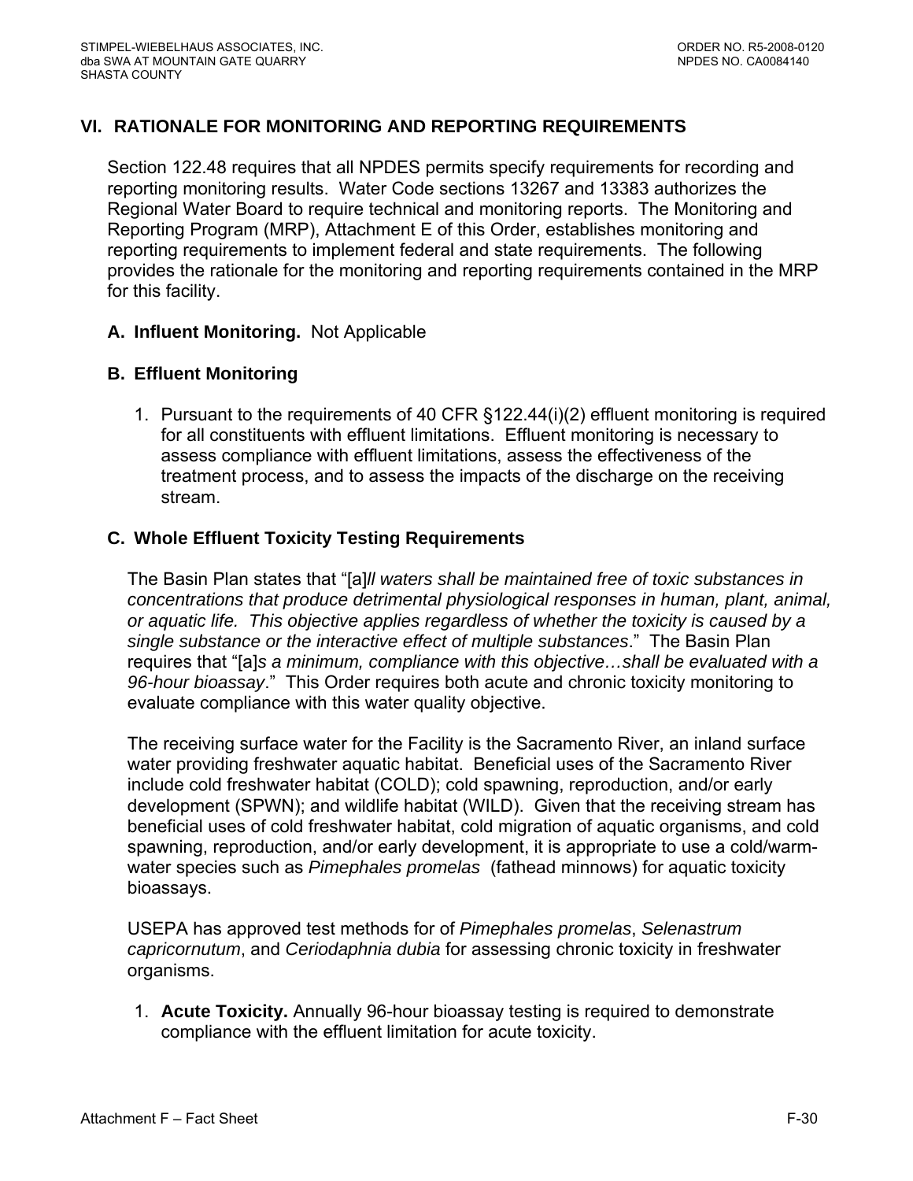## VI. RATIONALE FOR MONITORING AND REPORTING REQUIREMENTS

Section 122.48 requires that all NPDES permits specify requirements for recording and reporting monitoring results. Water Code sections 13267 and 13383 authorizes the Regional Water Board to require technical and monitoring reports. The Monitoring and Reporting Program (MRP), Attachment E of this Order, establishes monitoring and reporting requirements to implement federal and state requirements. The following provides the rationale for the monitoring and reporting requirements contained in the MRP for this facility.

### A. Influent Monitoring. Not Applicable

### B. Effluent Monitoring

1. Pursuant to the requirements of 40 CFR §122.44(i)(2) effluent monitoring is required for all constituents with effluent limitations. Effluent monitoring is necessary to assess compliance with effluent limitations, assess the effectiveness of the treatment process, and to assess the impacts of the discharge on the receiving stream.

### C. Whole Effluent Toxicity Testing Requirements

The Basin Plan states that "[a]*ll waters shall be maintained free of toxic substances in concentrations that produce detrimental physiological responses in human, plant, animal, or aquatic life. This objective applies regardless of whether the toxicity is caused by a single substance or the interactive effect of multiple substances*." The Basin Plan requires that "[a]*s a minimum, compliance with this objective…shall be evaluated with a 96-hour bioassay*." This Order requires both acute and chronic toxicity monitoring to evaluate compliance with this water quality objective.

The receiving surface water for the Facility is the Sacramento River, an inland surface water providing freshwater aquatic habitat. Beneficial uses of the Sacramento River include cold freshwater habitat (COLD); cold spawning, reproduction, and/or early development (SPWN); and wildlife habitat (WILD). Given that the receiving stream has beneficial uses of cold freshwater habitat, cold migration of aquatic organisms, and cold spawning, reproduction, and/or early development, it is appropriate to use a cold/warm-water species such as *Pimephales promelas* (fathead minnows) for aquatic toxicity bioassays.

USEPA has approved test methods for of *Pimephales promelas*, *Selenastrum capricornutum*, and *Ceriodaphnia dubia* for assessing chronic toxicity in freshwater organisms.

1. **Acute Toxicity.** Annually 96-hour bioassay testing is required to demonstrate compliance with the effluent limitation for acute toxicity.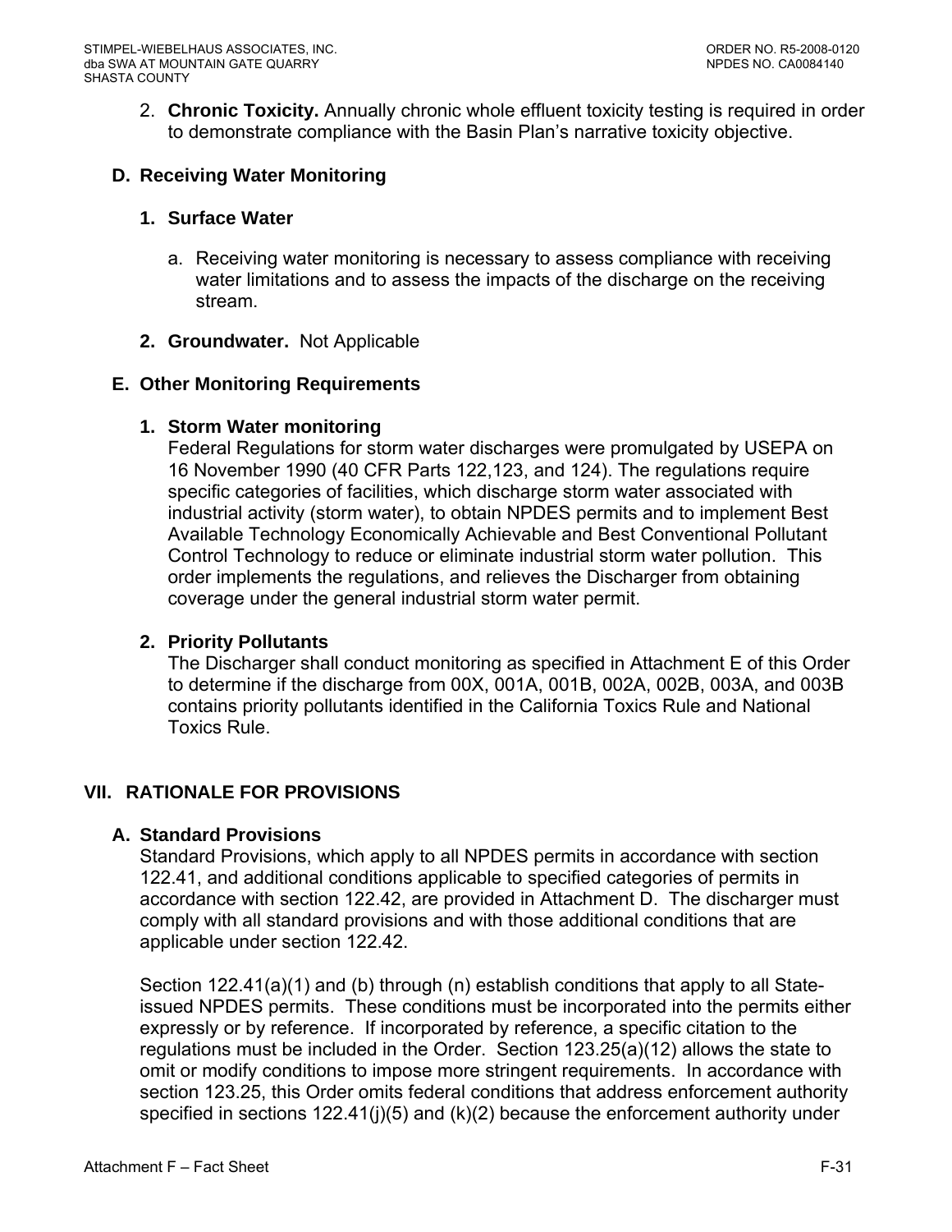2. **Chronic Toxicity.** Annually chronic whole effluent toxicity testing is required in order to demonstrate compliance with the Basin Plan's narrative toxicity objective.

### D. Receiving Water Monitoring

#### 1. Surface Water

a. Receiving water monitoring is necessary to assess compliance with receiving water limitations and to assess the impacts of the discharge on the receiving stream.

#### 2. Groundwater. Not Applicable

### E. Other Monitoring Requirements

#### 1. Storm Water monitoring

Federal Regulations for storm water discharges were promulgated by USEPA on 16 November 1990 (40 CFR Parts 122,123, and 124). The regulations require specific categories of facilities, which discharge storm water associated with industrial activity (storm water), to obtain NPDES permits and to implement Best Available Technology Economically Achievable and Best Conventional Pollutant Control Technology to reduce or eliminate industrial storm water pollution. This order implements the regulations, and relieves the Discharger from obtaining coverage under the general industrial storm water permit.

#### 2. Priority Pollutants

The Discharger shall conduct monitoring as specified in Attachment E of this Order to determine if the discharge from 00X, 001A, 001B, 002A, 002B, 003A, and 003B contains priority pollutants identified in the California Toxics Rule and National Toxics Rule.

## VII. RATIONALE FOR PROVISIONS

### A. Standard Provisions

Standard Provisions, which apply to all NPDES permits in accordance with section 122.41, and additional conditions applicable to specified categories of permits in accordance with section 122.42, are provided in Attachment D. The discharger must comply with all standard provisions and with those additional conditions that are applicable under section 122.42.

Section 122.41(a)(1) and (b) through (n) establish conditions that apply to all State-issued NPDES permits. These conditions must be incorporated into the permits either expressly or by reference. If incorporated by reference, a specific citation to the regulations must be included in the Order. Section 123.25(a)(12) allows the state to omit or modify conditions to impose more stringent requirements. In accordance with section 123.25, this Order omits federal conditions that address enforcement authority specified in sections 122.41(j)(5) and (k)(2) because the enforcement authority under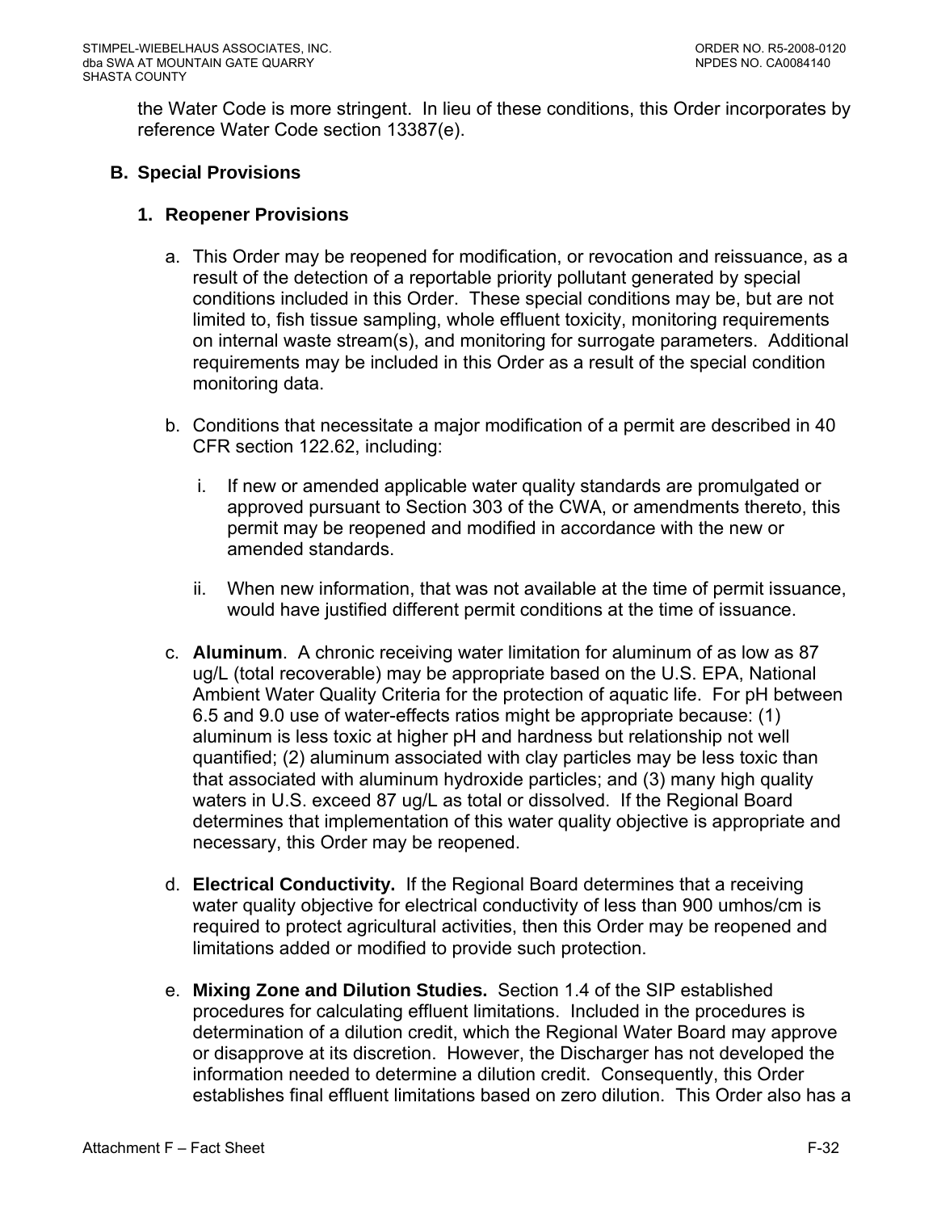the Water Code is more stringent. In lieu of these conditions, this Order incorporates by reference Water Code section 13387(e).

## B. Special Provisions

### 1. Reopener Provisions

a. This Order may be reopened for modification, or revocation and reissuance, as a result of the detection of a reportable priority pollutant generated by special conditions included in this Order. These special conditions may be, but are not limited to, fish tissue sampling, whole effluent toxicity, monitoring requirements on internal waste stream(s), and monitoring for surrogate parameters. Additional requirements may be included in this Order as a result of the special condition monitoring data.

b. Conditions that necessitate a major modification of a permit are described in 40 CFR section 122.62, including:

   i. If new or amended applicable water quality standards are promulgated or approved pursuant to Section 303 of the CWA, or amendments thereto, this permit may be reopened and modified in accordance with the new or amended standards.

   ii. When new information, that was not available at the time of permit issuance, would have justified different permit conditions at the time of issuance.

c. **Aluminum**. A chronic receiving water limitation for aluminum of as low as 87 ug/L (total recoverable) may be appropriate based on the U.S. EPA, National Ambient Water Quality Criteria for the protection of aquatic life. For pH between 6.5 and 9.0 use of water-effects ratios might be appropriate because: (1) aluminum is less toxic at higher pH and hardness but relationship not well quantified; (2) aluminum associated with clay particles may be less toxic than that associated with aluminum hydroxide particles; and (3) many high quality waters in U.S. exceed 87 ug/L as total or dissolved. If the Regional Board determines that implementation of this water quality objective is appropriate and necessary, this Order may be reopened.

d. **Electrical Conductivity.** If the Regional Board determines that a receiving water quality objective for electrical conductivity of less than 900 umhos/cm is required to protect agricultural activities, then this Order may be reopened and limitations added or modified to provide such protection.

e. **Mixing Zone and Dilution Studies.** Section 1.4 of the SIP established procedures for calculating effluent limitations. Included in the procedures is determination of a dilution credit, which the Regional Water Board may approve or disapprove at its discretion. However, the Discharger has not developed the information needed to determine a dilution credit. Consequently, this Order establishes final effluent limitations based on zero dilution. This Order also has a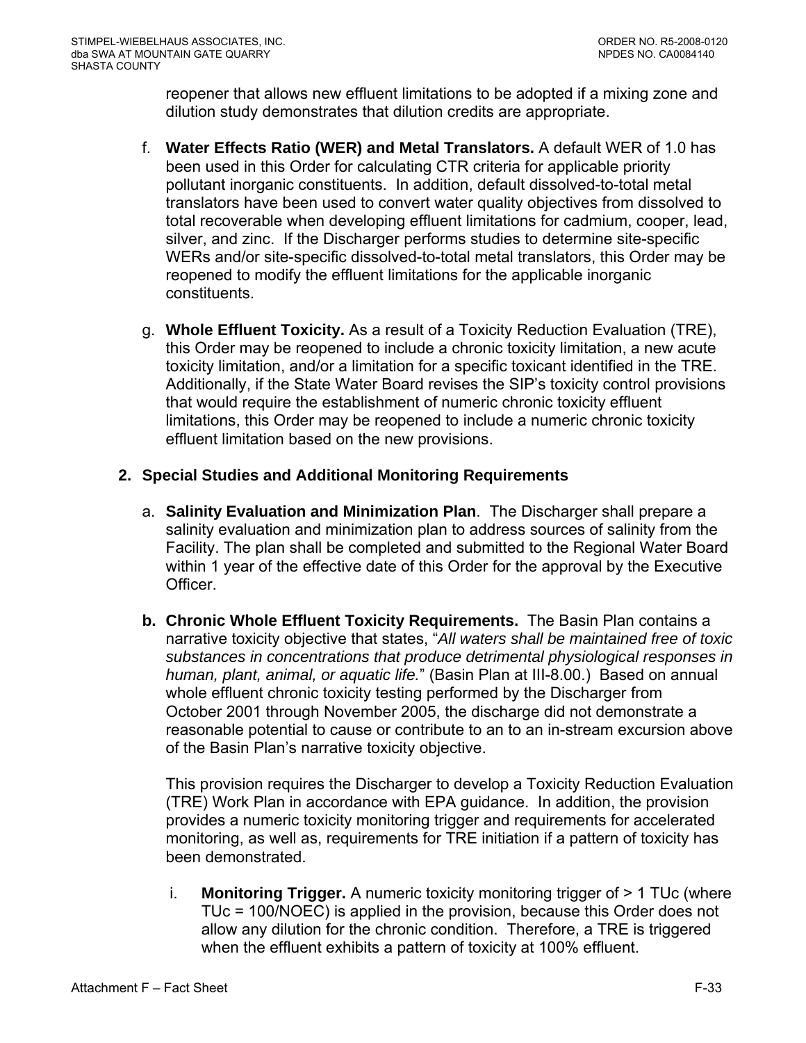reopener that allows new effluent limitations to be adopted if a mixing zone and dilution study demonstrates that dilution credits are appropriate.

f. **Water Effects Ratio (WER) and Metal Translators.** A default WER of 1.0 has been used in this Order for calculating CTR criteria for applicable priority pollutant inorganic constituents. In addition, default dissolved-to-total metal translators have been used to convert water quality objectives from dissolved to total recoverable when developing effluent limitations for cadmium, cooper, lead, silver, and zinc. If the Discharger performs studies to determine site-specific WERs and/or site-specific dissolved-to-total metal translators, this Order may be reopened to modify the effluent limitations for the applicable inorganic constituents.

g. **Whole Effluent Toxicity.** As a result of a Toxicity Reduction Evaluation (TRE), this Order may be reopened to include a chronic toxicity limitation, a new acute toxicity limitation, and/or a limitation for a specific toxicant identified in the TRE. Additionally, if the State Water Board revises the SIP's toxicity control provisions that would require the establishment of numeric chronic toxicity effluent limitations, this Order may be reopened to include a numeric chronic toxicity effluent limitation based on the new provisions.

**2. Special Studies and Additional Monitoring Requirements**

a. **Salinity Evaluation and Minimization Plan**. The Discharger shall prepare a salinity evaluation and minimization plan to address sources of salinity from the Facility. The plan shall be completed and submitted to the Regional Water Board within 1 year of the effective date of this Order for the approval by the Executive Officer.

**b. Chronic Whole Effluent Toxicity Requirements.** The Basin Plan contains a narrative toxicity objective that states, "*All waters shall be maintained free of toxic substances in concentrations that produce detrimental physiological responses in human, plant, animal, or aquatic life.*" (Basin Plan at III-8.00.) Based on annual whole effluent chronic toxicity testing performed by the Discharger from October 2001 through November 2005, the discharge did not demonstrate a reasonable potential to cause or contribute to an to an in-stream excursion above of the Basin Plan's narrative toxicity objective.

This provision requires the Discharger to develop a Toxicity Reduction Evaluation (TRE) Work Plan in accordance with EPA guidance. In addition, the provision provides a numeric toxicity monitoring trigger and requirements for accelerated monitoring, as well as, requirements for TRE initiation if a pattern of toxicity has been demonstrated.

i. **Monitoring Trigger.** A numeric toxicity monitoring trigger of > 1 TUc (where TUc = 100/NOEC) is applied in the provision, because this Order does not allow any dilution for the chronic condition. Therefore, a TRE is triggered when the effluent exhibits a pattern of toxicity at 100% effluent.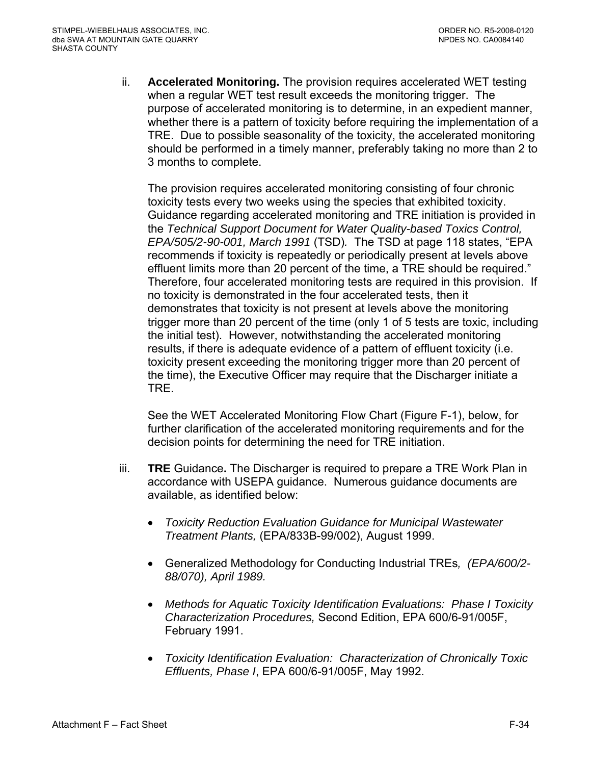ii. **Accelerated Monitoring.** The provision requires accelerated WET testing when a regular WET test result exceeds the monitoring trigger. The purpose of accelerated monitoring is to determine, in an expedient manner, whether there is a pattern of toxicity before requiring the implementation of a TRE. Due to possible seasonality of the toxicity, the accelerated monitoring should be performed in a timely manner, preferably taking no more than 2 to 3 months to complete.

The provision requires accelerated monitoring consisting of four chronic toxicity tests every two weeks using the species that exhibited toxicity. Guidance regarding accelerated monitoring and TRE initiation is provided in the *Technical Support Document for Water Quality-based Toxics Control, EPA/505/2-90-001, March 1991* (TSD). The TSD at page 118 states, "EPA recommends if toxicity is repeatedly or periodically present at levels above effluent limits more than 20 percent of the time, a TRE should be required." Therefore, four accelerated monitoring tests are required in this provision. If no toxicity is demonstrated in the four accelerated tests, then it demonstrates that toxicity is not present at levels above the monitoring trigger more than 20 percent of the time (only 1 of 5 tests are toxic, including the initial test). However, notwithstanding the accelerated monitoring results, if there is adequate evidence of a pattern of effluent toxicity (i.e. toxicity present exceeding the monitoring trigger more than 20 percent of the time), the Executive Officer may require that the Discharger initiate a TRE.

See the WET Accelerated Monitoring Flow Chart (Figure F-1), below, for further clarification of the accelerated monitoring requirements and for the decision points for determining the need for TRE initiation.

iii. **TRE** Guidance**.** The Discharger is required to prepare a TRE Work Plan in accordance with USEPA guidance. Numerous guidance documents are available, as identified below:

- *Toxicity Reduction Evaluation Guidance for Municipal Wastewater Treatment Plants,* (EPA/833B-99/002), August 1999.
- Generalized Methodology for Conducting Industrial TREs*, (EPA/600/2-88/070), April 1989.*
- *Methods for Aquatic Toxicity Identification Evaluations: Phase I Toxicity Characterization Procedures,* Second Edition, EPA 600/6-91/005F, February 1991.
- *Toxicity Identification Evaluation: Characterization of Chronically Toxic Effluents, Phase I*, EPA 600/6-91/005F, May 1992.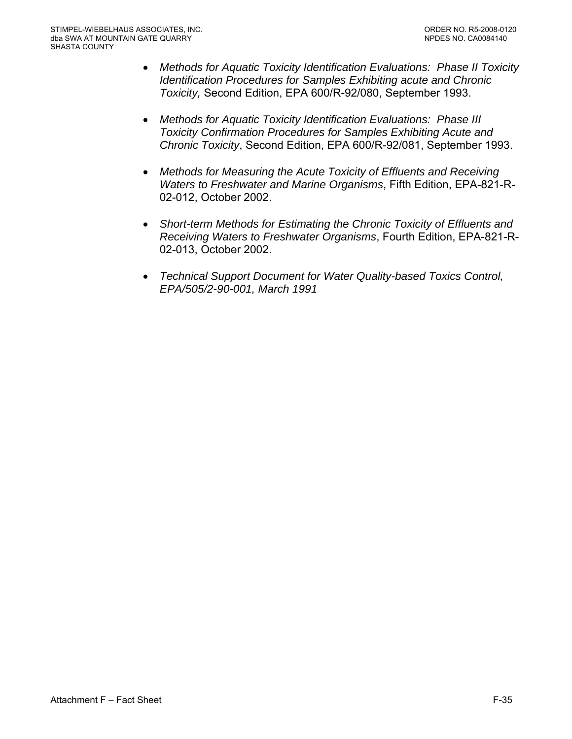- *Methods for Aquatic Toxicity Identification Evaluations: Phase II Toxicity Identification Procedures for Samples Exhibiting acute and Chronic Toxicity,* Second Edition, EPA 600/R-92/080, September 1993.

- *Methods for Aquatic Toxicity Identification Evaluations: Phase III Toxicity Confirmation Procedures for Samples Exhibiting Acute and Chronic Toxicity*, Second Edition, EPA 600/R-92/081, September 1993.

- *Methods for Measuring the Acute Toxicity of Effluents and Receiving Waters to Freshwater and Marine Organisms*, Fifth Edition, EPA-821-R-02-012, October 2002.

- *Short-term Methods for Estimating the Chronic Toxicity of Effluents and Receiving Waters to Freshwater Organisms*, Fourth Edition, EPA-821-R-02-013, October 2002.

- *Technical Support Document for Water Quality-based Toxics Control, EPA/505/2-90-001, March 1991*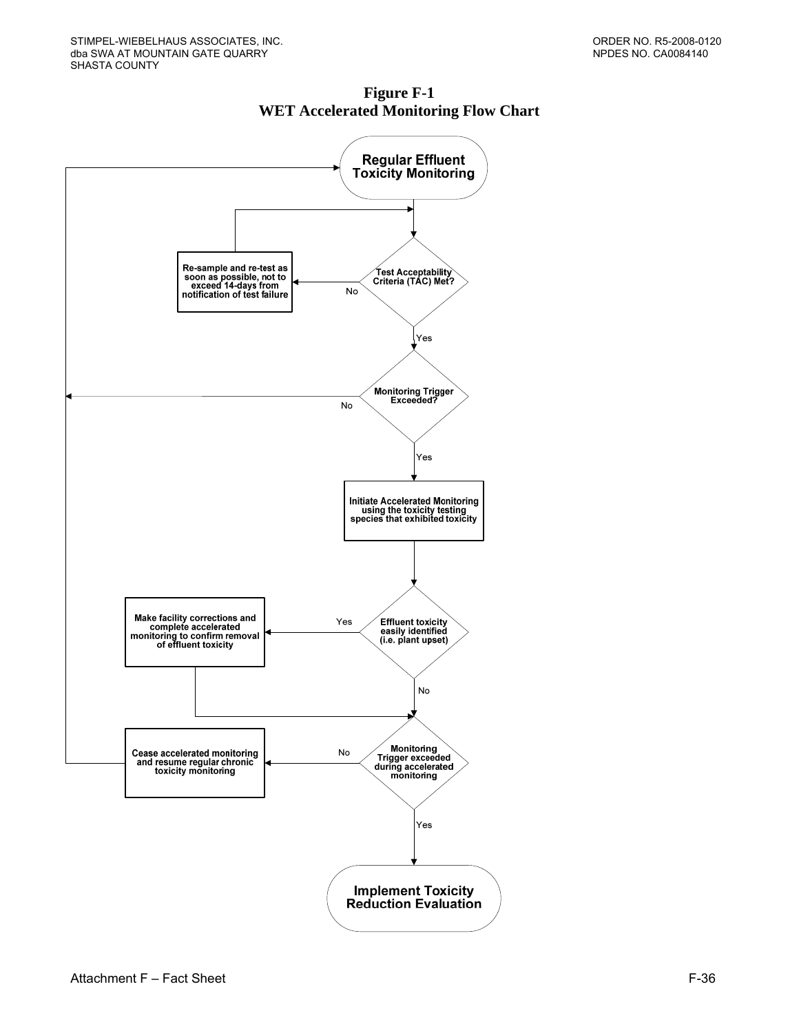# Figure F-1
## WET Accelerated Monitoring Flow Chart

Regular Effluent Toxicity Monitoring

Test Acceptability Criteria (TAC) Met?

No

Re-sample and re-test as soon as possible, not to exceed 14-days from notification of test failure

Yes

Monitoring Trigger Exceeded?

No

Yes

Initiate Accelerated Monitoring using the toxicity testing species that exhibited toxicity

Effluent toxicity easily identified (i.e. plant upset)

Yes

Make facility corrections and complete accelerated monitoring to confirm removal of effluent toxicity

No

Monitoring Trigger exceeded during accelerated monitoring

No

Cease accelerated monitoring and resume regular chronic toxicity monitoring

Yes

Implement Toxicity Reduction Evaluation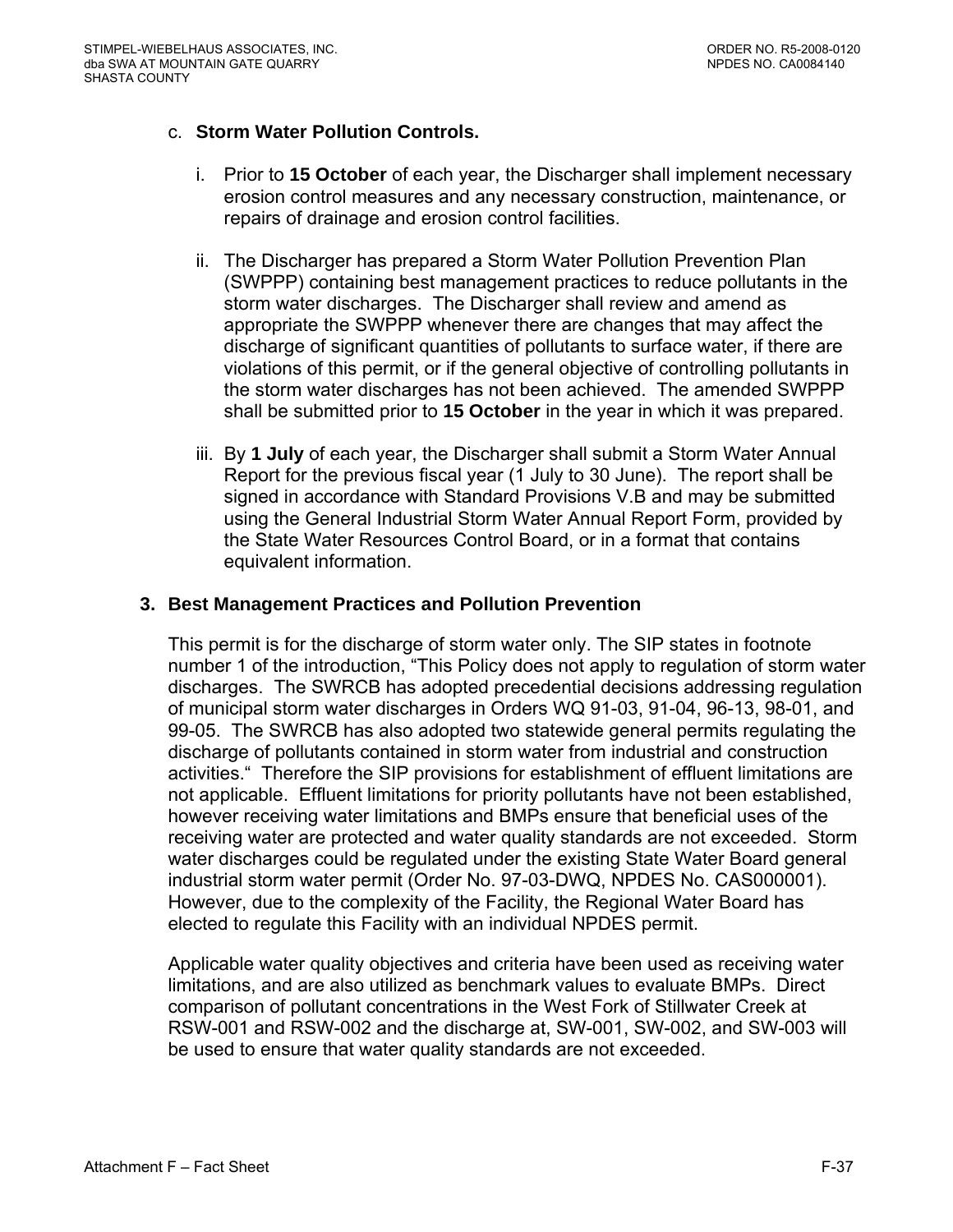c. **Storm Water Pollution Controls.**

   i. Prior to **15 October** of each year, the Discharger shall implement necessary erosion control measures and any necessary construction, maintenance, or repairs of drainage and erosion control facilities.

   ii. The Discharger has prepared a Storm Water Pollution Prevention Plan (SWPPP) containing best management practices to reduce pollutants in the storm water discharges. The Discharger shall review and amend as appropriate the SWPPP whenever there are changes that may affect the discharge of significant quantities of pollutants to surface water, if there are violations of this permit, or if the general objective of controlling pollutants in the storm water discharges has not been achieved. The amended SWPPP shall be submitted prior to **15 October** in the year in which it was prepared.

   iii. By **1 July** of each year, the Discharger shall submit a Storm Water Annual Report for the previous fiscal year (1 July to 30 June). The report shall be signed in accordance with Standard Provisions V.B and may be submitted using the General Industrial Storm Water Annual Report Form, provided by the State Water Resources Control Board, or in a format that contains equivalent information.

### 3. Best Management Practices and Pollution Prevention

This permit is for the discharge of storm water only. The SIP states in footnote number 1 of the introduction, "This Policy does not apply to regulation of storm water discharges. The SWRCB has adopted precedential decisions addressing regulation of municipal storm water discharges in Orders WQ 91-03, 91-04, 96-13, 98-01, and 99-05. The SWRCB has also adopted two statewide general permits regulating the discharge of pollutants contained in storm water from industrial and construction activities." Therefore the SIP provisions for establishment of effluent limitations are not applicable. Effluent limitations for priority pollutants have not been established, however receiving water limitations and BMPs ensure that beneficial uses of the receiving water are protected and water quality standards are not exceeded. Storm water discharges could be regulated under the existing State Water Board general industrial storm water permit (Order No. 97-03-DWQ, NPDES No. CAS000001). However, due to the complexity of the Facility, the Regional Water Board has elected to regulate this Facility with an individual NPDES permit.

Applicable water quality objectives and criteria have been used as receiving water limitations, and are also utilized as benchmark values to evaluate BMPs. Direct comparison of pollutant concentrations in the West Fork of Stillwater Creek at RSW-001 and RSW-002 and the discharge at, SW-001, SW-002, and SW-003 will be used to ensure that water quality standards are not exceeded.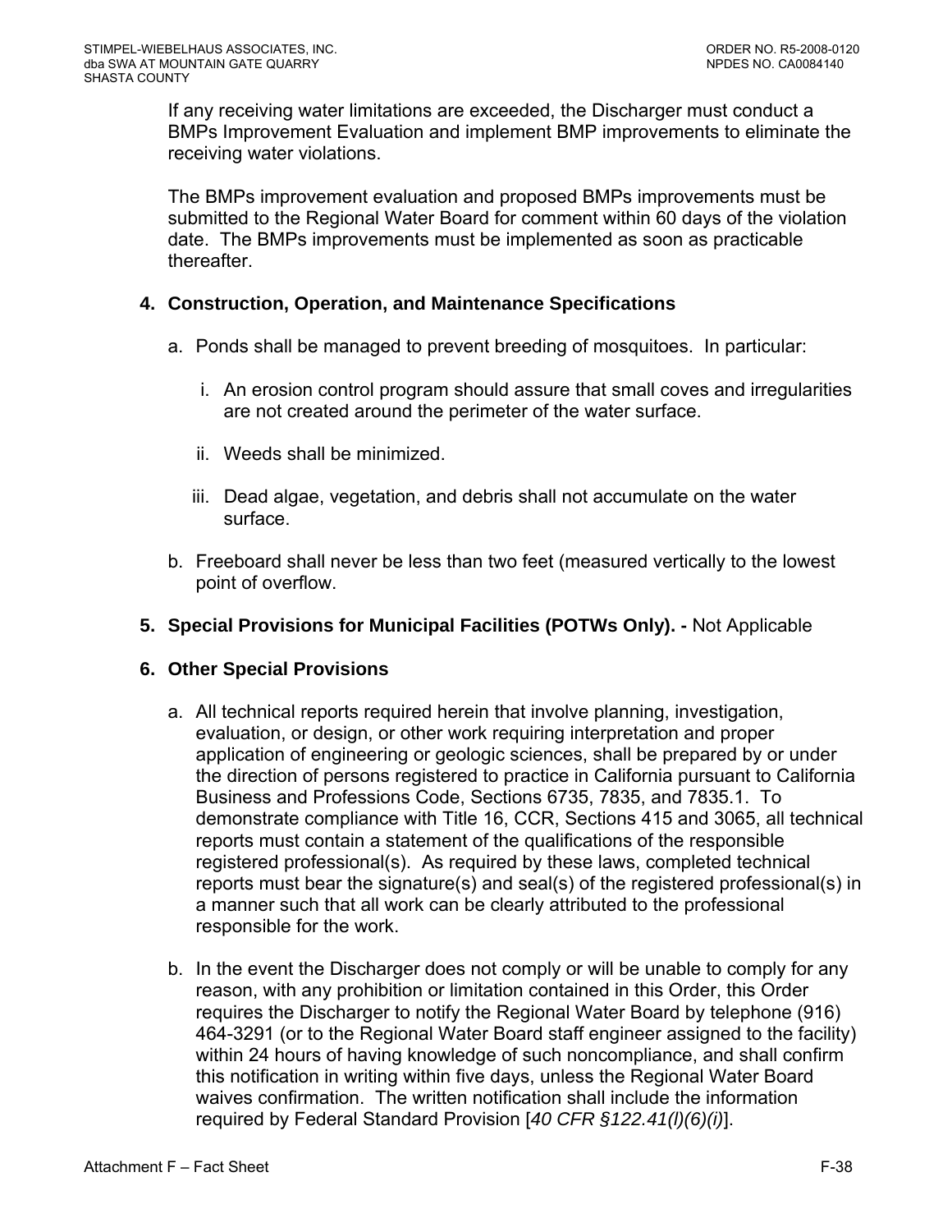If any receiving water limitations are exceeded, the Discharger must conduct a BMPs Improvement Evaluation and implement BMP improvements to eliminate the receiving water violations.

The BMPs improvement evaluation and proposed BMPs improvements must be submitted to the Regional Water Board for comment within 60 days of the violation date. The BMPs improvements must be implemented as soon as practicable thereafter.

**4. Construction, Operation, and Maintenance Specifications**

a. Ponds shall be managed to prevent breeding of mosquitoes. In particular:

   i. An erosion control program should assure that small coves and irregularities are not created around the perimeter of the water surface.

   ii. Weeds shall be minimized.

   iii. Dead algae, vegetation, and debris shall not accumulate on the water surface.

b. Freeboard shall never be less than two feet (measured vertically to the lowest point of overflow.

**5. Special Provisions for Municipal Facilities (POTWs Only). -** Not Applicable

**6. Other Special Provisions**

a. All technical reports required herein that involve planning, investigation, evaluation, or design, or other work requiring interpretation and proper application of engineering or geologic sciences, shall be prepared by or under the direction of persons registered to practice in California pursuant to California Business and Professions Code, Sections 6735, 7835, and 7835.1. To demonstrate compliance with Title 16, CCR, Sections 415 and 3065, all technical reports must contain a statement of the qualifications of the responsible registered professional(s). As required by these laws, completed technical reports must bear the signature(s) and seal(s) of the registered professional(s) in a manner such that all work can be clearly attributed to the professional responsible for the work.

b. In the event the Discharger does not comply or will be unable to comply for any reason, with any prohibition or limitation contained in this Order, this Order requires the Discharger to notify the Regional Water Board by telephone (916) 464-3291 (or to the Regional Water Board staff engineer assigned to the facility) within 24 hours of having knowledge of such noncompliance, and shall confirm this notification in writing within five days, unless the Regional Water Board waives confirmation. The written notification shall include the information required by Federal Standard Provision [*40 CFR §122.41(l)(6)(i)*].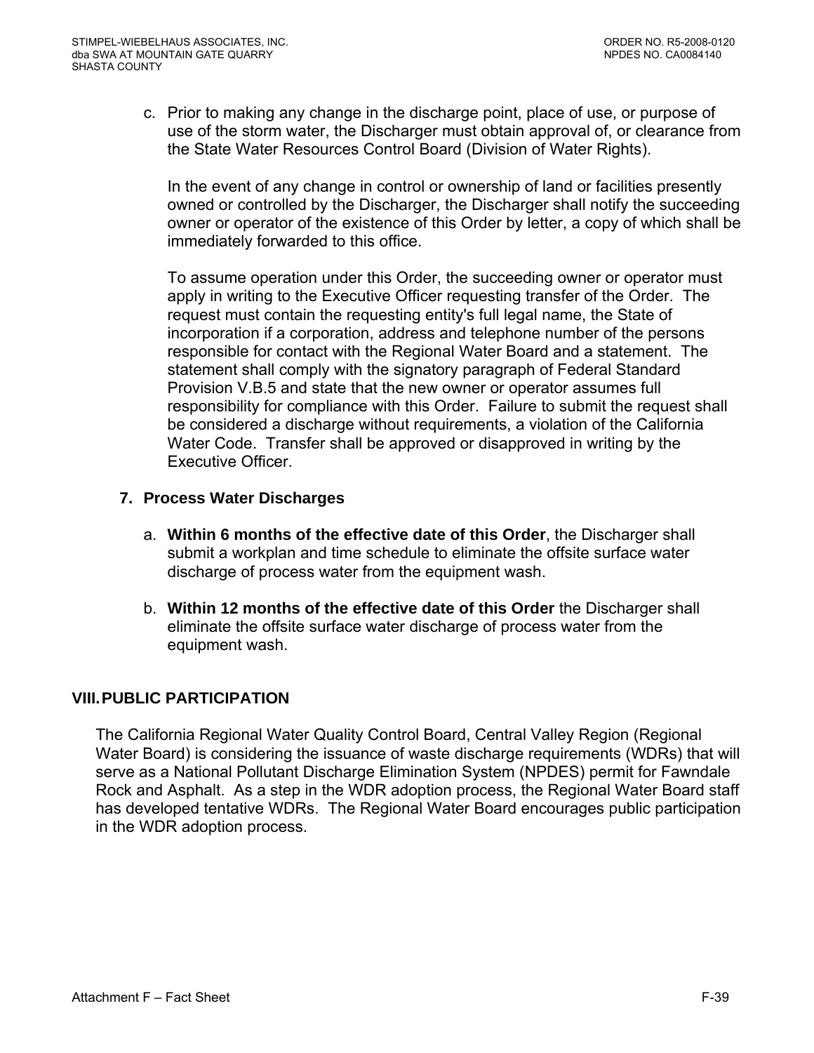c. Prior to making any change in the discharge point, place of use, or purpose of use of the storm water, the Discharger must obtain approval of, or clearance from the State Water Resources Control Board (Division of Water Rights).

   In the event of any change in control or ownership of land or facilities presently owned or controlled by the Discharger, the Discharger shall notify the succeeding owner or operator of the existence of this Order by letter, a copy of which shall be immediately forwarded to this office.

   To assume operation under this Order, the succeeding owner or operator must apply in writing to the Executive Officer requesting transfer of the Order. The request must contain the requesting entity's full legal name, the State of incorporation if a corporation, address and telephone number of the persons responsible for contact with the Regional Water Board and a statement. The statement shall comply with the signatory paragraph of Federal Standard Provision V.B.5 and state that the new owner or operator assumes full responsibility for compliance with this Order. Failure to submit the request shall be considered a discharge without requirements, a violation of the California Water Code. Transfer shall be approved or disapproved in writing by the Executive Officer.

**7. Process Water Discharges**

a. **Within 6 months of the effective date of this Order**, the Discharger shall submit a workplan and time schedule to eliminate the offsite surface water discharge of process water from the equipment wash.

b. **Within 12 months of the effective date of this Order** the Discharger shall eliminate the offsite surface water discharge of process water from the equipment wash.

## VIII. PUBLIC PARTICIPATION

The California Regional Water Quality Control Board, Central Valley Region (Regional Water Board) is considering the issuance of waste discharge requirements (WDRs) that will serve as a National Pollutant Discharge Elimination System (NPDES) permit for Fawndale Rock and Asphalt. As a step in the WDR adoption process, the Regional Water Board staff has developed tentative WDRs. The Regional Water Board encourages public participation in the WDR adoption process.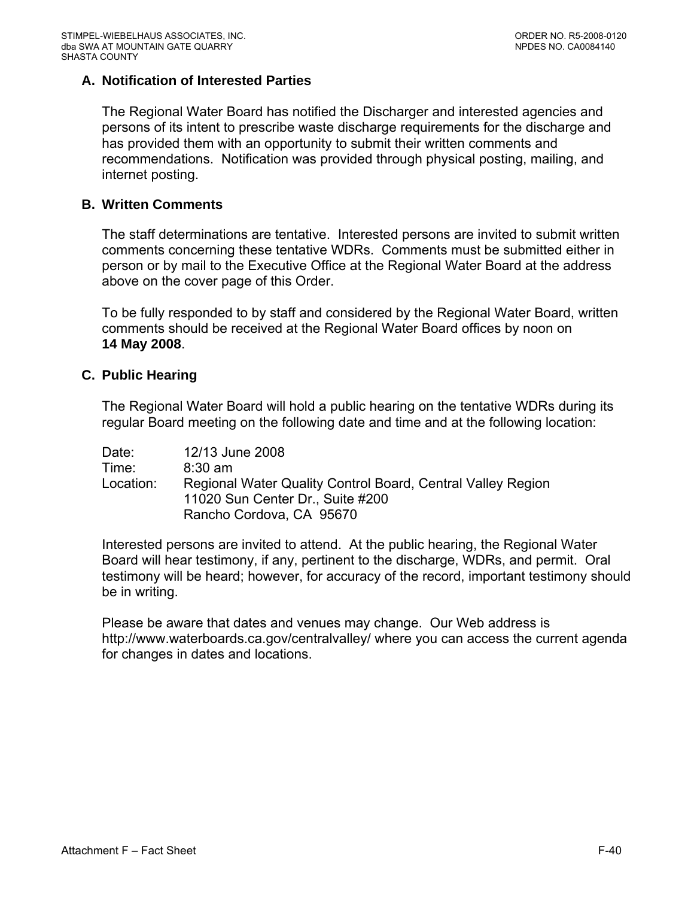### A. Notification of Interested Parties

The Regional Water Board has notified the Discharger and interested agencies and persons of its intent to prescribe waste discharge requirements for the discharge and has provided them with an opportunity to submit their written comments and recommendations. Notification was provided through physical posting, mailing, and internet posting.

### B. Written Comments

The staff determinations are tentative. Interested persons are invited to submit written comments concerning these tentative WDRs. Comments must be submitted either in person or by mail to the Executive Office at the Regional Water Board at the address above on the cover page of this Order.

To be fully responded to by staff and considered by the Regional Water Board, written comments should be received at the Regional Water Board offices by noon on **14 May 2008**.

### C. Public Hearing

The Regional Water Board will hold a public hearing on the tentative WDRs during its regular Board meeting on the following date and time and at the following location:

Date: 12/13 June 2008
Time: 8:30 am
Location: Regional Water Quality Control Board, Central Valley Region
11020 Sun Center Dr., Suite #200
Rancho Cordova, CA 95670

Interested persons are invited to attend. At the public hearing, the Regional Water Board will hear testimony, if any, pertinent to the discharge, WDRs, and permit. Oral testimony will be heard; however, for accuracy of the record, important testimony should be in writing.

Please be aware that dates and venues may change. Our Web address is http://www.waterboards.ca.gov/centralvalley/ where you can access the current agenda for changes in dates and locations.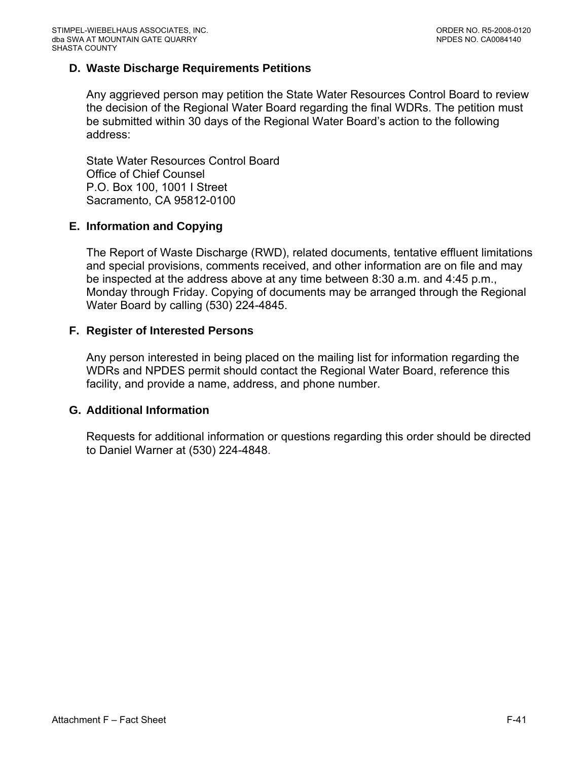### D. Waste Discharge Requirements Petitions

Any aggrieved person may petition the State Water Resources Control Board to review the decision of the Regional Water Board regarding the final WDRs. The petition must be submitted within 30 days of the Regional Water Board's action to the following address:

State Water Resources Control Board
Office of Chief Counsel
P.O. Box 100, 1001 I Street
Sacramento, CA 95812-0100

### E. Information and Copying

The Report of Waste Discharge (RWD), related documents, tentative effluent limitations and special provisions, comments received, and other information are on file and may be inspected at the address above at any time between 8:30 a.m. and 4:45 p.m., Monday through Friday. Copying of documents may be arranged through the Regional Water Board by calling (530) 224-4845.

### F. Register of Interested Persons

Any person interested in being placed on the mailing list for information regarding the WDRs and NPDES permit should contact the Regional Water Board, reference this facility, and provide a name, address, and phone number.

### G. Additional Information

Requests for additional information or questions regarding this order should be directed to Daniel Warner at (530) 224-4848.